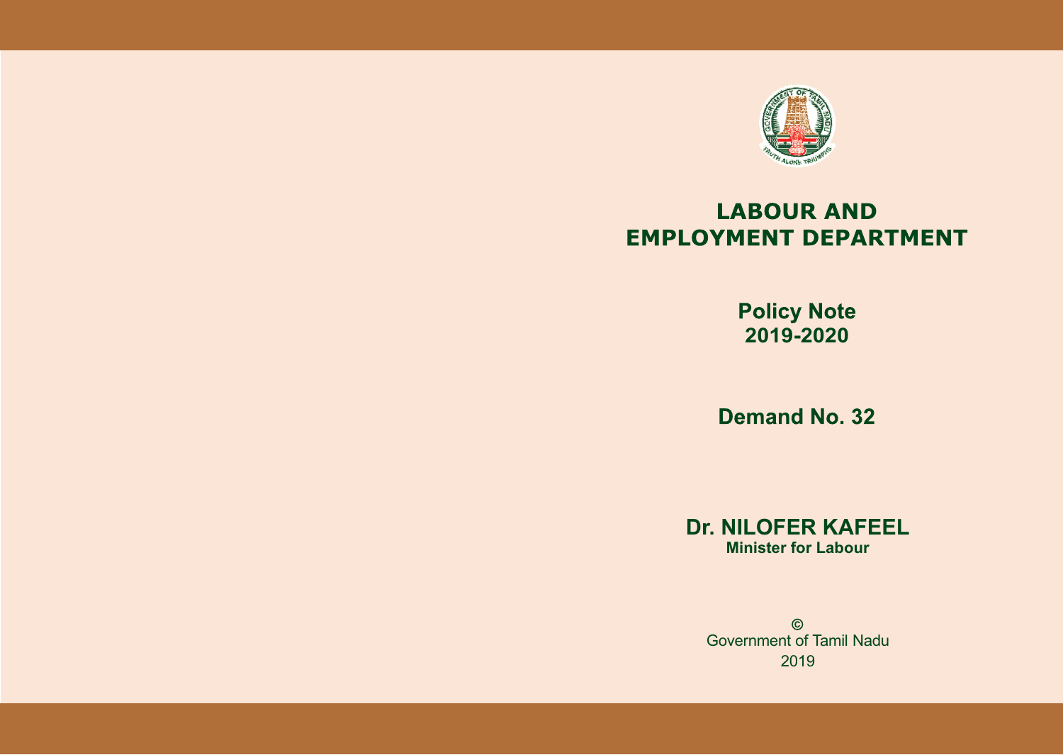# LABOUR AND EMPLOYMENT DEPARTMENT

**Policy Note**
**2019-2020**

**Demand No. 32**

**Dr. NILOFER KAFEEL**
**Minister for Labour**

©
Government of Tamil Nadu
2019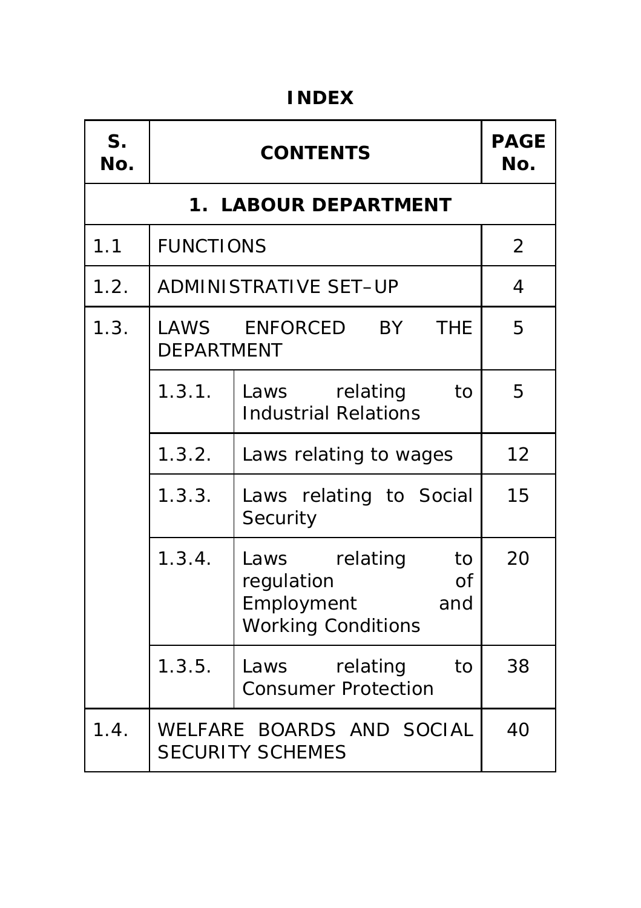# INDEX

| S. No. | CONTENTS | | PAGE No. |
|---|---|---|---|
| **1. LABOUR DEPARTMENT** | | | |
| 1.1 | FUNCTIONS | | 2 |
| 1.2. | ADMINISTRATIVE SET–UP | | 4 |
| 1.3. | LAWS ENFORCED BY THE DEPARTMENT | | 5 |
| | 1.3.1. | Laws relating to Industrial Relations | 5 |
| | 1.3.2. | Laws relating to wages | 12 |
| | 1.3.3. | Laws relating to Social Security | 15 |
| | 1.3.4. | Laws relating to regulation of Employment and Working Conditions | 20 |
| | 1.3.5. | Laws relating to Consumer Protection | 38 |
| 1.4. | WELFARE BOARDS AND SOCIAL SECURITY SCHEMES | | 40 |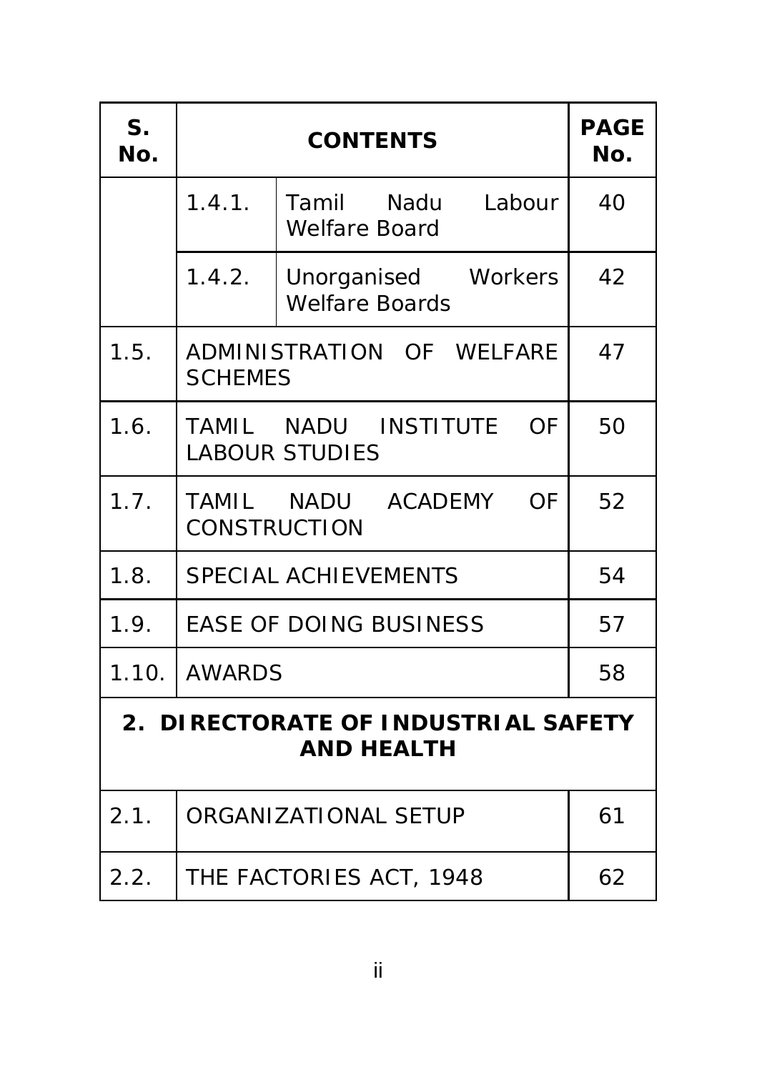| S. No. | CONTENTS | | PAGE No. |
|---|---|---|---|
| | 1.4.1. | Tamil Nadu Labour Welfare Board | 40 |
| | 1.4.2. | Unorganised Workers Welfare Boards | 42 |
| 1.5. | ADMINISTRATION OF WELFARE SCHEMES | | 47 |
| 1.6. | TAMIL NADU INSTITUTE OF LABOUR STUDIES | | 50 |
| 1.7. | TAMIL NADU ACADEMY OF CONSTRUCTION | | 52 |
| 1.8. | SPECIAL ACHIEVEMENTS | | 54 |
| 1.9. | EASE OF DOING BUSINESS | | 57 |
| 1.10. | AWARDS | | 58 |
| **2. DIRECTORATE OF INDUSTRIAL SAFETY AND HEALTH** | | | |
| 2.1. | ORGANIZATIONAL SETUP | | 61 |
| 2.2. | THE FACTORIES ACT, 1948 | | 62 |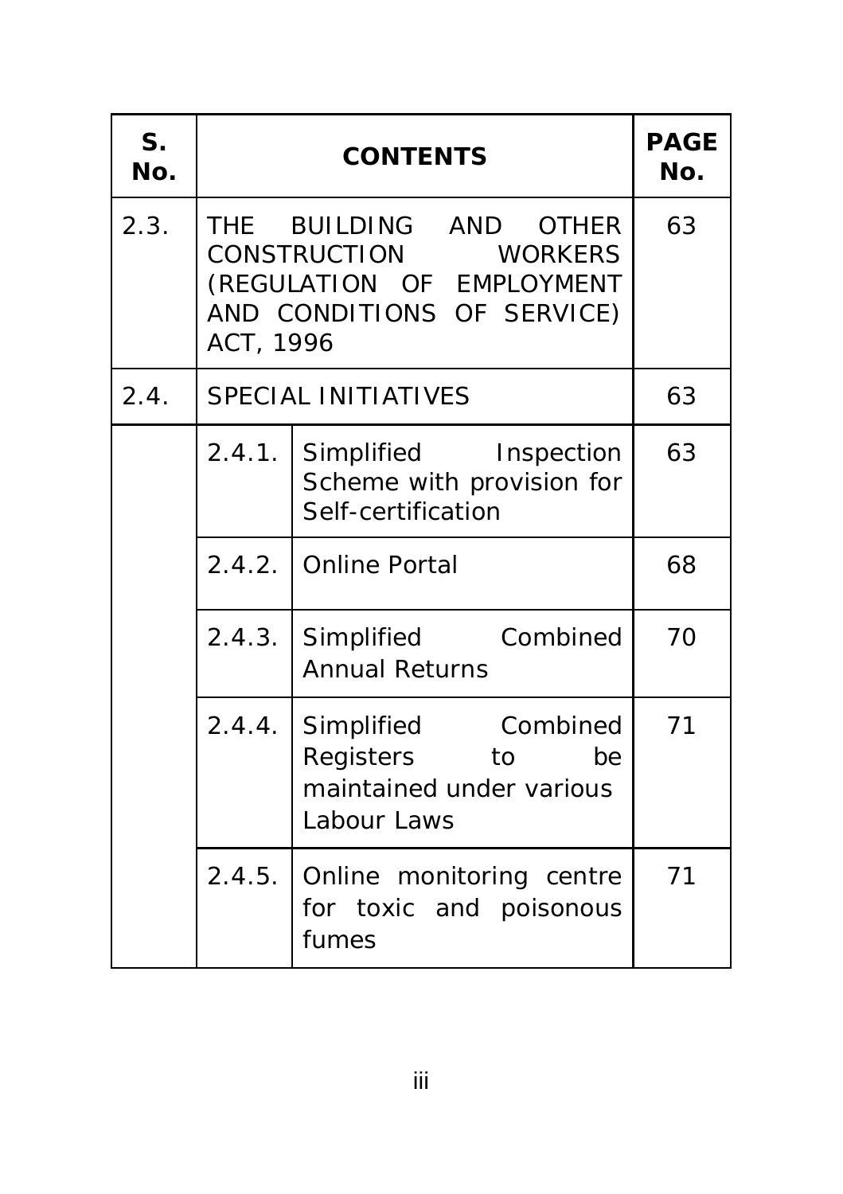| S. No. | CONTENTS | | PAGE No. |
|---|---|---|---|
| 2.3. | THE BUILDING AND OTHER CONSTRUCTION WORKERS (REGULATION OF EMPLOYMENT AND CONDITIONS OF SERVICE) ACT, 1996 | | 63 |
| 2.4. | SPECIAL INITIATIVES | | 63 |
| | 2.4.1. | Simplified Inspection Scheme with provision for Self-certification | 63 |
| | 2.4.2. | Online Portal | 68 |
| | 2.4.3. | Simplified Combined Annual Returns | 70 |
| | 2.4.4. | Simplified Combined Registers to be maintained under various Labour Laws | 71 |
| | 2.4.5. | Online monitoring centre for toxic and poisonous fumes | 71 |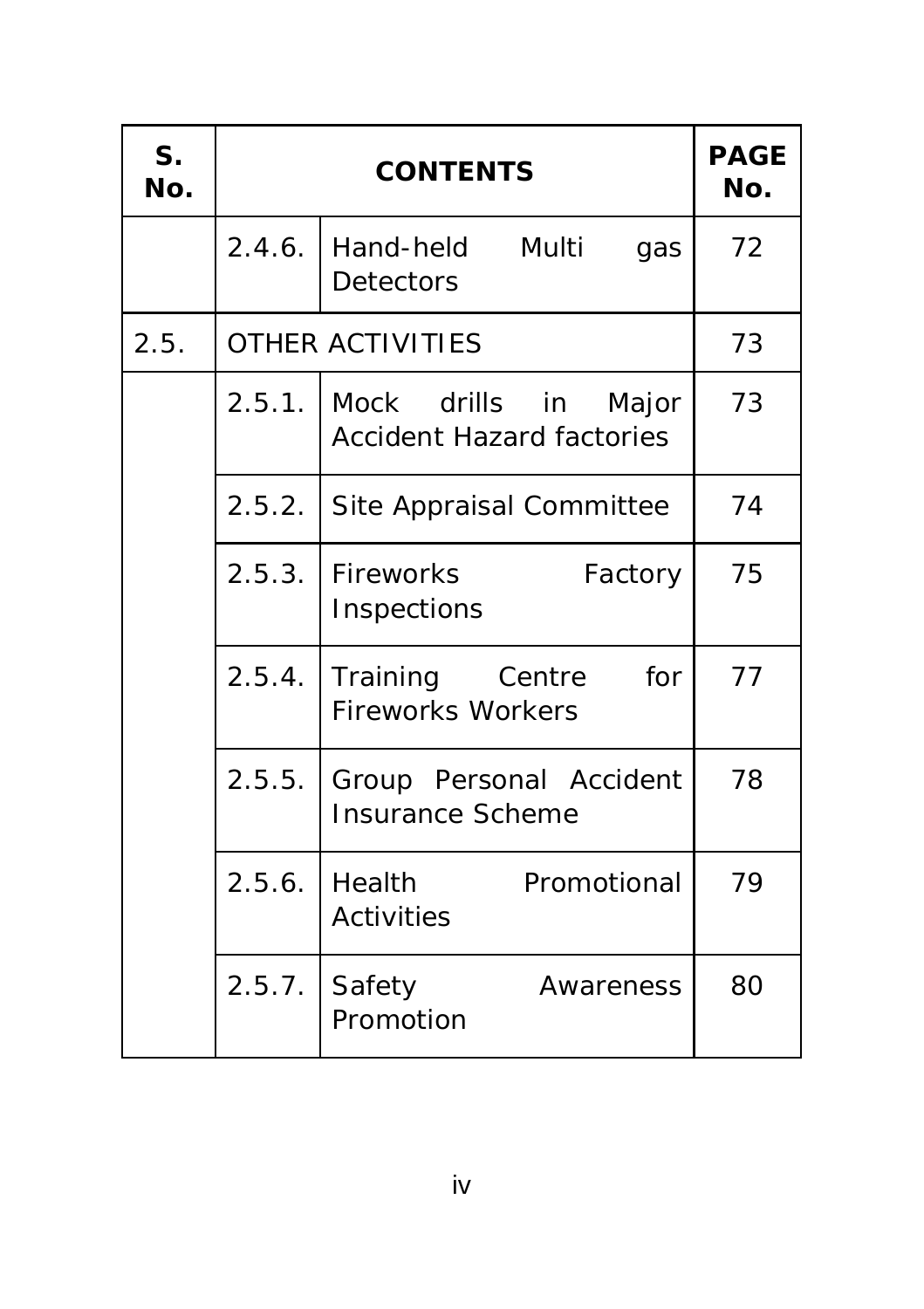| S. No. | CONTENTS | | PAGE No. |
|---|---|---|---|
| | 2.4.6. | Hand-held Multi gas Detectors | 72 |
| 2.5. | OTHER ACTIVITIES | | 73 |
| | 2.5.1. | Mock drills in Major Accident Hazard factories | 73 |
| | 2.5.2. | Site Appraisal Committee | 74 |
| | 2.5.3. | Fireworks Factory Inspections | 75 |
| | 2.5.4. | Training Centre for Fireworks Workers | 77 |
| | 2.5.5. | Group Personal Accident Insurance Scheme | 78 |
| | 2.5.6. | Health Promotional Activities | 79 |
| | 2.5.7. | Safety Awareness Promotion | 80 |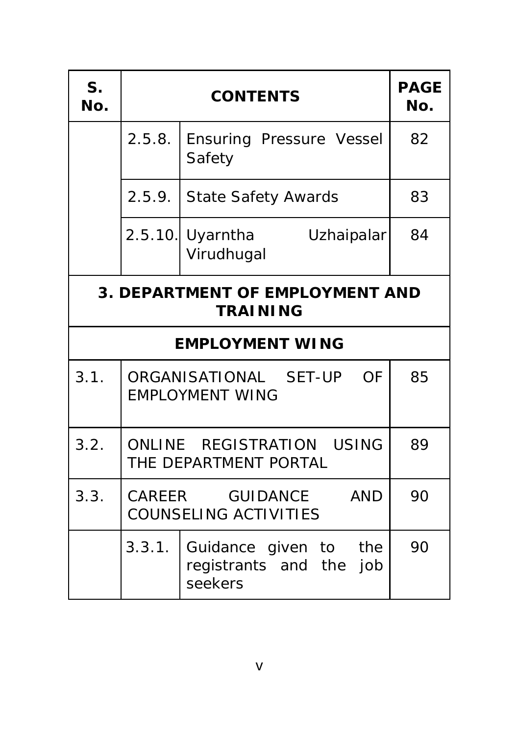| S. No. | CONTENTS | | PAGE No. |
|---|---|---|---|
| | 2.5.8. | Ensuring Pressure Vessel Safety | 82 |
| | 2.5.9. | State Safety Awards | 83 |
| | 2.5.10. | Uyarntha Uzhaipalar Virudhugal | 84 |
| **3. DEPARTMENT OF EMPLOYMENT AND TRAINING** | | | |
| **EMPLOYMENT WING** | | | |
| 3.1. | ORGANISATIONAL SET-UP OF EMPLOYMENT WING | | 85 |
| 3.2. | ONLINE REGISTRATION USING THE DEPARTMENT PORTAL | | 89 |
| 3.3. | CAREER GUIDANCE AND COUNSELING ACTIVITIES | | 90 |
| | 3.3.1. | Guidance given to the registrants and the job seekers | 90 |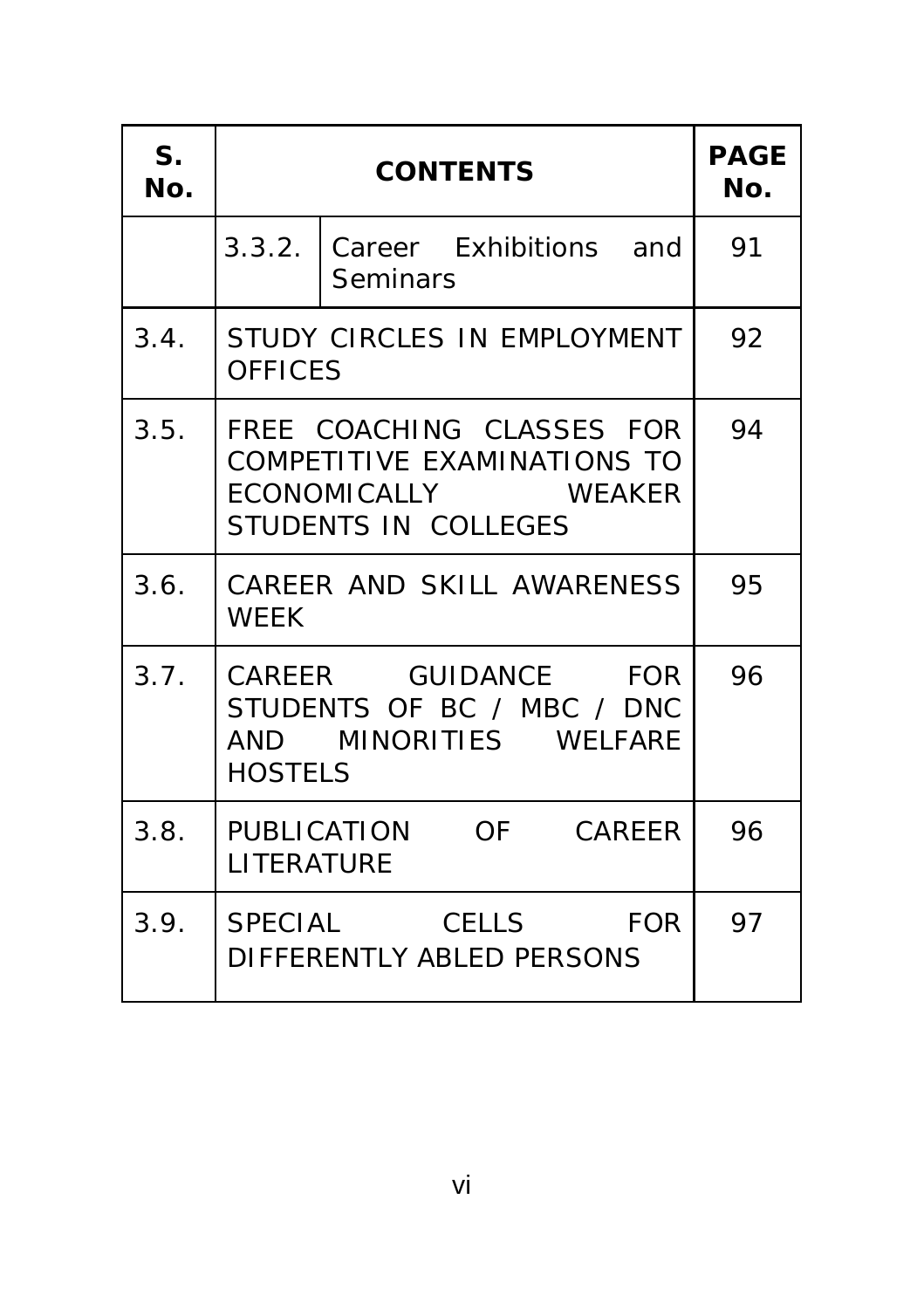| S. No. | CONTENTS | | PAGE No. |
|---|---|---|---|
| | 3.3.2. | Career Exhibitions and Seminars | 91 |
| 3.4. | STUDY CIRCLES IN EMPLOYMENT OFFICES | | 92 |
| 3.5. | FREE COACHING CLASSES FOR COMPETITIVE EXAMINATIONS TO ECONOMICALLY WEAKER STUDENTS IN COLLEGES | | 94 |
| 3.6. | CAREER AND SKILL AWARENESS WEEK | | 95 |
| 3.7. | CAREER GUIDANCE FOR STUDENTS OF BC / MBC / DNC AND MINORITIES WELFARE HOSTELS | | 96 |
| 3.8. | PUBLICATION OF CAREER LITERATURE | | 96 |
| 3.9. | SPECIAL CELLS FOR DIFFERENTLY ABLED PERSONS | | 97 |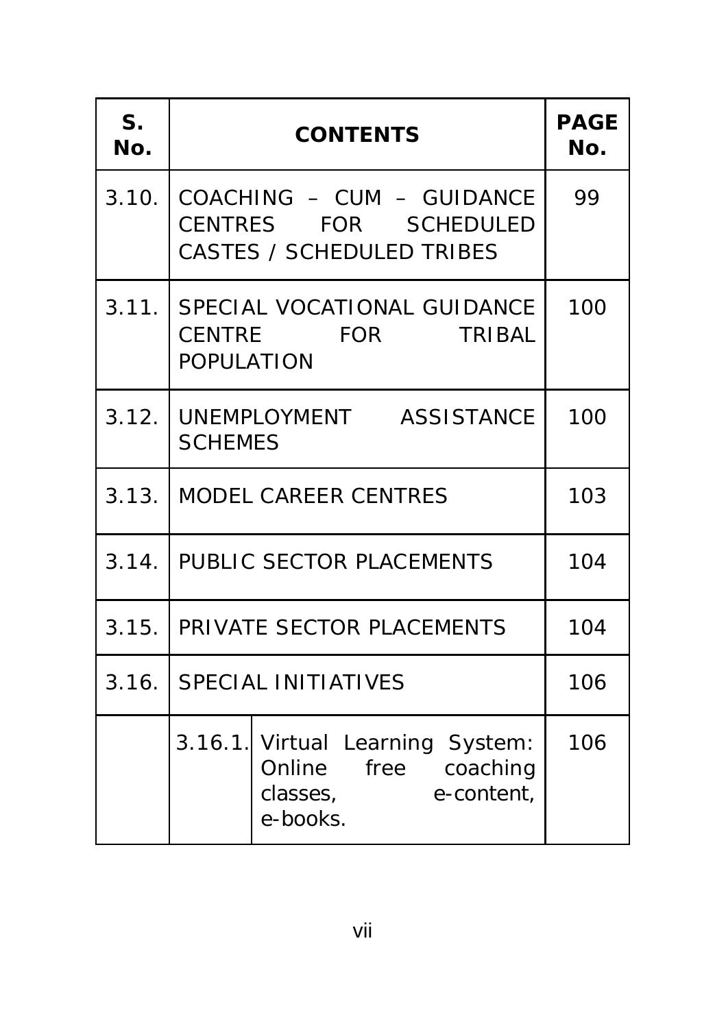| S. No. | CONTENTS | | PAGE No. |
|---|---|---|---|
| 3.10. | COACHING – CUM – GUIDANCE CENTRES FOR SCHEDULED CASTES / SCHEDULED TRIBES | | 99 |
| 3.11. | SPECIAL VOCATIONAL GUIDANCE CENTRE FOR TRIBAL POPULATION | | 100 |
| 3.12. | UNEMPLOYMENT ASSISTANCE SCHEMES | | 100 |
| 3.13. | MODEL CAREER CENTRES | | 103 |
| 3.14. | PUBLIC SECTOR PLACEMENTS | | 104 |
| 3.15. | PRIVATE SECTOR PLACEMENTS | | 104 |
| 3.16. | SPECIAL INITIATIVES | | 106 |
| | 3.16.1. | Virtual Learning System: Online free coaching classes, e-content, e-books. | 106 |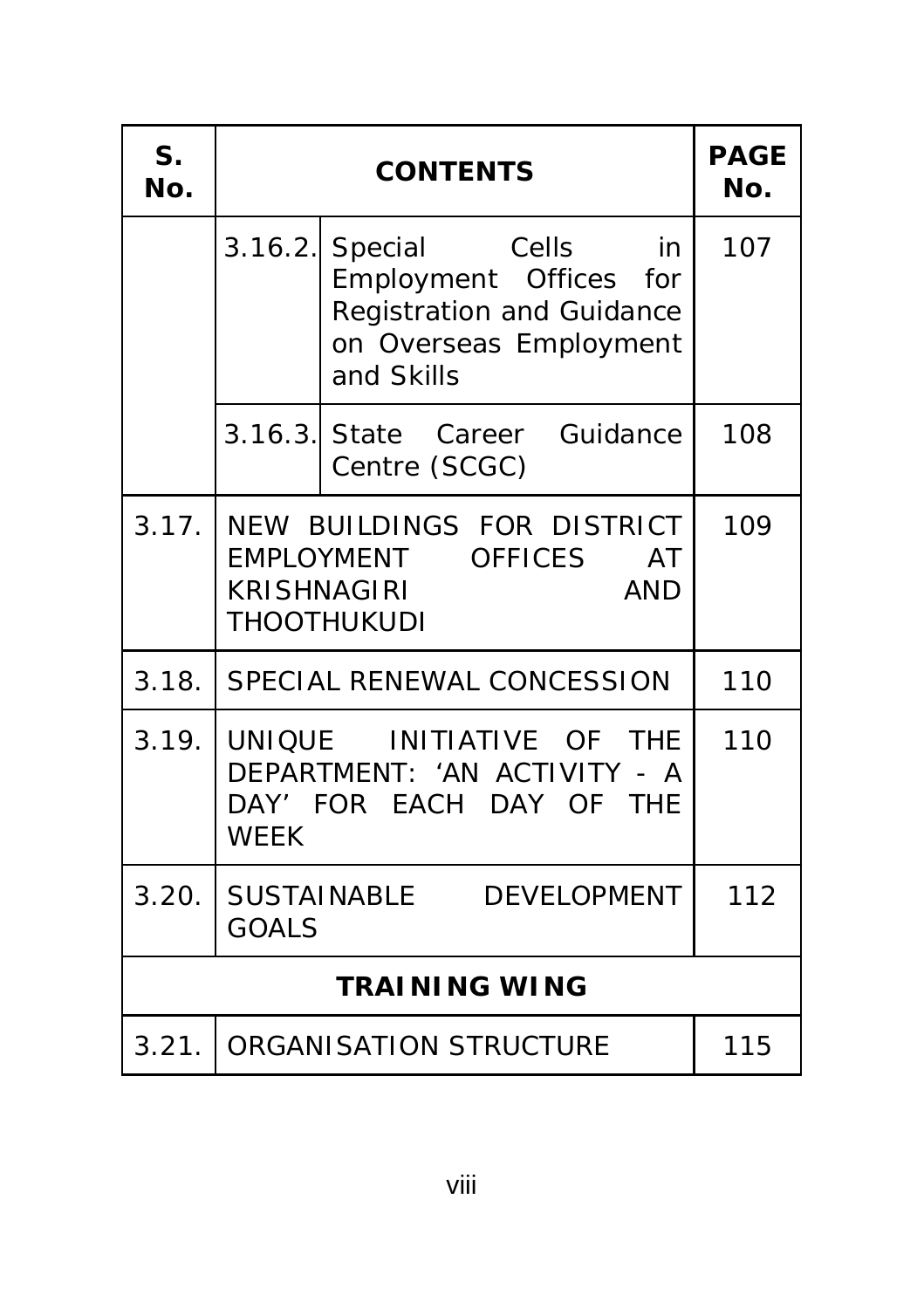| S. No. | CONTENTS | | PAGE No. |
|---|---|---|---|
| | 3.16.2. | Special Cells in Employment Offices for Registration and Guidance on Overseas Employment and Skills | 107 |
| | 3.16.3. | State Career Guidance Centre (SCGC) | 108 |
| 3.17. | NEW BUILDINGS FOR DISTRICT EMPLOYMENT OFFICES AT KRISHNAGIRI AND THOOTHUKUDI | | 109 |
| 3.18. | SPECIAL RENEWAL CONCESSION | | 110 |
| 3.19. | UNIQUE INITIATIVE OF THE DEPARTMENT: 'AN ACTIVITY - A DAY' FOR EACH DAY OF THE WEEK | | 110 |
| 3.20. | SUSTAINABLE DEVELOPMENT GOALS | | 112 |
| **TRAINING WING** | | | |
| 3.21. | ORGANISATION STRUCTURE | | 115 |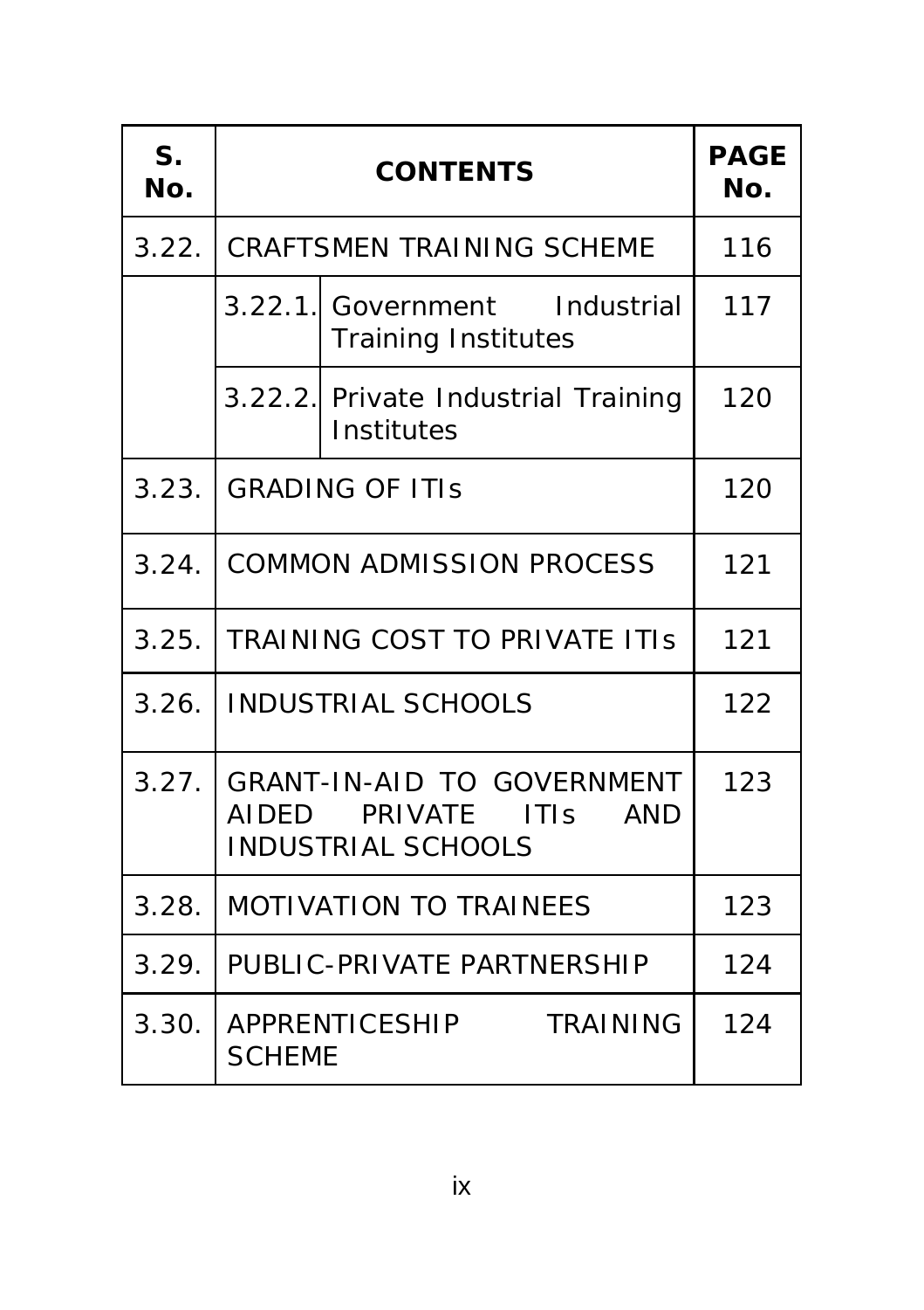| S. No. | CONTENTS | | PAGE No. |
|---|---|---|---|
| 3.22. | CRAFTSMEN TRAINING SCHEME | | 116 |
| | 3.22.1. | Government Industrial Training Institutes | 117 |
| | 3.22.2. | Private Industrial Training Institutes | 120 |
| 3.23. | GRADING OF ITIs | | 120 |
| 3.24. | COMMON ADMISSION PROCESS | | 121 |
| 3.25. | TRAINING COST TO PRIVATE ITIs | | 121 |
| 3.26. | INDUSTRIAL SCHOOLS | | 122 |
| 3.27. | GRANT-IN-AID TO GOVERNMENT AIDED PRIVATE ITIs AND INDUSTRIAL SCHOOLS | | 123 |
| 3.28. | MOTIVATION TO TRAINEES | | 123 |
| 3.29. | PUBLIC-PRIVATE PARTNERSHIP | | 124 |
| 3.30. | APPRENTICESHIP TRAINING SCHEME | | 124 |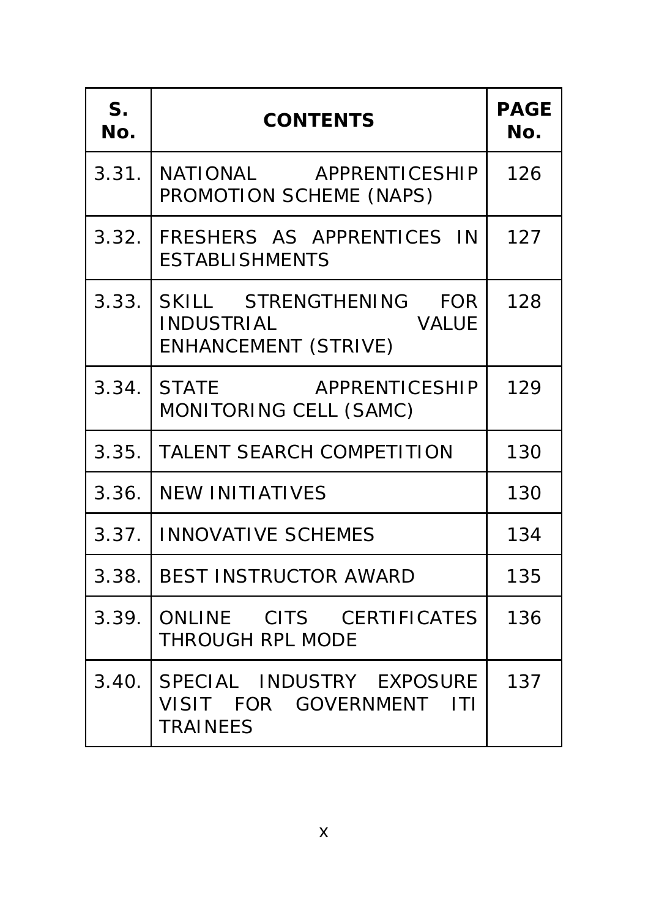| S. No. | CONTENTS | PAGE No. |
|---|---|---|
| 3.31. | NATIONAL APPRENTICESHIP PROMOTION SCHEME (NAPS) | 126 |
| 3.32. | FRESHERS AS APPRENTICES IN ESTABLISHMENTS | 127 |
| 3.33. | SKILL STRENGTHENING FOR INDUSTRIAL VALUE ENHANCEMENT (STRIVE) | 128 |
| 3.34. | STATE APPRENTICESHIP MONITORING CELL (SAMC) | 129 |
| 3.35. | TALENT SEARCH COMPETITION | 130 |
| 3.36. | NEW INITIATIVES | 130 |
| 3.37. | INNOVATIVE SCHEMES | 134 |
| 3.38. | BEST INSTRUCTOR AWARD | 135 |
| 3.39. | ONLINE CITS CERTIFICATES THROUGH RPL MODE | 136 |
| 3.40. | SPECIAL INDUSTRY EXPOSURE VISIT FOR GOVERNMENT ITI TRAINEES | 137 |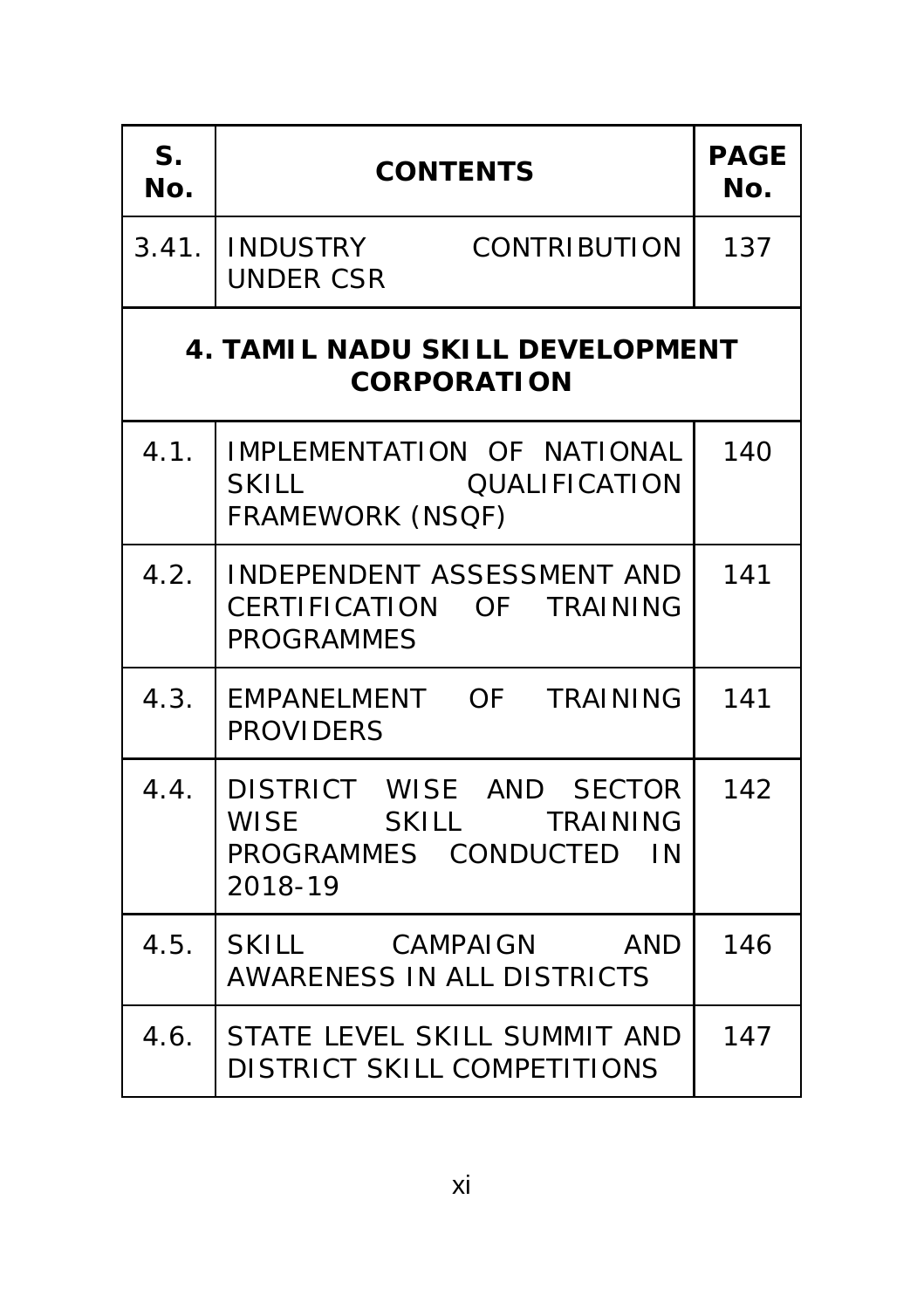| S. No. | CONTENTS | PAGE No. |
|---|---|---|
| 3.41. | INDUSTRY CONTRIBUTION UNDER CSR | 137 |
| | **4. TAMIL NADU SKILL DEVELOPMENT CORPORATION** | |
| 4.1. | IMPLEMENTATION OF NATIONAL SKILL QUALIFICATION FRAMEWORK (NSQF) | 140 |
| 4.2. | INDEPENDENT ASSESSMENT AND CERTIFICATION OF TRAINING PROGRAMMES | 141 |
| 4.3. | EMPANELMENT OF TRAINING PROVIDERS | 141 |
| 4.4. | DISTRICT WISE AND SECTOR WISE SKILL TRAINING PROGRAMMES CONDUCTED IN 2018-19 | 142 |
| 4.5. | SKILL CAMPAIGN AND AWARENESS IN ALL DISTRICTS | 146 |
| 4.6. | STATE LEVEL SKILL SUMMIT AND DISTRICT SKILL COMPETITIONS | 147 |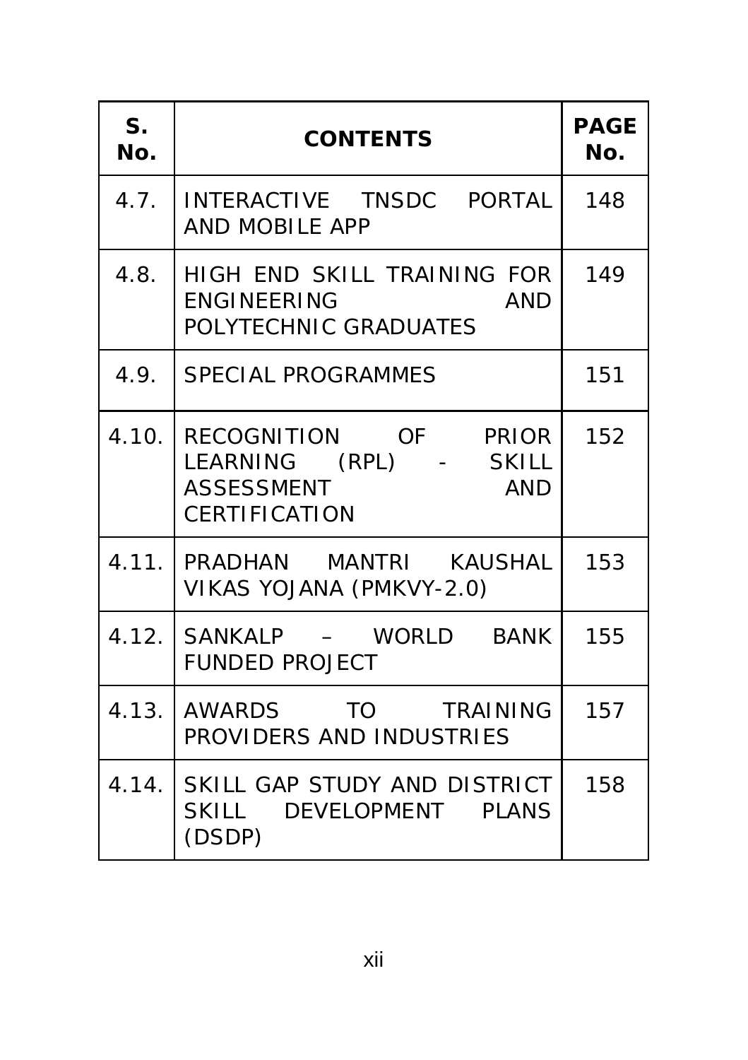| S. No. | CONTENTS | PAGE No. |
|---|---|---|
| 4.7. | INTERACTIVE TNSDC PORTAL AND MOBILE APP | 148 |
| 4.8. | HIGH END SKILL TRAINING FOR ENGINEERING AND POLYTECHNIC GRADUATES | 149 |
| 4.9. | SPECIAL PROGRAMMES | 151 |
| 4.10. | RECOGNITION OF PRIOR LEARNING (RPL) - SKILL ASSESSMENT AND CERTIFICATION | 152 |
| 4.11. | PRADHAN MANTRI KAUSHAL VIKAS YOJANA (PMKVY-2.0) | 153 |
| 4.12. | SANKALP – WORLD BANK FUNDED PROJECT | 155 |
| 4.13. | AWARDS TO TRAINING PROVIDERS AND INDUSTRIES | 157 |
| 4.14. | SKILL GAP STUDY AND DISTRICT SKILL DEVELOPMENT PLANS (DSDP) | 158 |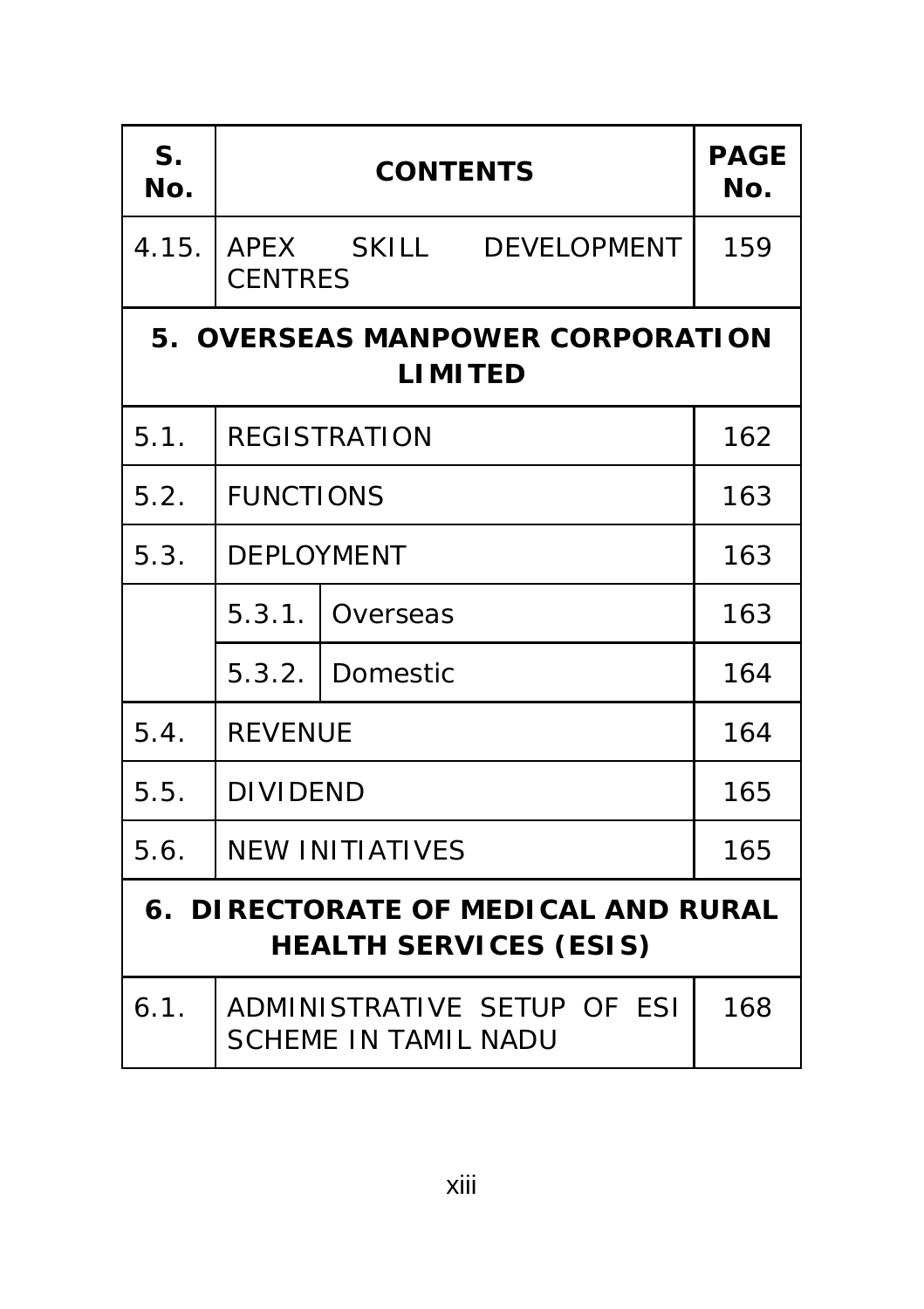| S. No. | CONTENTS | | PAGE No. |
|---|---|---|---|
| 4.15. | APEX SKILL DEVELOPMENT CENTRES | | 159 |
| **5. OVERSEAS MANPOWER CORPORATION LIMITED** | | | |
| 5.1. | REGISTRATION | | 162 |
| 5.2. | FUNCTIONS | | 163 |
| 5.3. | DEPLOYMENT | | 163 |
| | 5.3.1. | Overseas | 163 |
| | 5.3.2. | Domestic | 164 |
| 5.4. | REVENUE | | 164 |
| 5.5. | DIVIDEND | | 165 |
| 5.6. | NEW INITIATIVES | | 165 |
| **6. DIRECTORATE OF MEDICAL AND RURAL HEALTH SERVICES (ESIS)** | | | |
| 6.1. | ADMINISTRATIVE SETUP OF ESI SCHEME IN TAMIL NADU | | 168 |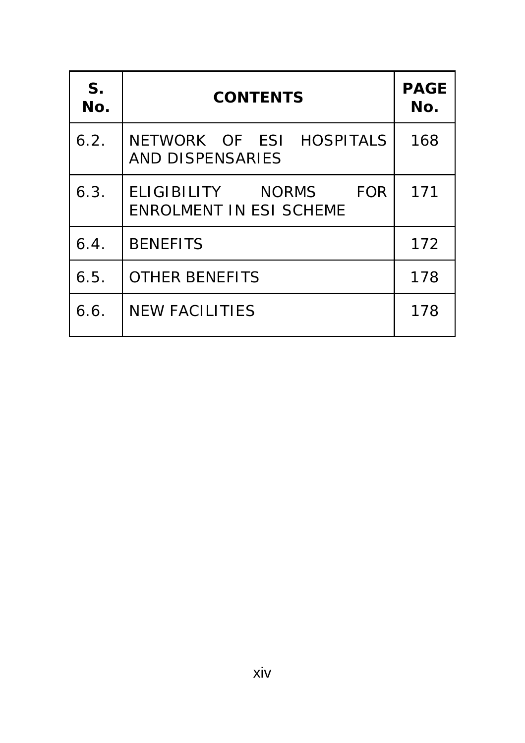| S. No. | CONTENTS | PAGE No. |
| --- | --- | --- |
| 6.2. | NETWORK OF ESI HOSPITALS AND DISPENSARIES | 168 |
| 6.3. | ELIGIBILITY NORMS FOR ENROLMENT IN ESI SCHEME | 171 |
| 6.4. | BENEFITS | 172 |
| 6.5. | OTHER BENEFITS | 178 |
| 6.6. | NEW FACILITIES | 178 |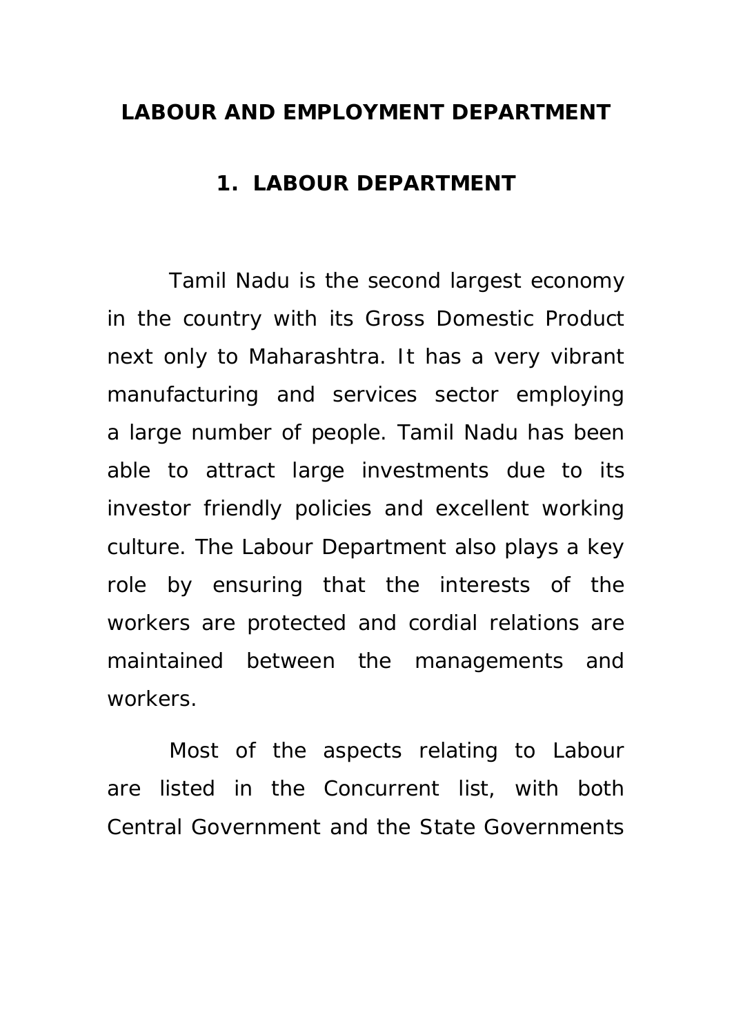# LABOUR AND EMPLOYMENT DEPARTMENT

## 1. LABOUR DEPARTMENT

Tamil Nadu is the second largest economy in the country with its Gross Domestic Product next only to Maharashtra. It has a very vibrant manufacturing and services sector employing a large number of people. Tamil Nadu has been able to attract large investments due to its investor friendly policies and excellent working culture. The Labour Department also plays a key role by ensuring that the interests of the workers are protected and cordial relations are maintained between the managements and workers.

Most of the aspects relating to Labour are listed in the Concurrent list, with both Central Government and the State Governments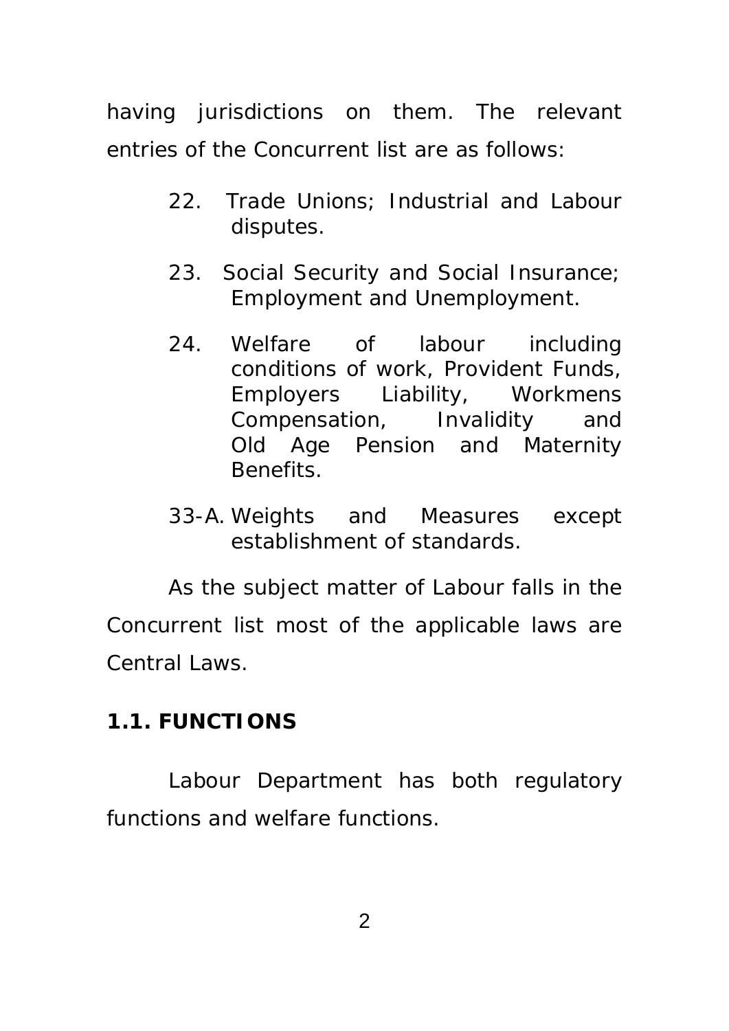having jurisdictions on them. The relevant entries of the Concurrent list are as follows:

> 22. Trade Unions; Industrial and Labour disputes.
>
> 23. Social Security and Social Insurance; Employment and Unemployment.
>
> 24. Welfare of labour including conditions of work, Provident Funds, Employers Liability, Workmens Compensation, Invalidity and Old Age Pension and Maternity Benefits.
>
> 33-A. Weights and Measures except establishment of standards.

As the subject matter of Labour falls in the Concurrent list most of the applicable laws are Central Laws.

## 1.1. FUNCTIONS

Labour Department has both regulatory functions and welfare functions.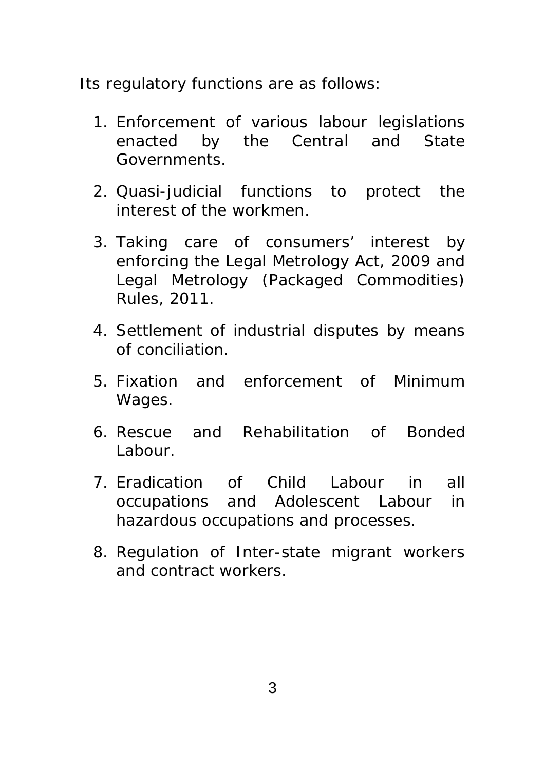Its regulatory functions are as follows:

1. Enforcement of various labour legislations enacted by the Central and State Governments.

2. Quasi-judicial functions to protect the interest of the workmen.

3. Taking care of consumers' interest by enforcing the Legal Metrology Act, 2009 and Legal Metrology (Packaged Commodities) Rules, 2011.

4. Settlement of industrial disputes by means of conciliation.

5. Fixation and enforcement of Minimum Wages.

6. Rescue and Rehabilitation of Bonded Labour.

7. Eradication of Child Labour in all occupations and Adolescent Labour in hazardous occupations and processes.

8. Regulation of Inter-state migrant workers and contract workers.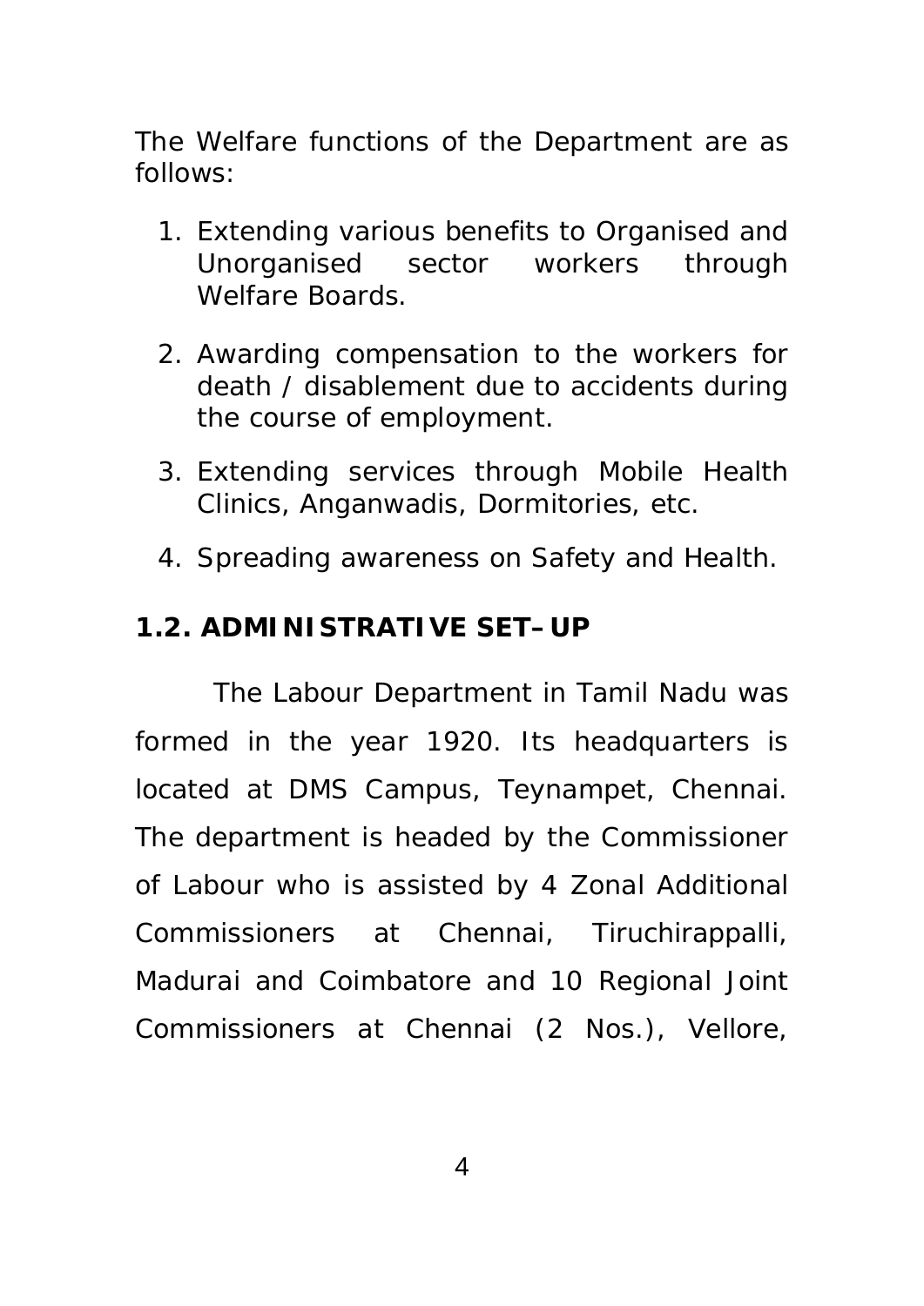The Welfare functions of the Department are as follows:

1. Extending various benefits to Organised and Unorganised sector workers through Welfare Boards.
2. Awarding compensation to the workers for death / disablement due to accidents during the course of employment.
3. Extending services through Mobile Health Clinics, Anganwadis, Dormitories, etc.
4. Spreading awareness on Safety and Health.

## 1.2. ADMINISTRATIVE SET–UP

The Labour Department in Tamil Nadu was formed in the year 1920. Its headquarters is located at DMS Campus, Teynampet, Chennai. The department is headed by the Commissioner of Labour who is assisted by 4 Zonal Additional Commissioners at Chennai, Tiruchirappalli, Madurai and Coimbatore and 10 Regional Joint Commissioners at Chennai (2 Nos.), Vellore,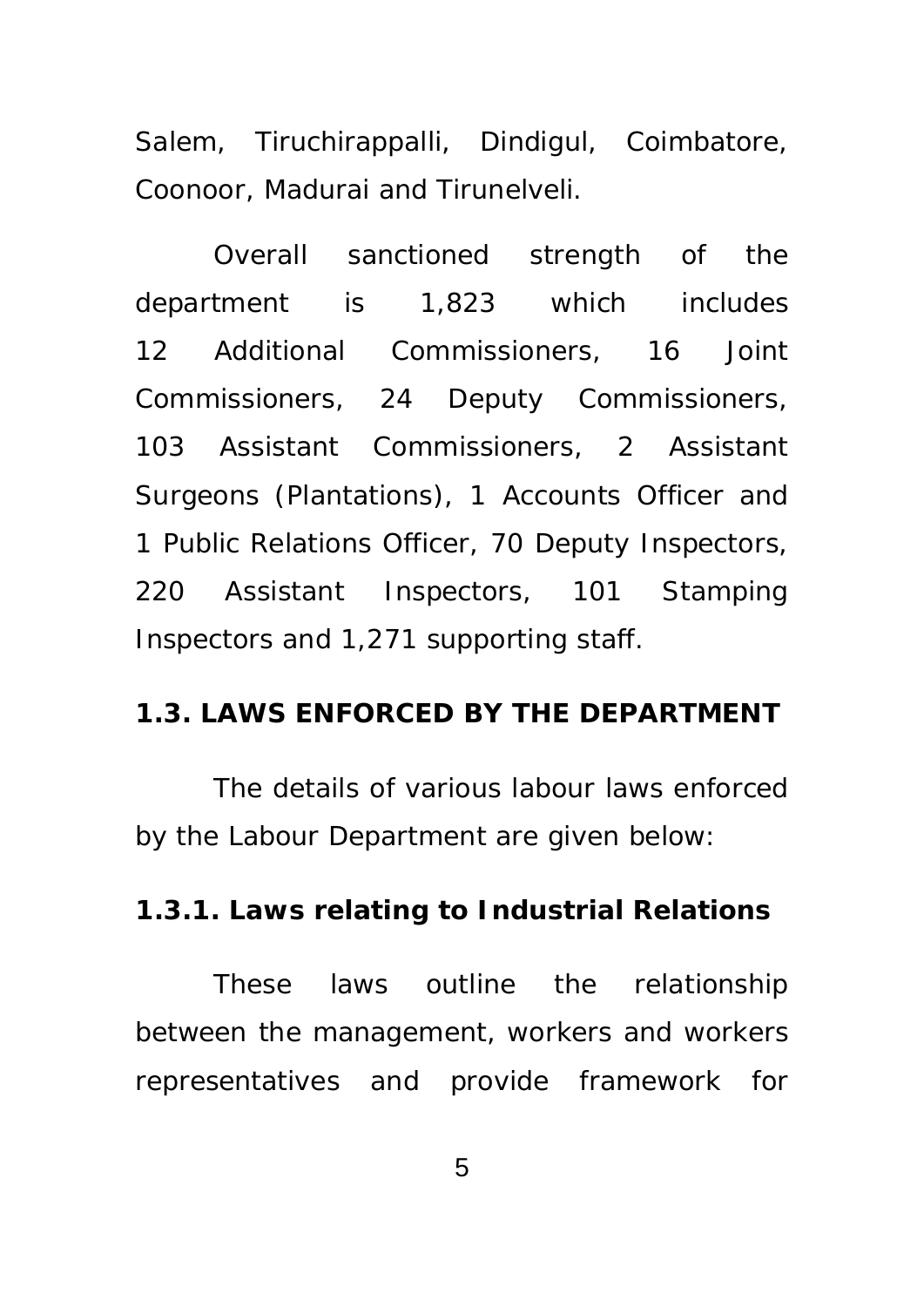Salem, Tiruchirappalli, Dindigul, Coimbatore, Coonoor, Madurai and Tirunelveli.

Overall sanctioned strength of the department is 1,823 which includes 12 Additional Commissioners, 16 Joint Commissioners, 24 Deputy Commissioners, 103 Assistant Commissioners, 2 Assistant Surgeons (Plantations), 1 Accounts Officer and 1 Public Relations Officer, 70 Deputy Inspectors, 220 Assistant Inspectors, 101 Stamping Inspectors and 1,271 supporting staff.

## 1.3. LAWS ENFORCED BY THE DEPARTMENT

The details of various labour laws enforced by the Labour Department are given below:

### 1.3.1. Laws relating to Industrial Relations

These laws outline the relationship between the management, workers and workers representatives and provide framework for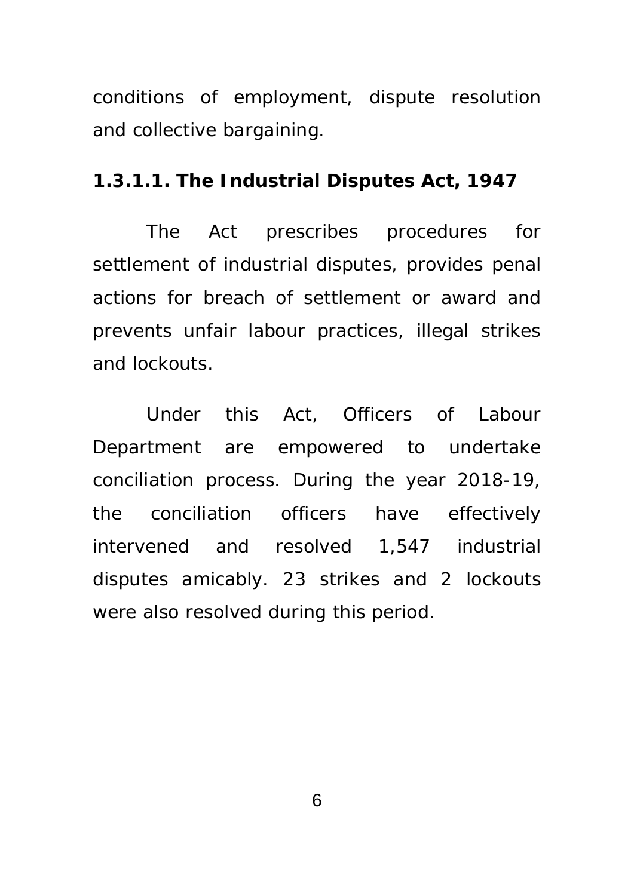conditions of employment, dispute resolution and collective bargaining.

#### 1.3.1.1. The Industrial Disputes Act, 1947

The Act prescribes procedures for settlement of industrial disputes, provides penal actions for breach of settlement or award and prevents unfair labour practices, illegal strikes and lockouts.

Under this Act, Officers of Labour Department are empowered to undertake conciliation process. During the year 2018-19, the conciliation officers have effectively intervened and resolved 1,547 industrial disputes amicably. 23 strikes and 2 lockouts were also resolved during this period.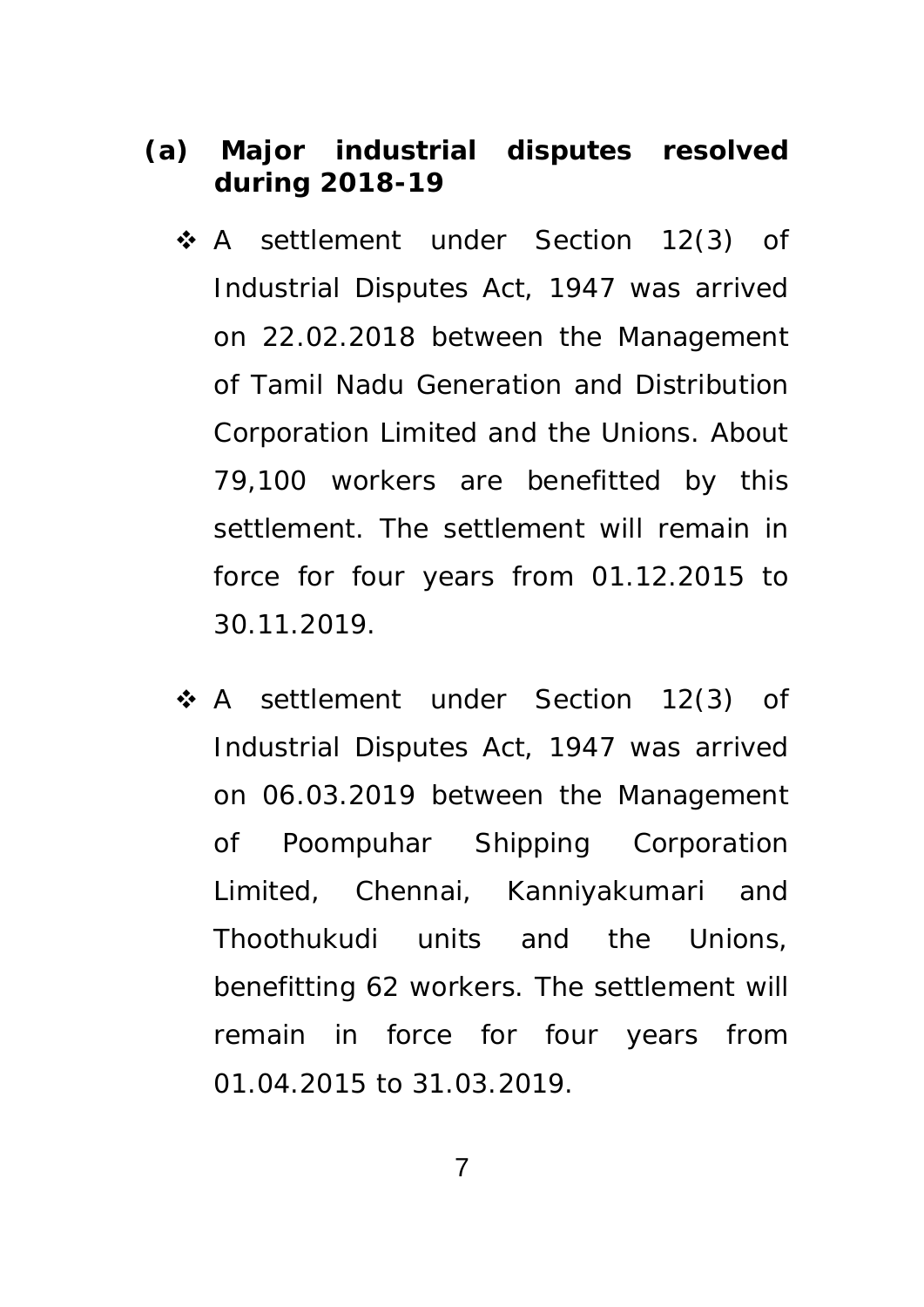**(a) Major industrial disputes resolved during 2018-19**

- A settlement under Section 12(3) of Industrial Disputes Act, 1947 was arrived on 22.02.2018 between the Management of Tamil Nadu Generation and Distribution Corporation Limited and the Unions. About 79,100 workers are benefitted by this settlement. The settlement will remain in force for four years from 01.12.2015 to 30.11.2019.

- A settlement under Section 12(3) of Industrial Disputes Act, 1947 was arrived on 06.03.2019 between the Management of Poompuhar Shipping Corporation Limited, Chennai, Kanniyakumari and Thoothukudi units and the Unions, benefitting 62 workers. The settlement will remain in force for four years from 01.04.2015 to 31.03.2019.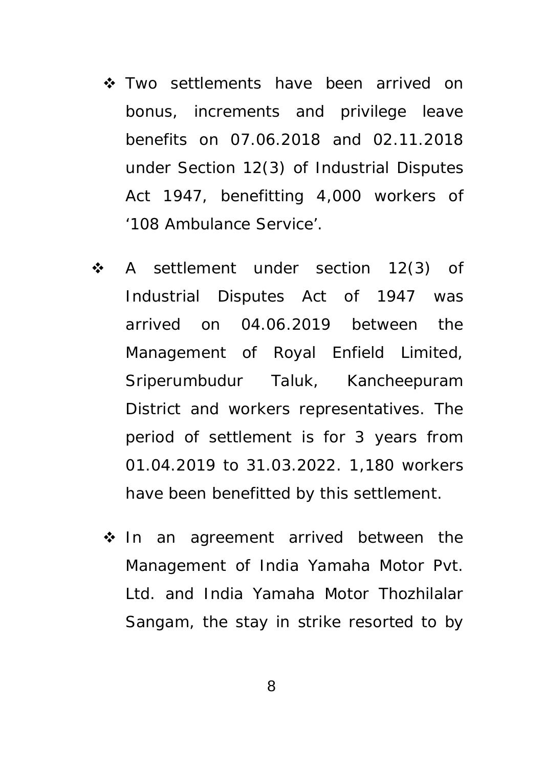- Two settlements have been arrived on bonus, increments and privilege leave benefits on 07.06.2018 and 02.11.2018 under Section 12(3) of Industrial Disputes Act 1947, benefitting 4,000 workers of '108 Ambulance Service'.

- A settlement under section 12(3) of Industrial Disputes Act of 1947 was arrived on 04.06.2019 between the Management of Royal Enfield Limited, Sriperumbudur Taluk, Kancheepuram District and workers representatives. The period of settlement is for 3 years from 01.04.2019 to 31.03.2022. 1,180 workers have been benefitted by this settlement.

- In an agreement arrived between the Management of India Yamaha Motor Pvt. Ltd. and India Yamaha Motor Thozhilalar Sangam, the stay in strike resorted to by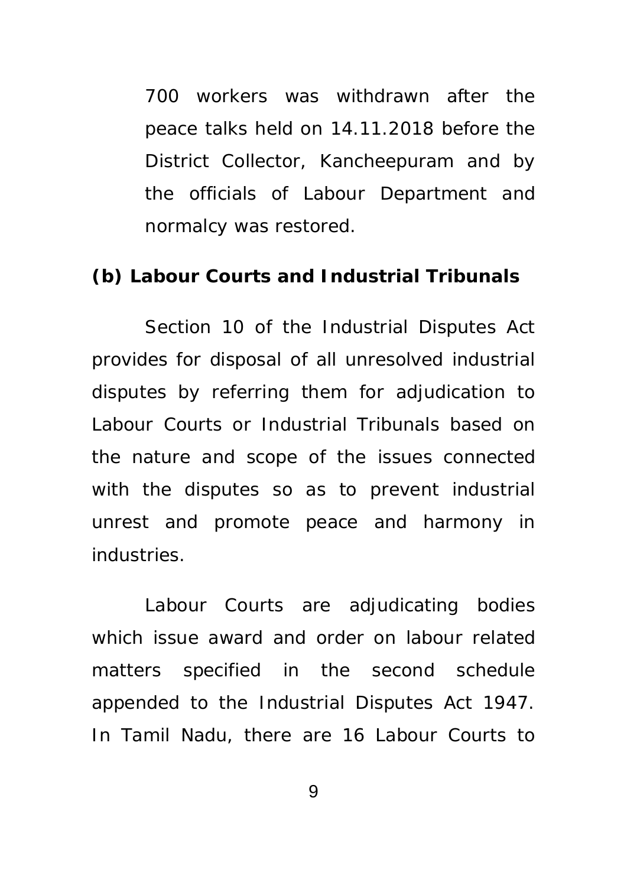700 workers was withdrawn after the peace talks held on 14.11.2018 before the District Collector, Kancheepuram and by the officials of Labour Department and normalcy was restored.

**(b) Labour Courts and Industrial Tribunals**

Section 10 of the Industrial Disputes Act provides for disposal of all unresolved industrial disputes by referring them for adjudication to Labour Courts or Industrial Tribunals based on the nature and scope of the issues connected with the disputes so as to prevent industrial unrest and promote peace and harmony in industries.

Labour Courts are adjudicating bodies which issue award and order on labour related matters specified in the second schedule appended to the Industrial Disputes Act 1947. In Tamil Nadu, there are 16 Labour Courts to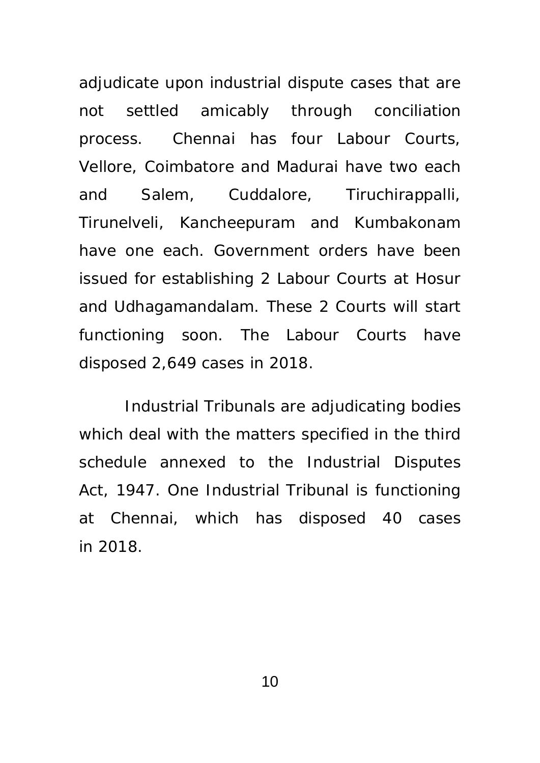adjudicate upon industrial dispute cases that are not settled amicably through conciliation process. Chennai has four Labour Courts, Vellore, Coimbatore and Madurai have two each and Salem, Cuddalore, Tiruchirappalli, Tirunelveli, Kancheepuram and Kumbakonam have one each. Government orders have been issued for establishing 2 Labour Courts at Hosur and Udhagamandalam. These 2 Courts will start functioning soon. The Labour Courts have disposed 2,649 cases in 2018.

Industrial Tribunals are adjudicating bodies which deal with the matters specified in the third schedule annexed to the Industrial Disputes Act, 1947. One Industrial Tribunal is functioning at Chennai, which has disposed 40 cases in 2018.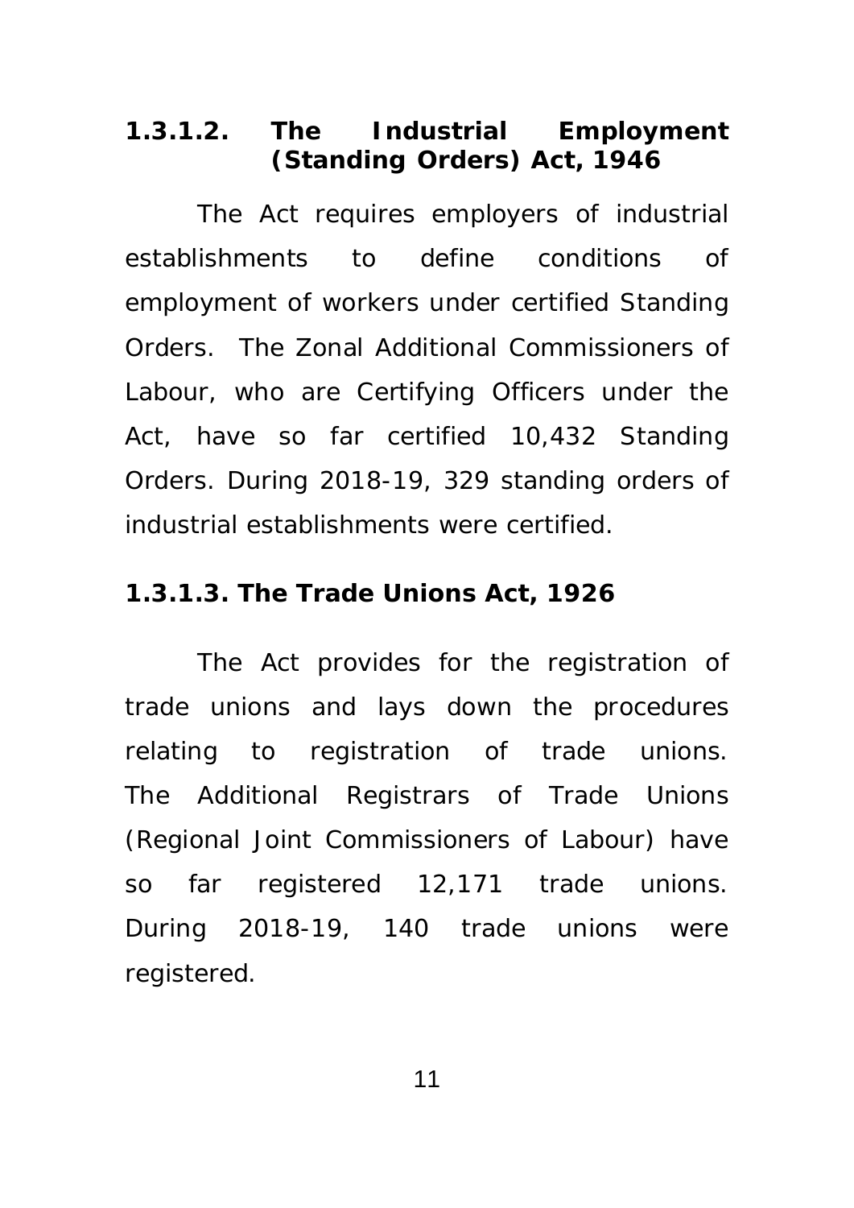#### 1.3.1.2. The Industrial Employment (Standing Orders) Act, 1946

The Act requires employers of industrial establishments to define conditions of employment of workers under certified Standing Orders. The Zonal Additional Commissioners of Labour, who are Certifying Officers under the Act, have so far certified 10,432 Standing Orders. During 2018-19, 329 standing orders of industrial establishments were certified.

#### 1.3.1.3. The Trade Unions Act, 1926

The Act provides for the registration of trade unions and lays down the procedures relating to registration of trade unions. The Additional Registrars of Trade Unions (Regional Joint Commissioners of Labour) have so far registered 12,171 trade unions. During 2018-19, 140 trade unions were registered.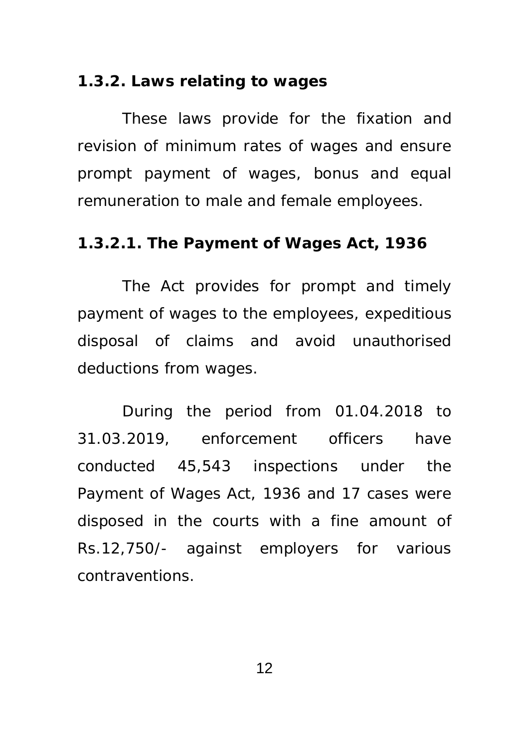### 1.3.2. Laws relating to wages

These laws provide for the fixation and revision of minimum rates of wages and ensure prompt payment of wages, bonus and equal remuneration to male and female employees.

#### 1.3.2.1. The Payment of Wages Act, 1936

The Act provides for prompt and timely payment of wages to the employees, expeditious disposal of claims and avoid unauthorised deductions from wages.

During the period from 01.04.2018 to 31.03.2019, enforcement officers have conducted 45,543 inspections under the Payment of Wages Act, 1936 and 17 cases were disposed in the courts with a fine amount of Rs.12,750/- against employers for various contraventions.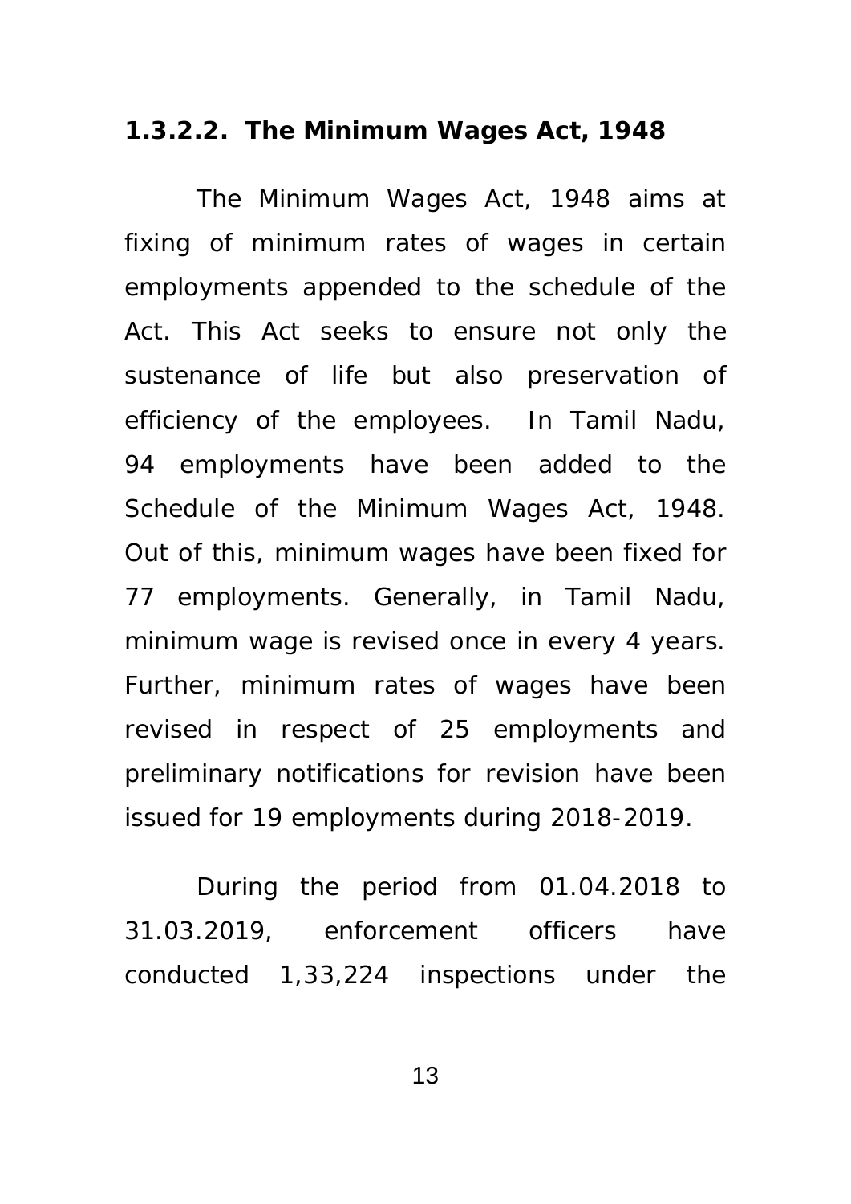### 1.3.2.2. The Minimum Wages Act, 1948

The Minimum Wages Act, 1948 aims at fixing of minimum rates of wages in certain employments appended to the schedule of the Act. This Act seeks to ensure not only the sustenance of life but also preservation of efficiency of the employees. In Tamil Nadu, 94 employments have been added to the Schedule of the Minimum Wages Act, 1948. Out of this, minimum wages have been fixed for 77 employments. Generally, in Tamil Nadu, minimum wage is revised once in every 4 years. Further, minimum rates of wages have been revised in respect of 25 employments and preliminary notifications for revision have been issued for 19 employments during 2018-2019.

During the period from 01.04.2018 to 31.03.2019, enforcement officers have conducted 1,33,224 inspections under the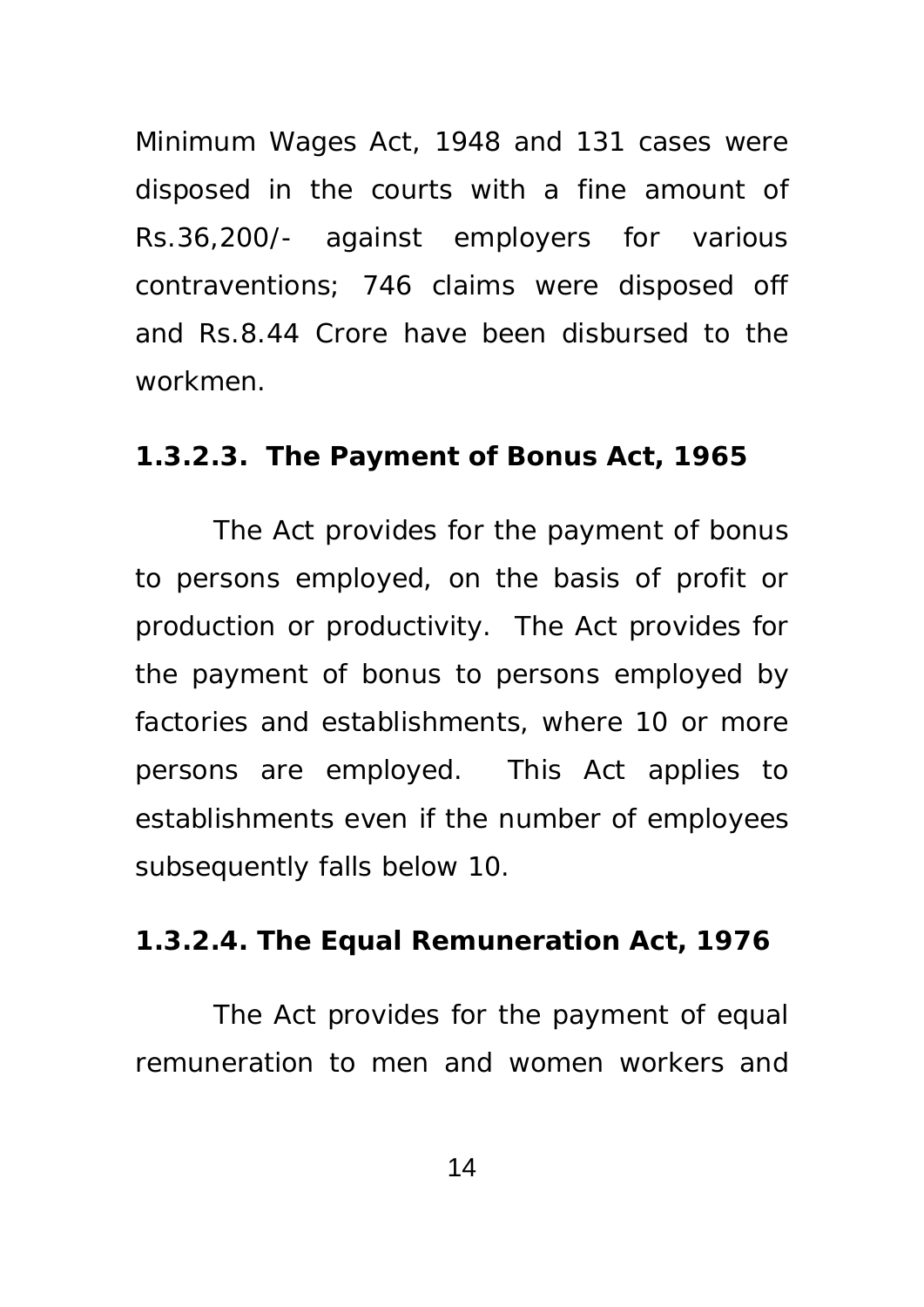Minimum Wages Act, 1948 and 131 cases were disposed in the courts with a fine amount of Rs.36,200/- against employers for various contraventions; 746 claims were disposed off and Rs.8.44 Crore have been disbursed to the workmen.

**1.3.2.3. The Payment of Bonus Act, 1965**

The Act provides for the payment of bonus to persons employed, on the basis of profit or production or productivity. The Act provides for the payment of bonus to persons employed by factories and establishments, where 10 or more persons are employed. This Act applies to establishments even if the number of employees subsequently falls below 10.

**1.3.2.4. The Equal Remuneration Act, 1976**

The Act provides for the payment of equal remuneration to men and women workers and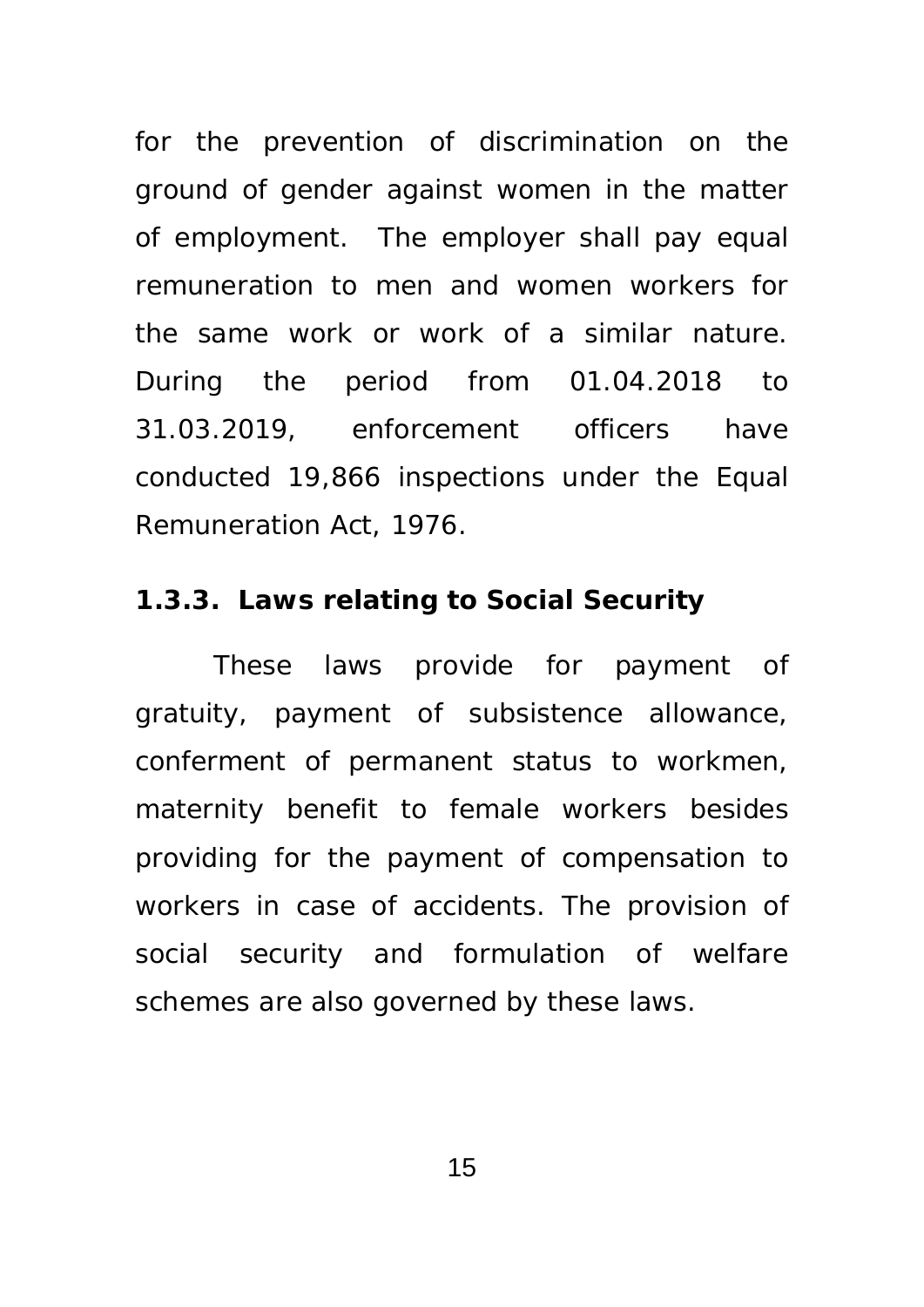for the prevention of discrimination on the ground of gender against women in the matter of employment. The employer shall pay equal remuneration to men and women workers for the same work or work of a similar nature. During the period from 01.04.2018 to 31.03.2019, enforcement officers have conducted 19,866 inspections under the Equal Remuneration Act, 1976.

### 1.3.3. Laws relating to Social Security

These laws provide for payment of gratuity, payment of subsistence allowance, conferment of permanent status to workmen, maternity benefit to female workers besides providing for the payment of compensation to workers in case of accidents. The provision of social security and formulation of welfare schemes are also governed by these laws.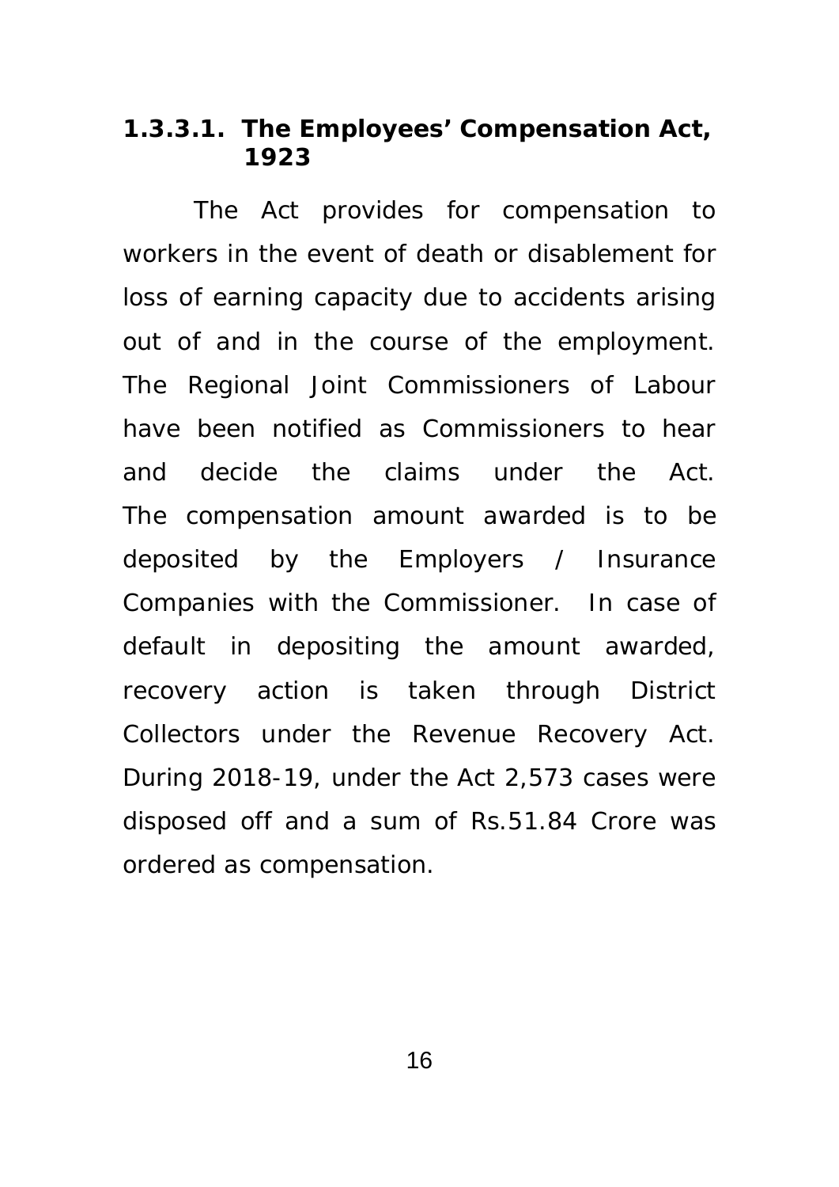#### 1.3.3.1. The Employees' Compensation Act, 1923

The Act provides for compensation to workers in the event of death or disablement for loss of earning capacity due to accidents arising out of and in the course of the employment. The Regional Joint Commissioners of Labour have been notified as Commissioners to hear and decide the claims under the Act. The compensation amount awarded is to be deposited by the Employers / Insurance Companies with the Commissioner. In case of default in depositing the amount awarded, recovery action is taken through District Collectors under the Revenue Recovery Act. During 2018-19, under the Act 2,573 cases were disposed off and a sum of Rs.51.84 Crore was ordered as compensation.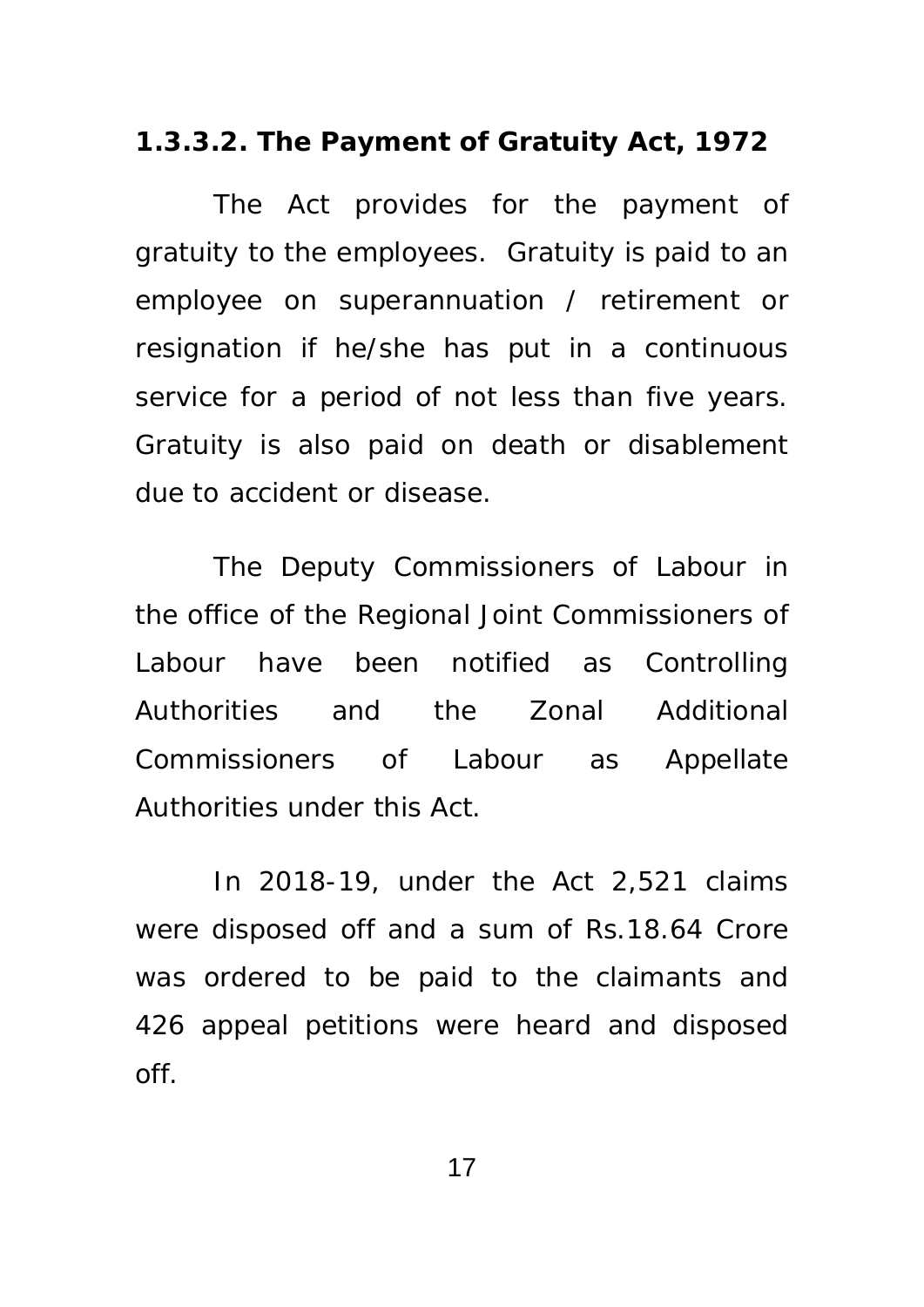### 1.3.3.2. The Payment of Gratuity Act, 1972

The Act provides for the payment of gratuity to the employees. Gratuity is paid to an employee on superannuation / retirement or resignation if he/she has put in a continuous service for a period of not less than five years. Gratuity is also paid on death or disablement due to accident or disease.

The Deputy Commissioners of Labour in the office of the Regional Joint Commissioners of Labour have been notified as Controlling Authorities and the Zonal Additional Commissioners of Labour as Appellate Authorities under this Act.

In 2018-19, under the Act 2,521 claims were disposed off and a sum of Rs.18.64 Crore was ordered to be paid to the claimants and 426 appeal petitions were heard and disposed off.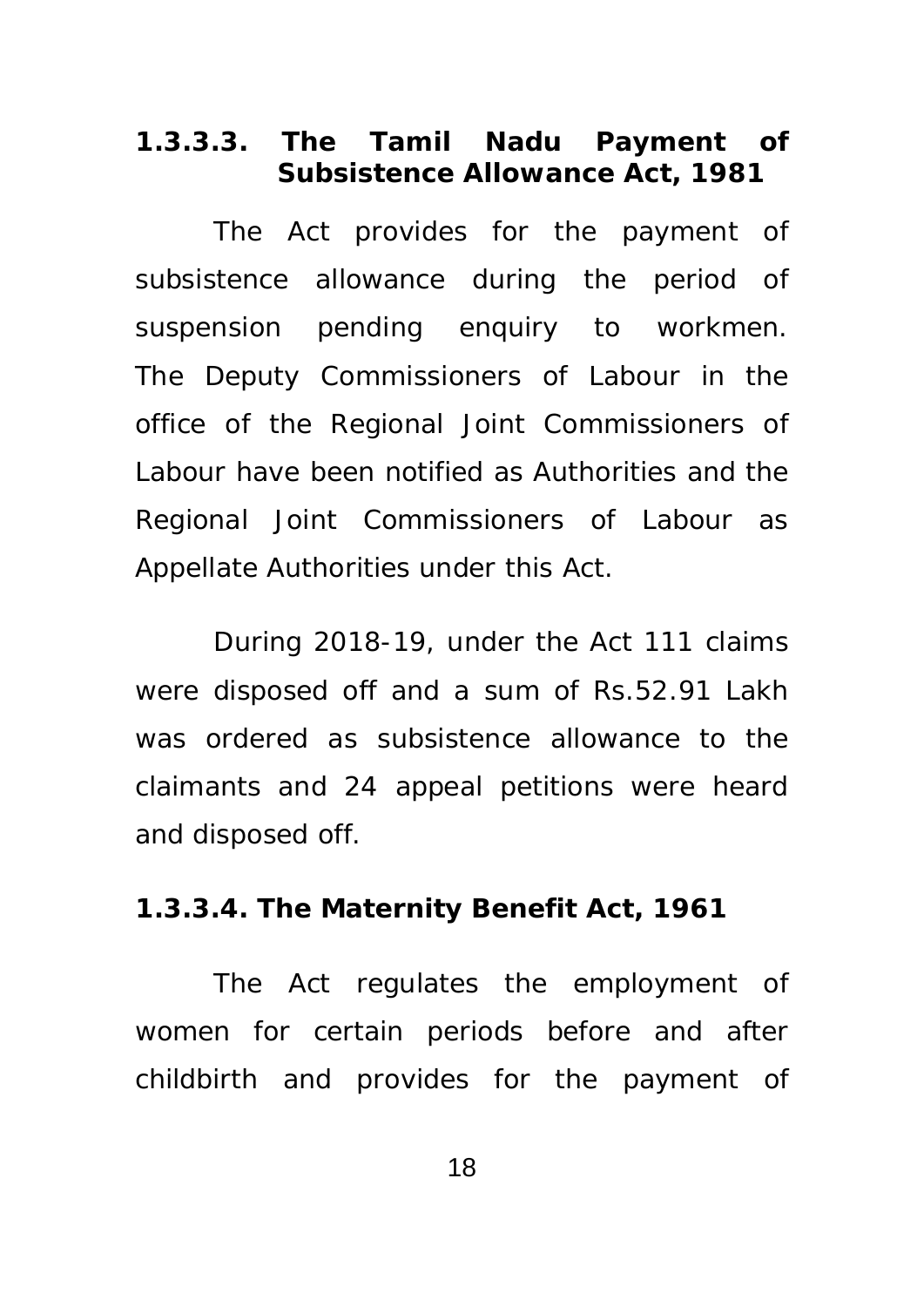#### 1.3.3.3. The Tamil Nadu Payment of Subsistence Allowance Act, 1981

The Act provides for the payment of subsistence allowance during the period of suspension pending enquiry to workmen. The Deputy Commissioners of Labour in the office of the Regional Joint Commissioners of Labour have been notified as Authorities and the Regional Joint Commissioners of Labour as Appellate Authorities under this Act.

During 2018-19, under the Act 111 claims were disposed off and a sum of Rs.52.91 Lakh was ordered as subsistence allowance to the claimants and 24 appeal petitions were heard and disposed off.

#### 1.3.3.4. The Maternity Benefit Act, 1961

The Act regulates the employment of women for certain periods before and after childbirth and provides for the payment of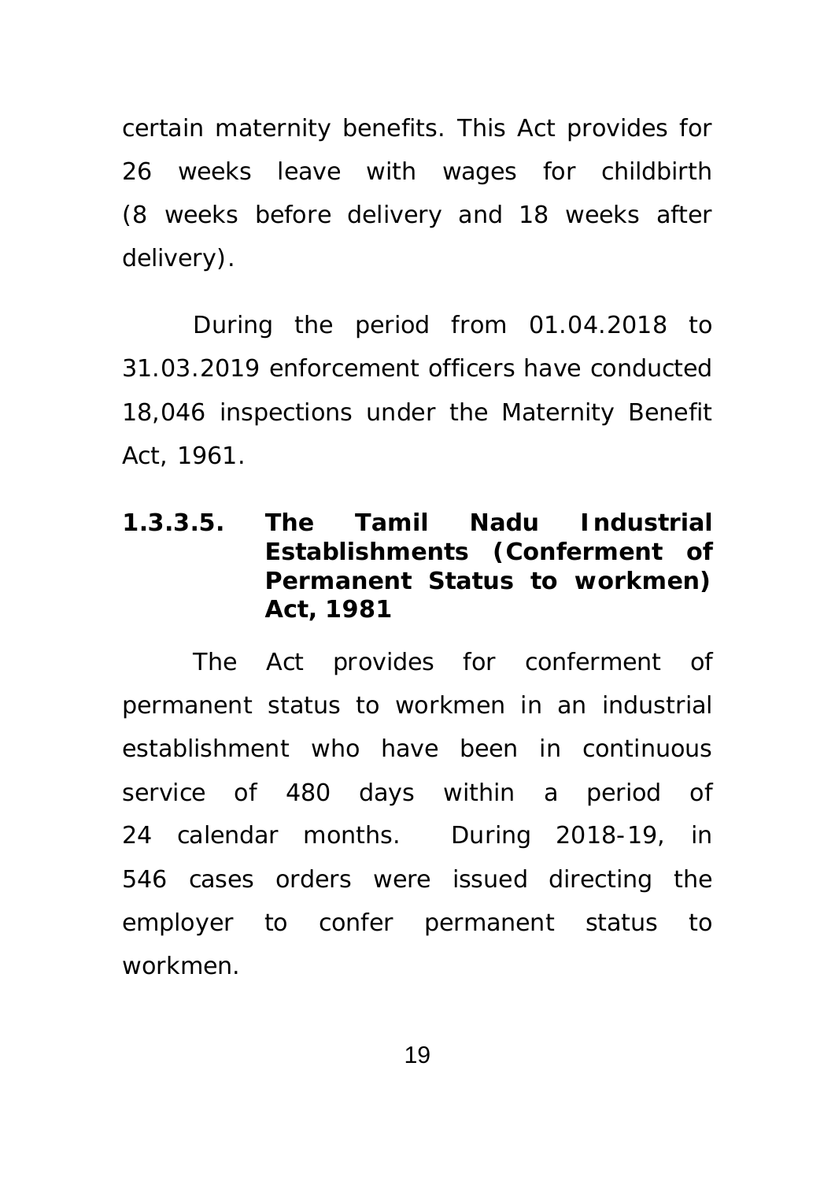certain maternity benefits. This Act provides for 26 weeks leave with wages for childbirth (8 weeks before delivery and 18 weeks after delivery).

During the period from 01.04.2018 to 31.03.2019 enforcement officers have conducted 18,046 inspections under the Maternity Benefit Act, 1961.

**1.3.3.5. The Tamil Nadu Industrial Establishments (Conferment of Permanent Status to workmen) Act, 1981**

The Act provides for conferment of permanent status to workmen in an industrial establishment who have been in continuous service of 480 days within a period of 24 calendar months. During 2018-19, in 546 cases orders were issued directing the employer to confer permanent status to workmen.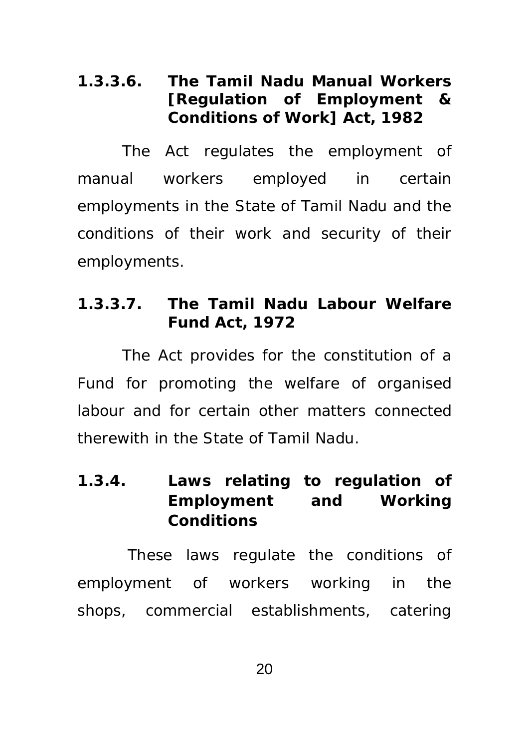#### 1.3.3.6. The Tamil Nadu Manual Workers [Regulation of Employment & Conditions of Work] Act, 1982

The Act regulates the employment of manual workers employed in certain employments in the State of Tamil Nadu and the conditions of their work and security of their employments.

#### 1.3.3.7. The Tamil Nadu Labour Welfare Fund Act, 1972

The Act provides for the constitution of a Fund for promoting the welfare of organised labour and for certain other matters connected therewith in the State of Tamil Nadu.

### 1.3.4. Laws relating to regulation of Employment and Working Conditions

These laws regulate the conditions of employment of workers working in the shops, commercial establishments, catering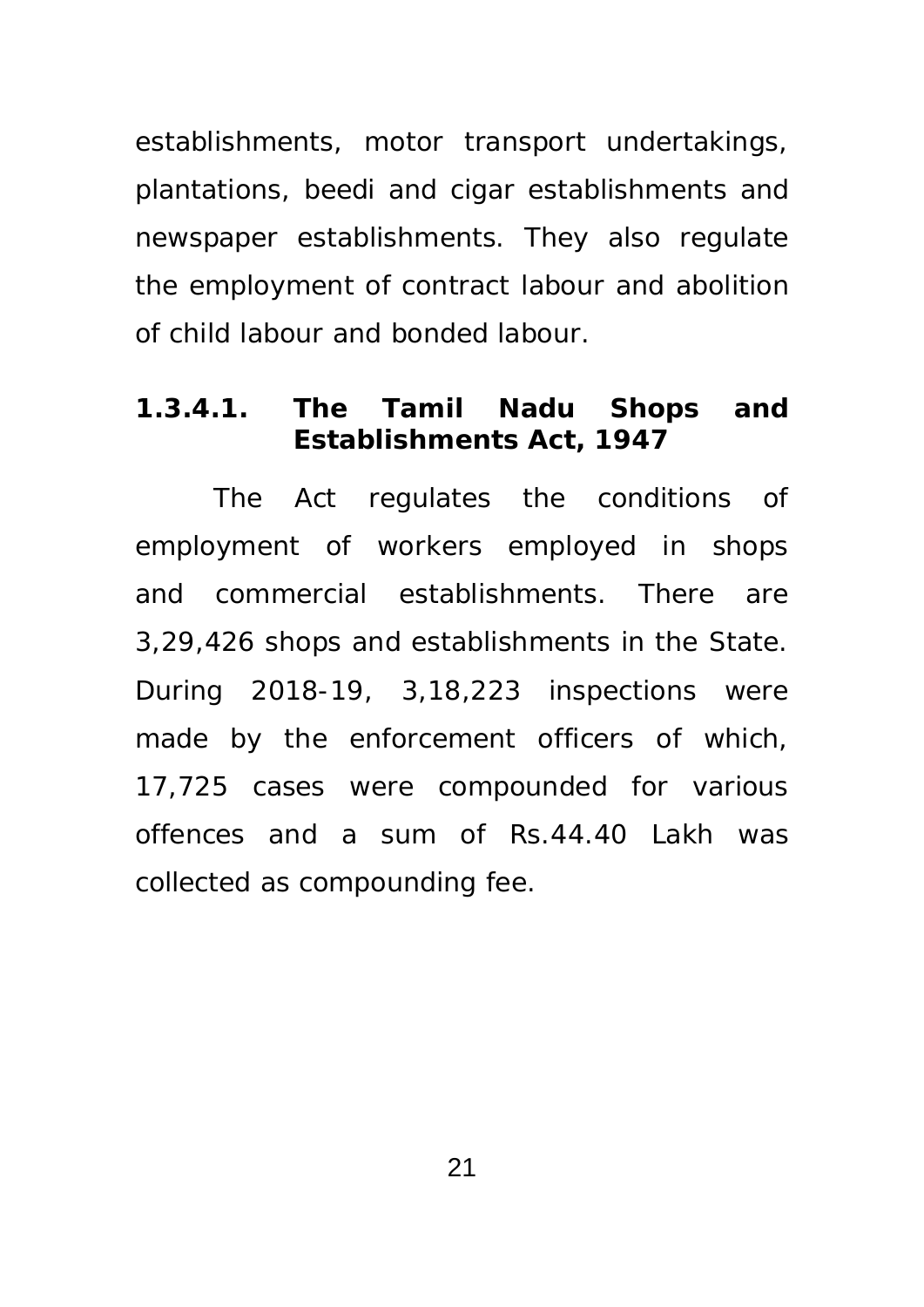establishments, motor transport undertakings, plantations, beedi and cigar establishments and newspaper establishments. They also regulate the employment of contract labour and abolition of child labour and bonded labour.

#### 1.3.4.1. The Tamil Nadu Shops and Establishments Act, 1947

The Act regulates the conditions of employment of workers employed in shops and commercial establishments. There are 3,29,426 shops and establishments in the State. During 2018-19, 3,18,223 inspections were made by the enforcement officers of which, 17,725 cases were compounded for various offences and a sum of Rs.44.40 Lakh was collected as compounding fee.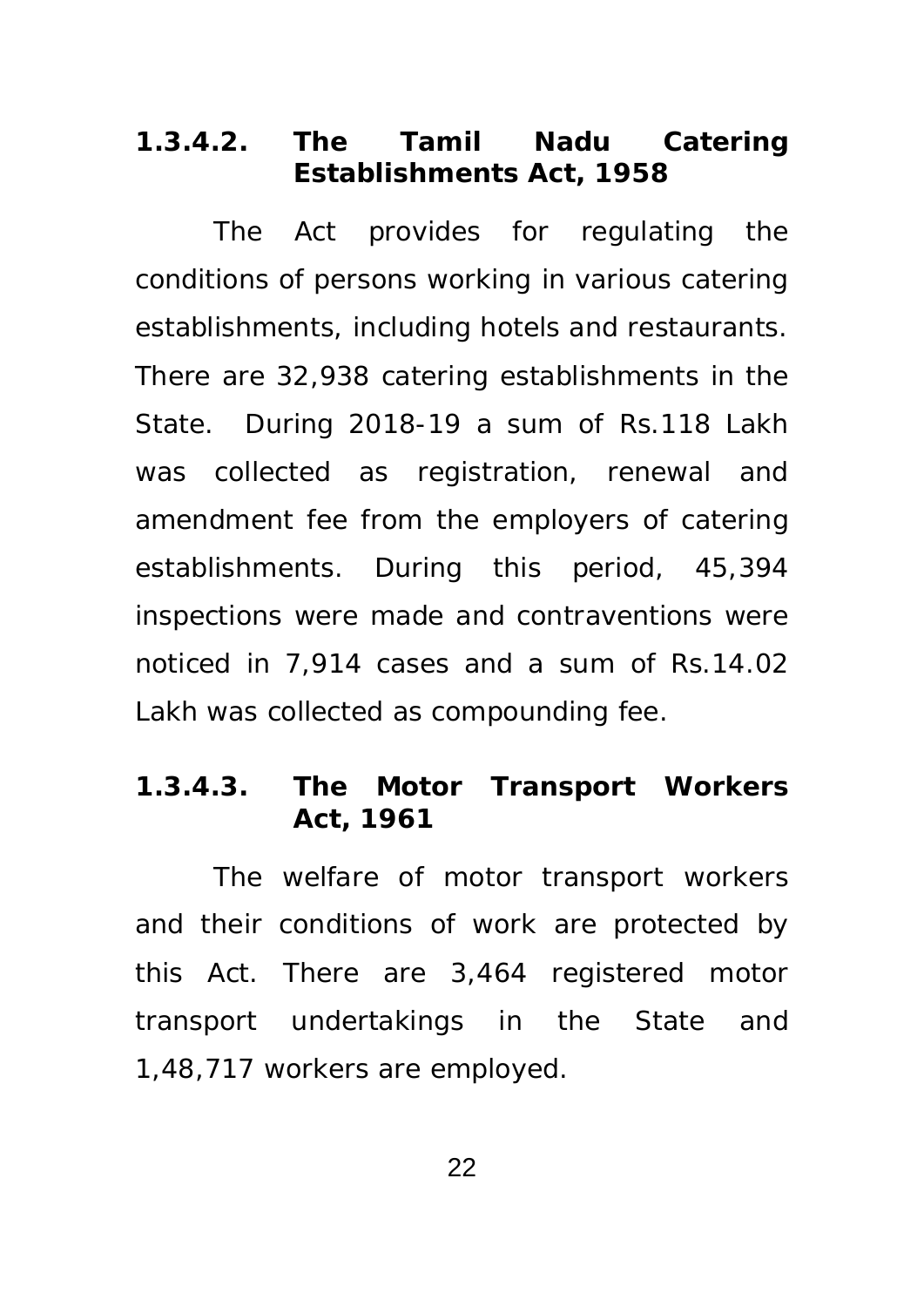#### 1.3.4.2. The Tamil Nadu Catering Establishments Act, 1958

The Act provides for regulating the conditions of persons working in various catering establishments, including hotels and restaurants. There are 32,938 catering establishments in the State. During 2018-19 a sum of Rs.118 Lakh was collected as registration, renewal and amendment fee from the employers of catering establishments. During this period, 45,394 inspections were made and contraventions were noticed in 7,914 cases and a sum of Rs.14.02 Lakh was collected as compounding fee.

#### 1.3.4.3. The Motor Transport Workers Act, 1961

The welfare of motor transport workers and their conditions of work are protected by this Act. There are 3,464 registered motor transport undertakings in the State and 1,48,717 workers are employed.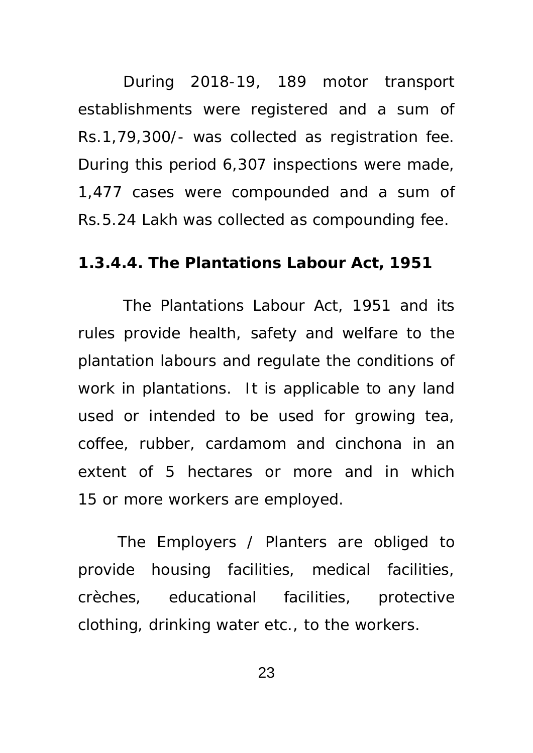During 2018-19, 189 motor transport establishments were registered and a sum of Rs.1,79,300/- was collected as registration fee. During this period 6,307 inspections were made, 1,477 cases were compounded and a sum of Rs.5.24 Lakh was collected as compounding fee.

#### 1.3.4.4. The Plantations Labour Act, 1951

The Plantations Labour Act, 1951 and its rules provide health, safety and welfare to the plantation labours and regulate the conditions of work in plantations. It is applicable to any land used or intended to be used for growing tea, coffee, rubber, cardamom and cinchona in an extent of 5 hectares or more and in which 15 or more workers are employed.

The Employers / Planters are obliged to provide housing facilities, medical facilities, crèches, educational facilities, protective clothing, drinking water etc., to the workers.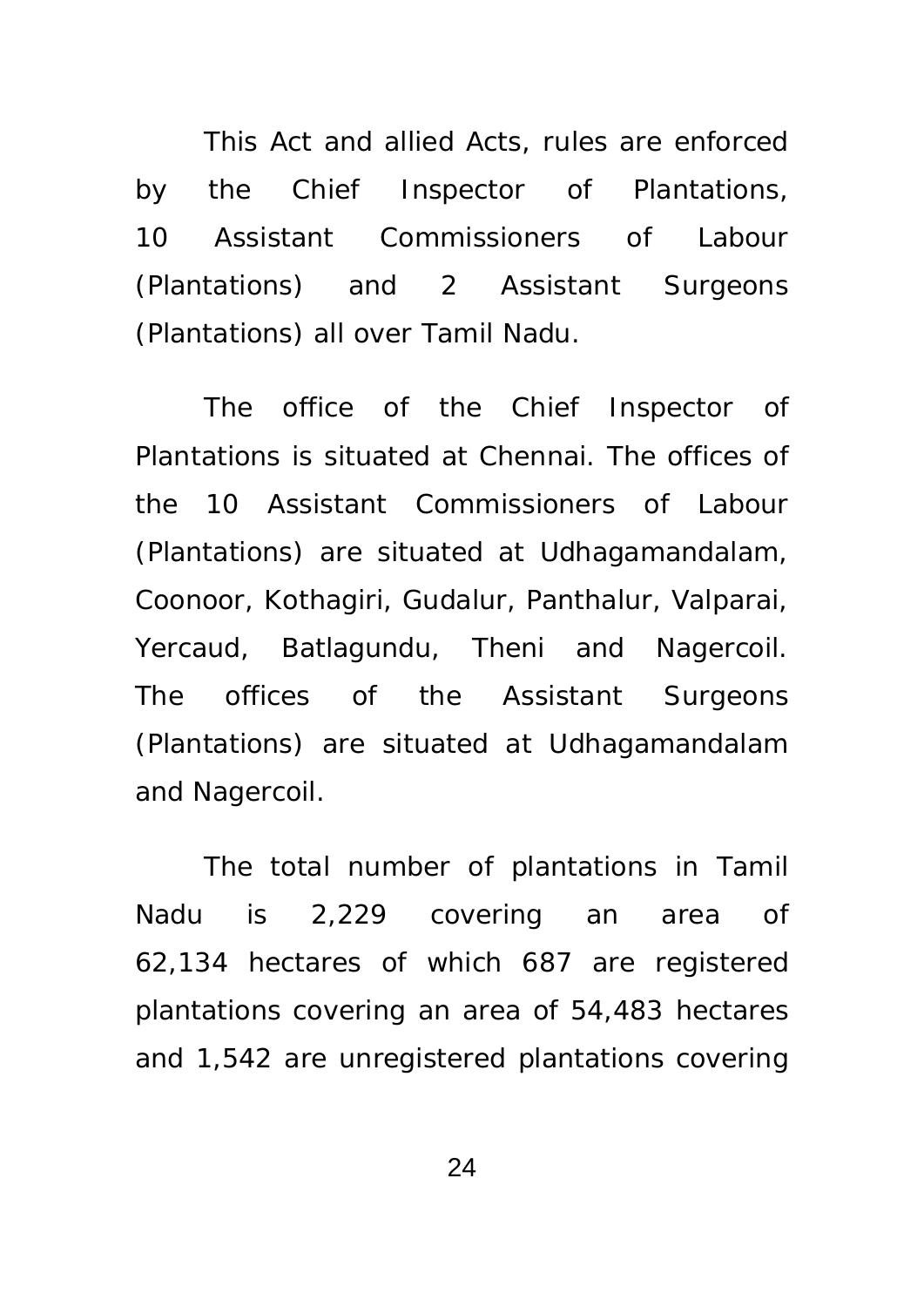This Act and allied Acts, rules are enforced by the Chief Inspector of Plantations, 10 Assistant Commissioners of Labour (Plantations) and 2 Assistant Surgeons (Plantations) all over Tamil Nadu.

The office of the Chief Inspector of Plantations is situated at Chennai. The offices of the 10 Assistant Commissioners of Labour (Plantations) are situated at Udhagamandalam, Coonoor, Kothagiri, Gudalur, Panthalur, Valparai, Yercaud, Batlagundu, Theni and Nagercoil. The offices of the Assistant Surgeons (Plantations) are situated at Udhagamandalam and Nagercoil.

The total number of plantations in Tamil Nadu is 2,229 covering an area of 62,134 hectares of which 687 are registered plantations covering an area of 54,483 hectares and 1,542 are unregistered plantations covering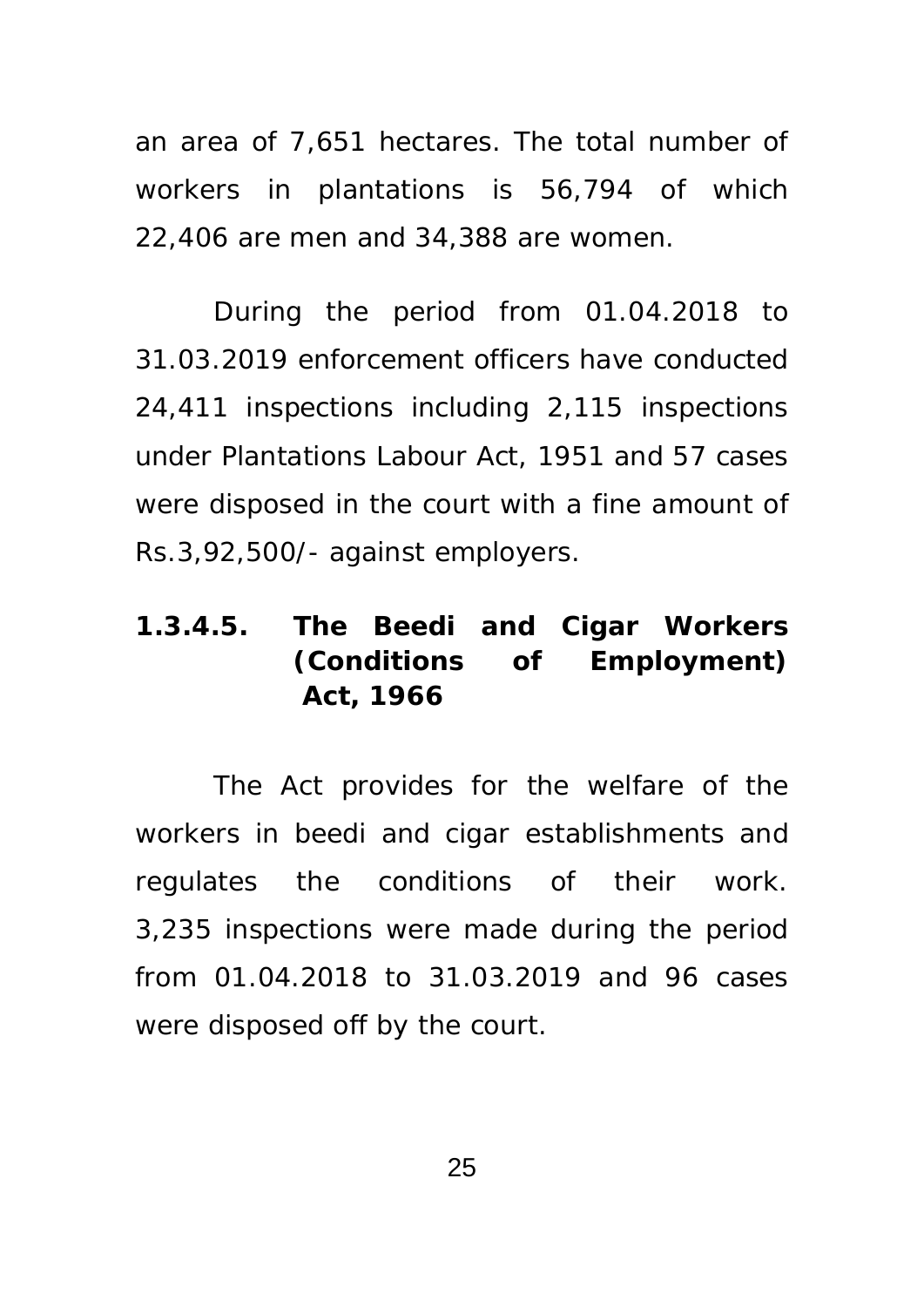an area of 7,651 hectares. The total number of workers in plantations is 56,794 of which 22,406 are men and 34,388 are women.

During the period from 01.04.2018 to 31.03.2019 enforcement officers have conducted 24,411 inspections including 2,115 inspections under Plantations Labour Act, 1951 and 57 cases were disposed in the court with a fine amount of Rs.3,92,500/- against employers.

### 1.3.4.5. The Beedi and Cigar Workers (Conditions of Employment) Act, 1966

The Act provides for the welfare of the workers in beedi and cigar establishments and regulates the conditions of their work. 3,235 inspections were made during the period from 01.04.2018 to 31.03.2019 and 96 cases were disposed off by the court.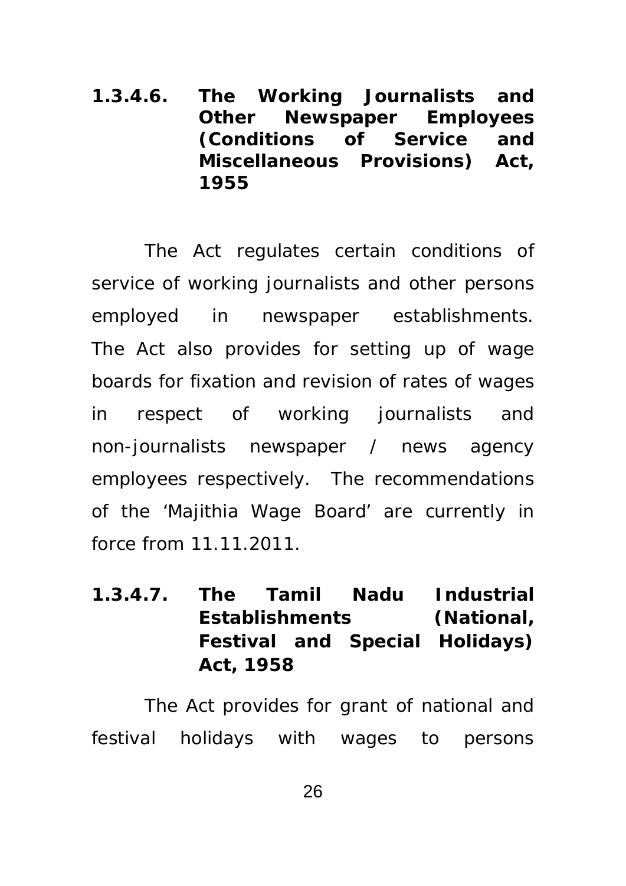#### 1.3.4.6. The Working Journalists and Other Newspaper Employees (Conditions of Service and Miscellaneous Provisions) Act, 1955

The Act regulates certain conditions of service of working journalists and other persons employed in newspaper establishments. The Act also provides for setting up of wage boards for fixation and revision of rates of wages in respect of working journalists and non-journalists newspaper / news agency employees respectively. The recommendations of the 'Majithia Wage Board' are currently in force from 11.11.2011.

#### 1.3.4.7. The Tamil Nadu Industrial Establishments (National, Festival and Special Holidays) Act, 1958

The Act provides for grant of national and festival holidays with wages to persons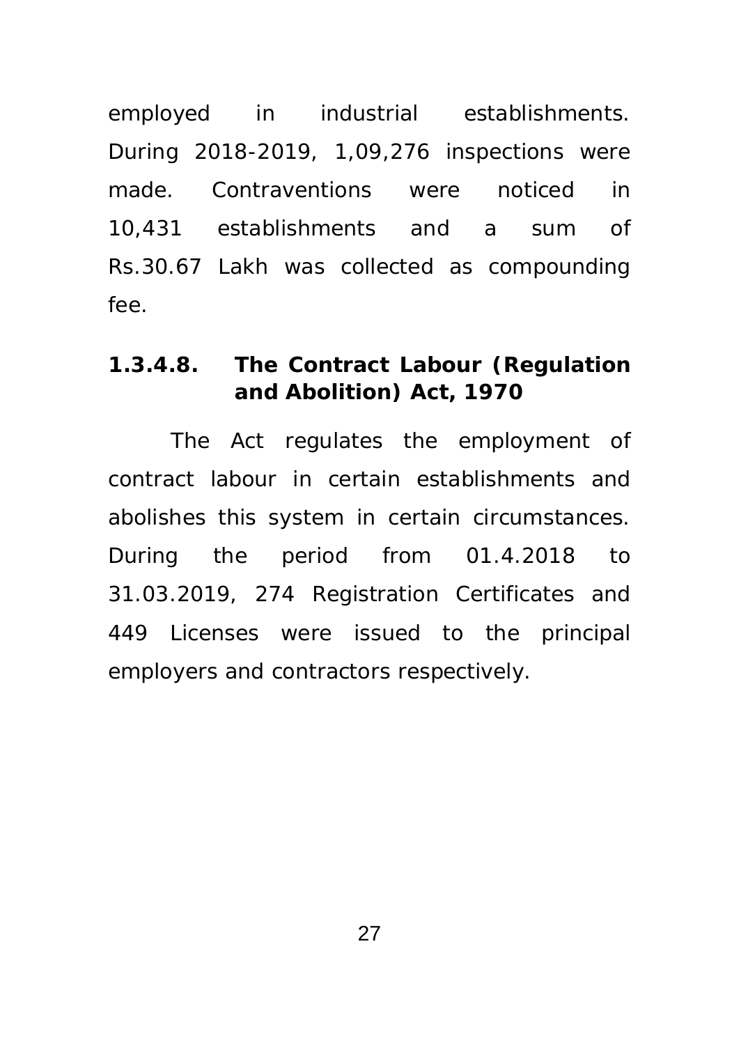employed in industrial establishments. During 2018-2019, 1,09,276 inspections were made. Contraventions were noticed in 10,431 establishments and a sum of Rs.30.67 Lakh was collected as compounding fee.

### 1.3.4.8. The Contract Labour (Regulation and Abolition) Act, 1970

The Act regulates the employment of contract labour in certain establishments and abolishes this system in certain circumstances. During the period from 01.4.2018 to 31.03.2019, 274 Registration Certificates and 449 Licenses were issued to the principal employers and contractors respectively.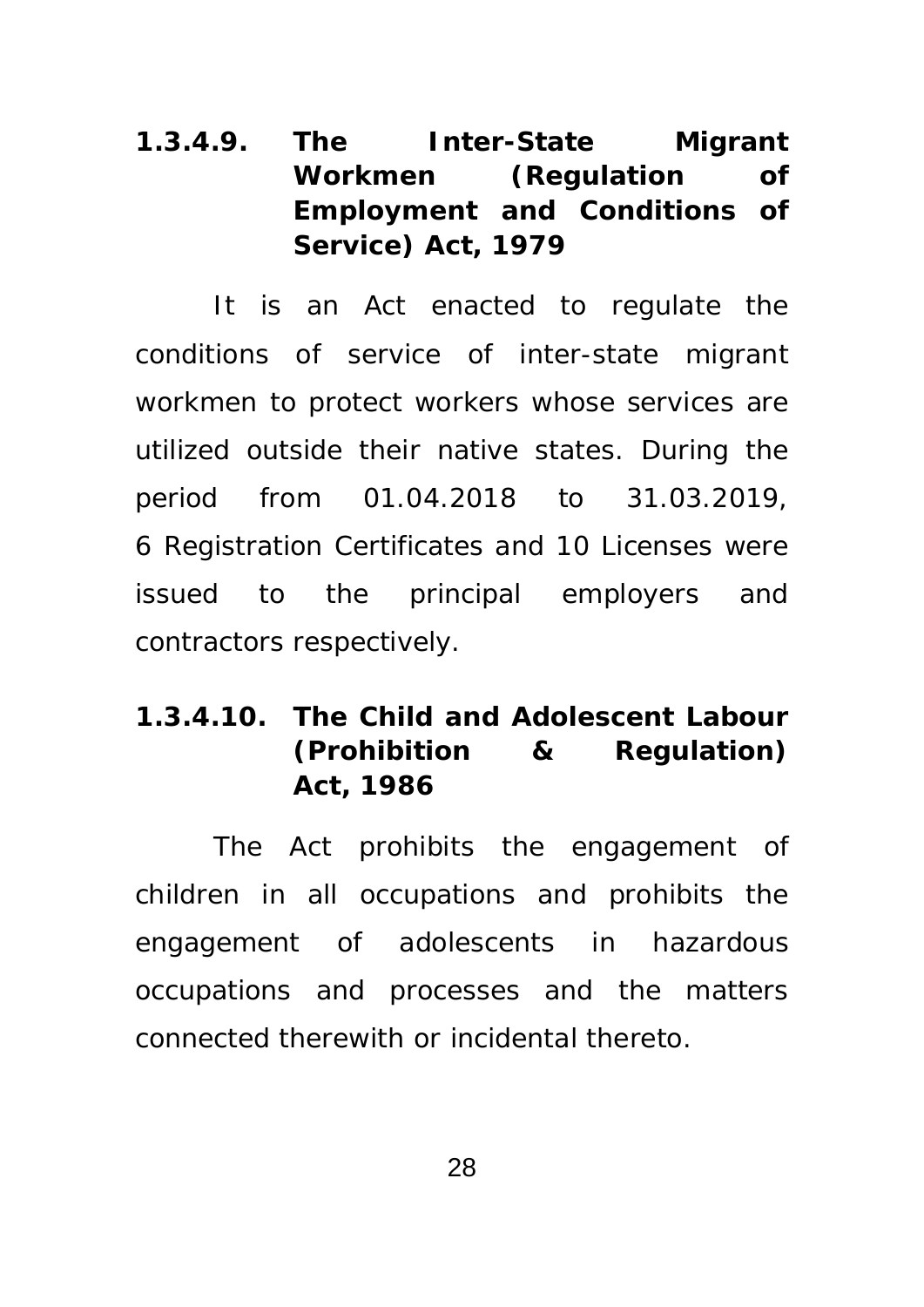### 1.3.4.9. The Inter-State Migrant Workmen (Regulation of Employment and Conditions of Service) Act, 1979

It is an Act enacted to regulate the conditions of service of inter-state migrant workmen to protect workers whose services are utilized outside their native states. During the period from 01.04.2018 to 31.03.2019, 6 Registration Certificates and 10 Licenses were issued to the principal employers and contractors respectively.

### 1.3.4.10. The Child and Adolescent Labour (Prohibition & Regulation) Act, 1986

The Act prohibits the engagement of children in all occupations and prohibits the engagement of adolescents in hazardous occupations and processes and the matters connected therewith or incidental thereto.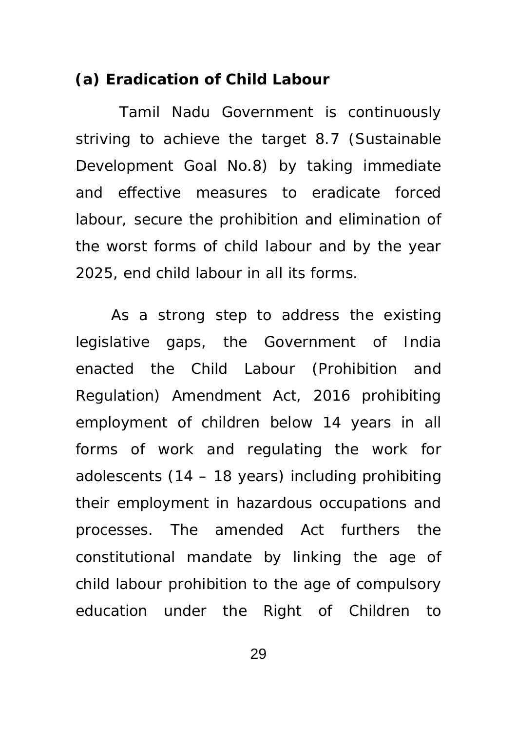**(a) Eradication of Child Labour**

Tamil Nadu Government is continuously striving to achieve the target 8.7 (Sustainable Development Goal No.8) by taking immediate and effective measures to eradicate forced labour, secure the prohibition and elimination of the worst forms of child labour and by the year 2025, end child labour in all its forms.

As a strong step to address the existing legislative gaps, the Government of India enacted the Child Labour (Prohibition and Regulation) Amendment Act, 2016 prohibiting employment of children below 14 years in all forms of work and regulating the work for adolescents (14 – 18 years) including prohibiting their employment in hazardous occupations and processes. The amended Act furthers the constitutional mandate by linking the age of child labour prohibition to the age of compulsory education under the Right of Children to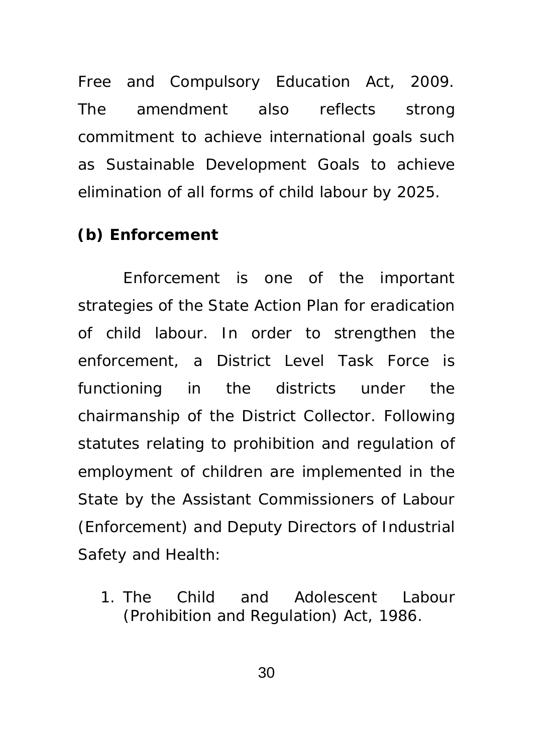Free and Compulsory Education Act, 2009. The amendment also reflects strong commitment to achieve international goals such as Sustainable Development Goals to achieve elimination of all forms of child labour by 2025.

**(b) Enforcement**

Enforcement is one of the important strategies of the State Action Plan for eradication of child labour. In order to strengthen the enforcement, a District Level Task Force is functioning in the districts under the chairmanship of the District Collector. Following statutes relating to prohibition and regulation of employment of children are implemented in the State by the Assistant Commissioners of Labour (Enforcement) and Deputy Directors of Industrial Safety and Health:

1. The Child and Adolescent Labour (Prohibition and Regulation) Act, 1986.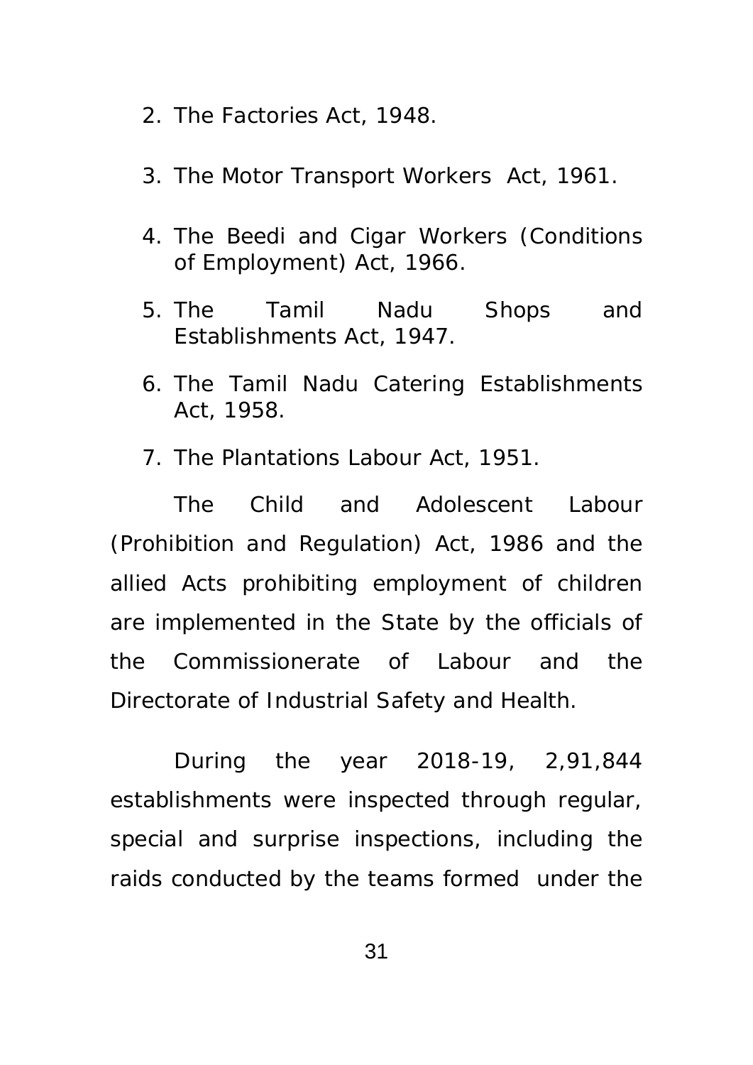2. The Factories Act, 1948.
3. The Motor Transport Workers Act, 1961.
4. The Beedi and Cigar Workers (Conditions of Employment) Act, 1966.
5. The Tamil Nadu Shops and Establishments Act, 1947.
6. The Tamil Nadu Catering Establishments Act, 1958.
7. The Plantations Labour Act, 1951.

The Child and Adolescent Labour (Prohibition and Regulation) Act, 1986 and the allied Acts prohibiting employment of children are implemented in the State by the officials of the Commissionerate of Labour and the Directorate of Industrial Safety and Health.

During the year 2018-19, 2,91,844 establishments were inspected through regular, special and surprise inspections, including the raids conducted by the teams formed under the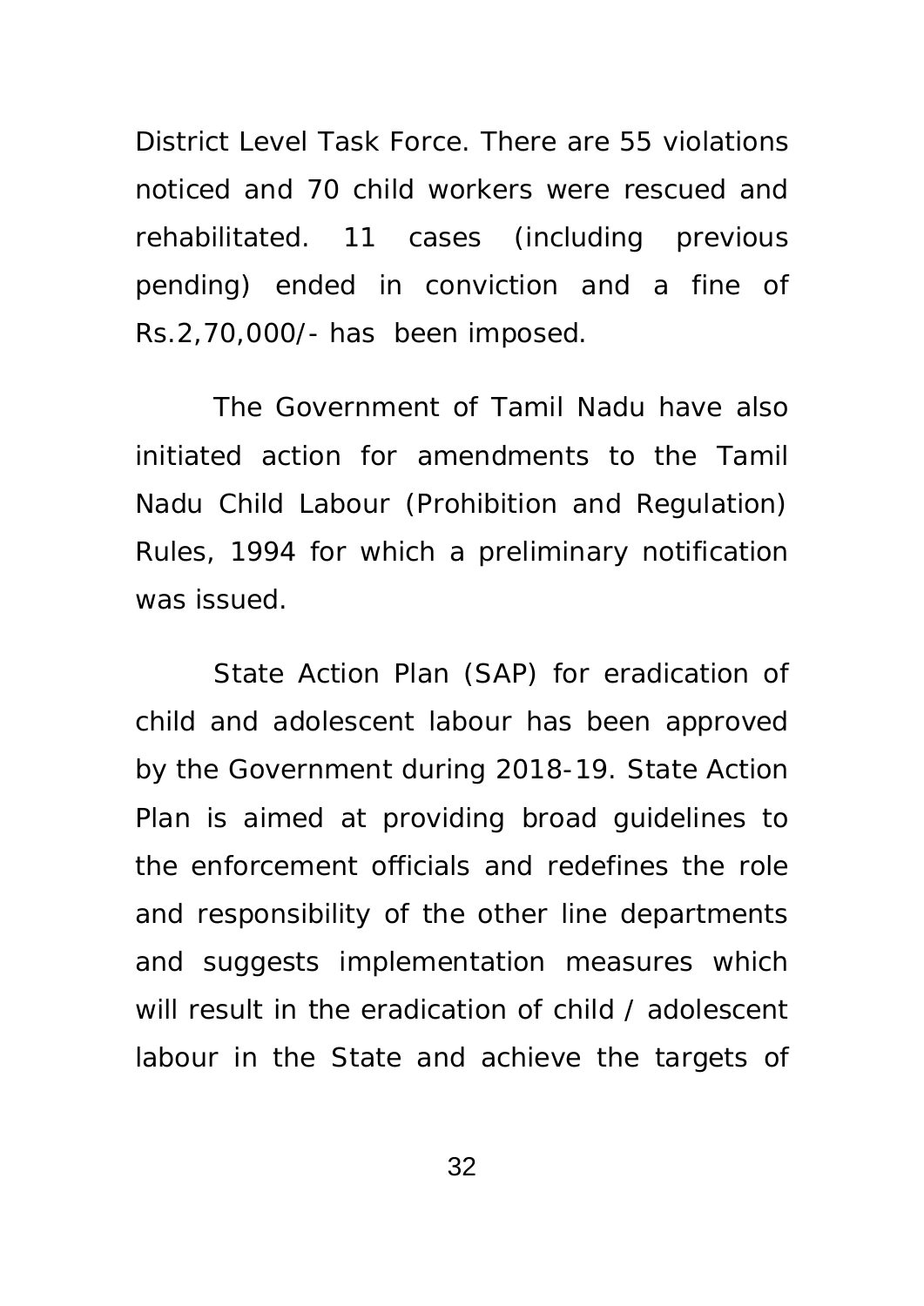District Level Task Force. There are 55 violations noticed and 70 child workers were rescued and rehabilitated. 11 cases (including previous pending) ended in conviction and a fine of Rs.2,70,000/- has been imposed.

The Government of Tamil Nadu have also initiated action for amendments to the Tamil Nadu Child Labour (Prohibition and Regulation) Rules, 1994 for which a preliminary notification was issued.

State Action Plan (SAP) for eradication of child and adolescent labour has been approved by the Government during 2018-19. State Action Plan is aimed at providing broad guidelines to the enforcement officials and redefines the role and responsibility of the other line departments and suggests implementation measures which will result in the eradication of child / adolescent labour in the State and achieve the targets of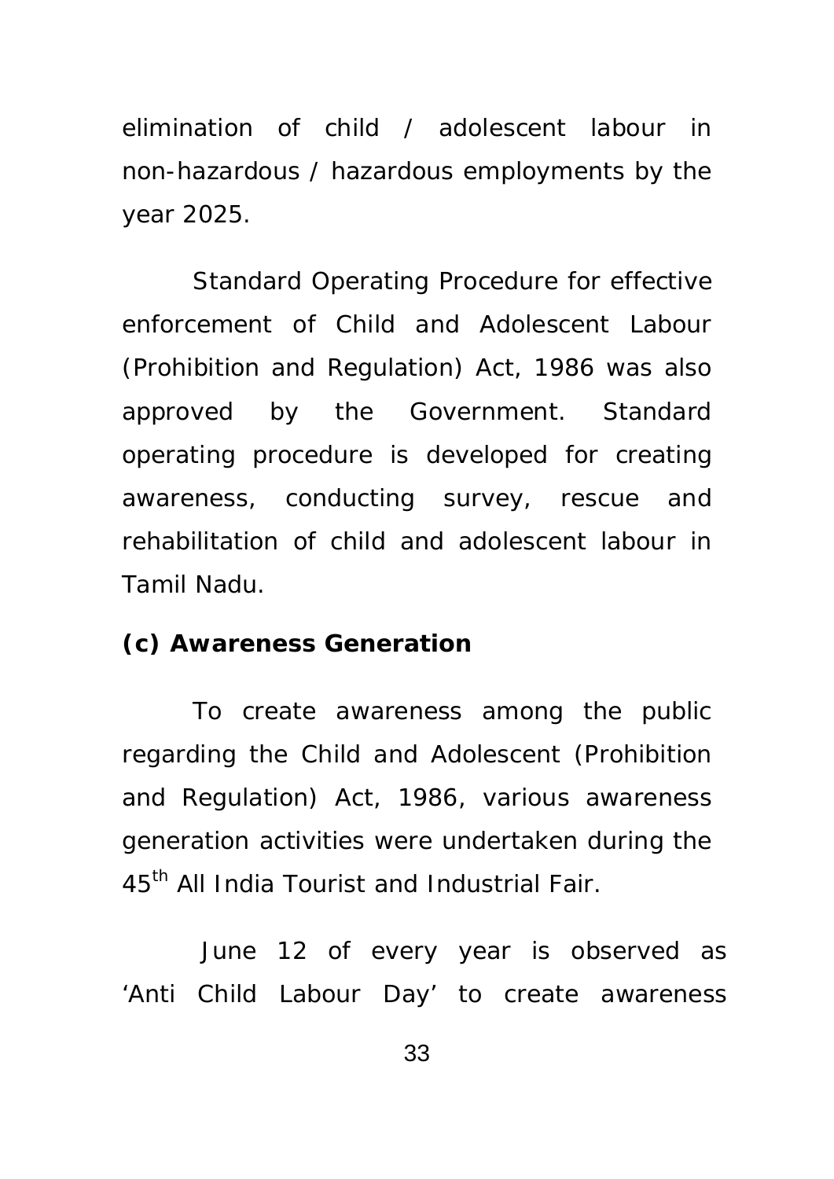elimination of child / adolescent labour in non-hazardous / hazardous employments by the year 2025.

Standard Operating Procedure for effective enforcement of Child and Adolescent Labour (Prohibition and Regulation) Act, 1986 was also approved by the Government. Standard operating procedure is developed for creating awareness, conducting survey, rescue and rehabilitation of child and adolescent labour in Tamil Nadu.

**(c) Awareness Generation**

To create awareness among the public regarding the Child and Adolescent (Prohibition and Regulation) Act, 1986, various awareness generation activities were undertaken during the 45th All India Tourist and Industrial Fair.

June 12 of every year is observed as 'Anti Child Labour Day' to create awareness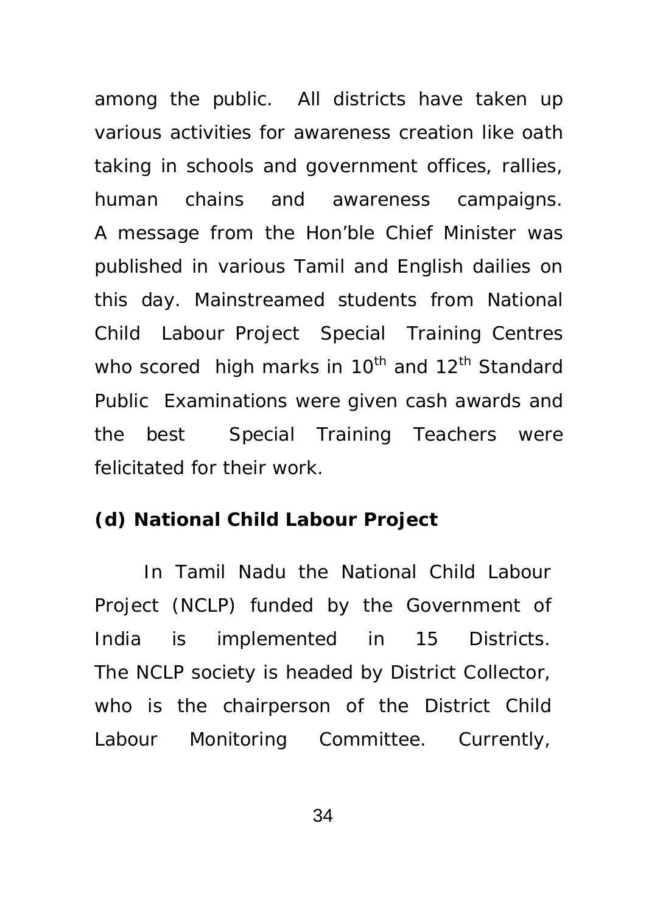among the public. All districts have taken up various activities for awareness creation like oath taking in schools and government offices, rallies, human chains and awareness campaigns. A message from the Hon'ble Chief Minister was published in various Tamil and English dailies on this day. Mainstreamed students from National Child Labour Project Special Training Centres who scored high marks in 10th and 12th Standard Public Examinations were given cash awards and the best Special Training Teachers were felicitated for their work.

**(d) National Child Labour Project**

In Tamil Nadu the National Child Labour Project (NCLP) funded by the Government of India is implemented in 15 Districts. The NCLP society is headed by District Collector, who is the chairperson of the District Child Labour Monitoring Committee. Currently,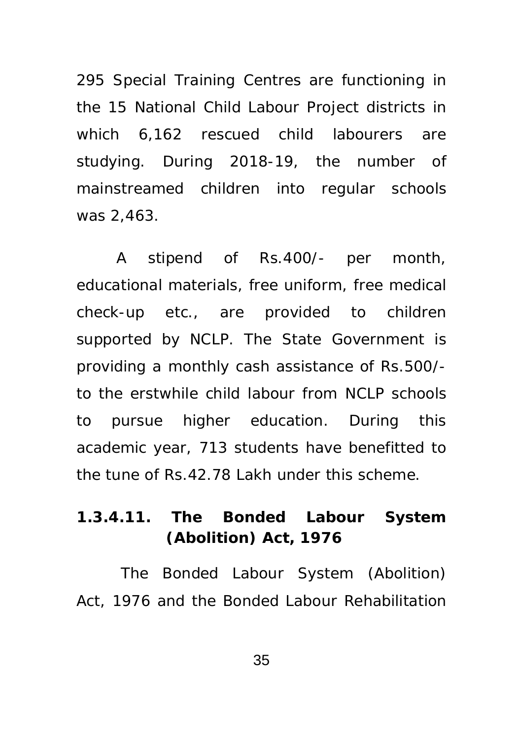295 Special Training Centres are functioning in the 15 National Child Labour Project districts in which 6,162 rescued child labourers are studying. During 2018-19, the number of mainstreamed children into regular schools was 2,463.

A stipend of Rs.400/- per month, educational materials, free uniform, free medical check-up etc., are provided to children supported by NCLP. The State Government is providing a monthly cash assistance of Rs.500/- to the erstwhile child labour from NCLP schools to pursue higher education. During this academic year, 713 students have benefitted to the tune of Rs.42.78 Lakh under this scheme.

### 1.3.4.11. The Bonded Labour System (Abolition) Act, 1976

The Bonded Labour System (Abolition) Act, 1976 and the Bonded Labour Rehabilitation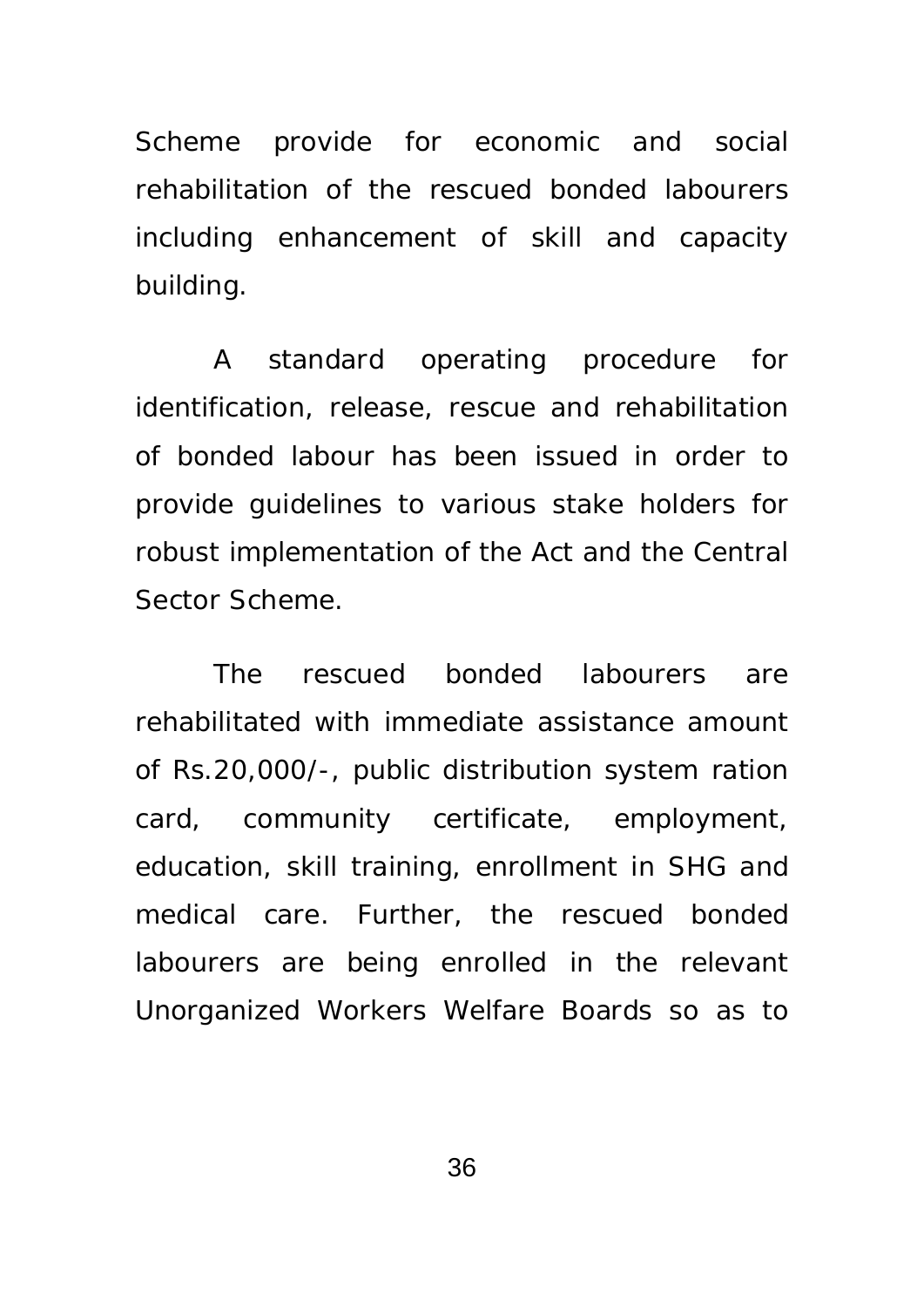Scheme provide for economic and social rehabilitation of the rescued bonded labourers including enhancement of skill and capacity building.

A standard operating procedure for identification, release, rescue and rehabilitation of bonded labour has been issued in order to provide guidelines to various stake holders for robust implementation of the Act and the Central Sector Scheme.

The rescued bonded labourers are rehabilitated with immediate assistance amount of Rs.20,000/-, public distribution system ration card, community certificate, employment, education, skill training, enrollment in SHG and medical care. Further, the rescued bonded labourers are being enrolled in the relevant Unorganized Workers Welfare Boards so as to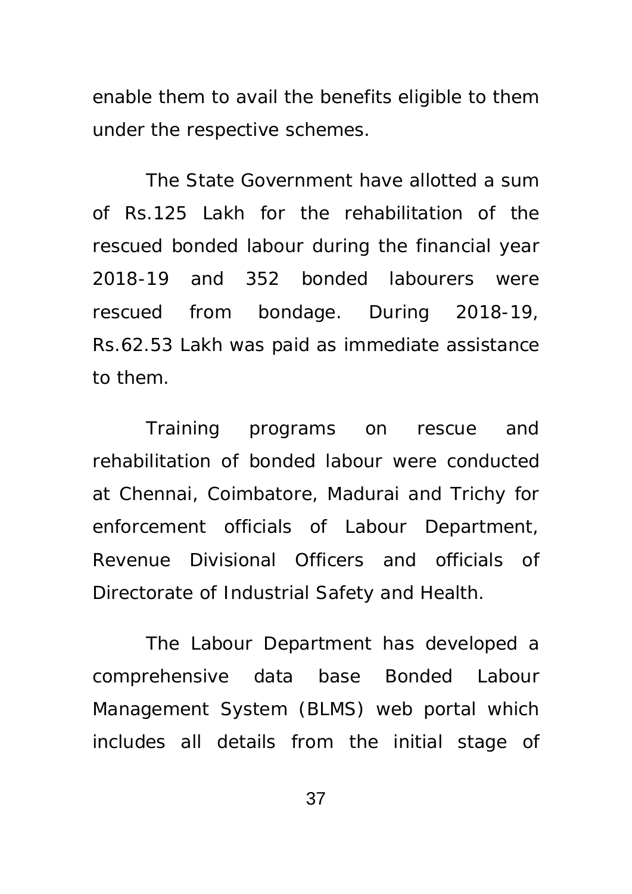enable them to avail the benefits eligible to them under the respective schemes.

The State Government have allotted a sum of Rs.125 Lakh for the rehabilitation of the rescued bonded labour during the financial year 2018-19 and 352 bonded labourers were rescued from bondage. During 2018-19, Rs.62.53 Lakh was paid as immediate assistance to them.

Training programs on rescue and rehabilitation of bonded labour were conducted at Chennai, Coimbatore, Madurai and Trichy for enforcement officials of Labour Department, Revenue Divisional Officers and officials of Directorate of Industrial Safety and Health.

The Labour Department has developed a comprehensive data base Bonded Labour Management System (BLMS) web portal which includes all details from the initial stage of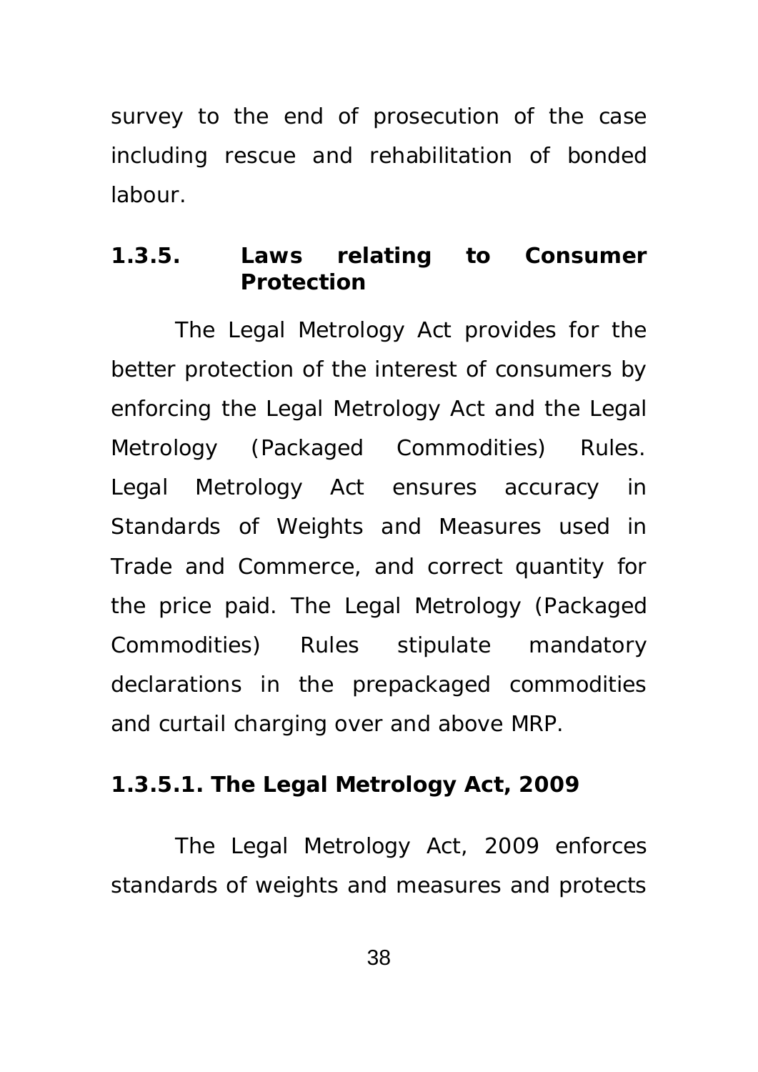survey to the end of prosecution of the case including rescue and rehabilitation of bonded labour.

### 1.3.5. Laws relating to Consumer Protection

The Legal Metrology Act provides for the better protection of the interest of consumers by enforcing the Legal Metrology Act and the Legal Metrology (Packaged Commodities) Rules. Legal Metrology Act ensures accuracy in Standards of Weights and Measures used in Trade and Commerce, and correct quantity for the price paid. The Legal Metrology (Packaged Commodities) Rules stipulate mandatory declarations in the prepackaged commodities and curtail charging over and above MRP.

#### 1.3.5.1. The Legal Metrology Act, 2009

The Legal Metrology Act, 2009 enforces standards of weights and measures and protects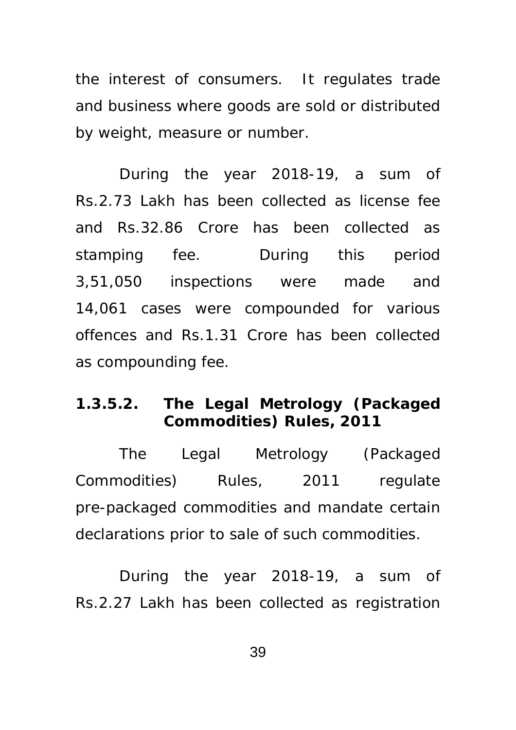the interest of consumers. It regulates trade and business where goods are sold or distributed by weight, measure or number.

During the year 2018-19, a sum of Rs.2.73 Lakh has been collected as license fee and Rs.32.86 Crore has been collected as stamping fee. During this period 3,51,050 inspections were made and 14,061 cases were compounded for various offences and Rs.1.31 Crore has been collected as compounding fee.

#### 1.3.5.2. The Legal Metrology (Packaged Commodities) Rules, 2011

The Legal Metrology (Packaged Commodities) Rules, 2011 regulate pre-packaged commodities and mandate certain declarations prior to sale of such commodities.

During the year 2018-19, a sum of Rs.2.27 Lakh has been collected as registration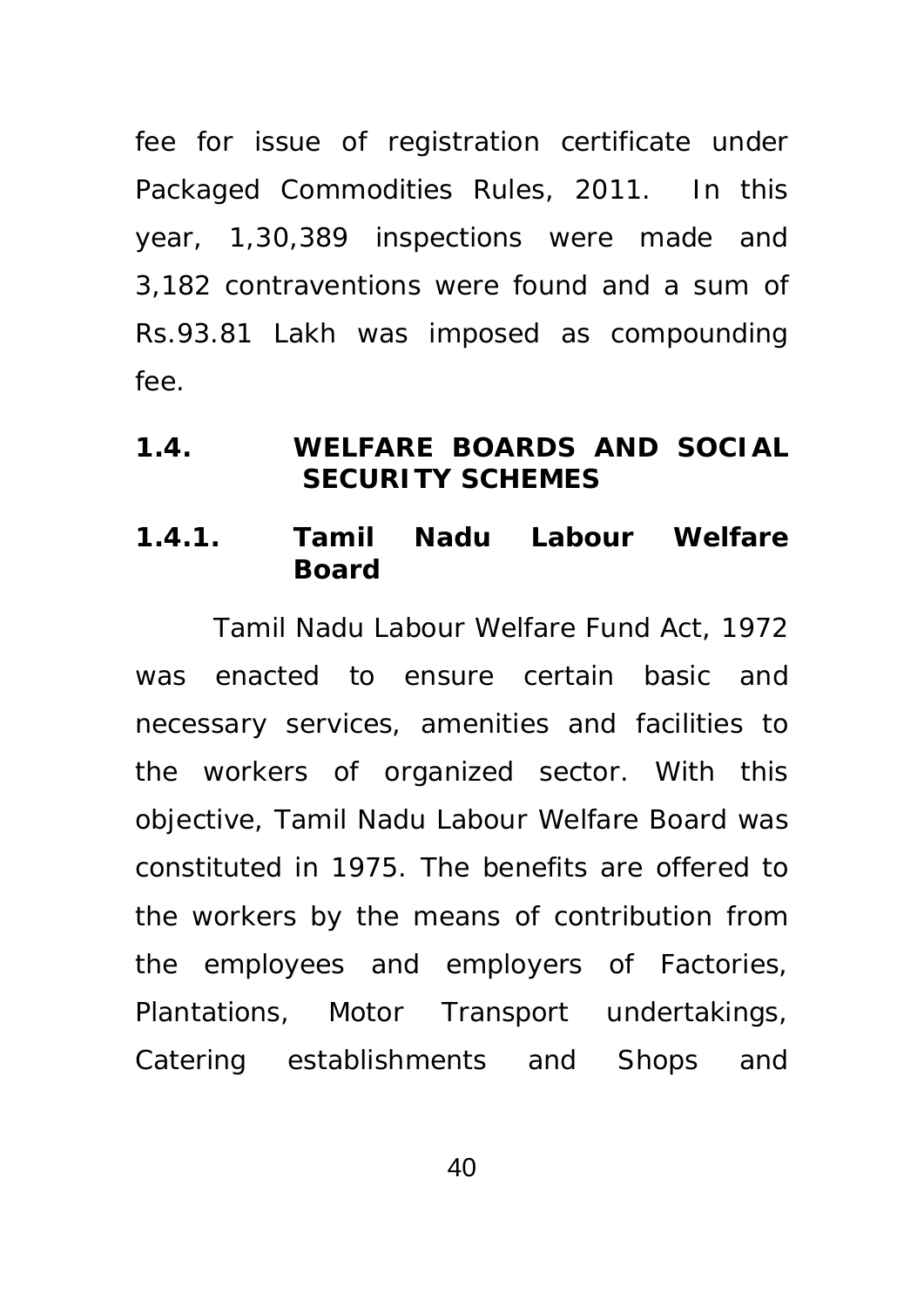fee for issue of registration certificate under Packaged Commodities Rules, 2011. In this year, 1,30,389 inspections were made and 3,182 contraventions were found and a sum of Rs.93.81 Lakh was imposed as compounding fee.

## 1.4. WELFARE BOARDS AND SOCIAL SECURITY SCHEMES

### 1.4.1. Tamil Nadu Labour Welfare Board

Tamil Nadu Labour Welfare Fund Act, 1972 was enacted to ensure certain basic and necessary services, amenities and facilities to the workers of organized sector. With this objective, Tamil Nadu Labour Welfare Board was constituted in 1975. The benefits are offered to the workers by the means of contribution from the employees and employers of Factories, Plantations, Motor Transport undertakings, Catering establishments and Shops and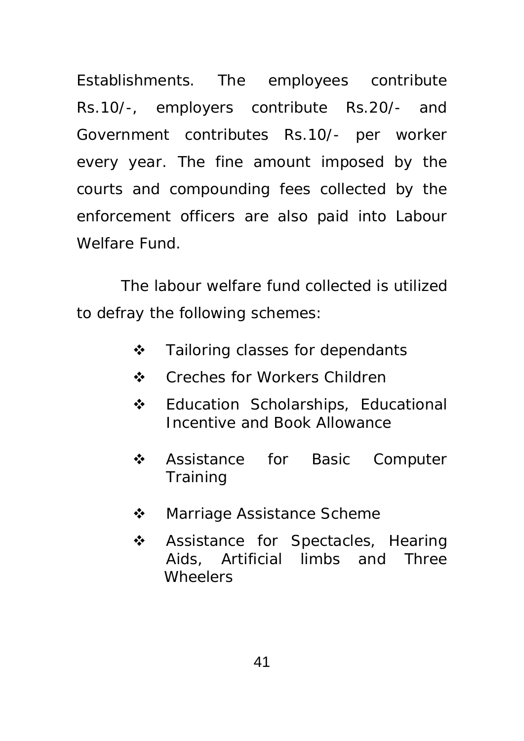Establishments. The employees contribute Rs.10/-, employers contribute Rs.20/- and Government contributes Rs.10/- per worker every year. The fine amount imposed by the courts and compounding fees collected by the enforcement officers are also paid into Labour Welfare Fund.

The labour welfare fund collected is utilized to defray the following schemes:

- Tailoring classes for dependants
- Creches for Workers Children
- Education Scholarships, Educational Incentive and Book Allowance
- Assistance for Basic Computer Training
- Marriage Assistance Scheme
- Assistance for Spectacles, Hearing Aids, Artificial limbs and Three Wheelers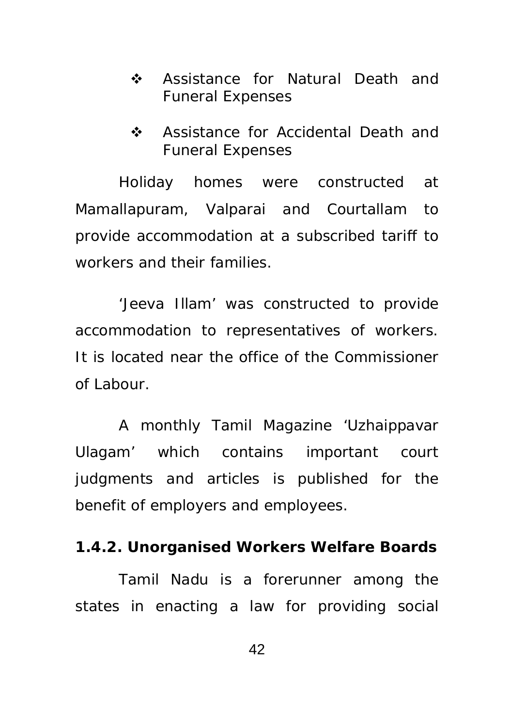- Assistance for Natural Death and Funeral Expenses
- Assistance for Accidental Death and Funeral Expenses

Holiday homes were constructed at Mamallapuram, Valparai and Courtallam to provide accommodation at a subscribed tariff to workers and their families.

'Jeeva Illam' was constructed to provide accommodation to representatives of workers. It is located near the office of the Commissioner of Labour.

A monthly Tamil Magazine 'Uzhaippavar Ulagam' which contains important court judgments and articles is published for the benefit of employers and employees.

**1.4.2. Unorganised Workers Welfare Boards**

Tamil Nadu is a forerunner among the states in enacting a law for providing social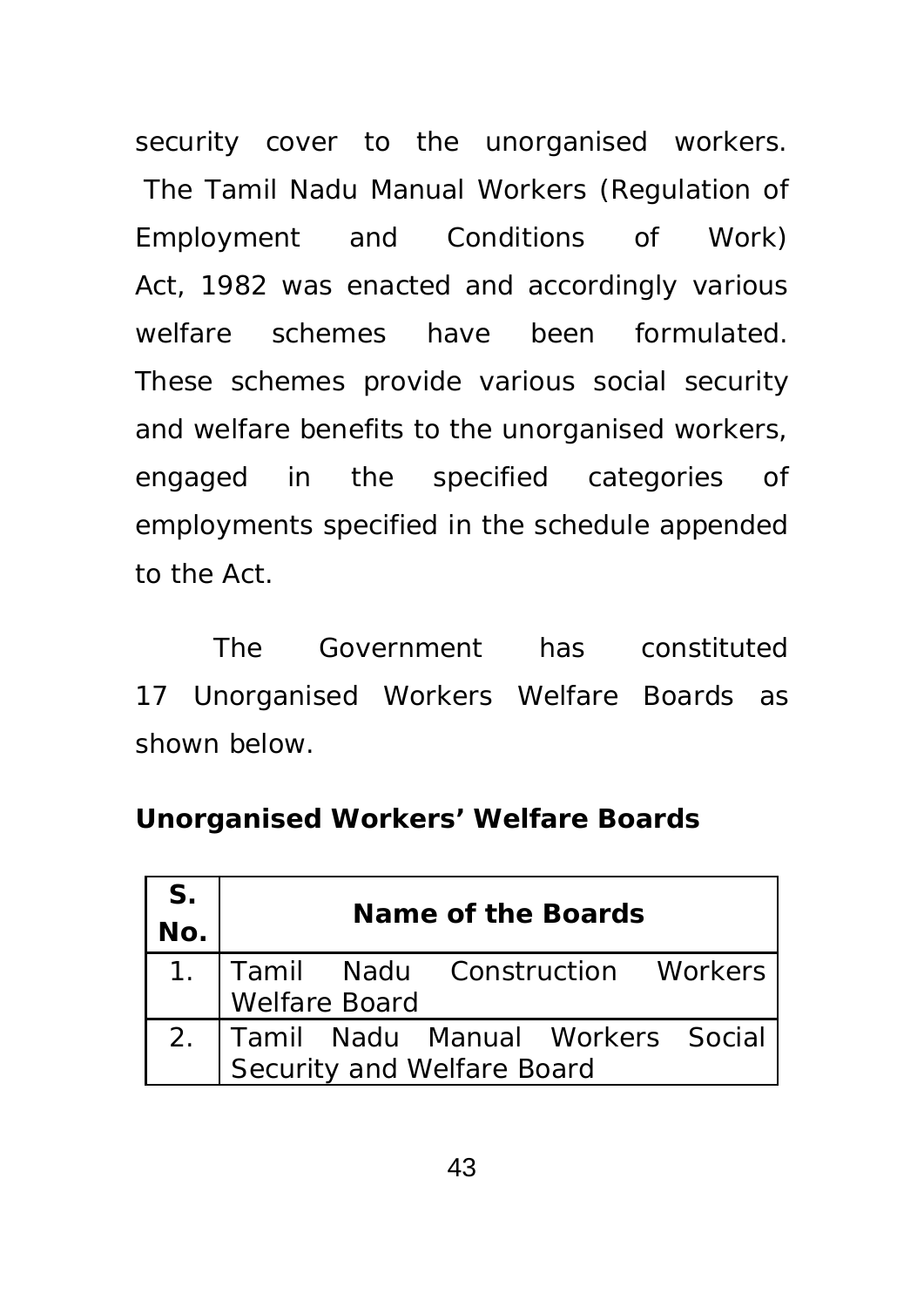security cover to the unorganised workers. The Tamil Nadu Manual Workers (Regulation of Employment and Conditions of Work) Act, 1982 was enacted and accordingly various welfare schemes have been formulated. These schemes provide various social security and welfare benefits to the unorganised workers, engaged in the specified categories of employments specified in the schedule appended to the Act.

The Government has constituted 17 Unorganised Workers Welfare Boards as shown below.

**Unorganised Workers' Welfare Boards**

| S. No. | Name of the Boards |
|---|---|
| 1. | Tamil Nadu Construction Workers Welfare Board |
| 2. | Tamil Nadu Manual Workers Social Security and Welfare Board |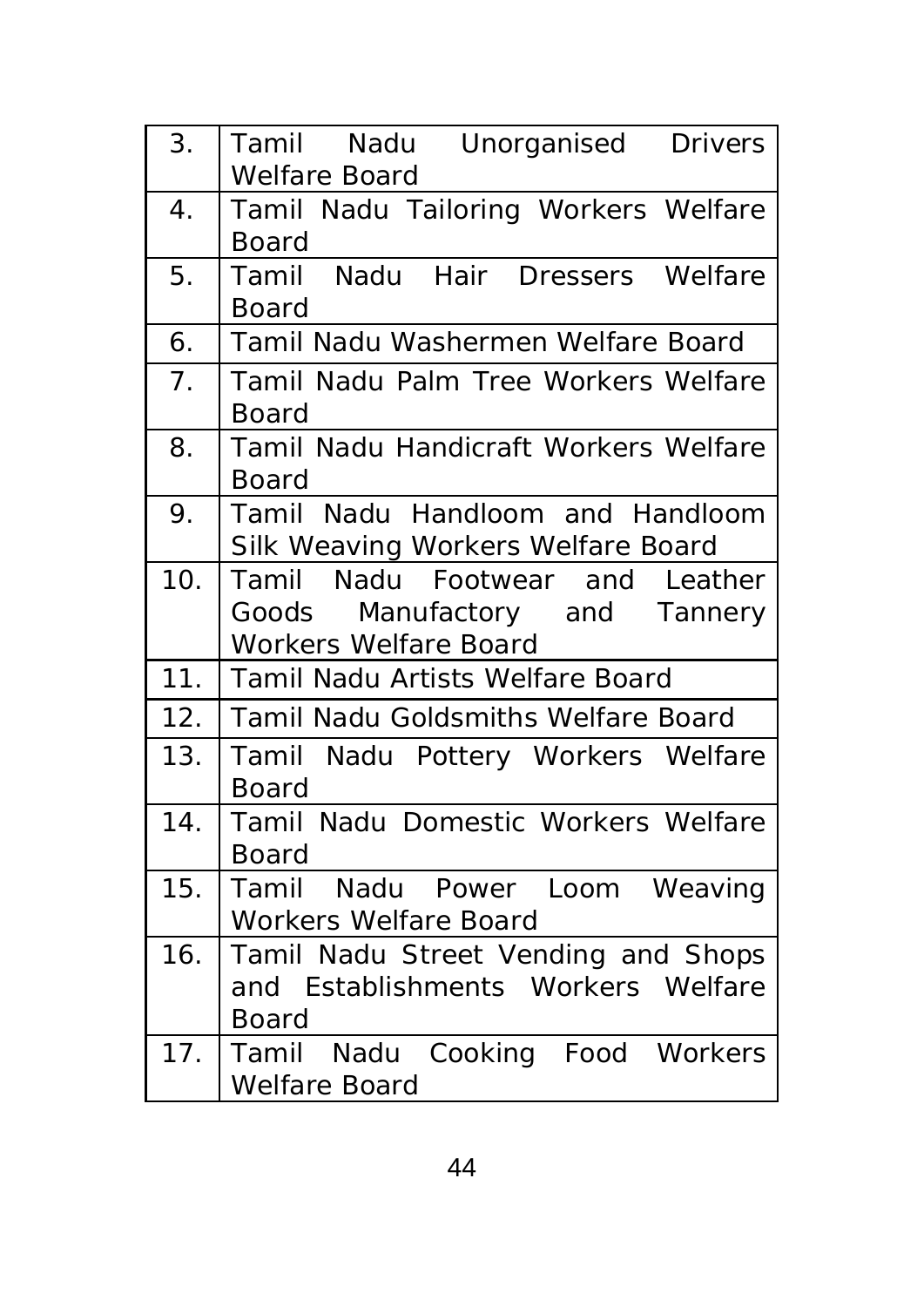| | |
|---|---|
| 3. | Tamil Nadu Unorganised Drivers Welfare Board |
| 4. | Tamil Nadu Tailoring Workers Welfare Board |
| 5. | Tamil Nadu Hair Dressers Welfare Board |
| 6. | Tamil Nadu Washermen Welfare Board |
| 7. | Tamil Nadu Palm Tree Workers Welfare Board |
| 8. | Tamil Nadu Handicraft Workers Welfare Board |
| 9. | Tamil Nadu Handloom and Handloom Silk Weaving Workers Welfare Board |
| 10. | Tamil Nadu Footwear and Leather Goods Manufactory and Tannery Workers Welfare Board |
| 11. | Tamil Nadu Artists Welfare Board |
| 12. | Tamil Nadu Goldsmiths Welfare Board |
| 13. | Tamil Nadu Pottery Workers Welfare Board |
| 14. | Tamil Nadu Domestic Workers Welfare Board |
| 15. | Tamil Nadu Power Loom Weaving Workers Welfare Board |
| 16. | Tamil Nadu Street Vending and Shops and Establishments Workers Welfare Board |
| 17. | Tamil Nadu Cooking Food Workers Welfare Board |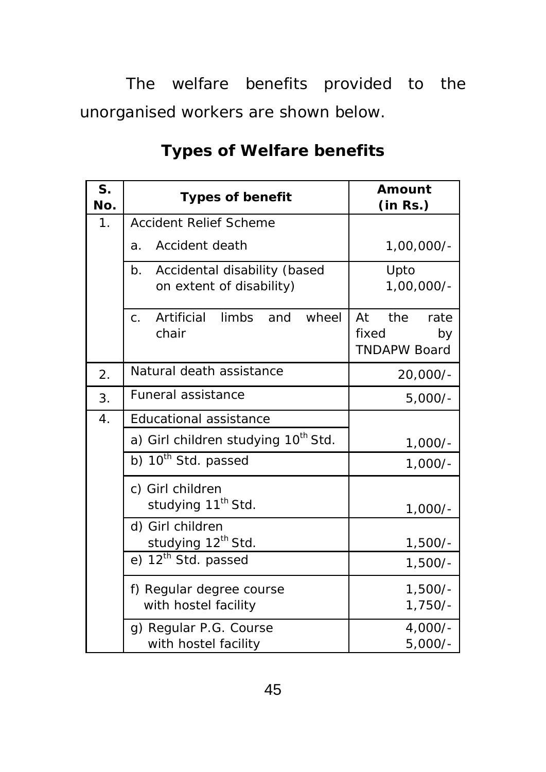The welfare benefits provided to the unorganised workers are shown below.

## Types of Welfare benefits

| S. No. | Types of benefit | Amount (in Rs.) |
|---|---|---|
| 1. | Accident Relief Scheme | |
| | a. Accident death | 1,00,000/- |
| | b. Accidental disability (based on extent of disability) | Upto 1,00,000/- |
| | c. Artificial limbs and wheel chair | At the rate fixed by TNDAPW Board |
| 2. | Natural death assistance | 20,000/- |
| 3. | Funeral assistance | 5,000/- |
| 4. | Educational assistance | |
| | a) Girl children studying 10th Std. | 1,000/- |
| | b) 10th Std. passed | 1,000/- |
| | c) Girl children studying 11th Std. | 1,000/- |
| | d) Girl children studying 12th Std. | 1,500/- |
| | e) 12th Std. passed | 1,500/- |
| | f) Regular degree course<br>with hostel facility | 1,500/-<br>1,750/- |
| | g) Regular P.G. Course<br>with hostel facility | 4,000/-<br>5,000/- |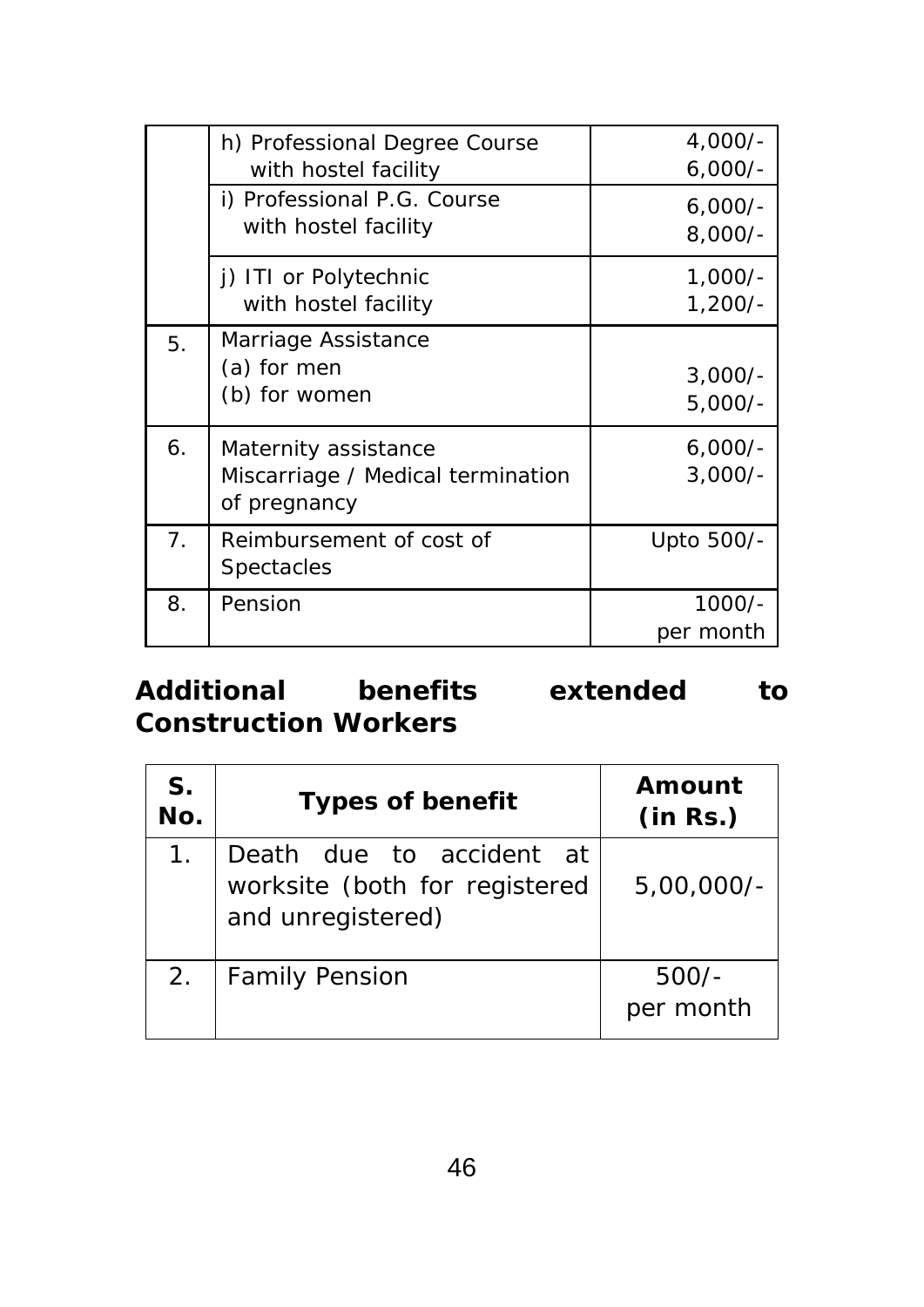| | | |
|---|---|---|
| | h) Professional Degree Course<br>with hostel facility | 4,000/-<br>6,000/- |
| | i) Professional P.G. Course<br>with hostel facility | 6,000/-<br>8,000/- |
| | j) ITI or Polytechnic<br>with hostel facility | 1,000/-<br>1,200/- |
| 5. | Marriage Assistance<br>(a) for men<br>(b) for women | <br>3,000/-<br>5,000/- |
| 6. | Maternity assistance<br>Miscarriage / Medical termination of pregnancy | 6,000/-<br>3,000/- |
| 7. | Reimbursement of cost of Spectacles | Upto 500/- |
| 8. | Pension | 1000/-<br>per month |

**Additional benefits extended to Construction Workers**

| S. No. | Types of benefit | Amount (in Rs.) |
|---|---|---|
| 1. | Death due to accident at worksite (both for registered and unregistered) | 5,00,000/- |
| 2. | Family Pension | 500/-<br>per month |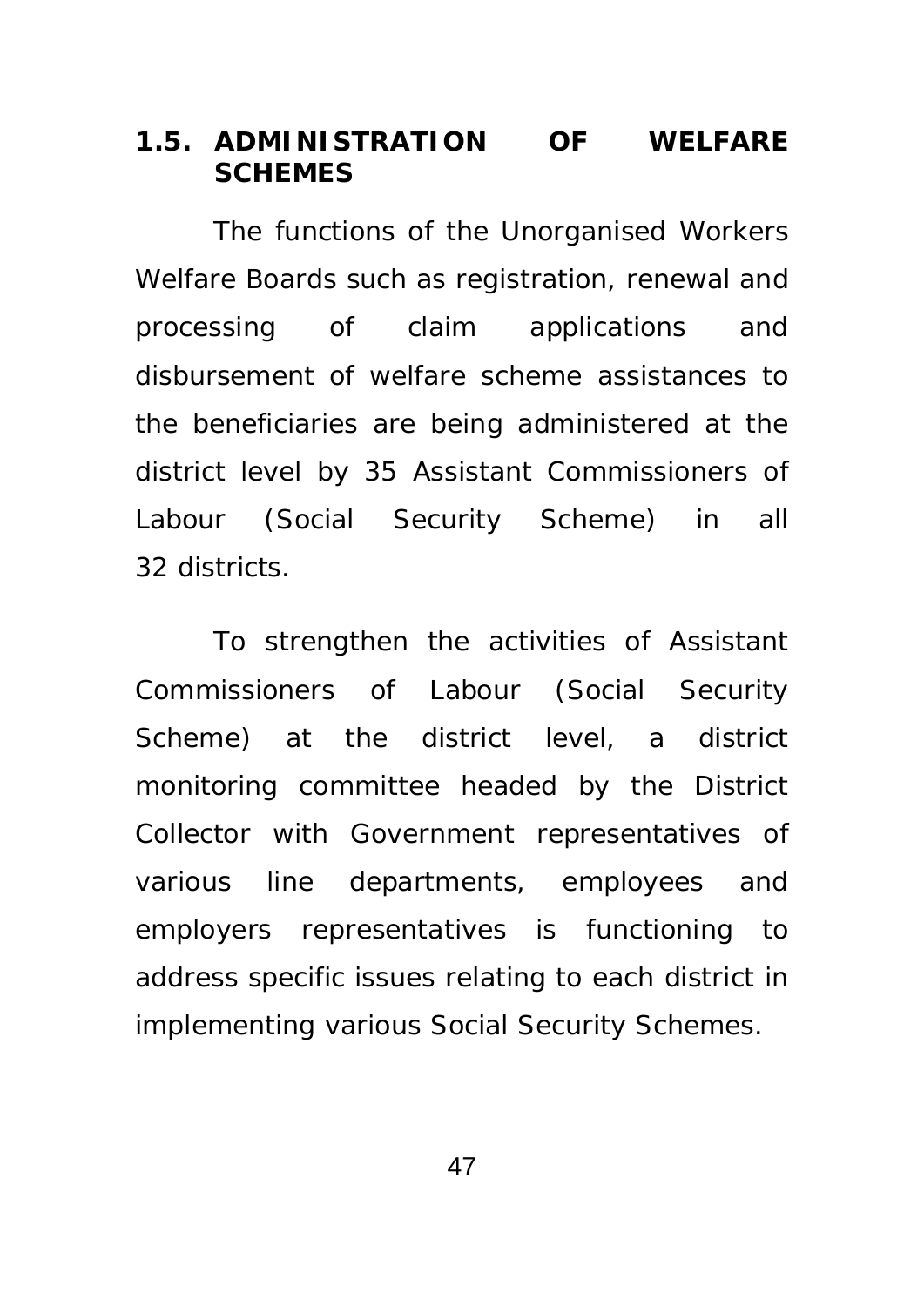## 1.5. ADMINISTRATION OF WELFARE SCHEMES

The functions of the Unorganised Workers Welfare Boards such as registration, renewal and processing of claim applications and disbursement of welfare scheme assistances to the beneficiaries are being administered at the district level by 35 Assistant Commissioners of Labour (Social Security Scheme) in all 32 districts.

To strengthen the activities of Assistant Commissioners of Labour (Social Security Scheme) at the district level, a district monitoring committee headed by the District Collector with Government representatives of various line departments, employees and employers representatives is functioning to address specific issues relating to each district in implementing various Social Security Schemes.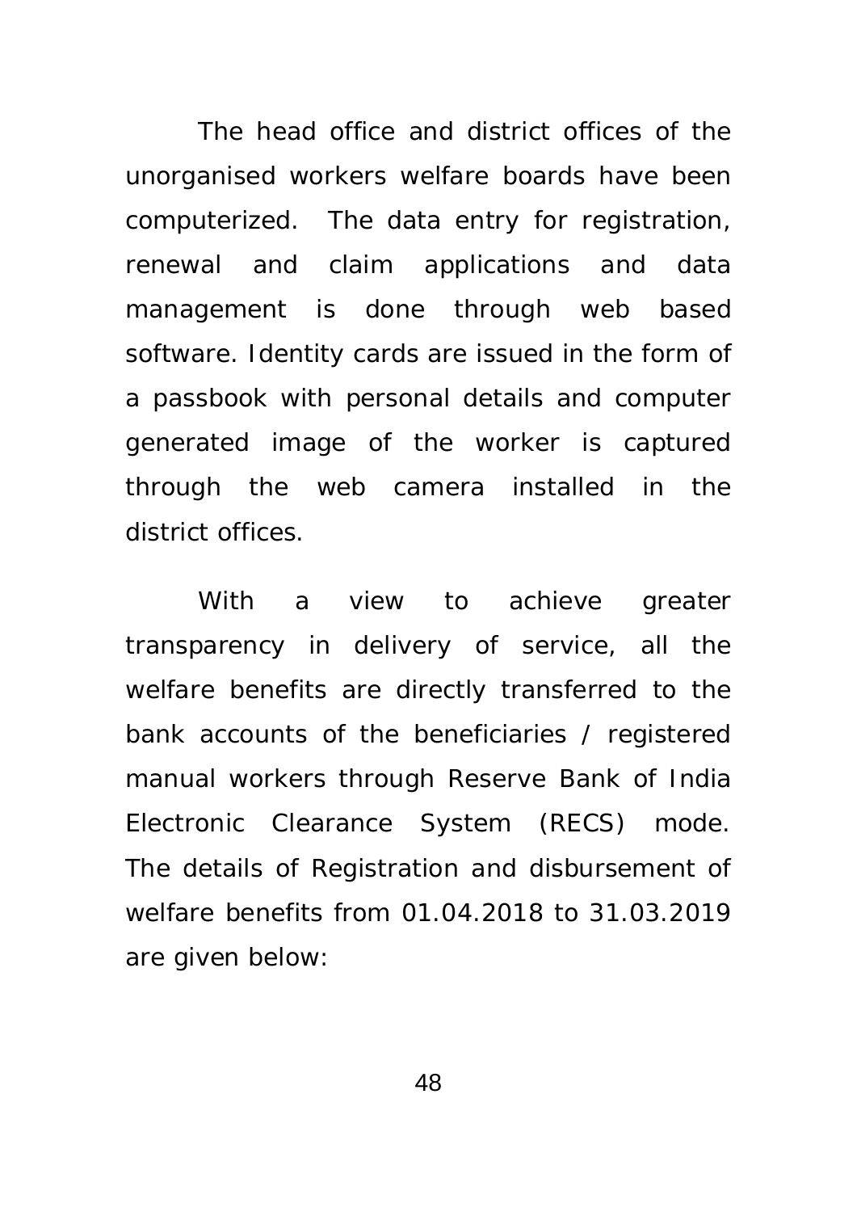The head office and district offices of the unorganised workers welfare boards have been computerized. The data entry for registration, renewal and claim applications and data management is done through web based software. Identity cards are issued in the form of a passbook with personal details and computer generated image of the worker is captured through the web camera installed in the district offices.

With a view to achieve greater transparency in delivery of service, all the welfare benefits are directly transferred to the bank accounts of the beneficiaries / registered manual workers through Reserve Bank of India Electronic Clearance System (RECS) mode. The details of Registration and disbursement of welfare benefits from 01.04.2018 to 31.03.2019 are given below: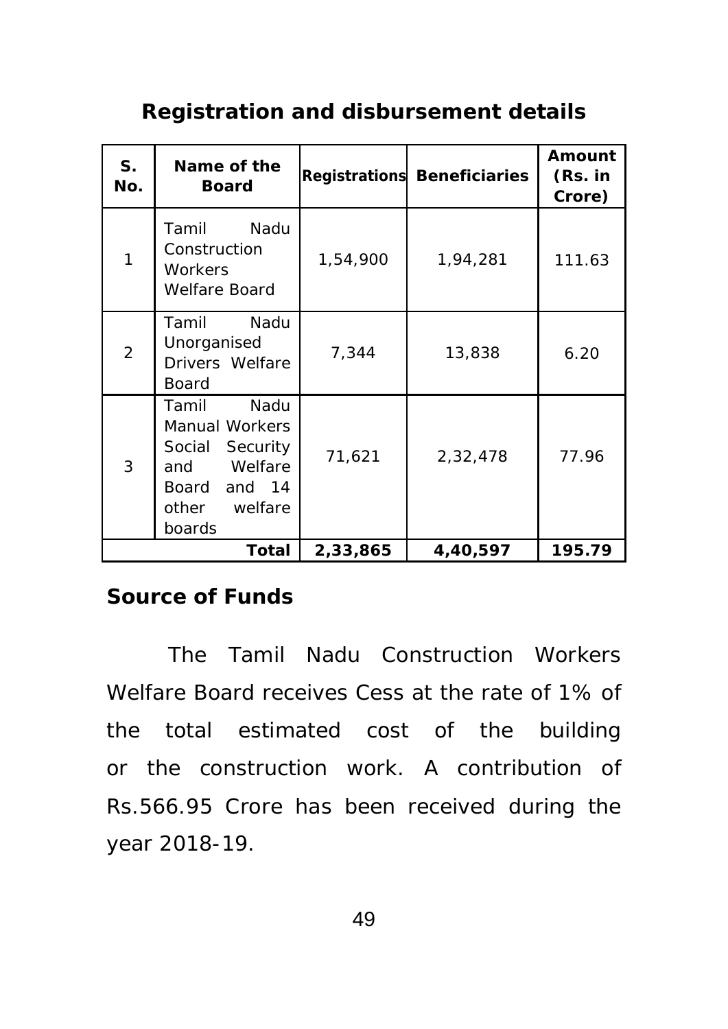## Registration and disbursement details

| S. No. | Name of the Board | Registrations | Beneficiaries | Amount (Rs. in Crore) |
|---|---|---|---|---|
| 1 | Tamil Nadu Construction Workers Welfare Board | 1,54,900 | 1,94,281 | 111.63 |
| 2 | Tamil Nadu Unorganised Drivers Welfare Board | 7,344 | 13,838 | 6.20 |
| 3 | Tamil Nadu Manual Workers Social Security and Welfare Board and 14 other welfare boards | 71,621 | 2,32,478 | 77.96 |
| | **Total** | **2,33,865** | **4,40,597** | **195.79** |

## Source of Funds

The Tamil Nadu Construction Workers Welfare Board receives Cess at the rate of 1% of the total estimated cost of the building or the construction work. A contribution of Rs.566.95 Crore has been received during the year 2018-19.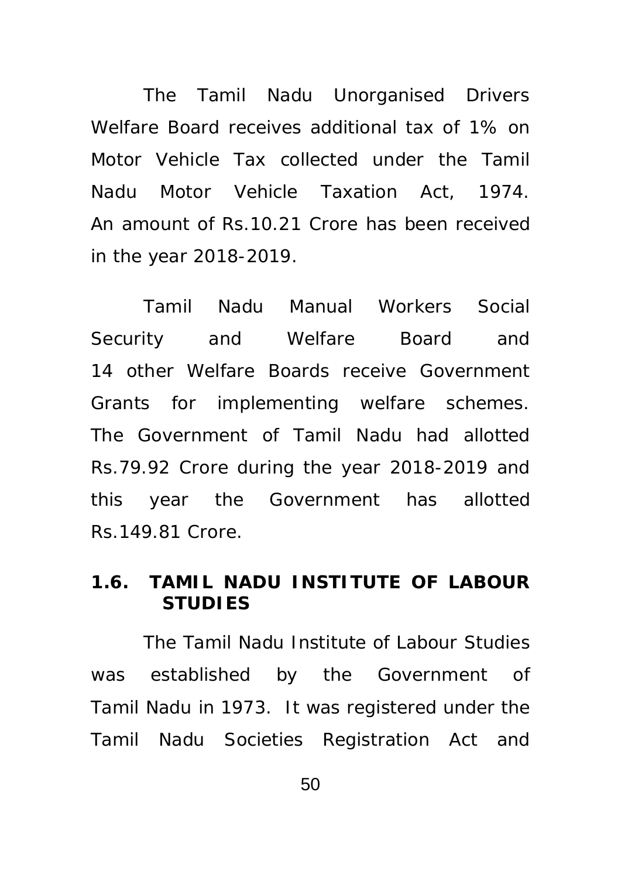The Tamil Nadu Unorganised Drivers Welfare Board receives additional tax of 1% on Motor Vehicle Tax collected under the Tamil Nadu Motor Vehicle Taxation Act, 1974. An amount of Rs.10.21 Crore has been received in the year 2018-2019.

Tamil Nadu Manual Workers Social Security and Welfare Board and 14 other Welfare Boards receive Government Grants for implementing welfare schemes. The Government of Tamil Nadu had allotted Rs.79.92 Crore during the year 2018-2019 and this year the Government has allotted Rs.149.81 Crore.

## 1.6. TAMIL NADU INSTITUTE OF LABOUR STUDIES

The Tamil Nadu Institute of Labour Studies was established by the Government of Tamil Nadu in 1973. It was registered under the Tamil Nadu Societies Registration Act and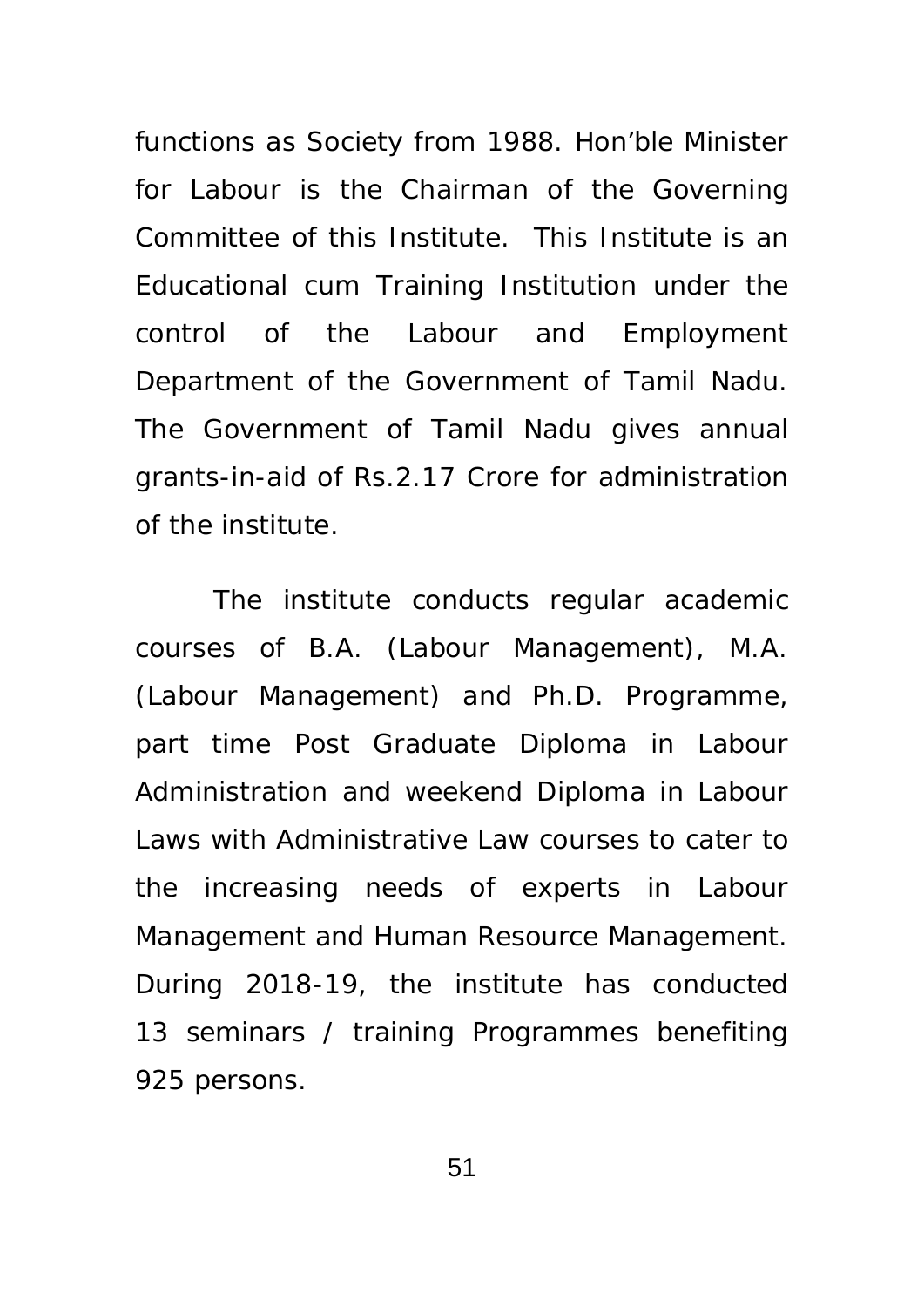functions as Society from 1988. Hon'ble Minister for Labour is the Chairman of the Governing Committee of this Institute. This Institute is an Educational cum Training Institution under the control of the Labour and Employment Department of the Government of Tamil Nadu. The Government of Tamil Nadu gives annual grants-in-aid of Rs.2.17 Crore for administration of the institute.

The institute conducts regular academic courses of B.A. (Labour Management), M.A. (Labour Management) and Ph.D. Programme, part time Post Graduate Diploma in Labour Administration and weekend Diploma in Labour Laws with Administrative Law courses to cater to the increasing needs of experts in Labour Management and Human Resource Management. During 2018-19, the institute has conducted 13 seminars / training Programmes benefiting 925 persons.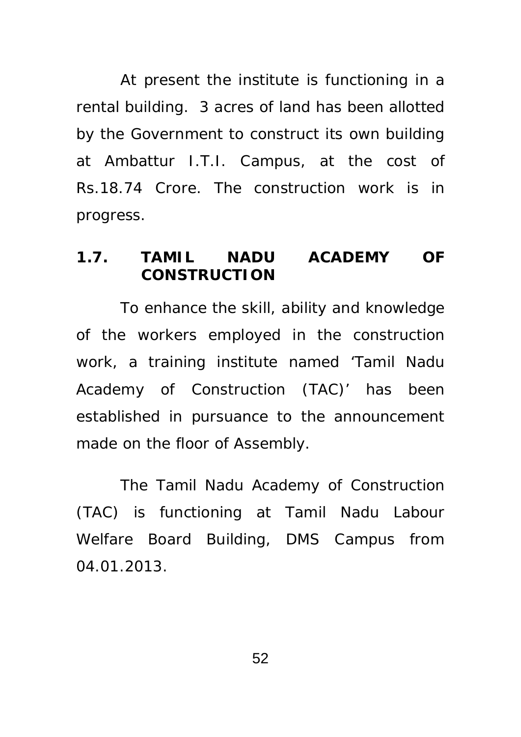At present the institute is functioning in a rental building. 3 acres of land has been allotted by the Government to construct its own building at Ambattur I.T.I. Campus, at the cost of Rs.18.74 Crore. The construction work is in progress.

## 1.7. TAMIL NADU ACADEMY OF CONSTRUCTION

To enhance the skill, ability and knowledge of the workers employed in the construction work, a training institute named 'Tamil Nadu Academy of Construction (TAC)' has been established in pursuance to the announcement made on the floor of Assembly.

The Tamil Nadu Academy of Construction (TAC) is functioning at Tamil Nadu Labour Welfare Board Building, DMS Campus from 04.01.2013.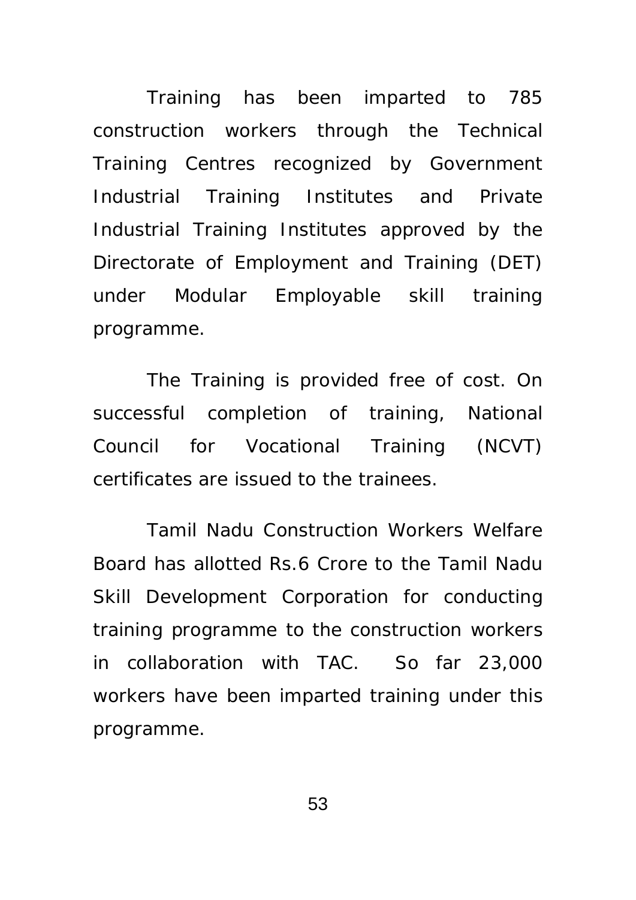Training has been imparted to 785 construction workers through the Technical Training Centres recognized by Government Industrial Training Institutes and Private Industrial Training Institutes approved by the Directorate of Employment and Training (DET) under Modular Employable skill training programme.

The Training is provided free of cost. On successful completion of training, National Council for Vocational Training (NCVT) certificates are issued to the trainees.

Tamil Nadu Construction Workers Welfare Board has allotted Rs.6 Crore to the Tamil Nadu Skill Development Corporation for conducting training programme to the construction workers in collaboration with TAC. So far 23,000 workers have been imparted training under this programme.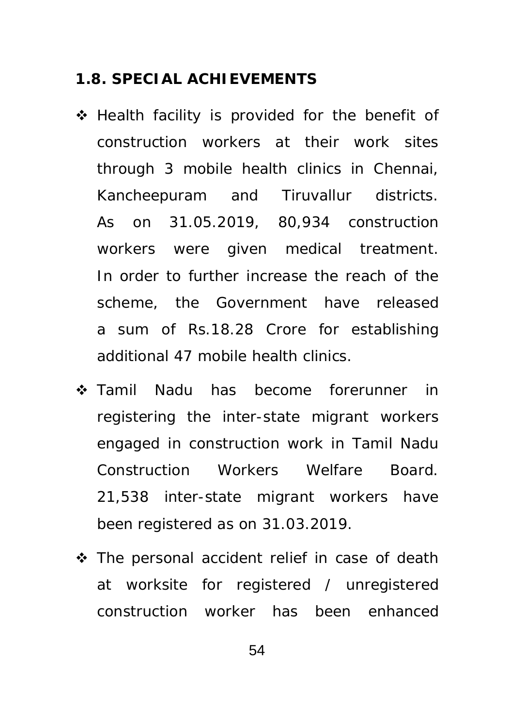## 1.8. SPECIAL ACHIEVEMENTS

- Health facility is provided for the benefit of construction workers at their work sites through 3 mobile health clinics in Chennai, Kancheepuram and Tiruvallur districts. As on 31.05.2019, 80,934 construction workers were given medical treatment. In order to further increase the reach of the scheme, the Government have released a sum of Rs.18.28 Crore for establishing additional 47 mobile health clinics.
- Tamil Nadu has become forerunner in registering the inter-state migrant workers engaged in construction work in Tamil Nadu Construction Workers Welfare Board. 21,538 inter-state migrant workers have been registered as on 31.03.2019.
- The personal accident relief in case of death at worksite for registered / unregistered construction worker has been enhanced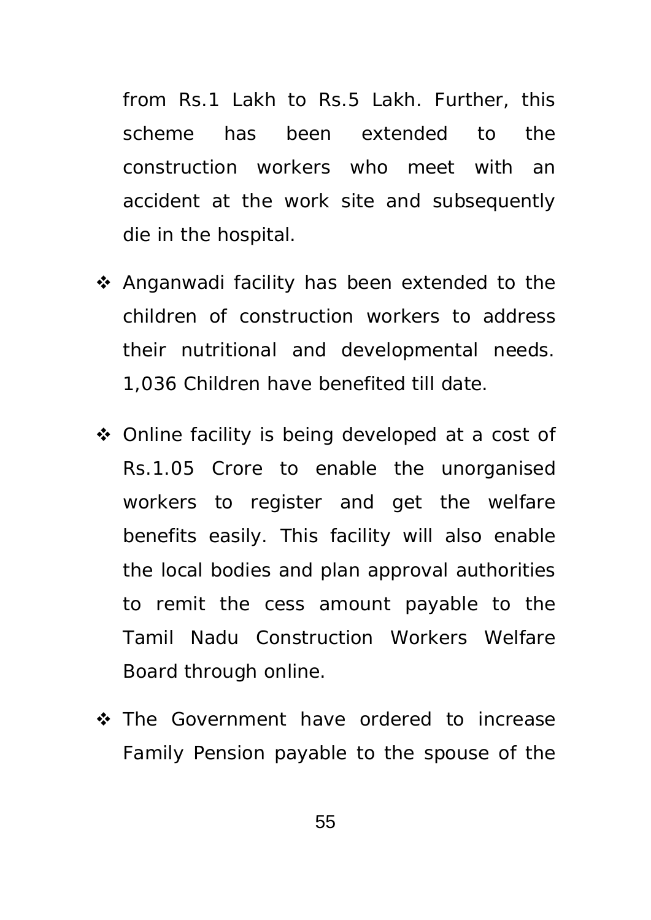from Rs.1 Lakh to Rs.5 Lakh. Further, this scheme has been extended to the construction workers who meet with an accident at the work site and subsequently die in the hospital.

- Anganwadi facility has been extended to the children of construction workers to address their nutritional and developmental needs. 1,036 Children have benefited till date.

- Online facility is being developed at a cost of Rs.1.05 Crore to enable the unorganised workers to register and get the welfare benefits easily. This facility will also enable the local bodies and plan approval authorities to remit the cess amount payable to the Tamil Nadu Construction Workers Welfare Board through online.

- The Government have ordered to increase Family Pension payable to the spouse of the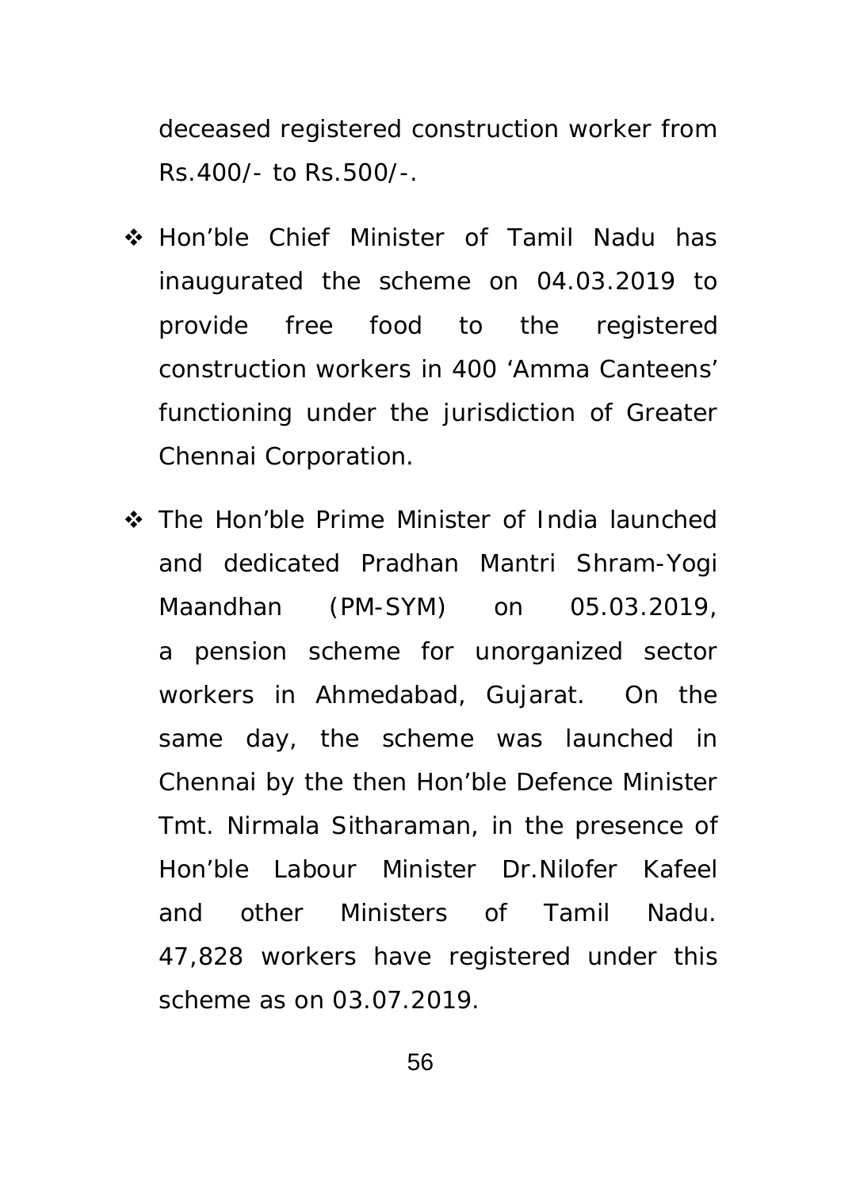deceased registered construction worker from Rs.400/- to Rs.500/-.

- Hon'ble Chief Minister of Tamil Nadu has inaugurated the scheme on 04.03.2019 to provide free food to the registered construction workers in 400 'Amma Canteens' functioning under the jurisdiction of Greater Chennai Corporation.
- The Hon'ble Prime Minister of India launched and dedicated Pradhan Mantri Shram-Yogi Maandhan (PM-SYM) on 05.03.2019, a pension scheme for unorganized sector workers in Ahmedabad, Gujarat. On the same day, the scheme was launched in Chennai by the then Hon'ble Defence Minister Tmt. Nirmala Sitharaman, in the presence of Hon'ble Labour Minister Dr.Nilofer Kafeel and other Ministers of Tamil Nadu. 47,828 workers have registered under this scheme as on 03.07.2019.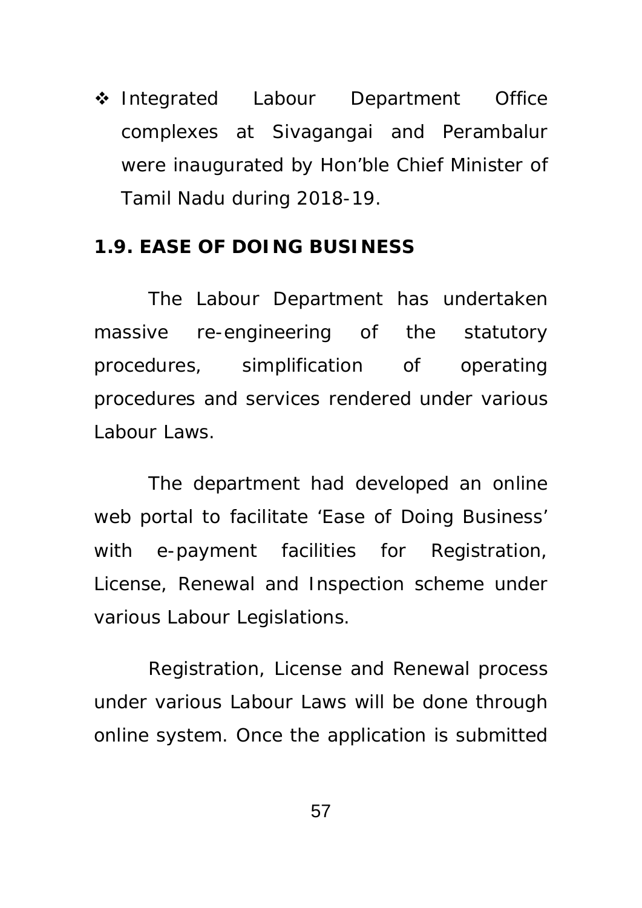- Integrated Labour Department Office complexes at Sivagangai and Perambalur were inaugurated by Hon'ble Chief Minister of Tamil Nadu during 2018-19.

### 1.9. EASE OF DOING BUSINESS

The Labour Department has undertaken massive re-engineering of the statutory procedures, simplification of operating procedures and services rendered under various Labour Laws.

The department had developed an online web portal to facilitate 'Ease of Doing Business' with e-payment facilities for Registration, License, Renewal and Inspection scheme under various Labour Legislations.

Registration, License and Renewal process under various Labour Laws will be done through online system. Once the application is submitted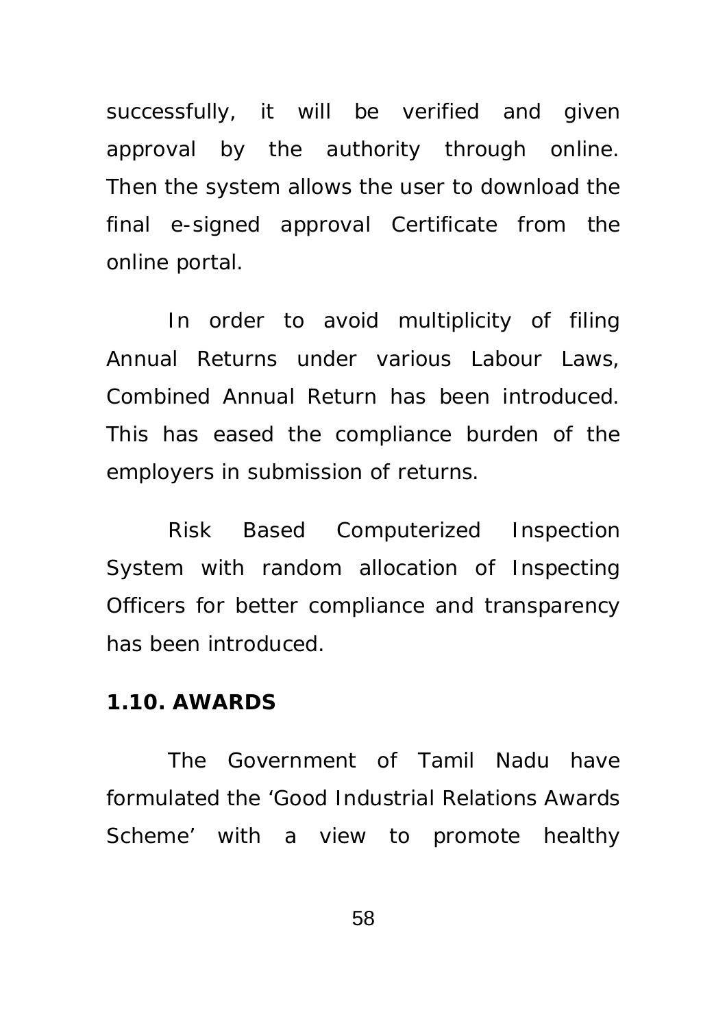successfully, it will be verified and given approval by the authority through online. Then the system allows the user to download the final e-signed approval Certificate from the online portal.

In order to avoid multiplicity of filing Annual Returns under various Labour Laws, Combined Annual Return has been introduced. This has eased the compliance burden of the employers in submission of returns.

Risk Based Computerized Inspection System with random allocation of Inspecting Officers for better compliance and transparency has been introduced.

## 1.10. AWARDS

The Government of Tamil Nadu have formulated the 'Good Industrial Relations Awards Scheme' with a view to promote healthy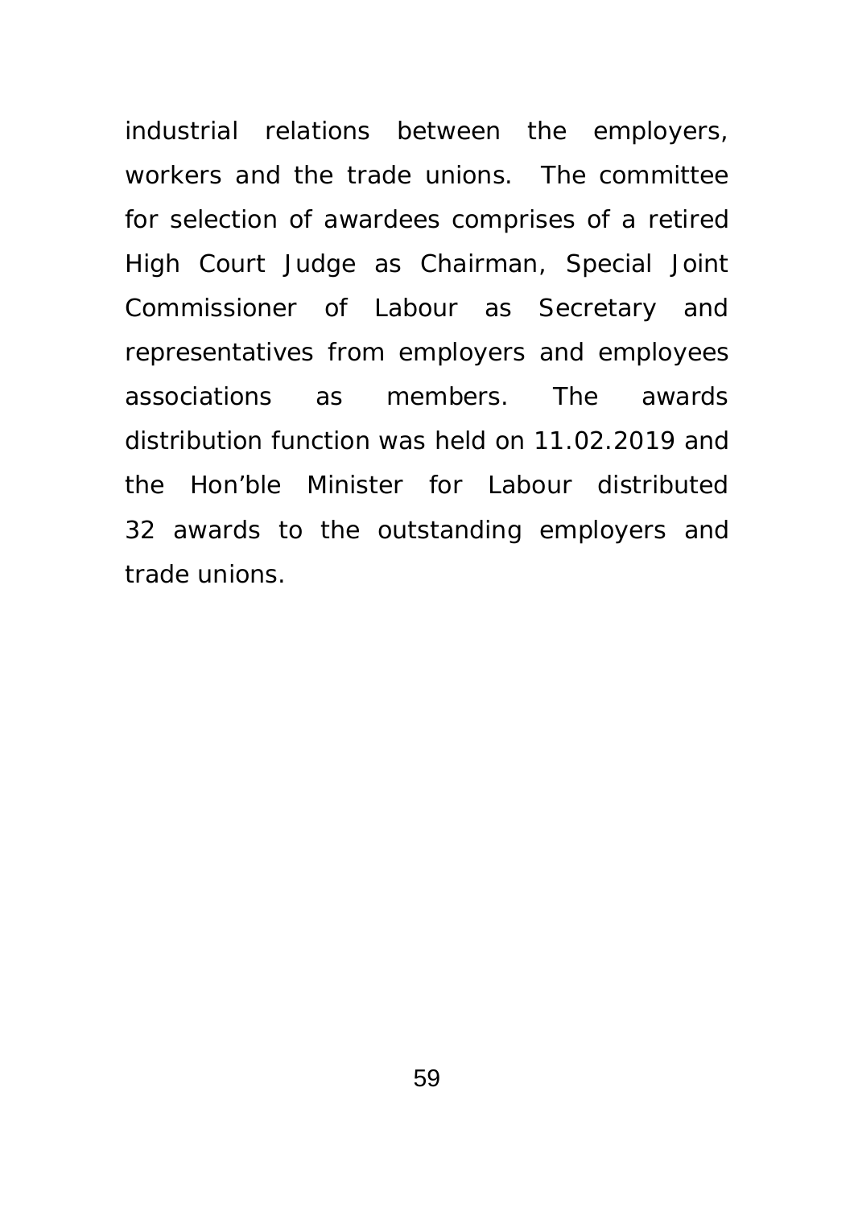industrial relations between the employers, workers and the trade unions. The committee for selection of awardees comprises of a retired High Court Judge as Chairman, Special Joint Commissioner of Labour as Secretary and representatives from employers and employees associations as members. The awards distribution function was held on 11.02.2019 and the Hon'ble Minister for Labour distributed 32 awards to the outstanding employers and trade unions.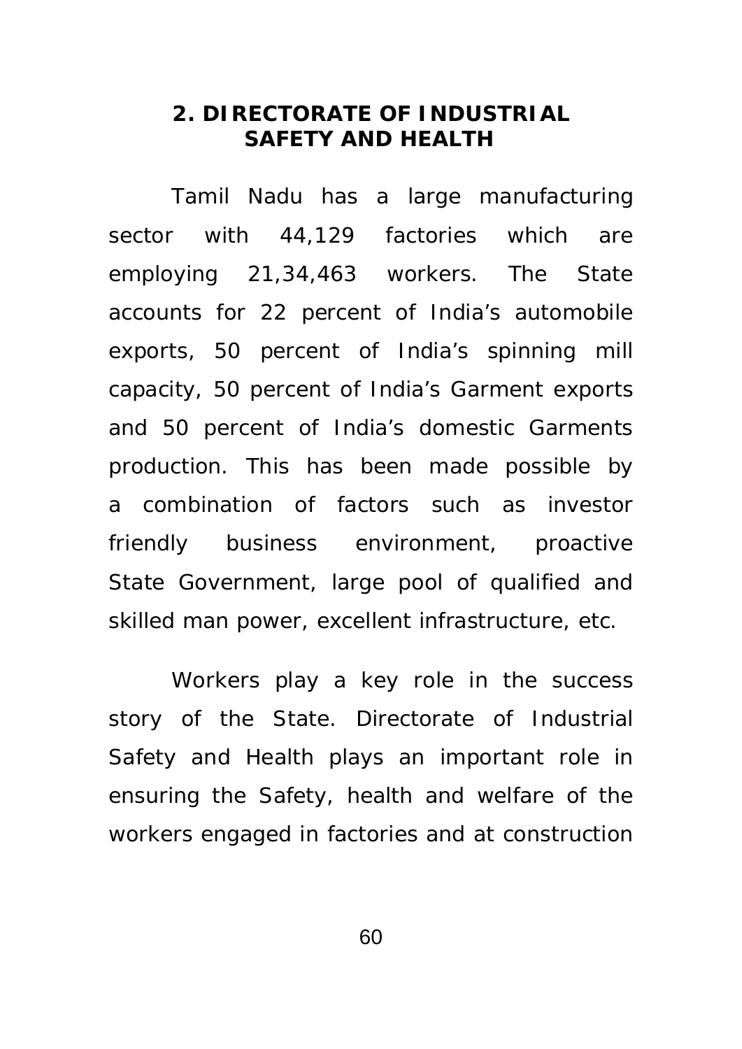## 2. DIRECTORATE OF INDUSTRIAL SAFETY AND HEALTH

Tamil Nadu has a large manufacturing sector with 44,129 factories which are employing 21,34,463 workers. The State accounts for 22 percent of India's automobile exports, 50 percent of India's spinning mill capacity, 50 percent of India's Garment exports and 50 percent of India's domestic Garments production. This has been made possible by a combination of factors such as investor friendly business environment, proactive State Government, large pool of qualified and skilled man power, excellent infrastructure, etc.

Workers play a key role in the success story of the State. Directorate of Industrial Safety and Health plays an important role in ensuring the Safety, health and welfare of the workers engaged in factories and at construction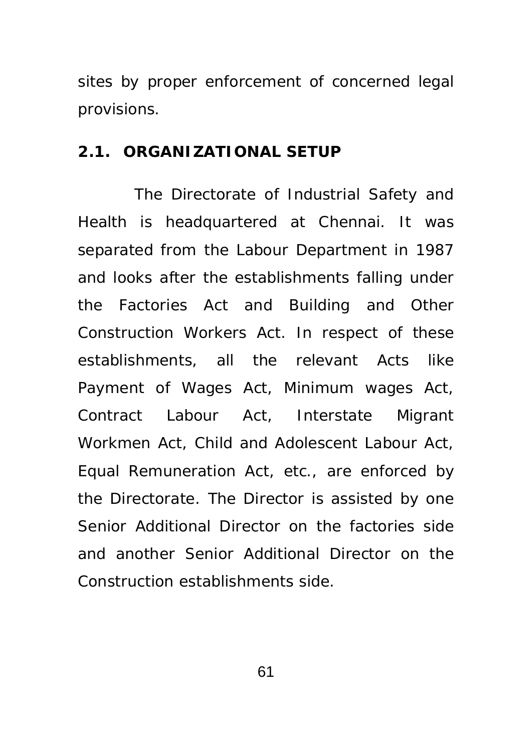sites by proper enforcement of concerned legal provisions.

## 2.1. ORGANIZATIONAL SETUP

The Directorate of Industrial Safety and Health is headquartered at Chennai. It was separated from the Labour Department in 1987 and looks after the establishments falling under the Factories Act and Building and Other Construction Workers Act. In respect of these establishments, all the relevant Acts like Payment of Wages Act, Minimum wages Act, Contract Labour Act, Interstate Migrant Workmen Act, Child and Adolescent Labour Act, Equal Remuneration Act, etc., are enforced by the Directorate. The Director is assisted by one Senior Additional Director on the factories side and another Senior Additional Director on the Construction establishments side.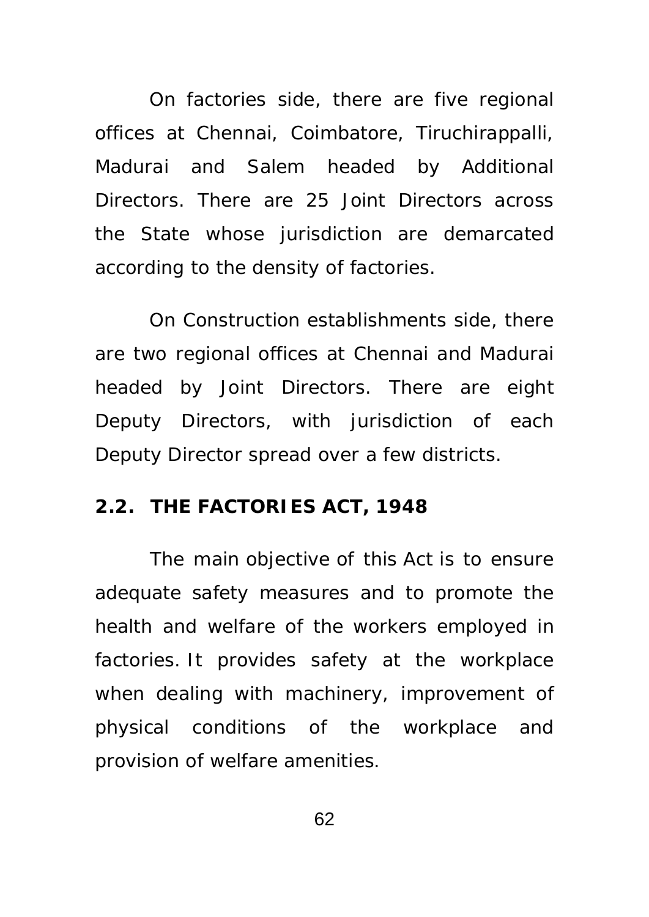On factories side, there are five regional offices at Chennai, Coimbatore, Tiruchirappalli, Madurai and Salem headed by Additional Directors. There are 25 Joint Directors across the State whose jurisdiction are demarcated according to the density of factories.

On Construction establishments side, there are two regional offices at Chennai and Madurai headed by Joint Directors. There are eight Deputy Directors, with jurisdiction of each Deputy Director spread over a few districts.

## 2.2. THE FACTORIES ACT, 1948

The main objective of this Act is to ensure adequate safety measures and to promote the health and welfare of the workers employed in factories. It provides safety at the workplace when dealing with machinery, improvement of physical conditions of the workplace and provision of welfare amenities.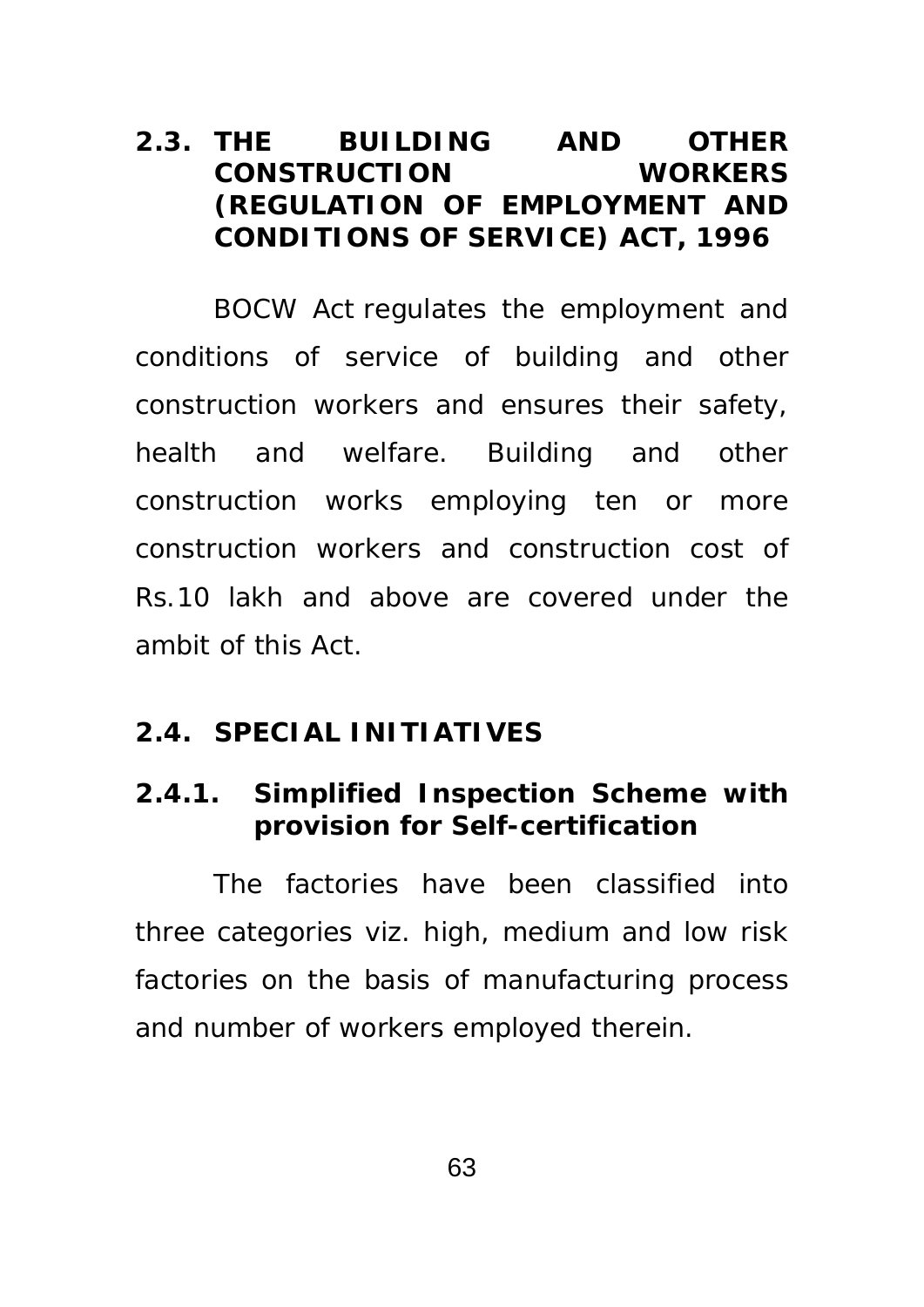## 2.3. THE BUILDING AND OTHER CONSTRUCTION WORKERS (REGULATION OF EMPLOYMENT AND CONDITIONS OF SERVICE) ACT, 1996

BOCW Act regulates the employment and conditions of service of building and other construction workers and ensures their safety, health and welfare. Building and other construction works employing ten or more construction workers and construction cost of Rs.10 lakh and above are covered under the ambit of this Act.

## 2.4. SPECIAL INITIATIVES

### 2.4.1. Simplified Inspection Scheme with provision for Self-certification

The factories have been classified into three categories viz. high, medium and low risk factories on the basis of manufacturing process and number of workers employed therein.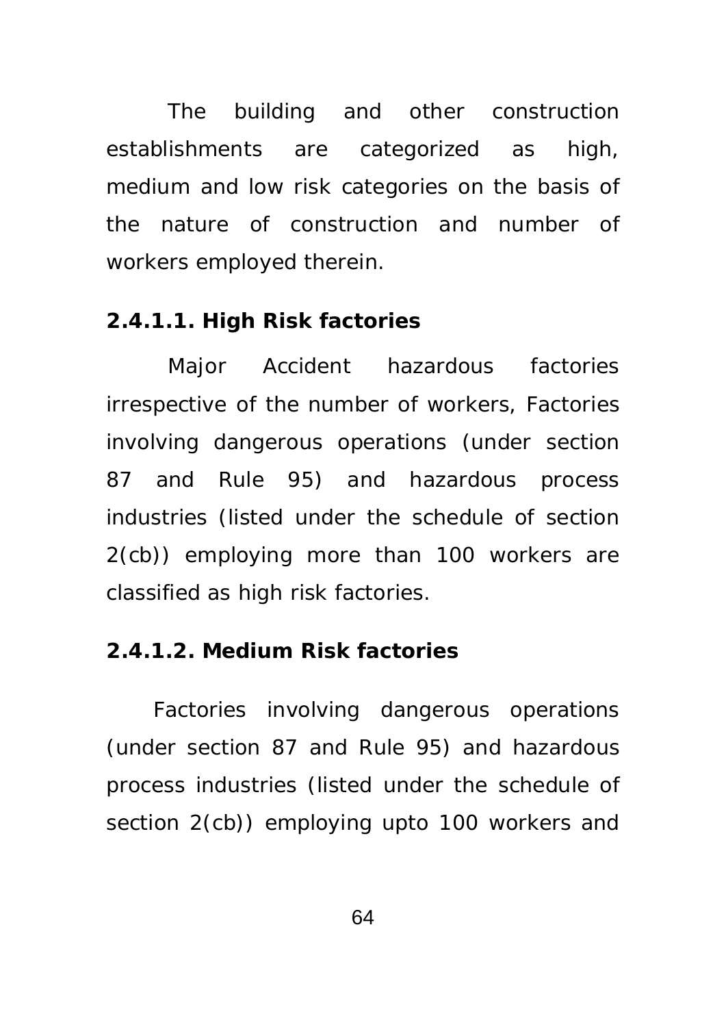The building and other construction establishments are categorized as high, medium and low risk categories on the basis of the nature of construction and number of workers employed therein.

**2.4.1.1. High Risk factories**

Major Accident hazardous factories irrespective of the number of workers, Factories involving dangerous operations (under section 87 and Rule 95) and hazardous process industries (listed under the schedule of section 2(cb)) employing more than 100 workers are classified as high risk factories.

**2.4.1.2. Medium Risk factories**

Factories involving dangerous operations (under section 87 and Rule 95) and hazardous process industries (listed under the schedule of section 2(cb)) employing upto 100 workers and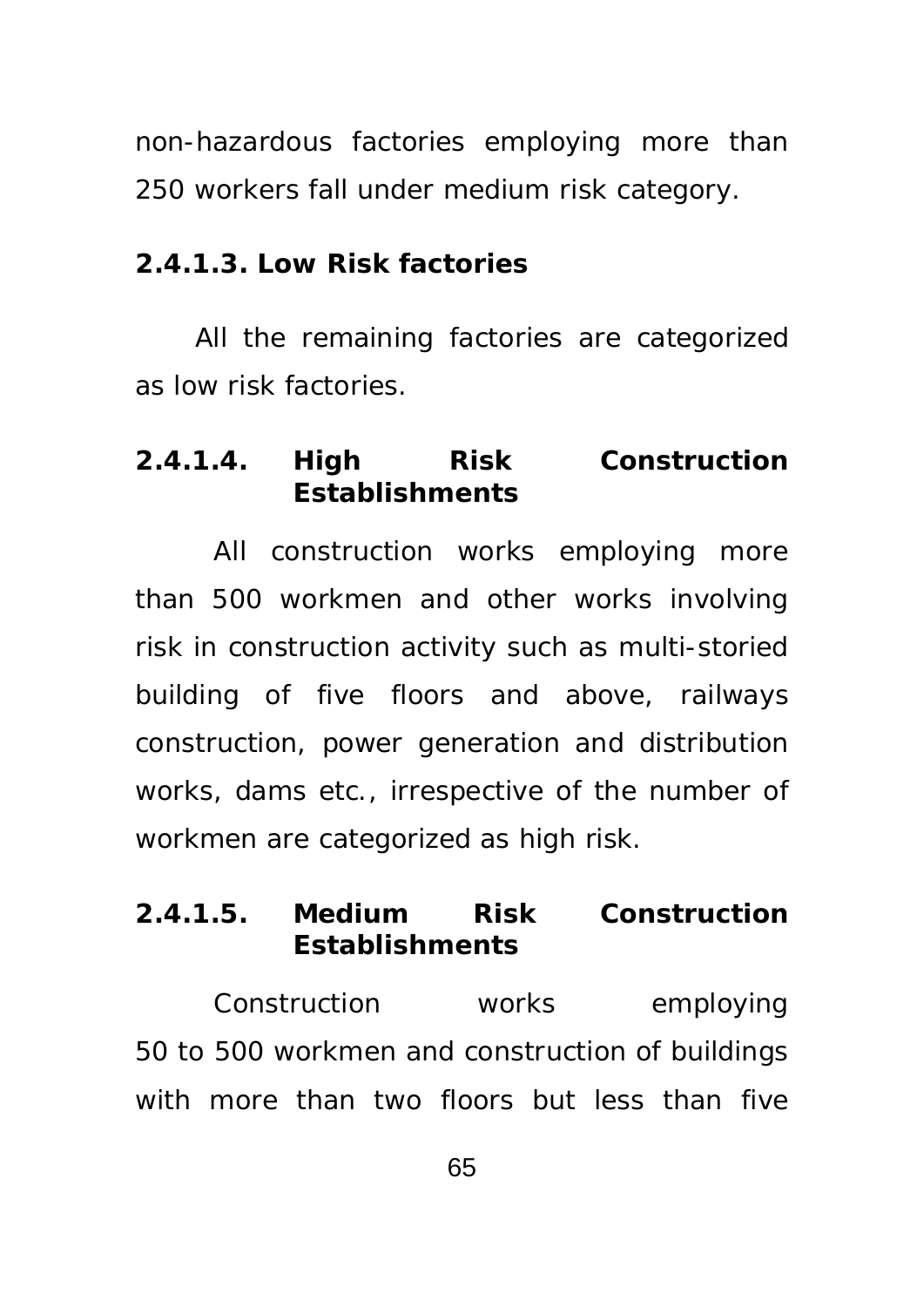non-hazardous factories employing more than 250 workers fall under medium risk category.

#### 2.4.1.3. Low Risk factories

All the remaining factories are categorized as low risk factories.

#### 2.4.1.4. High Risk Construction Establishments

All construction works employing more than 500 workmen and other works involving risk in construction activity such as multi-storied building of five floors and above, railways construction, power generation and distribution works, dams etc., irrespective of the number of workmen are categorized as high risk.

#### 2.4.1.5. Medium Risk Construction Establishments

Construction works employing 50 to 500 workmen and construction of buildings with more than two floors but less than five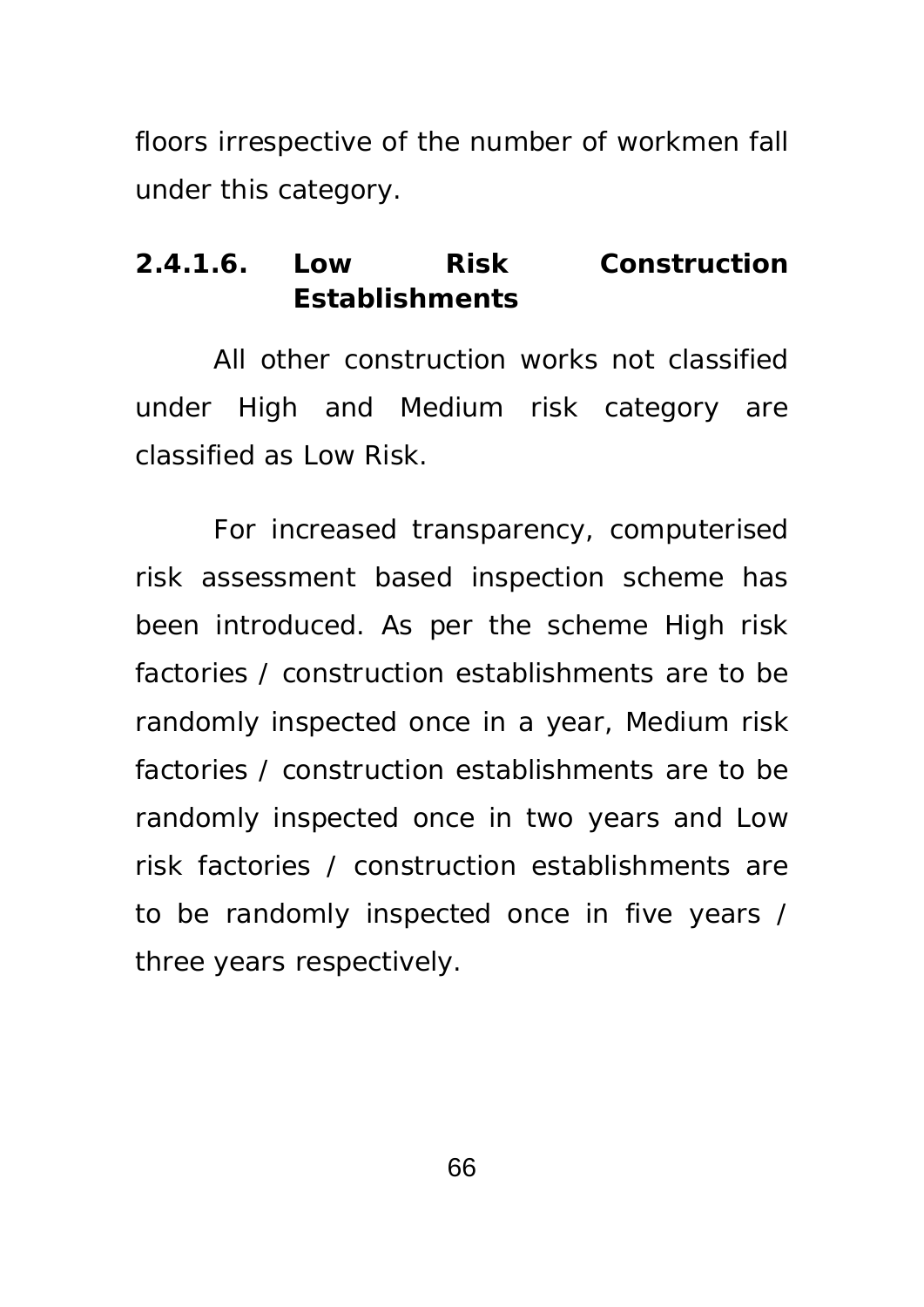floors irrespective of the number of workmen fall under this category.

#### 2.4.1.6. Low Risk Construction Establishments

All other construction works not classified under High and Medium risk category are classified as Low Risk.

For increased transparency, computerised risk assessment based inspection scheme has been introduced. As per the scheme High risk factories / construction establishments are to be randomly inspected once in a year, Medium risk factories / construction establishments are to be randomly inspected once in two years and Low risk factories / construction establishments are to be randomly inspected once in five years / three years respectively.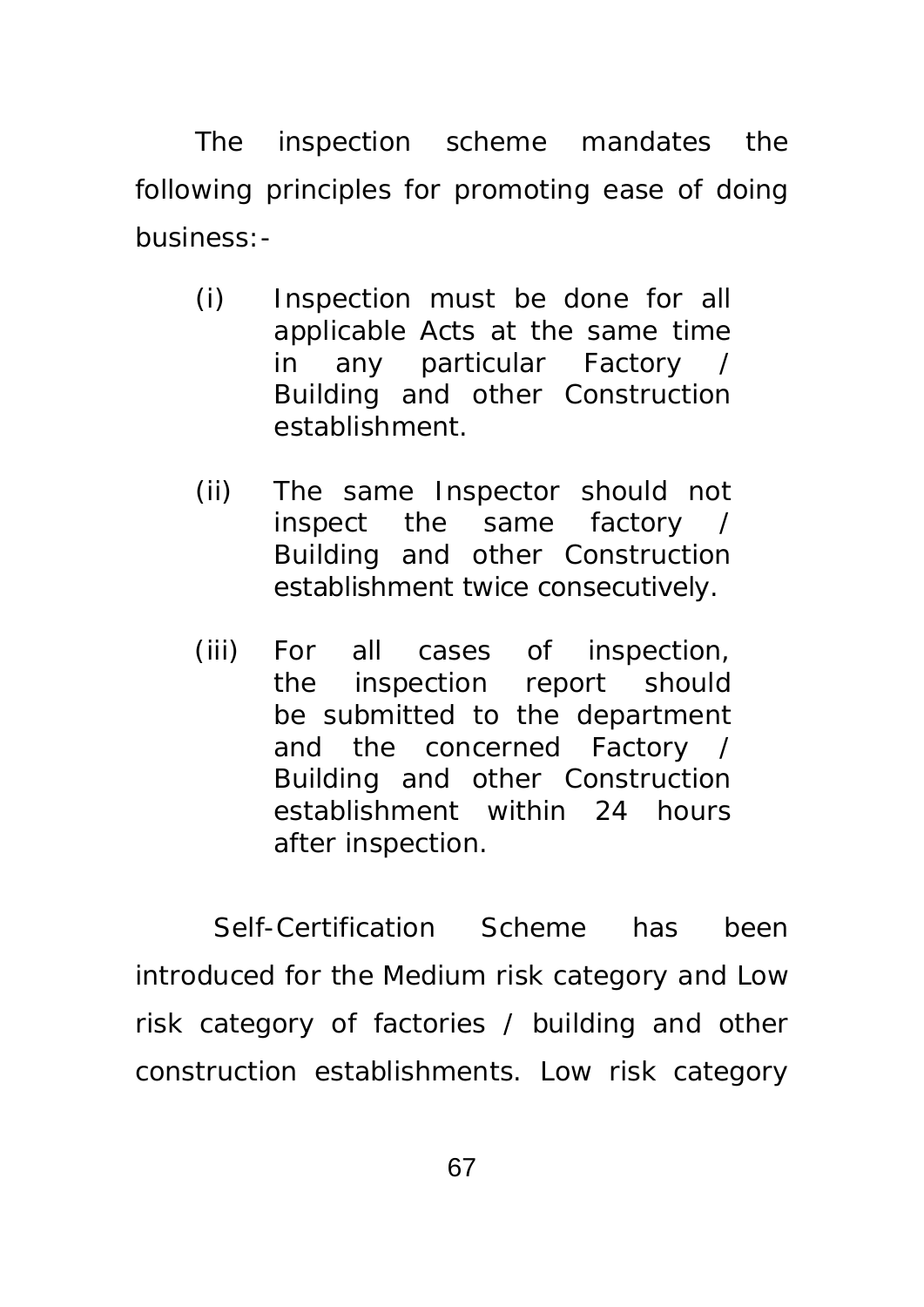The inspection scheme mandates the following principles for promoting ease of doing business:-

(i) Inspection must be done for all applicable Acts at the same time in any particular Factory / Building and other Construction establishment.

(ii) The same Inspector should not inspect the same factory / Building and other Construction establishment twice consecutively.

(iii) For all cases of inspection, the inspection report should be submitted to the department and the concerned Factory / Building and other Construction establishment within 24 hours after inspection.

Self-Certification Scheme has been introduced for the Medium risk category and Low risk category of factories / building and other construction establishments. Low risk category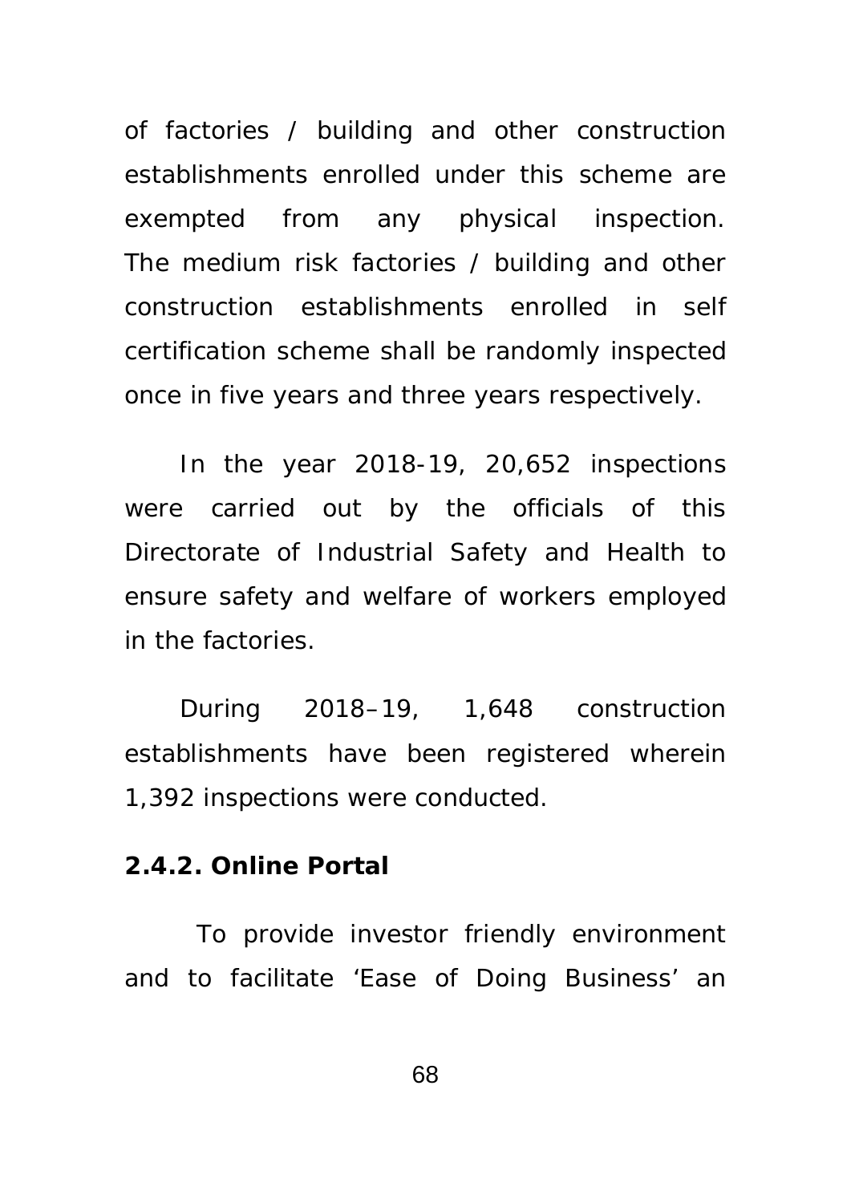of factories / building and other construction establishments enrolled under this scheme are exempted from any physical inspection. The medium risk factories / building and other construction establishments enrolled in self certification scheme shall be randomly inspected once in five years and three years respectively.

In the year 2018-19, 20,652 inspections were carried out by the officials of this Directorate of Industrial Safety and Health to ensure safety and welfare of workers employed in the factories.

During 2018–19, 1,648 construction establishments have been registered wherein 1,392 inspections were conducted.

**2.4.2. Online Portal**

To provide investor friendly environment and to facilitate 'Ease of Doing Business' an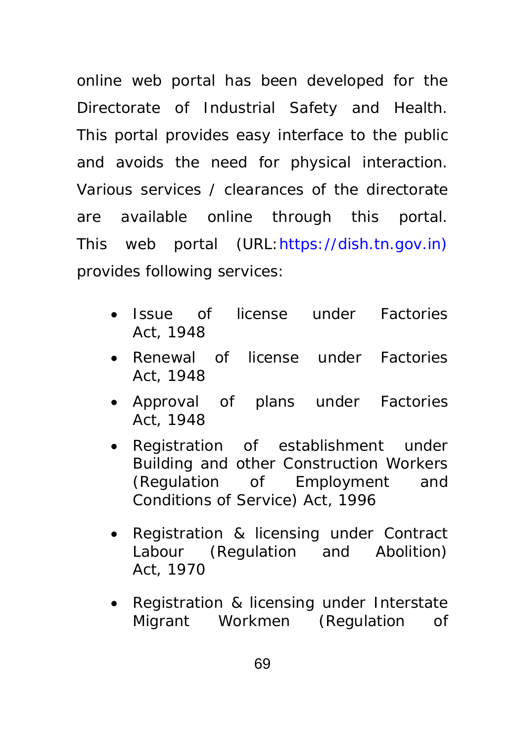online web portal has been developed for the Directorate of Industrial Safety and Health. This portal provides easy interface to the public and avoids the need for physical interaction. Various services / clearances of the directorate are available online through this portal. This web portal (URL: https://dish.tn.gov.in) provides following services:

- Issue of license under Factories Act, 1948
- Renewal of license under Factories Act, 1948
- Approval of plans under Factories Act, 1948
- Registration of establishment under Building and other Construction Workers (Regulation of Employment and Conditions of Service) Act, 1996
- Registration & licensing under Contract Labour (Regulation and Abolition) Act, 1970
- Registration & licensing under Interstate Migrant Workmen (Regulation of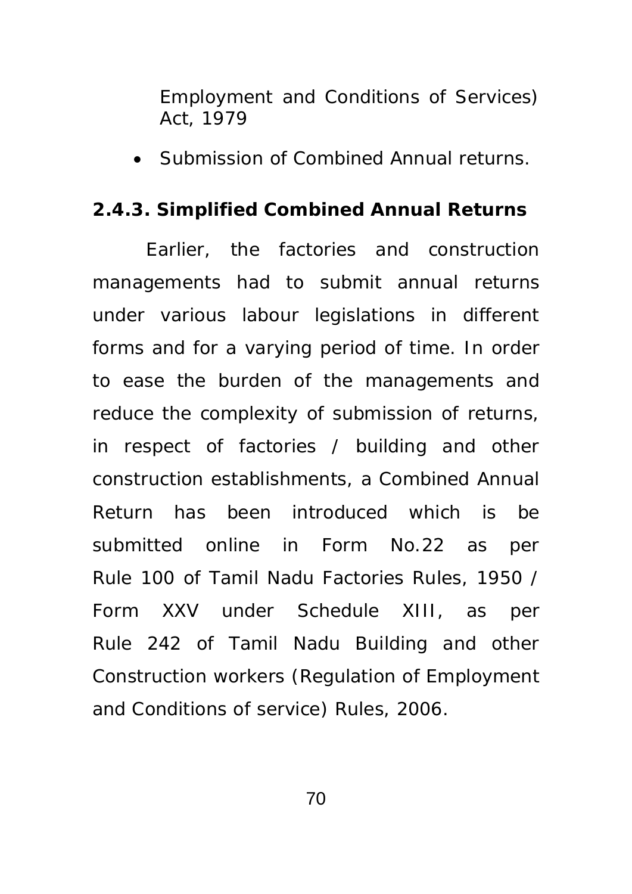Employment and Conditions of Services) Act, 1979

- Submission of Combined Annual returns.

### 2.4.3. Simplified Combined Annual Returns

Earlier, the factories and construction managements had to submit annual returns under various labour legislations in different forms and for a varying period of time. In order to ease the burden of the managements and reduce the complexity of submission of returns, in respect of factories / building and other construction establishments, a Combined Annual Return has been introduced which is be submitted online in Form No.22 as per Rule 100 of Tamil Nadu Factories Rules, 1950 / Form XXV under Schedule XIII, as per Rule 242 of Tamil Nadu Building and other Construction workers (Regulation of Employment and Conditions of service) Rules, 2006.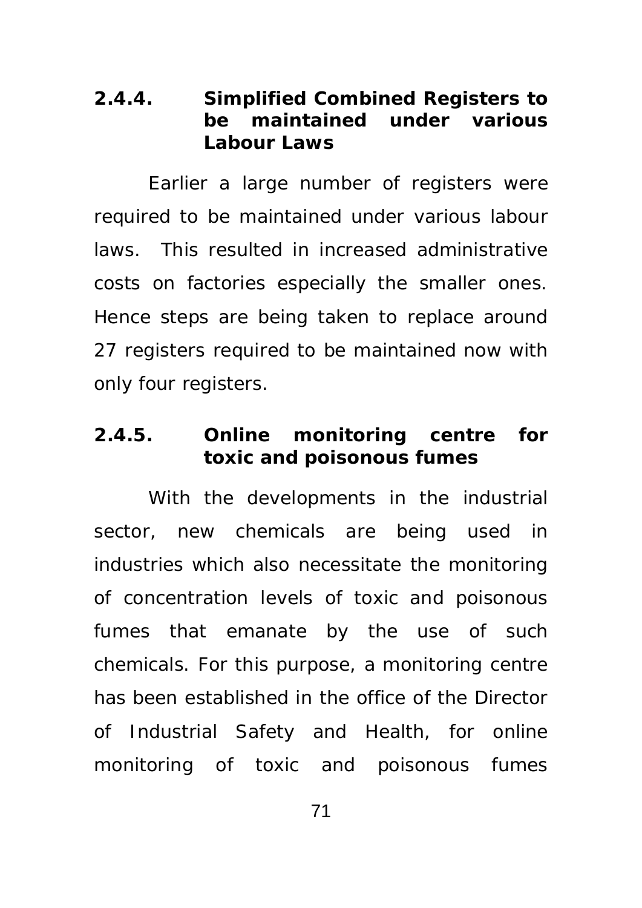### 2.4.4. Simplified Combined Registers to be maintained under various Labour Laws

Earlier a large number of registers were required to be maintained under various labour laws. This resulted in increased administrative costs on factories especially the smaller ones. Hence steps are being taken to replace around 27 registers required to be maintained now with only four registers.

### 2.4.5. Online monitoring centre for toxic and poisonous fumes

With the developments in the industrial sector, new chemicals are being used in industries which also necessitate the monitoring of concentration levels of toxic and poisonous fumes that emanate by the use of such chemicals. For this purpose, a monitoring centre has been established in the office of the Director of Industrial Safety and Health, for online monitoring of toxic and poisonous fumes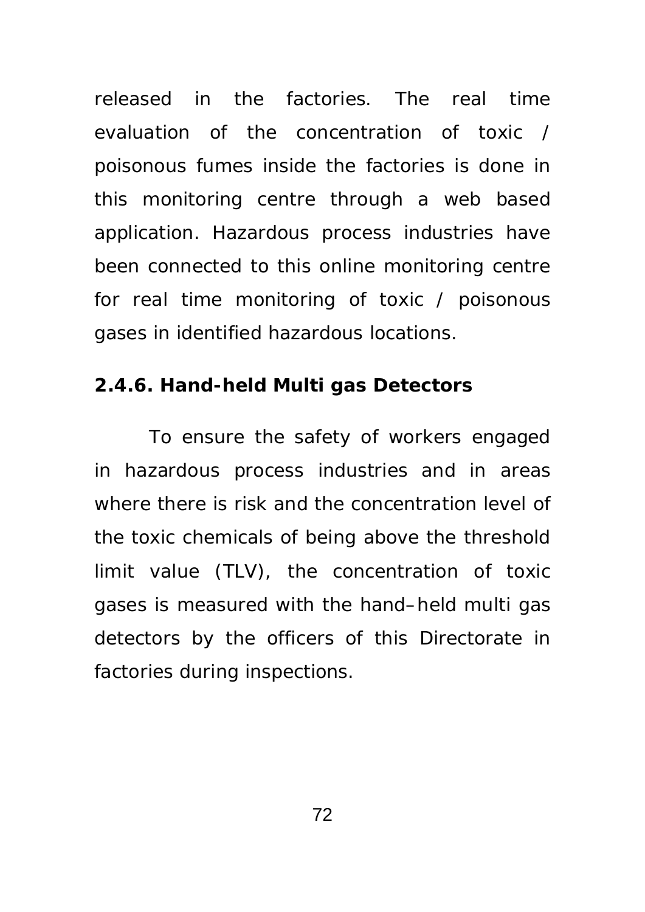released in the factories. The real time evaluation of the concentration of toxic / poisonous fumes inside the factories is done in this monitoring centre through a web based application. Hazardous process industries have been connected to this online monitoring centre for real time monitoring of toxic / poisonous gases in identified hazardous locations.

### 2.4.6. Hand-held Multi gas Detectors

To ensure the safety of workers engaged in hazardous process industries and in areas where there is risk and the concentration level of the toxic chemicals of being above the threshold limit value (TLV), the concentration of toxic gases is measured with the hand–held multi gas detectors by the officers of this Directorate in factories during inspections.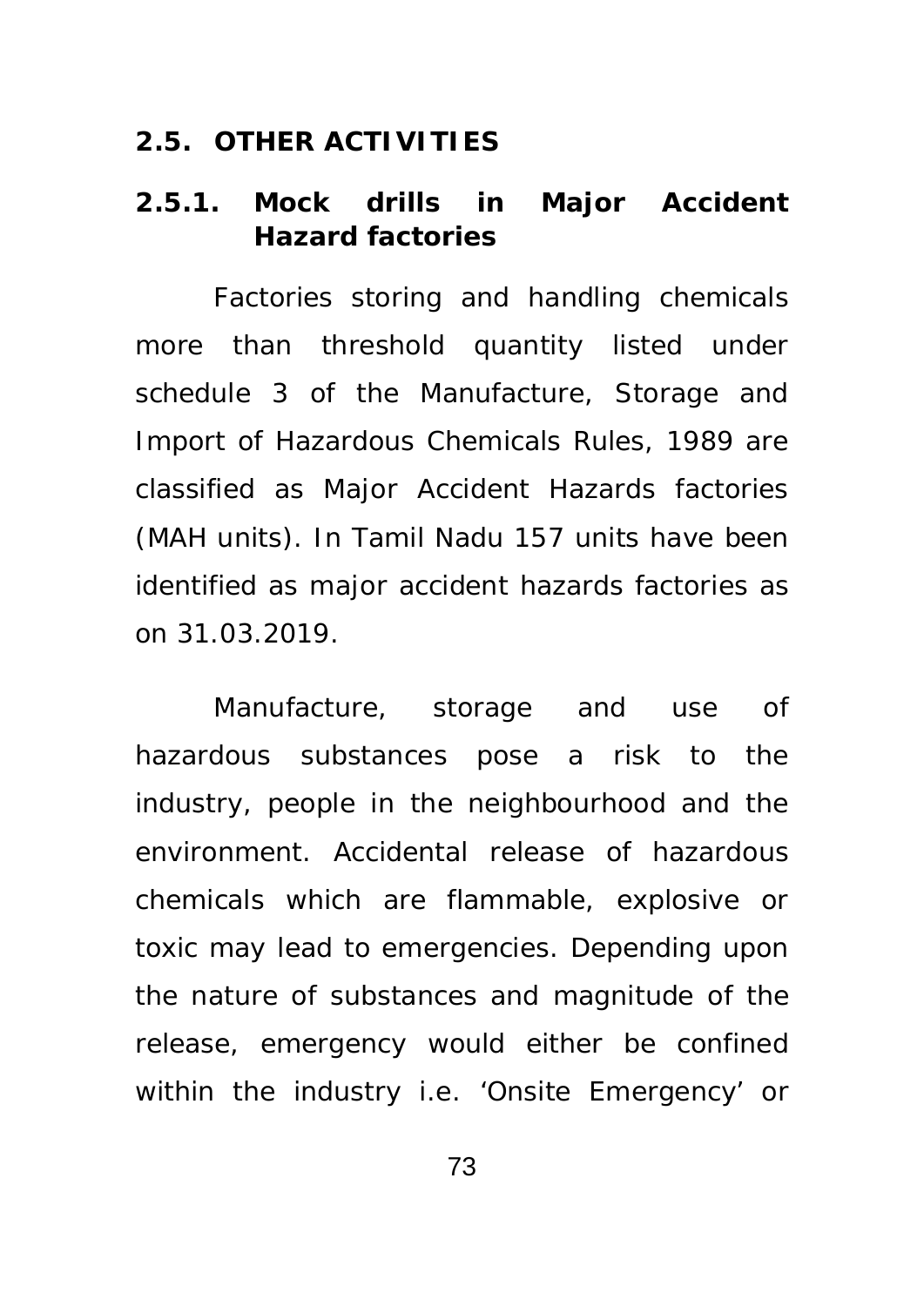## 2.5. OTHER ACTIVITIES

### 2.5.1. Mock drills in Major Accident Hazard factories

Factories storing and handling chemicals more than threshold quantity listed under schedule 3 of the Manufacture, Storage and Import of Hazardous Chemicals Rules, 1989 are classified as Major Accident Hazards factories (MAH units). In Tamil Nadu 157 units have been identified as major accident hazards factories as on 31.03.2019.

Manufacture, storage and use of hazardous substances pose a risk to the industry, people in the neighbourhood and the environment. Accidental release of hazardous chemicals which are flammable, explosive or toxic may lead to emergencies. Depending upon the nature of substances and magnitude of the release, emergency would either be confined within the industry i.e. 'Onsite Emergency' or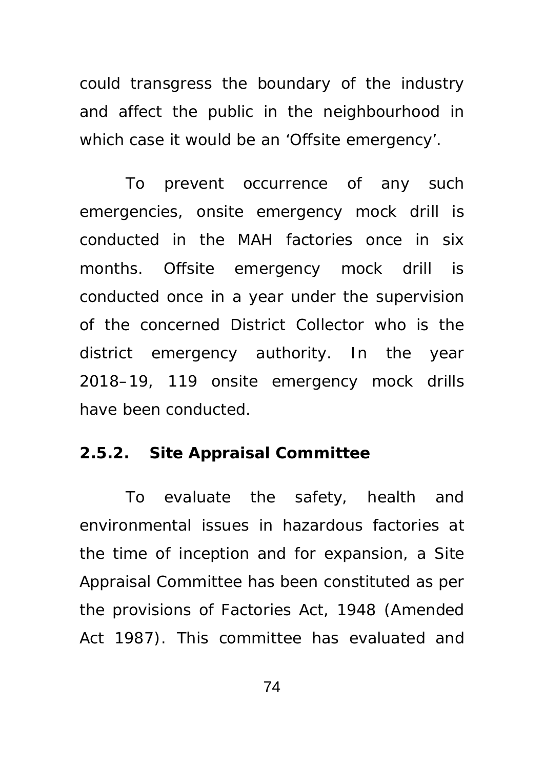could transgress the boundary of the industry and affect the public in the neighbourhood in which case it would be an 'Offsite emergency'.

To prevent occurrence of any such emergencies, onsite emergency mock drill is conducted in the MAH factories once in six months. Offsite emergency mock drill is conducted once in a year under the supervision of the concerned District Collector who is the district emergency authority. In the year 2018–19, 119 onsite emergency mock drills have been conducted.

### 2.5.2. Site Appraisal Committee

To evaluate the safety, health and environmental issues in hazardous factories at the time of inception and for expansion, a Site Appraisal Committee has been constituted as per the provisions of Factories Act, 1948 (Amended Act 1987). This committee has evaluated and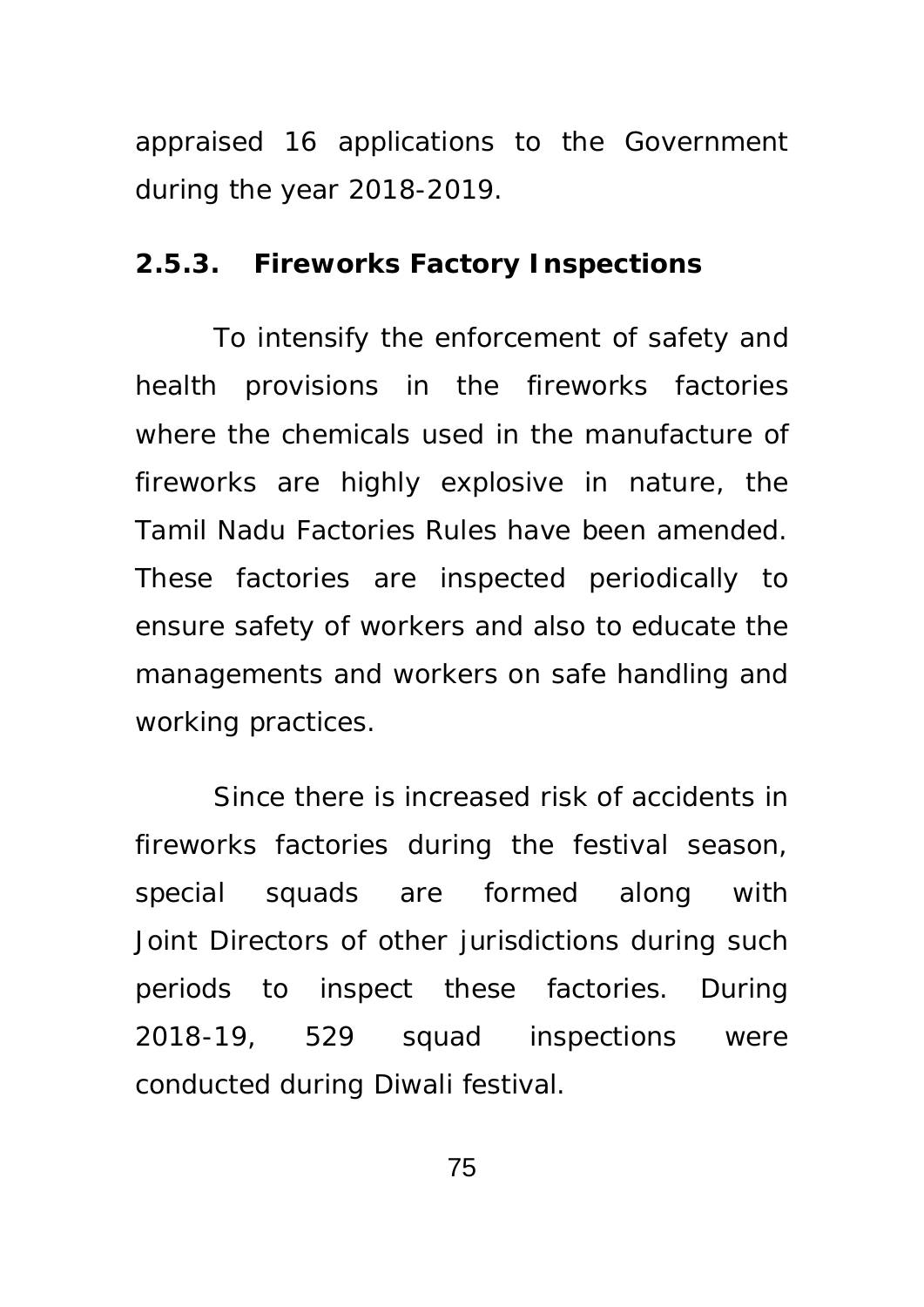appraised 16 applications to the Government during the year 2018-2019.

### 2.5.3. Fireworks Factory Inspections

To intensify the enforcement of safety and health provisions in the fireworks factories where the chemicals used in the manufacture of fireworks are highly explosive in nature, the Tamil Nadu Factories Rules have been amended. These factories are inspected periodically to ensure safety of workers and also to educate the managements and workers on safe handling and working practices.

Since there is increased risk of accidents in fireworks factories during the festival season, special squads are formed along with Joint Directors of other jurisdictions during such periods to inspect these factories. During 2018-19, 529 squad inspections were conducted during Diwali festival.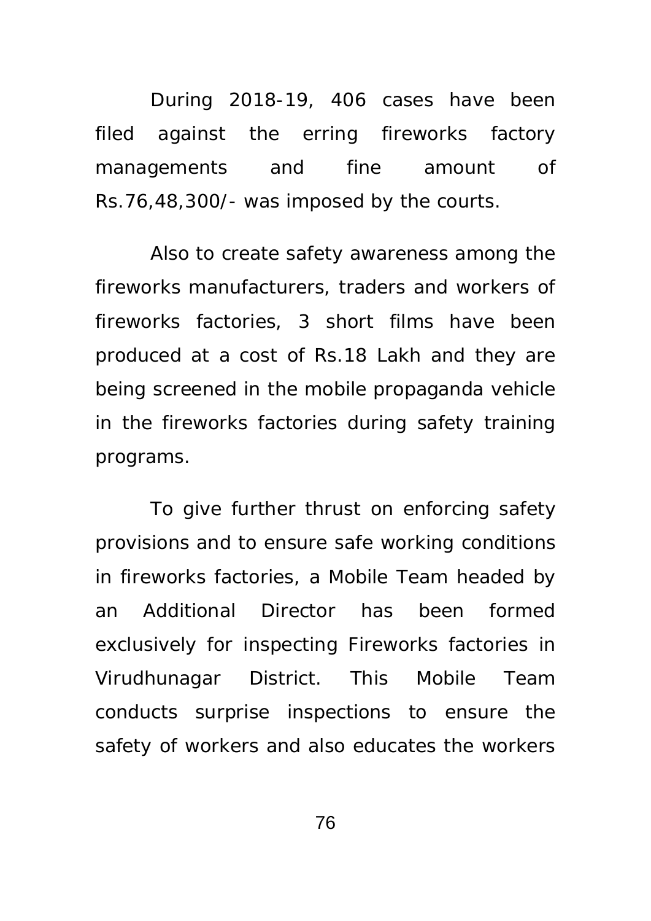During 2018-19, 406 cases have been filed against the erring fireworks factory managements and fine amount of Rs.76,48,300/- was imposed by the courts.

Also to create safety awareness among the fireworks manufacturers, traders and workers of fireworks factories, 3 short films have been produced at a cost of Rs.18 Lakh and they are being screened in the mobile propaganda vehicle in the fireworks factories during safety training programs.

To give further thrust on enforcing safety provisions and to ensure safe working conditions in fireworks factories, a Mobile Team headed by an Additional Director has been formed exclusively for inspecting Fireworks factories in Virudhunagar District. This Mobile Team conducts surprise inspections to ensure the safety of workers and also educates the workers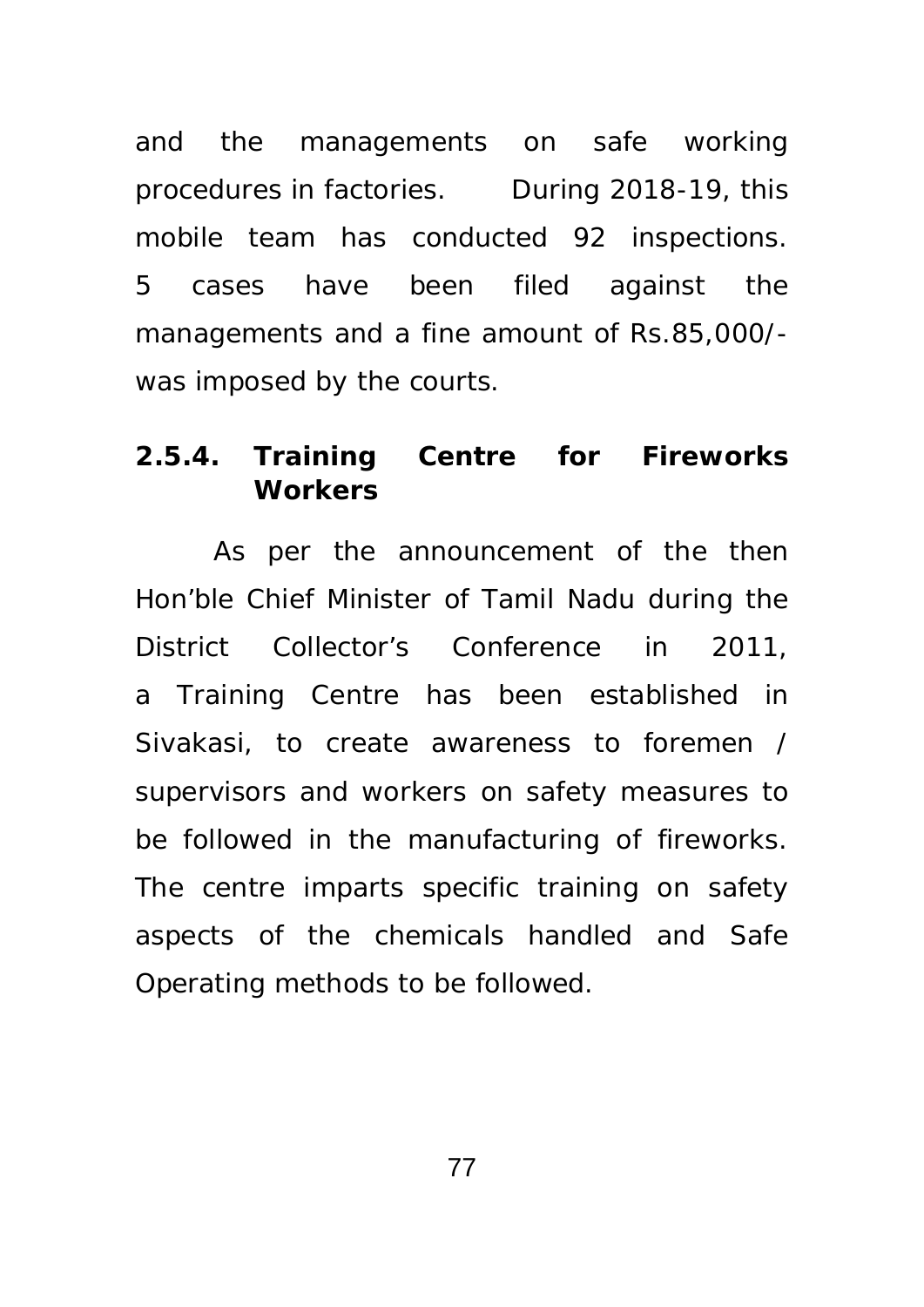and the managements on safe working procedures in factories. During 2018-19, this mobile team has conducted 92 inspections. 5 cases have been filed against the managements and a fine amount of Rs.85,000/- was imposed by the courts.

### 2.5.4. Training Centre for Fireworks Workers

As per the announcement of the then Hon'ble Chief Minister of Tamil Nadu during the District Collector's Conference in 2011, a Training Centre has been established in Sivakasi, to create awareness to foremen / supervisors and workers on safety measures to be followed in the manufacturing of fireworks. The centre imparts specific training on safety aspects of the chemicals handled and Safe Operating methods to be followed.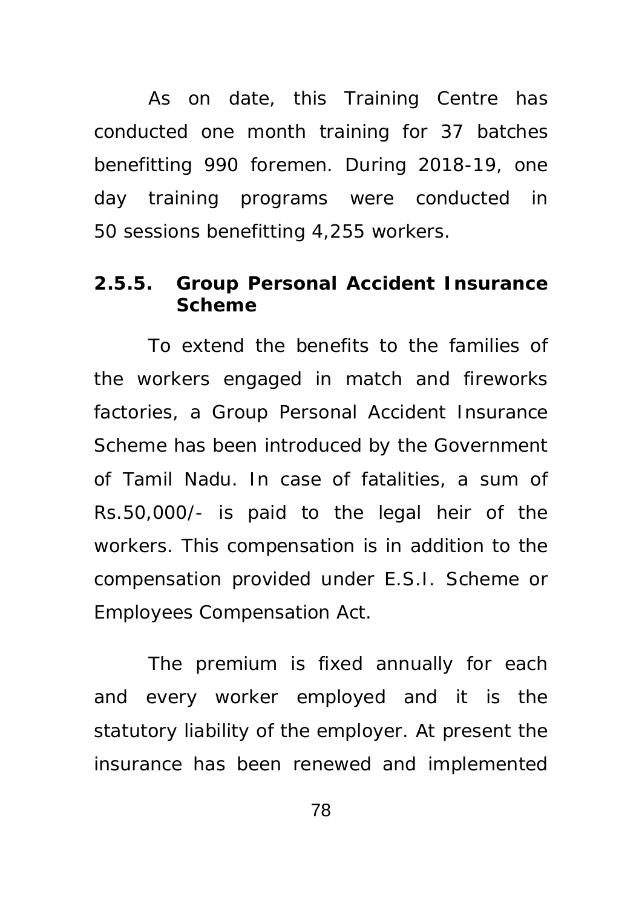As on date, this Training Centre has conducted one month training for 37 batches benefitting 990 foremen. During 2018-19, one day training programs were conducted in 50 sessions benefitting 4,255 workers.

### 2.5.5. Group Personal Accident Insurance Scheme

To extend the benefits to the families of the workers engaged in match and fireworks factories, a Group Personal Accident Insurance Scheme has been introduced by the Government of Tamil Nadu. In case of fatalities, a sum of Rs.50,000/- is paid to the legal heir of the workers. This compensation is in addition to the compensation provided under E.S.I. Scheme or Employees Compensation Act.

The premium is fixed annually for each and every worker employed and it is the statutory liability of the employer. At present the insurance has been renewed and implemented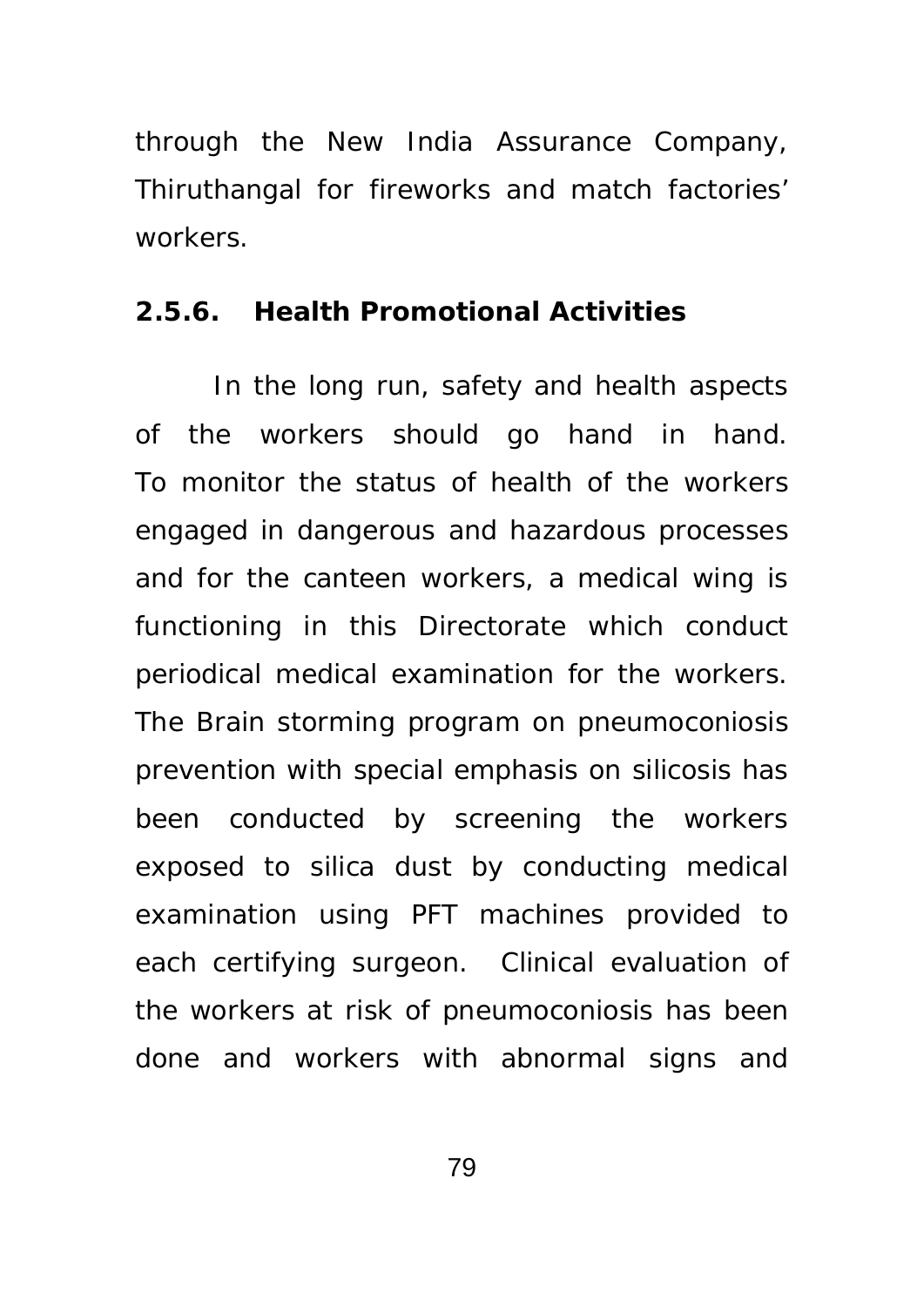through the New India Assurance Company, Thiruthangal for fireworks and match factories' workers.

### 2.5.6. Health Promotional Activities

In the long run, safety and health aspects of the workers should go hand in hand. To monitor the status of health of the workers engaged in dangerous and hazardous processes and for the canteen workers, a medical wing is functioning in this Directorate which conduct periodical medical examination for the workers. The Brain storming program on pneumoconiosis prevention with special emphasis on silicosis has been conducted by screening the workers exposed to silica dust by conducting medical examination using PFT machines provided to each certifying surgeon. Clinical evaluation of the workers at risk of pneumoconiosis has been done and workers with abnormal signs and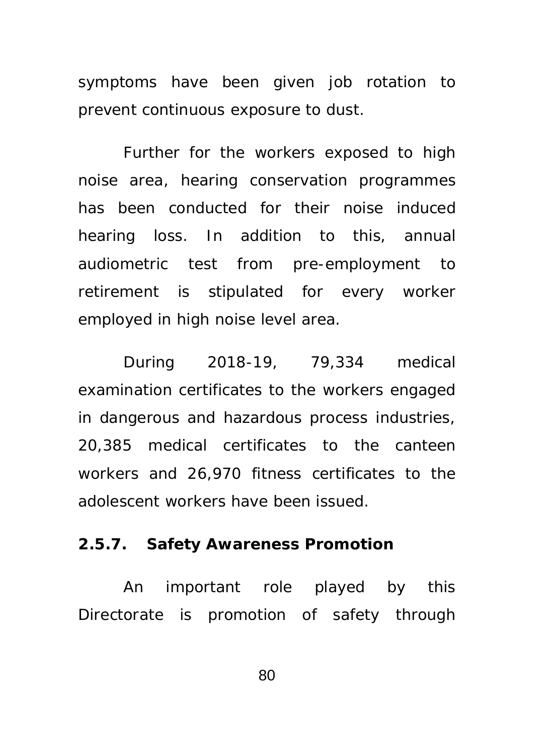symptoms have been given job rotation to prevent continuous exposure to dust.

Further for the workers exposed to high noise area, hearing conservation programmes has been conducted for their noise induced hearing loss. In addition to this, annual audiometric test from pre-employment to retirement is stipulated for every worker employed in high noise level area.

During 2018-19, 79,334 medical examination certificates to the workers engaged in dangerous and hazardous process industries, 20,385 medical certificates to the canteen workers and 26,970 fitness certificates to the adolescent workers have been issued.

### 2.5.7. Safety Awareness Promotion

An important role played by this Directorate is promotion of safety through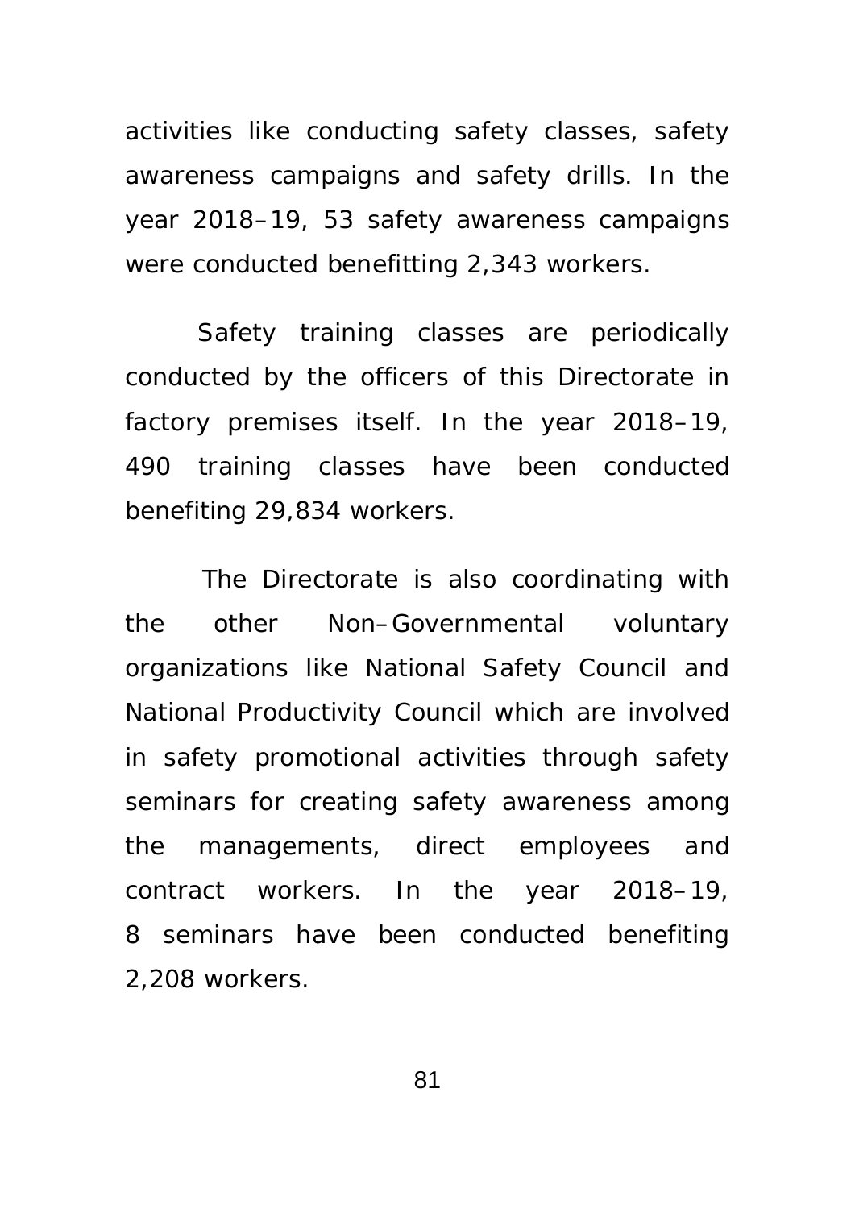activities like conducting safety classes, safety awareness campaigns and safety drills. In the year 2018–19, 53 safety awareness campaigns were conducted benefitting 2,343 workers.

Safety training classes are periodically conducted by the officers of this Directorate in factory premises itself. In the year 2018–19, 490 training classes have been conducted benefiting 29,834 workers.

The Directorate is also coordinating with the other Non–Governmental voluntary organizations like National Safety Council and National Productivity Council which are involved in safety promotional activities through safety seminars for creating safety awareness among the managements, direct employees and contract workers. In the year 2018–19, 8 seminars have been conducted benefiting 2,208 workers.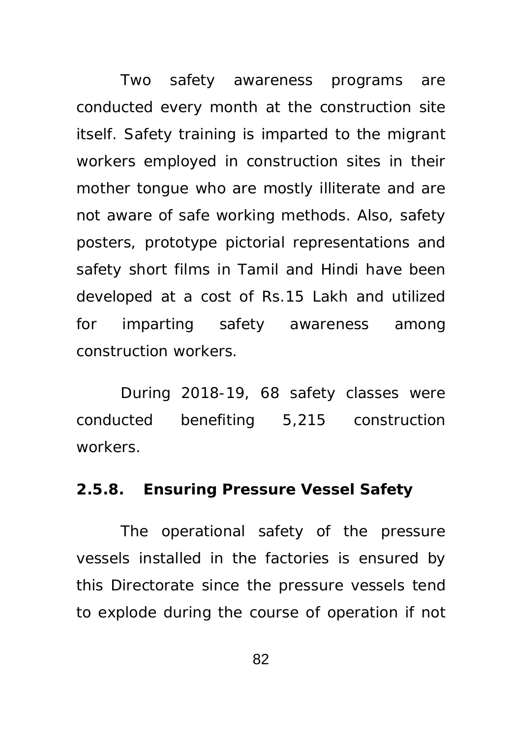Two safety awareness programs are conducted every month at the construction site itself. Safety training is imparted to the migrant workers employed in construction sites in their mother tongue who are mostly illiterate and are not aware of safe working methods. Also, safety posters, prototype pictorial representations and safety short films in Tamil and Hindi have been developed at a cost of Rs.15 Lakh and utilized for imparting safety awareness among construction workers.

During 2018-19, 68 safety classes were conducted benefiting 5,215 construction workers.

### 2.5.8. Ensuring Pressure Vessel Safety

The operational safety of the pressure vessels installed in the factories is ensured by this Directorate since the pressure vessels tend to explode during the course of operation if not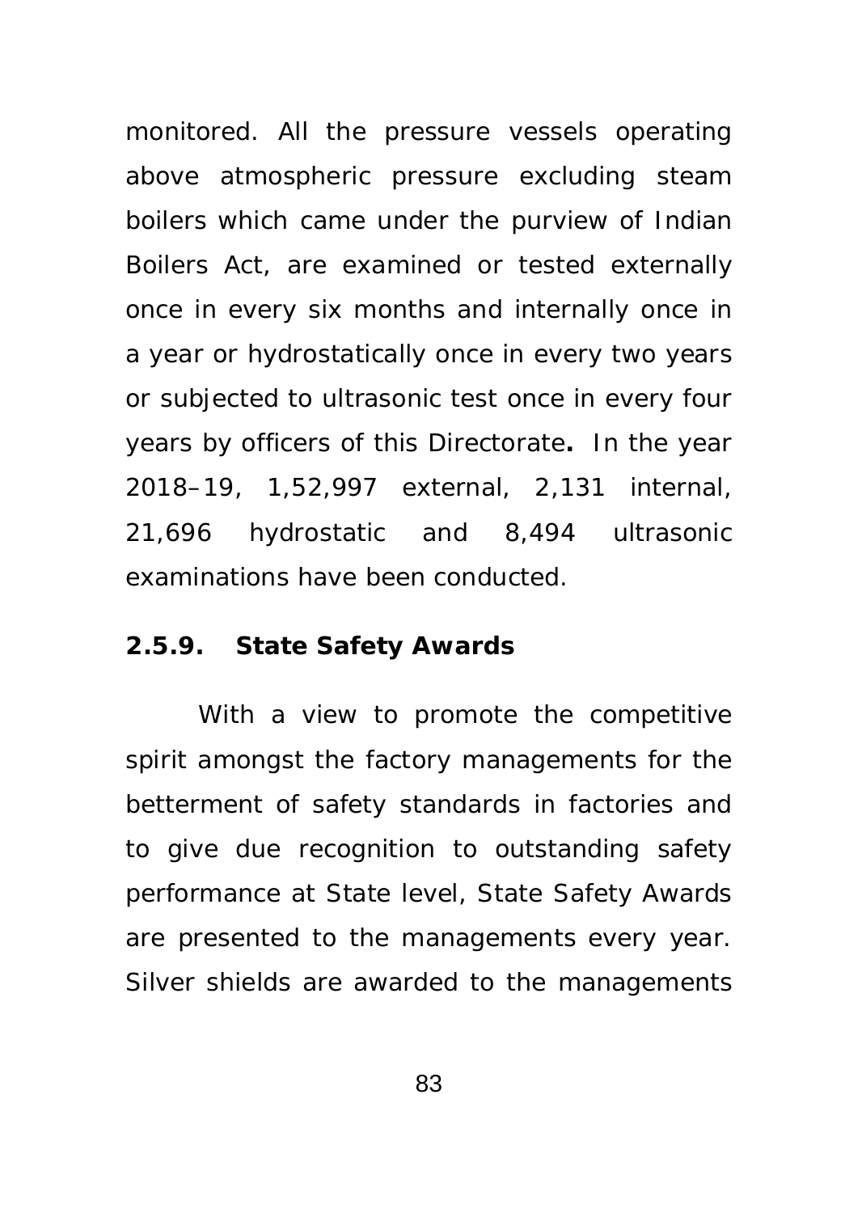monitored. All the pressure vessels operating above atmospheric pressure excluding steam boilers which came under the purview of Indian Boilers Act, are examined or tested externally once in every six months and internally once in a year or hydrostatically once in every two years or subjected to ultrasonic test once in every four years by officers of this Directorate**.** In the year 2018–19, 1,52,997 external, 2,131 internal, 21,696 hydrostatic and 8,494 ultrasonic examinations have been conducted.

### 2.5.9. State Safety Awards

With a view to promote the competitive spirit amongst the factory managements for the betterment of safety standards in factories and to give due recognition to outstanding safety performance at State level, State Safety Awards are presented to the managements every year. Silver shields are awarded to the managements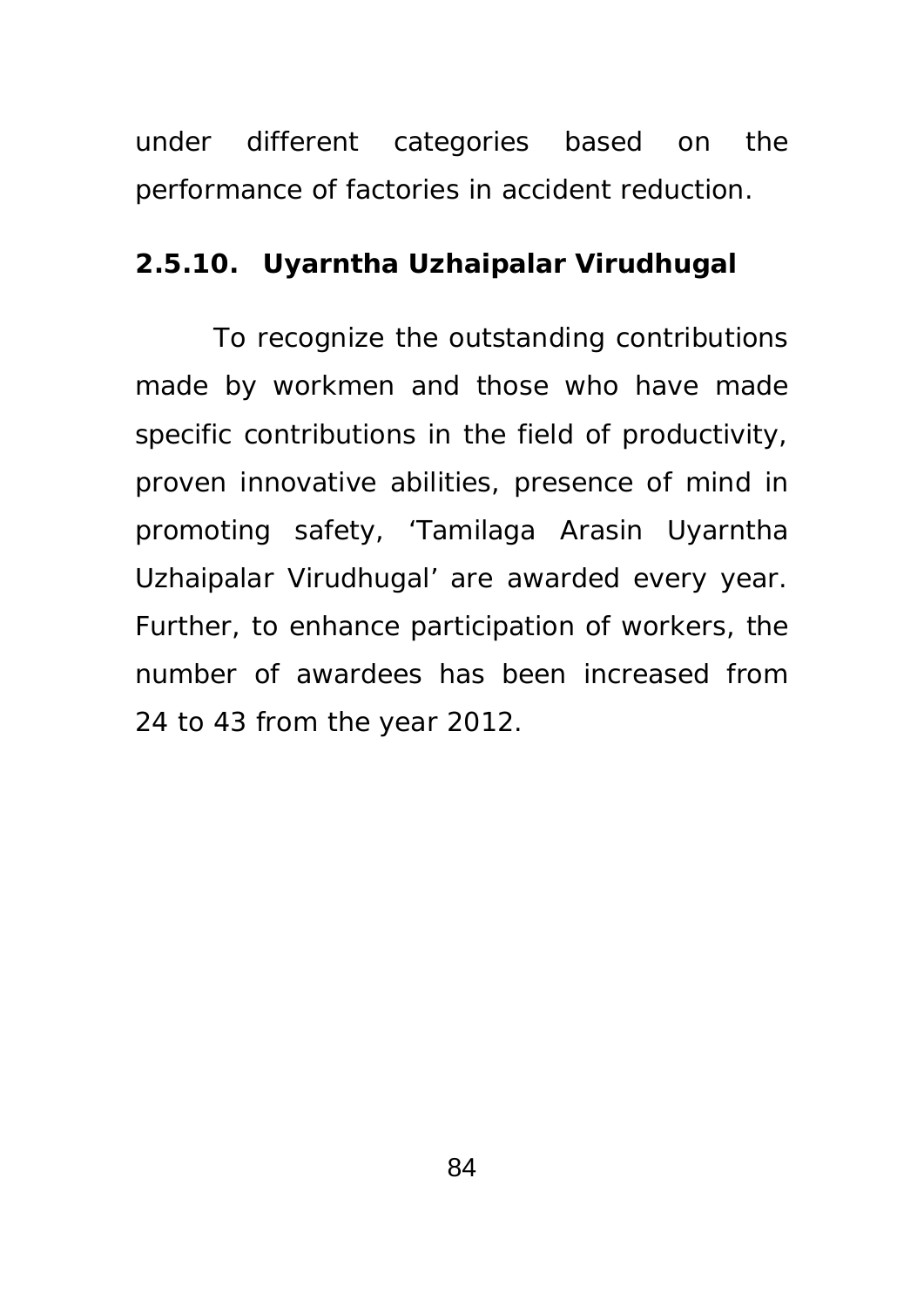under different categories based on the performance of factories in accident reduction.

### 2.5.10. Uyarntha Uzhaipalar Virudhugal

To recognize the outstanding contributions made by workmen and those who have made specific contributions in the field of productivity, proven innovative abilities, presence of mind in promoting safety, 'Tamilaga Arasin Uyarntha Uzhaipalar Virudhugal' are awarded every year. Further, to enhance participation of workers, the number of awardees has been increased from 24 to 43 from the year 2012.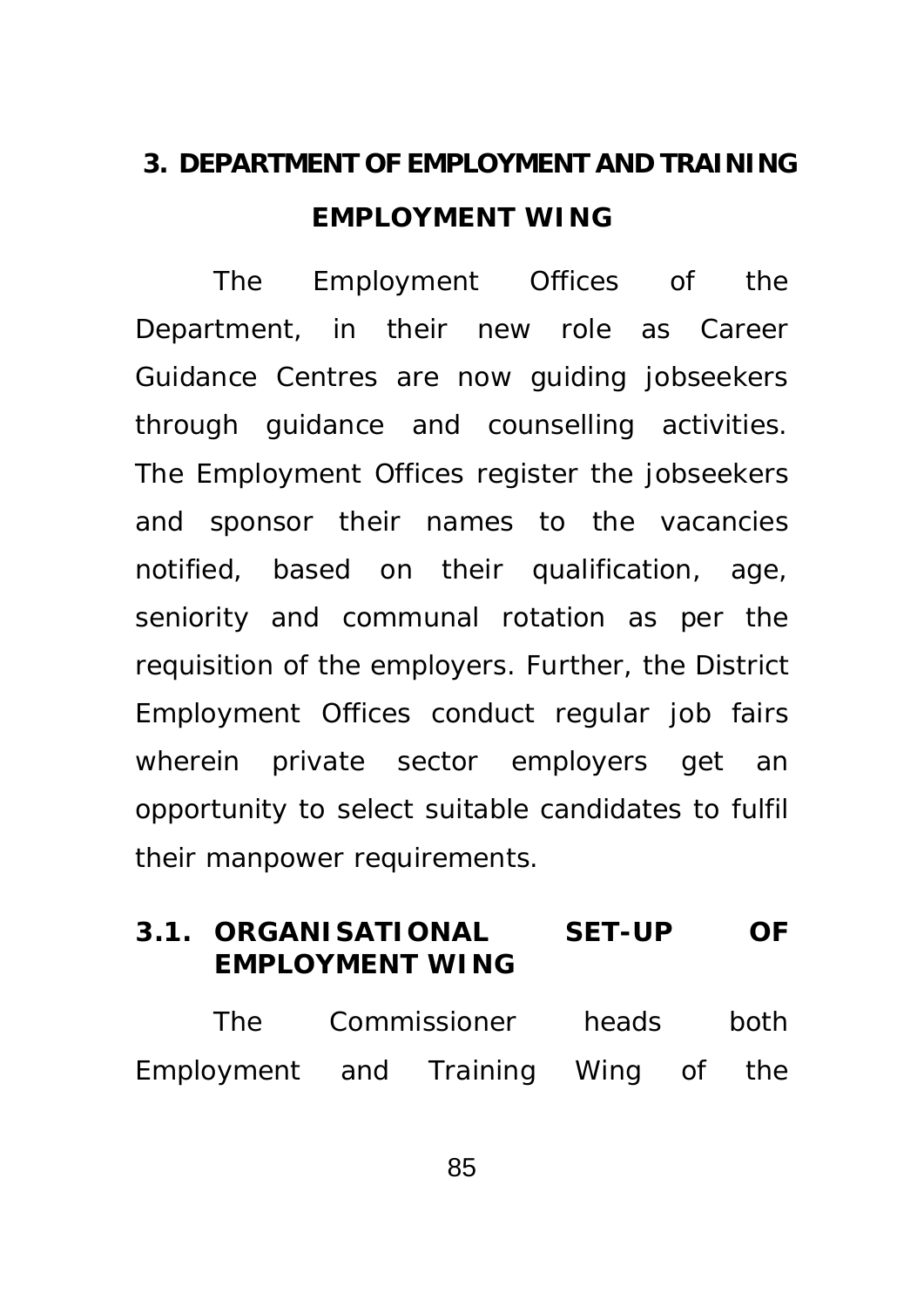# 3. DEPARTMENT OF EMPLOYMENT AND TRAINING

## EMPLOYMENT WING

The Employment Offices of the Department, in their new role as Career Guidance Centres are now guiding jobseekers through guidance and counselling activities. The Employment Offices register the jobseekers and sponsor their names to the vacancies notified, based on their qualification, age, seniority and communal rotation as per the requisition of the employers. Further, the District Employment Offices conduct regular job fairs wherein private sector employers get an opportunity to select suitable candidates to fulfil their manpower requirements.

### 3.1. ORGANISATIONAL SET-UP OF EMPLOYMENT WING

The Commissioner heads both Employment and Training Wing of the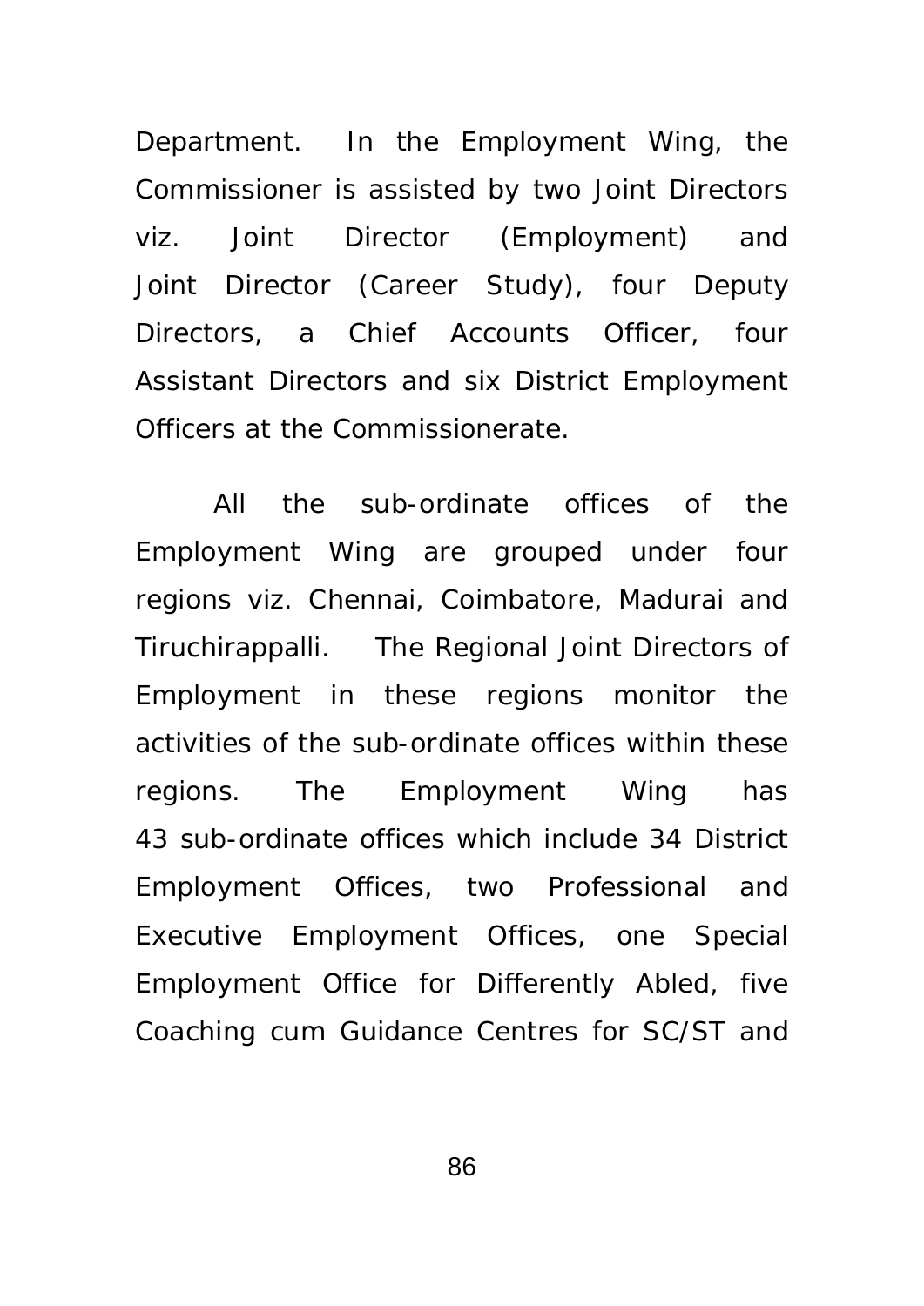Department. In the Employment Wing, the Commissioner is assisted by two Joint Directors viz. Joint Director (Employment) and Joint Director (Career Study), four Deputy Directors, a Chief Accounts Officer, four Assistant Directors and six District Employment Officers at the Commissionerate.

All the sub-ordinate offices of the Employment Wing are grouped under four regions viz. Chennai, Coimbatore, Madurai and Tiruchirappalli. The Regional Joint Directors of Employment in these regions monitor the activities of the sub-ordinate offices within these regions. The Employment Wing has 43 sub-ordinate offices which include 34 District Employment Offices, two Professional and Executive Employment Offices, one Special Employment Office for Differently Abled, five Coaching cum Guidance Centres for SC/ST and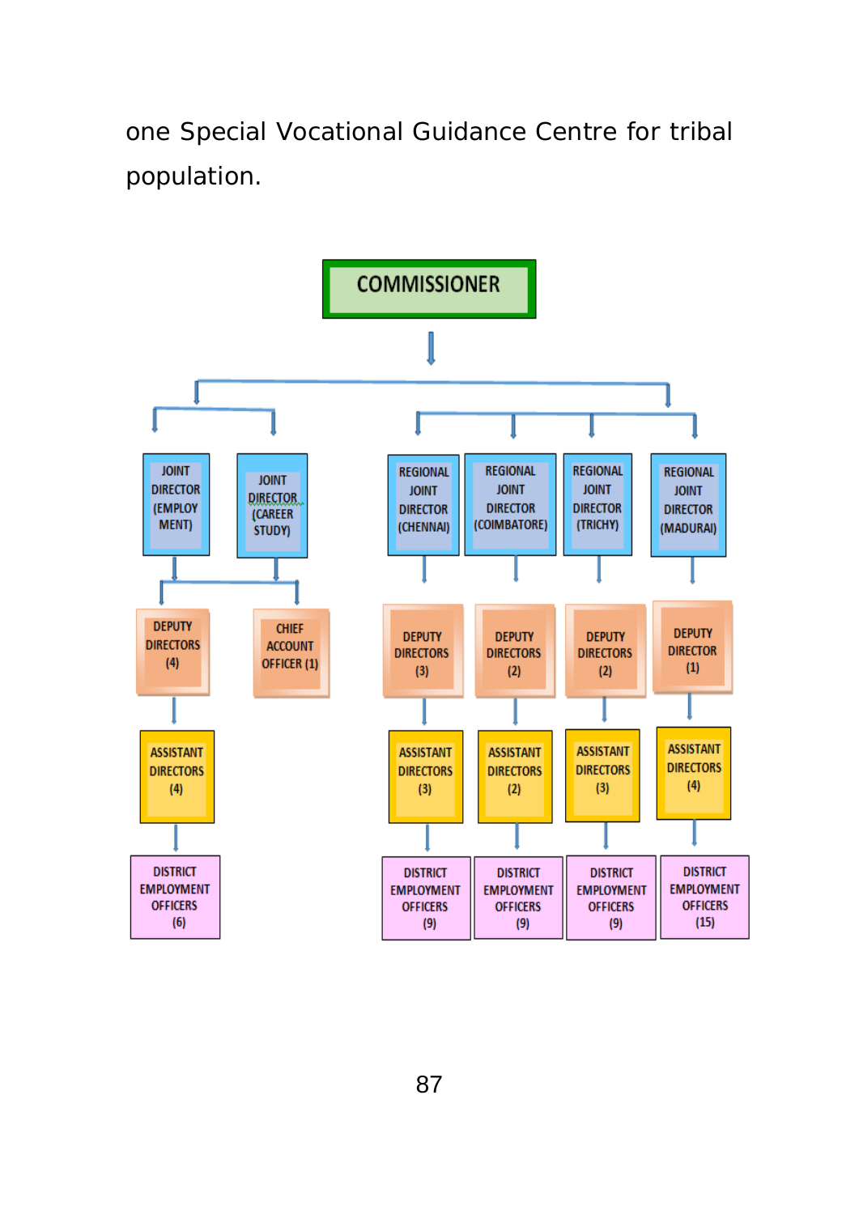one Special Vocational Guidance Centre for tribal population.

- **COMMISSIONER**
  - JOINT DIRECTOR (EMPLOYMENT)
    - DEPUTY DIRECTORS (4)
      - ASSISTANT DIRECTORS (4)
        - DISTRICT EMPLOYMENT OFFICERS (6)
    - CHIEF ACCOUNT OFFICER (1)
  - JOINT DIRECTOR (CAREER STUDY)
  - REGIONAL JOINT DIRECTOR (CHENNAI)
    - DEPUTY DIRECTORS (3)
      - ASSISTANT DIRECTORS (3)
        - DISTRICT EMPLOYMENT OFFICERS (9)
  - REGIONAL JOINT DIRECTOR (COIMBATORE)
    - DEPUTY DIRECTORS (2)
      - ASSISTANT DIRECTORS (2)
        - DISTRICT EMPLOYMENT OFFICERS (9)
  - REGIONAL JOINT DIRECTOR (TRICHY)
    - DEPUTY DIRECTORS (2)
      - ASSISTANT DIRECTORS (3)
        - DISTRICT EMPLOYMENT OFFICERS (9)
  - REGIONAL JOINT DIRECTOR (MADURAI)
    - DEPUTY DIRECTOR (1)
      - ASSISTANT DIRECTORS (4)
        - DISTRICT EMPLOYMENT OFFICERS (15)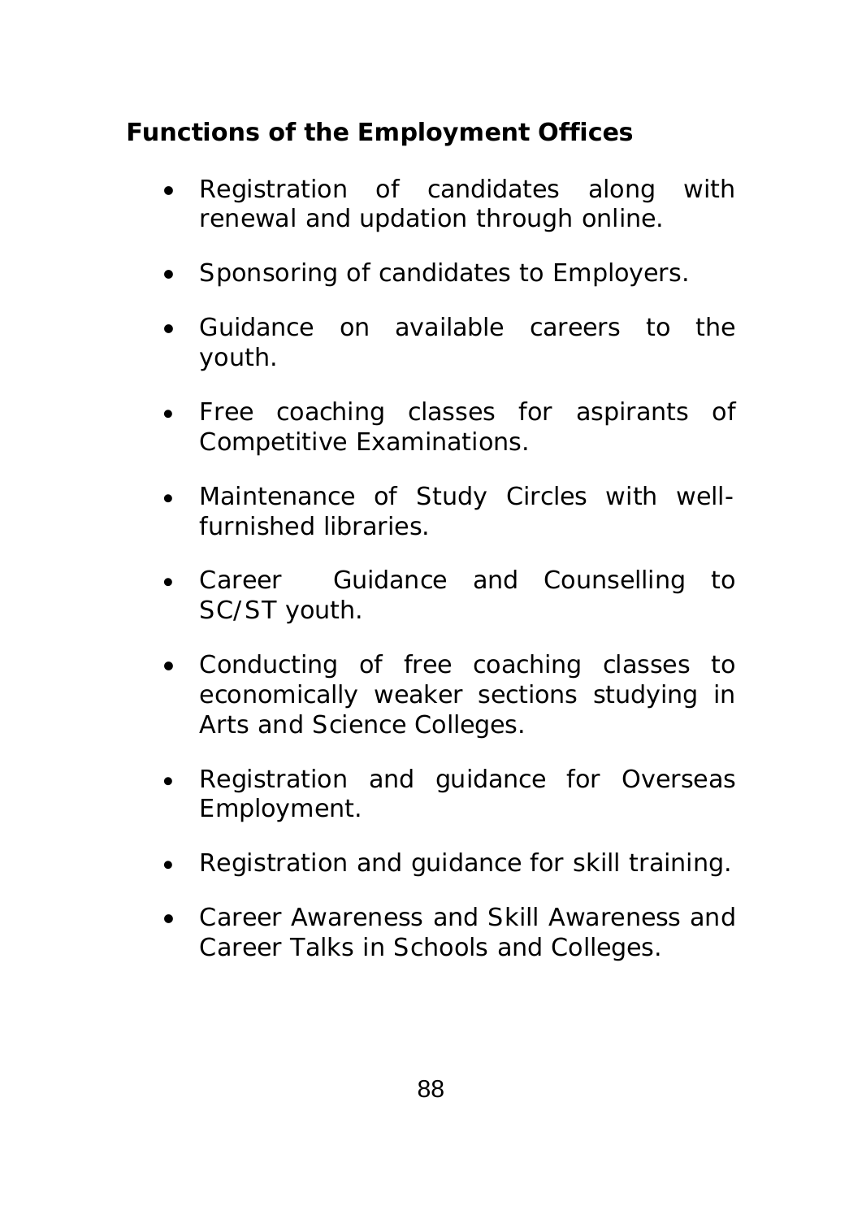**Functions of the Employment Offices**

- Registration of candidates along with renewal and updation through online.
- Sponsoring of candidates to Employers.
- Guidance on available careers to the youth.
- Free coaching classes for aspirants of Competitive Examinations.
- Maintenance of Study Circles with well-furnished libraries.
- Career Guidance and Counselling to SC/ST youth.
- Conducting of free coaching classes to economically weaker sections studying in Arts and Science Colleges.
- Registration and guidance for Overseas Employment.
- Registration and guidance for skill training.
- Career Awareness and Skill Awareness and Career Talks in Schools and Colleges.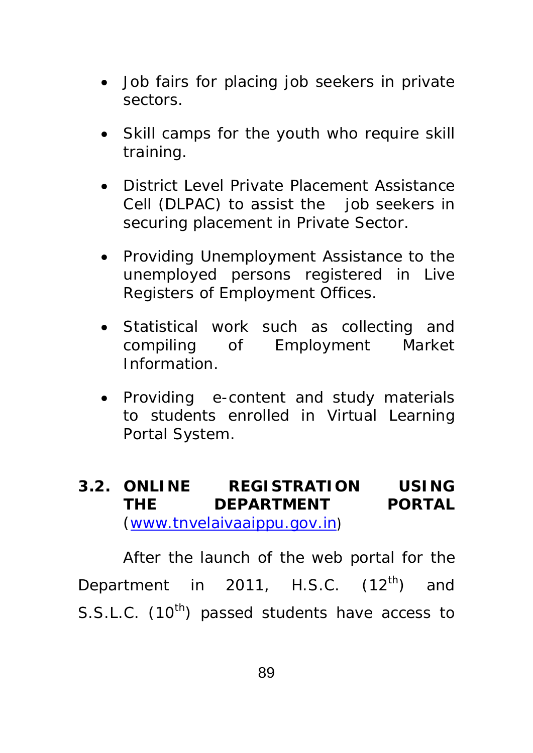- Job fairs for placing job seekers in private sectors.
- Skill camps for the youth who require skill training.
- District Level Private Placement Assistance Cell (DLPAC) to assist the job seekers in securing placement in Private Sector.
- Providing Unemployment Assistance to the unemployed persons registered in Live Registers of Employment Offices.
- Statistical work such as collecting and compiling of Employment Market Information.
- Providing e-content and study materials to students enrolled in Virtual Learning Portal System.

## 3.2. ONLINE REGISTRATION USING THE DEPARTMENT PORTAL (www.tnvelaivaaippu.gov.in)

After the launch of the web portal for the Department in 2011, H.S.C. ($12^{th}$) and S.S.L.C. ($10^{th}$) passed students have access to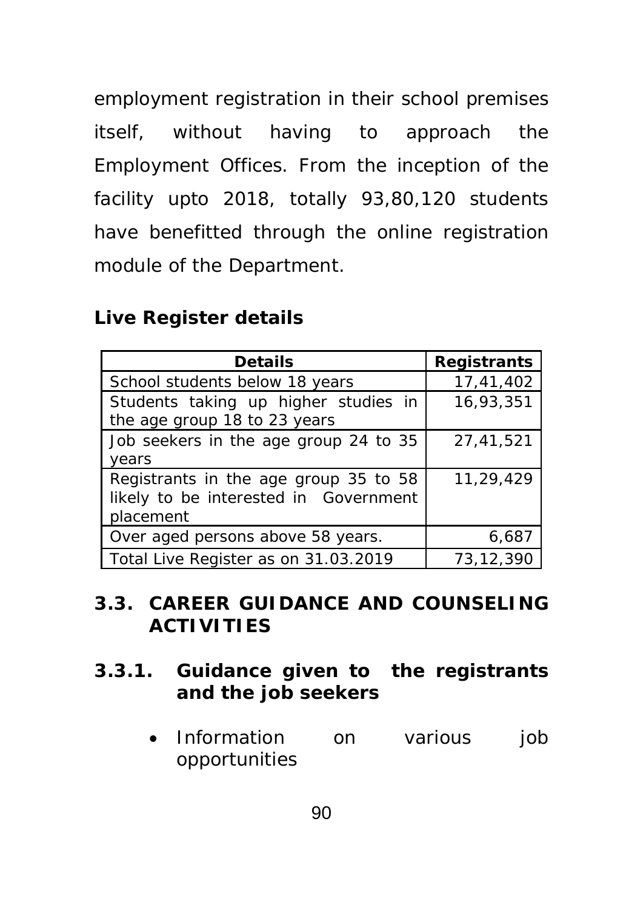employment registration in their school premises itself, without having to approach the Employment Offices. From the inception of the facility upto 2018, totally 93,80,120 students have benefitted through the online registration module of the Department.

**Live Register details**

| Details | Registrants |
|---|---|
| School students below 18 years | 17,41,402 |
| Students taking up higher studies in the age group 18 to 23 years | 16,93,351 |
| Job seekers in the age group 24 to 35 years | 27,41,521 |
| Registrants in the age group 35 to 58 likely to be interested in Government placement | 11,29,429 |
| Over aged persons above 58 years. | 6,687 |
| Total Live Register as on 31.03.2019 | 73,12,390 |

## 3.3. CAREER GUIDANCE AND COUNSELING ACTIVITIES

### 3.3.1. Guidance given to the registrants and the job seekers

- Information on various job opportunities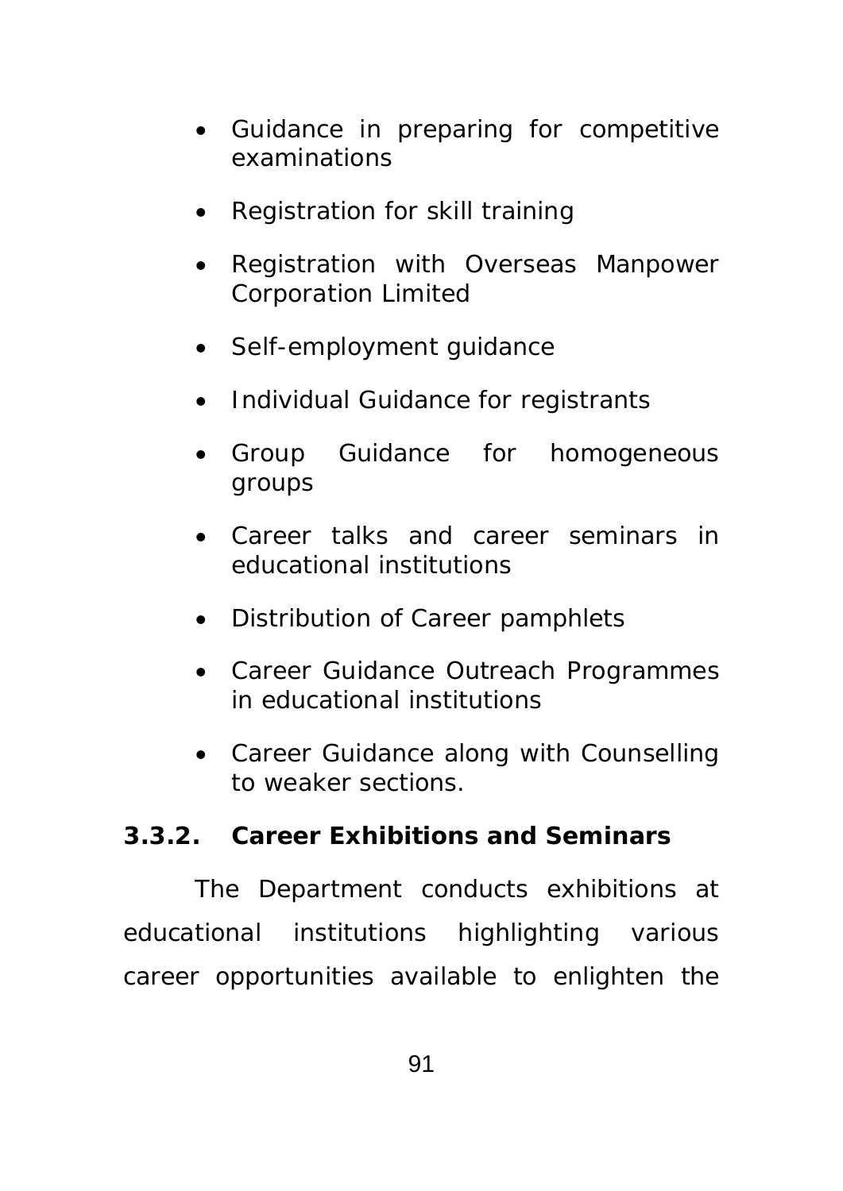- Guidance in preparing for competitive examinations
- Registration for skill training
- Registration with Overseas Manpower Corporation Limited
- Self-employment guidance
- Individual Guidance for registrants
- Group Guidance for homogeneous groups
- Career talks and career seminars in educational institutions
- Distribution of Career pamphlets
- Career Guidance Outreach Programmes in educational institutions
- Career Guidance along with Counselling to weaker sections.

### 3.3.2. Career Exhibitions and Seminars

The Department conducts exhibitions at educational institutions highlighting various career opportunities available to enlighten the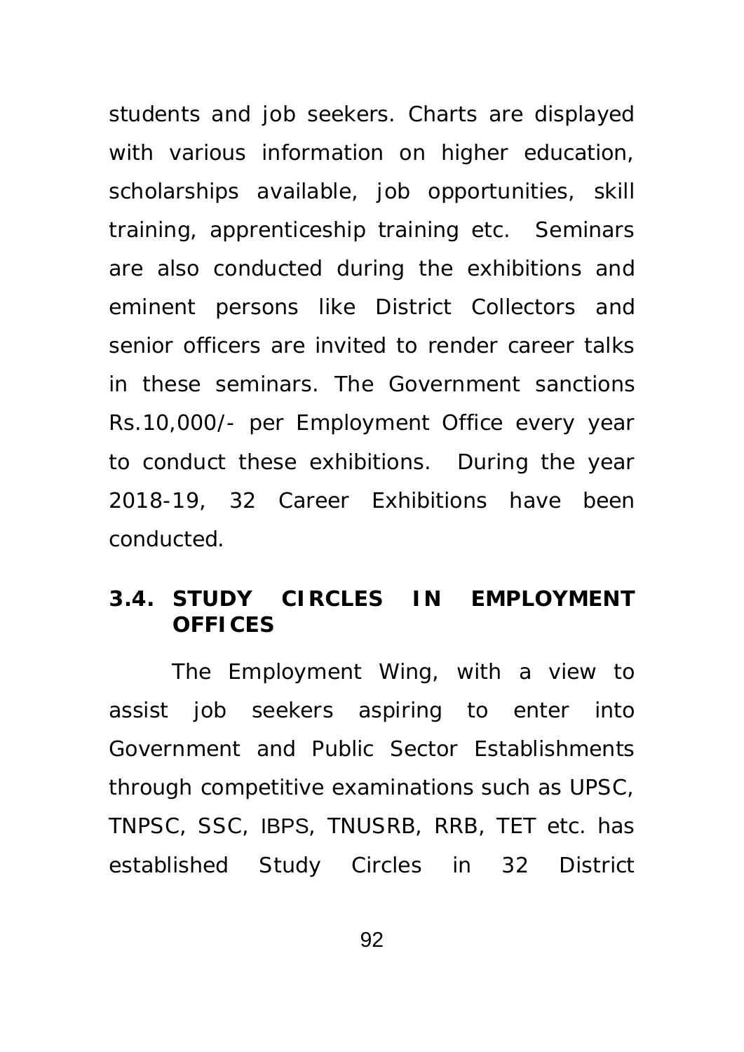students and job seekers. Charts are displayed with various information on higher education, scholarships available, job opportunities, skill training, apprenticeship training etc. Seminars are also conducted during the exhibitions and eminent persons like District Collectors and senior officers are invited to render career talks in these seminars. The Government sanctions Rs.10,000/- per Employment Office every year to conduct these exhibitions. During the year 2018-19, 32 Career Exhibitions have been conducted.

### 3.4. STUDY CIRCLES IN EMPLOYMENT OFFICES

The Employment Wing, with a view to assist job seekers aspiring to enter into Government and Public Sector Establishments through competitive examinations such as UPSC, TNPSC, SSC, IBPS, TNUSRB, RRB, TET etc. has established Study Circles in 32 District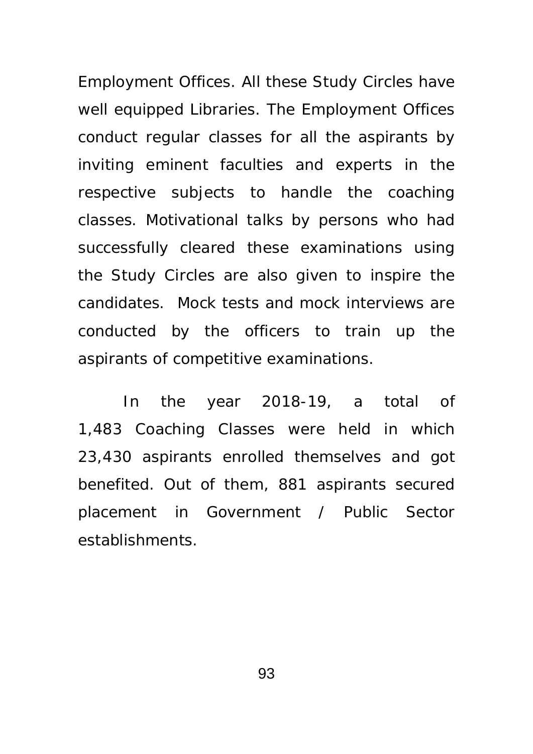Employment Offices. All these Study Circles have well equipped Libraries. The Employment Offices conduct regular classes for all the aspirants by inviting eminent faculties and experts in the respective subjects to handle the coaching classes. Motivational talks by persons who had successfully cleared these examinations using the Study Circles are also given to inspire the candidates. Mock tests and mock interviews are conducted by the officers to train up the aspirants of competitive examinations.

In the year 2018-19, a total of 1,483 Coaching Classes were held in which 23,430 aspirants enrolled themselves and got benefited. Out of them, 881 aspirants secured placement in Government / Public Sector establishments.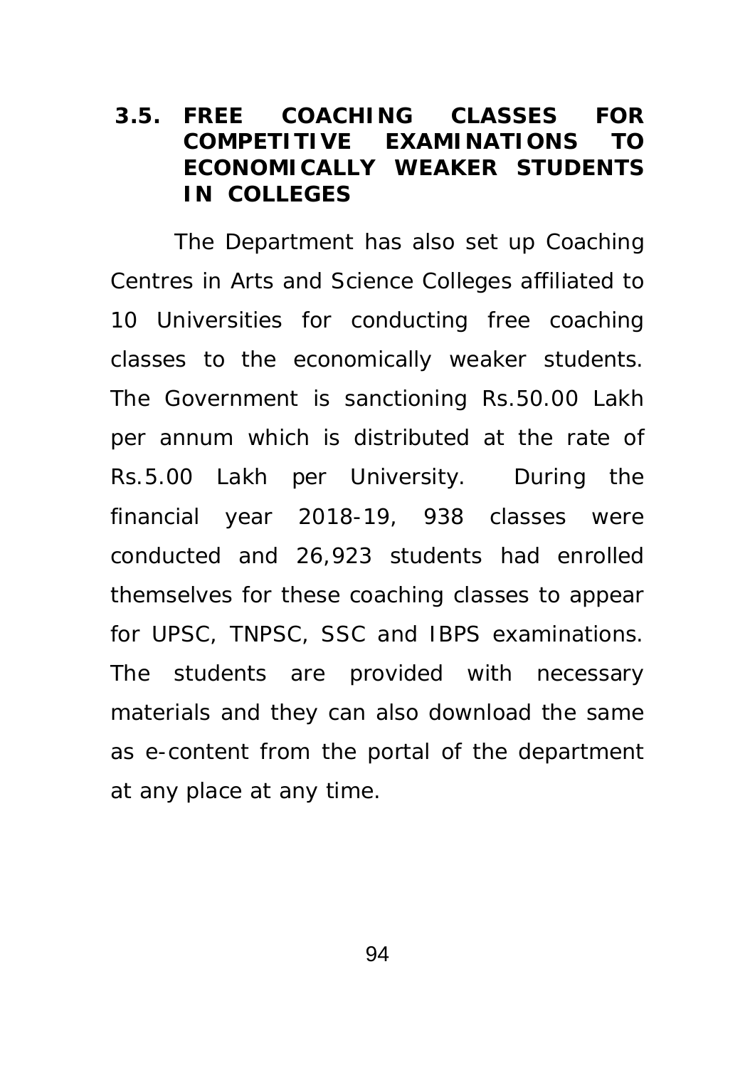### 3.5. FREE COACHING CLASSES FOR COMPETITIVE EXAMINATIONS TO ECONOMICALLY WEAKER STUDENTS IN COLLEGES

The Department has also set up Coaching Centres in Arts and Science Colleges affiliated to 10 Universities for conducting free coaching classes to the economically weaker students. The Government is sanctioning Rs.50.00 Lakh per annum which is distributed at the rate of Rs.5.00 Lakh per University. During the financial year 2018-19, 938 classes were conducted and 26,923 students had enrolled themselves for these coaching classes to appear for UPSC, TNPSC, SSC and IBPS examinations. The students are provided with necessary materials and they can also download the same as e-content from the portal of the department at any place at any time.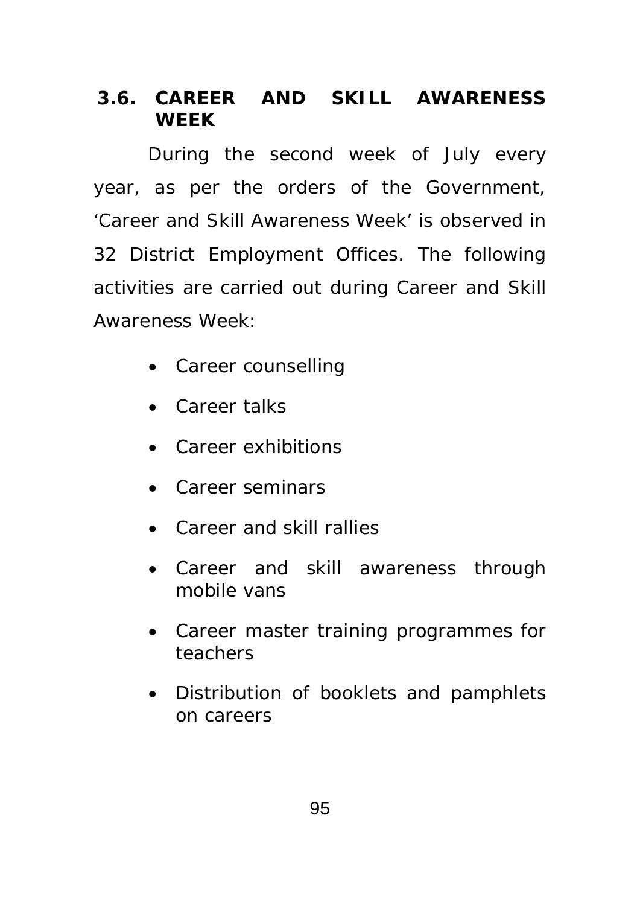### 3.6. CAREER AND SKILL AWARENESS WEEK

During the second week of July every year, as per the orders of the Government, 'Career and Skill Awareness Week' is observed in 32 District Employment Offices. The following activities are carried out during Career and Skill Awareness Week:

- Career counselling
- Career talks
- Career exhibitions
- Career seminars
- Career and skill rallies
- Career and skill awareness through mobile vans
- Career master training programmes for teachers
- Distribution of booklets and pamphlets on careers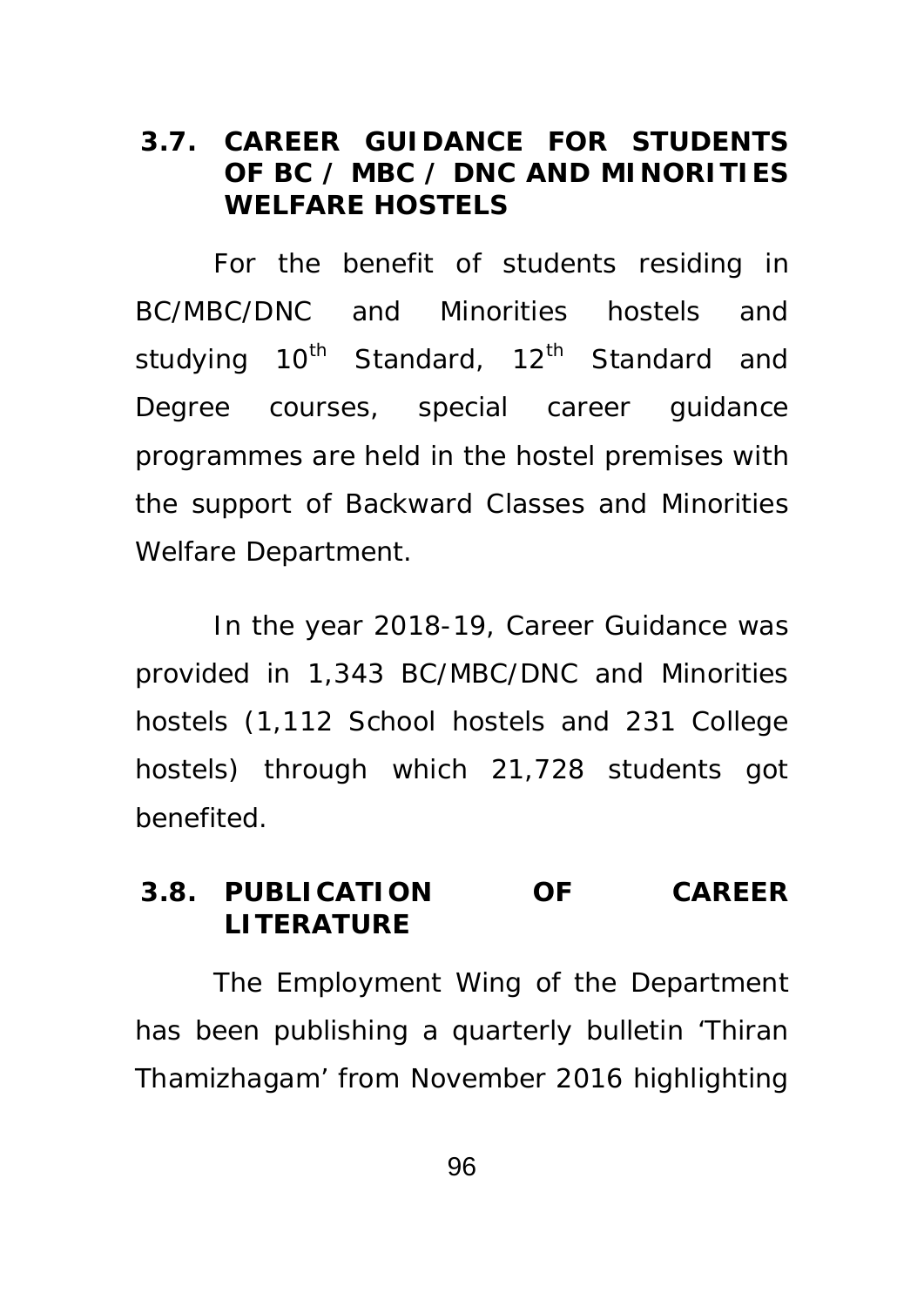### 3.7. CAREER GUIDANCE FOR STUDENTS OF BC / MBC / DNC AND MINORITIES WELFARE HOSTELS

For the benefit of students residing in BC/MBC/DNC and Minorities hostels and studying 10th Standard, 12th Standard and Degree courses, special career guidance programmes are held in the hostel premises with the support of Backward Classes and Minorities Welfare Department.

In the year 2018-19, Career Guidance was provided in 1,343 BC/MBC/DNC and Minorities hostels (1,112 School hostels and 231 College hostels) through which 21,728 students got benefited.

### 3.8. PUBLICATION OF CAREER LITERATURE

The Employment Wing of the Department has been publishing a quarterly bulletin 'Thiran Thamizhagam' from November 2016 highlighting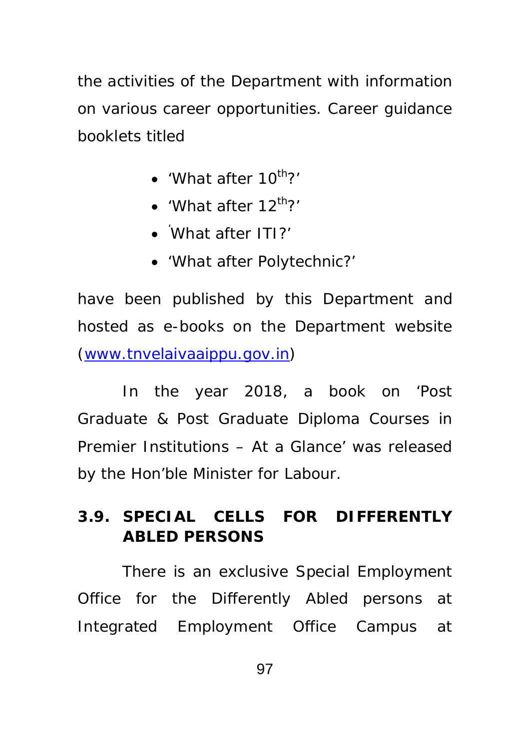the activities of the Department with information on various career opportunities. Career guidance booklets titled

- ‘What after 10$^{th}$?’
- ‘What after 12$^{th}$?’
- ‘What after ITI?’
- ‘What after Polytechnic?’

have been published by this Department and hosted as e-books on the Department website (www.tnvelaivaaippu.gov.in)

In the year 2018, a book on ‘Post Graduate & Post Graduate Diploma Courses in Premier Institutions – At a Glance’ was released by the Hon’ble Minister for Labour.

### 3.9. SPECIAL CELLS FOR DIFFERENTLY ABLED PERSONS

There is an exclusive Special Employment Office for the Differently Abled persons at Integrated Employment Office Campus at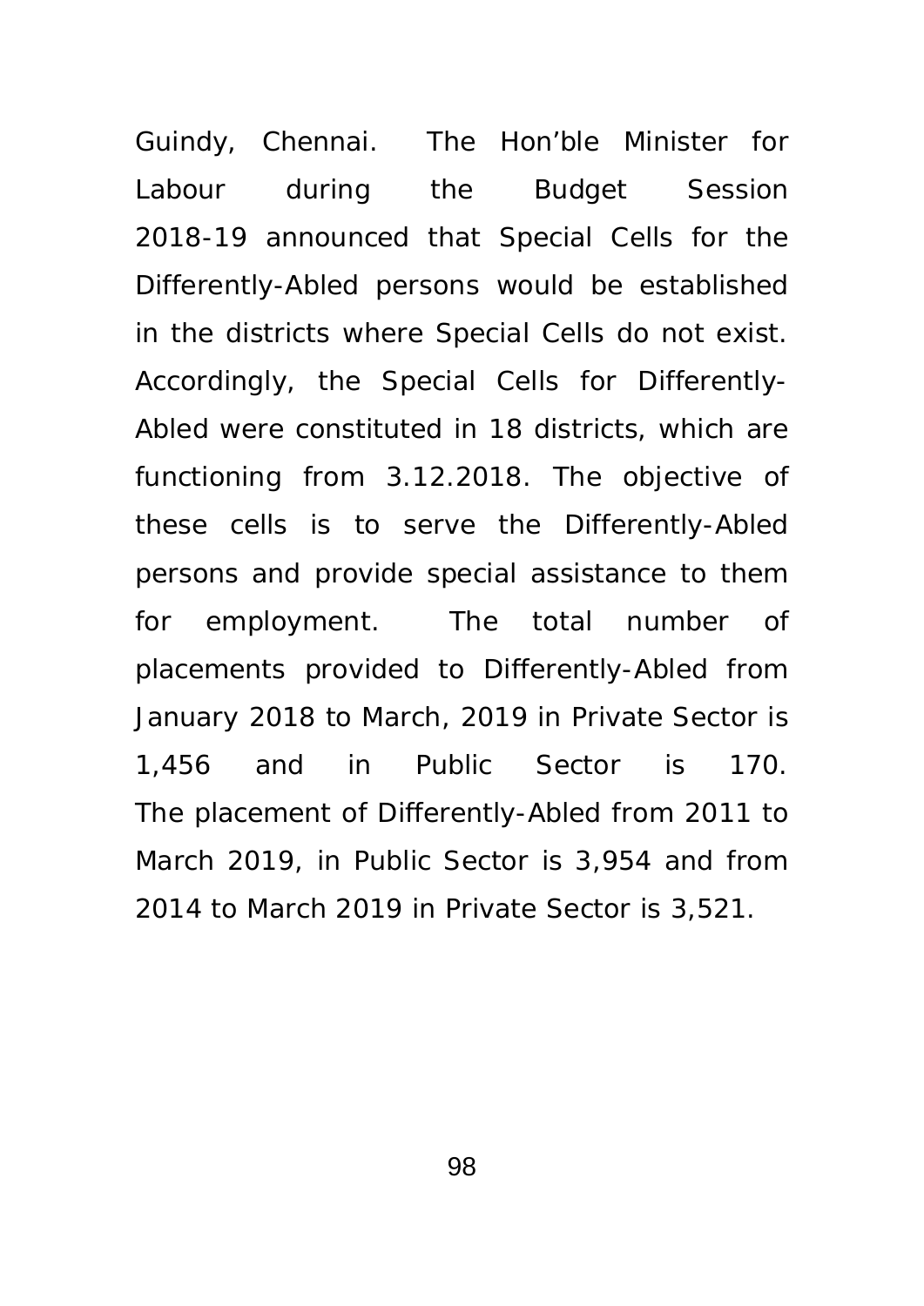Guindy, Chennai. The Hon'ble Minister for Labour during the Budget Session 2018-19 announced that Special Cells for the Differently-Abled persons would be established in the districts where Special Cells do not exist. Accordingly, the Special Cells for Differently-Abled were constituted in 18 districts, which are functioning from 3.12.2018. The objective of these cells is to serve the Differently-Abled persons and provide special assistance to them for employment. The total number of placements provided to Differently-Abled from January 2018 to March, 2019 in Private Sector is 1,456 and in Public Sector is 170. The placement of Differently-Abled from 2011 to March 2019, in Public Sector is 3,954 and from 2014 to March 2019 in Private Sector is 3,521.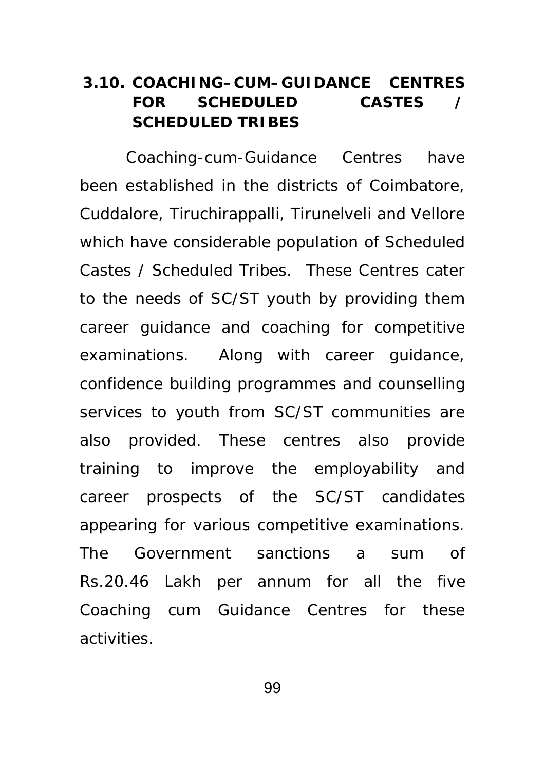### 3.10. COACHING–CUM–GUIDANCE CENTRES FOR SCHEDULED CASTES / SCHEDULED TRIBES

Coaching-cum-Guidance Centres have been established in the districts of Coimbatore, Cuddalore, Tiruchirappalli, Tirunelveli and Vellore which have considerable population of Scheduled Castes / Scheduled Tribes. These Centres cater to the needs of SC/ST youth by providing them career guidance and coaching for competitive examinations. Along with career guidance, confidence building programmes and counselling services to youth from SC/ST communities are also provided. These centres also provide training to improve the employability and career prospects of the SC/ST candidates appearing for various competitive examinations. The Government sanctions a sum of Rs.20.46 Lakh per annum for all the five Coaching cum Guidance Centres for these activities.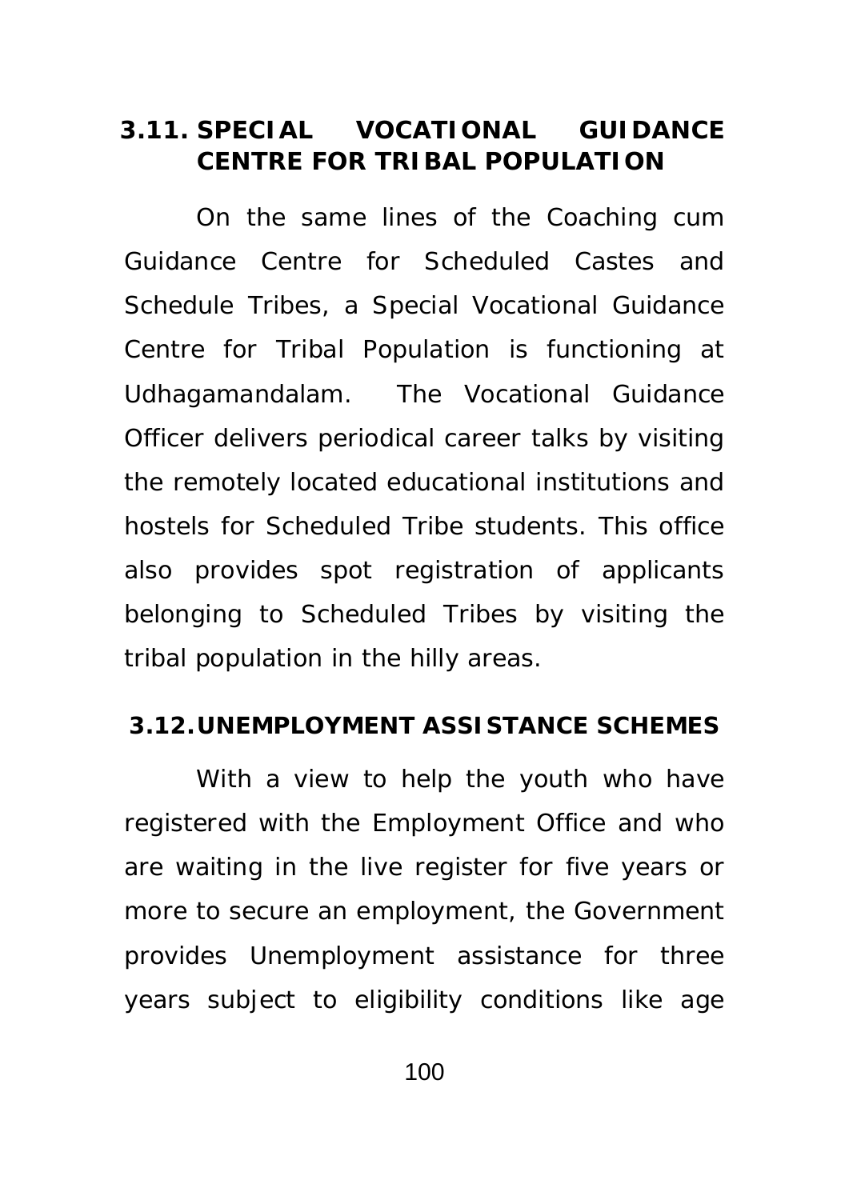### 3.11. SPECIAL VOCATIONAL GUIDANCE CENTRE FOR TRIBAL POPULATION

On the same lines of the Coaching cum Guidance Centre for Scheduled Castes and Schedule Tribes, a Special Vocational Guidance Centre for Tribal Population is functioning at Udhagamandalam. The Vocational Guidance Officer delivers periodical career talks by visiting the remotely located educational institutions and hostels for Scheduled Tribe students. This office also provides spot registration of applicants belonging to Scheduled Tribes by visiting the tribal population in the hilly areas.

### 3.12. UNEMPLOYMENT ASSISTANCE SCHEMES

With a view to help the youth who have registered with the Employment Office and who are waiting in the live register for five years or more to secure an employment, the Government provides Unemployment assistance for three years subject to eligibility conditions like age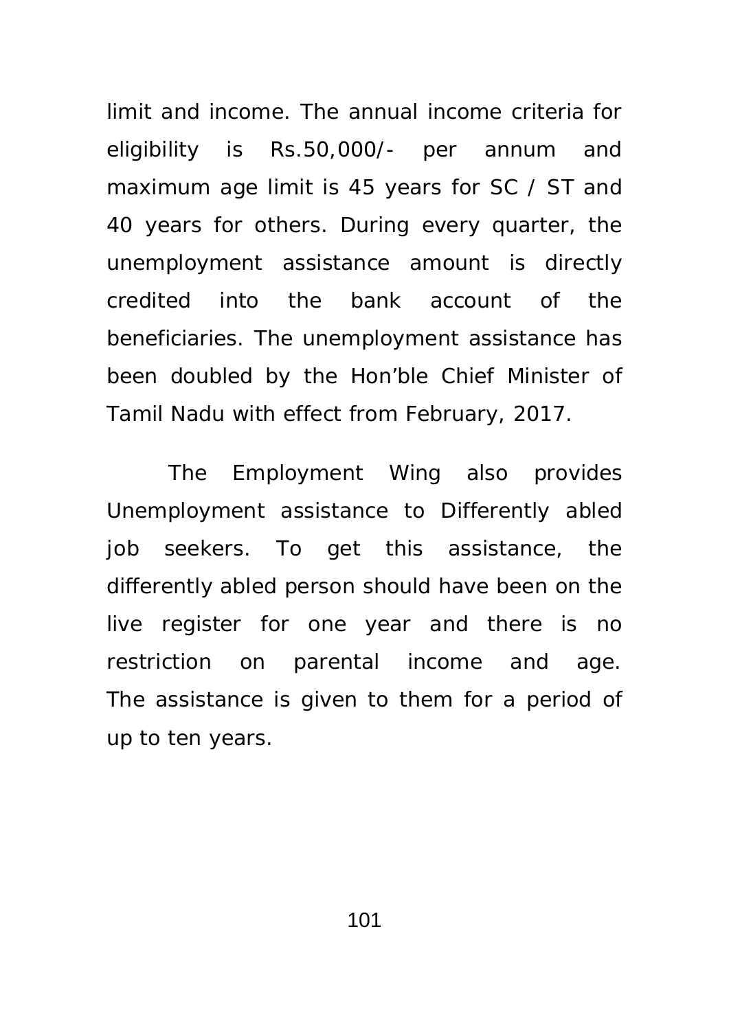limit and income. The annual income criteria for eligibility is Rs.50,000/- per annum and maximum age limit is 45 years for SC / ST and 40 years for others. During every quarter, the unemployment assistance amount is directly credited into the bank account of the beneficiaries. The unemployment assistance has been doubled by the Hon'ble Chief Minister of Tamil Nadu with effect from February, 2017.

The Employment Wing also provides Unemployment assistance to Differently abled job seekers. To get this assistance, the differently abled person should have been on the live register for one year and there is no restriction on parental income and age. The assistance is given to them for a period of up to ten years.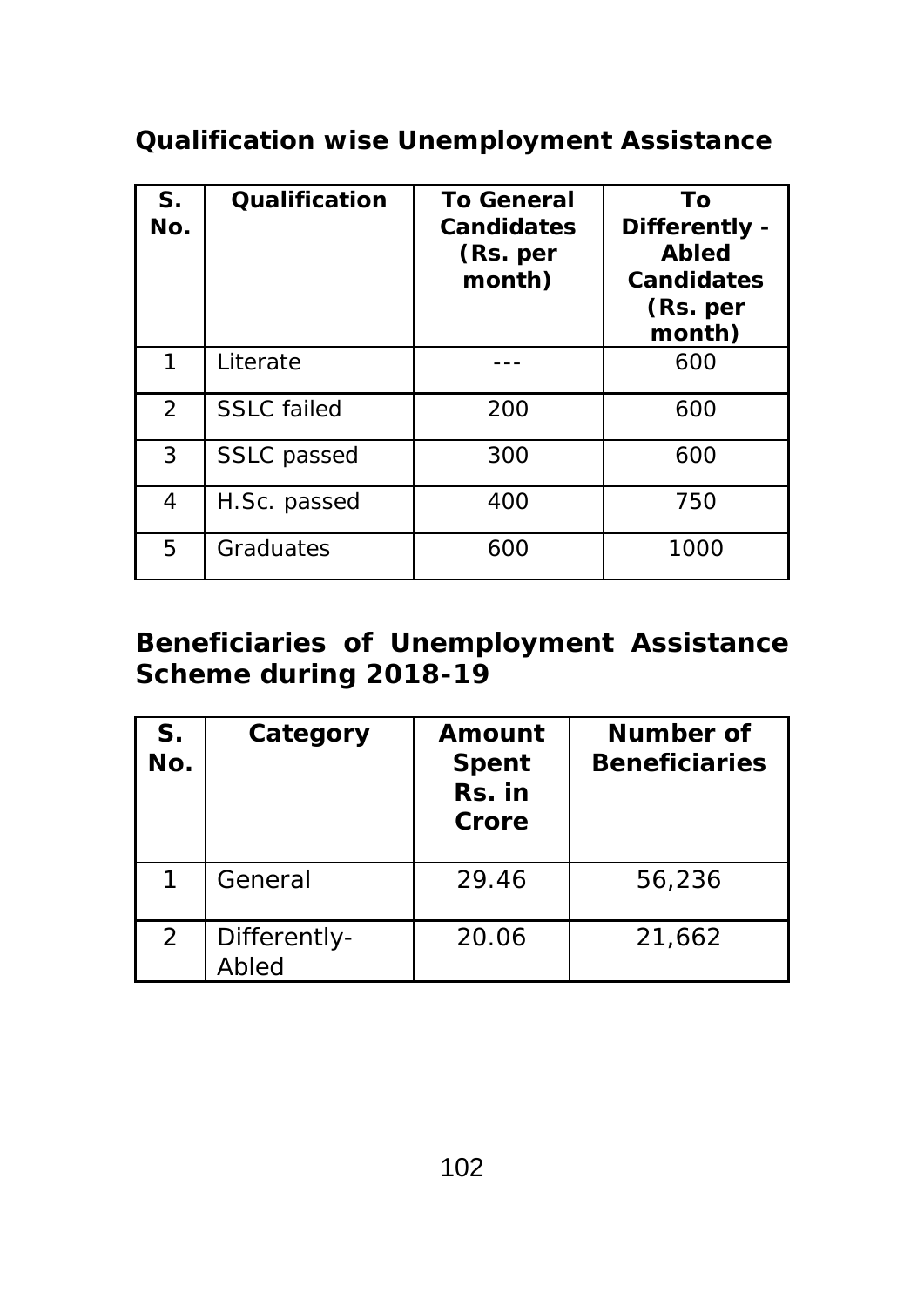### Qualification wise Unemployment Assistance

| S. No. | Qualification | To General Candidates (Rs. per month) | To Differently - Abled Candidates (Rs. per month) |
|---|---|---|---|
| 1 | Literate | --- | 600 |
| 2 | SSLC failed | 200 | 600 |
| 3 | SSLC passed | 300 | 600 |
| 4 | H.Sc. passed | 400 | 750 |
| 5 | Graduates | 600 | 1000 |

### Beneficiaries of Unemployment Assistance Scheme during 2018-19

| S. No. | Category | Amount Spent Rs. in Crore | Number of Beneficiaries |
|---|---|---|---|
| 1 | General | 29.46 | 56,236 |
| 2 | Differently-Abled | 20.06 | 21,662 |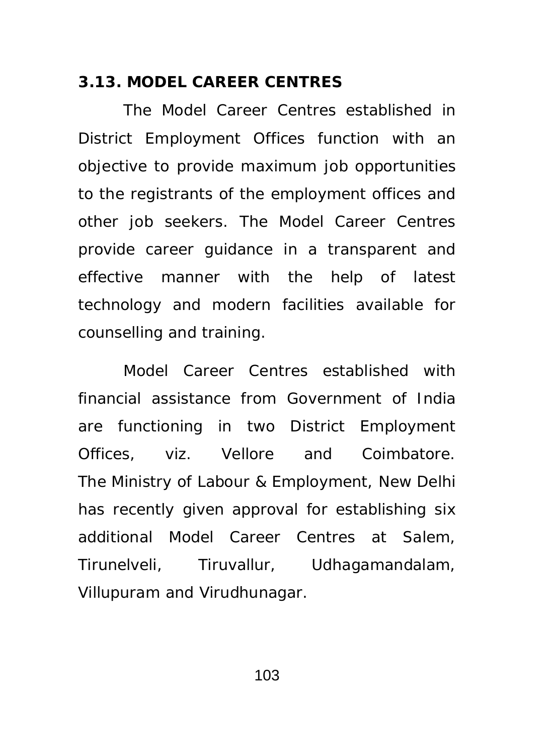### 3.13. MODEL CAREER CENTRES

The Model Career Centres established in District Employment Offices function with an objective to provide maximum job opportunities to the registrants of the employment offices and other job seekers. The Model Career Centres provide career guidance in a transparent and effective manner with the help of latest technology and modern facilities available for counselling and training.

Model Career Centres established with financial assistance from Government of India are functioning in two District Employment Offices, viz. Vellore and Coimbatore. The Ministry of Labour & Employment, New Delhi has recently given approval for establishing six additional Model Career Centres at Salem, Tirunelveli, Tiruvallur, Udhagamandalam, Villupuram and Virudhunagar.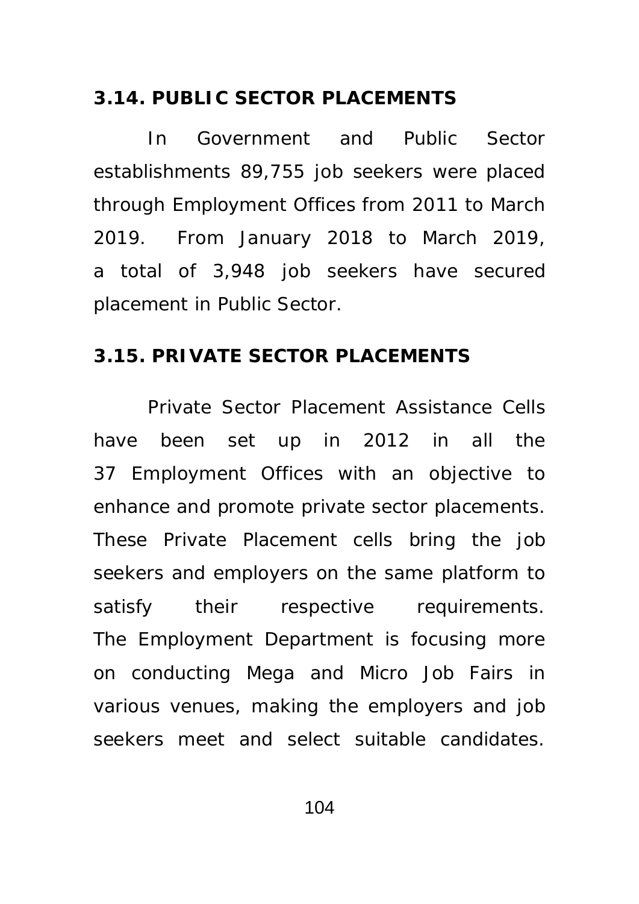### 3.14. PUBLIC SECTOR PLACEMENTS

In Government and Public Sector establishments 89,755 job seekers were placed through Employment Offices from 2011 to March 2019. From January 2018 to March 2019, a total of 3,948 job seekers have secured placement in Public Sector.

### 3.15. PRIVATE SECTOR PLACEMENTS

Private Sector Placement Assistance Cells have been set up in 2012 in all the 37 Employment Offices with an objective to enhance and promote private sector placements. These Private Placement cells bring the job seekers and employers on the same platform to satisfy their respective requirements. The Employment Department is focusing more on conducting Mega and Micro Job Fairs in various venues, making the employers and job seekers meet and select suitable candidates.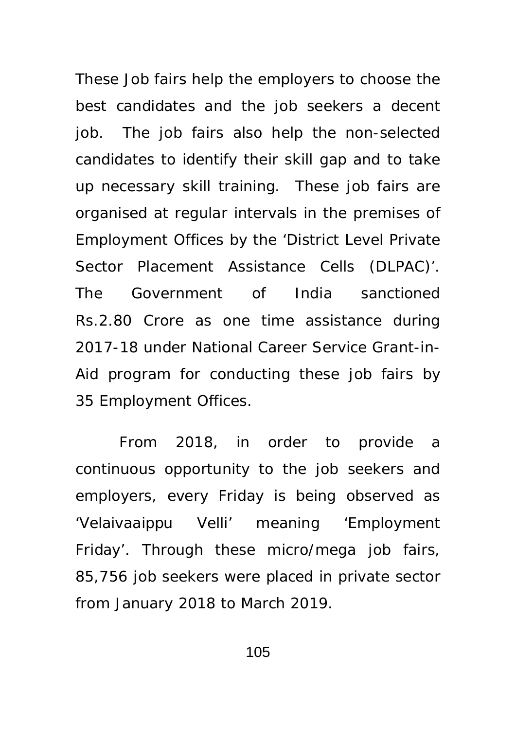These Job fairs help the employers to choose the best candidates and the job seekers a decent job. The job fairs also help the non-selected candidates to identify their skill gap and to take up necessary skill training. These job fairs are organised at regular intervals in the premises of Employment Offices by the 'District Level Private Sector Placement Assistance Cells (DLPAC)'. The Government of India sanctioned Rs.2.80 Crore as one time assistance during 2017-18 under National Career Service Grant-in-Aid program for conducting these job fairs by 35 Employment Offices.

From 2018, in order to provide a continuous opportunity to the job seekers and employers, every Friday is being observed as 'Velaivaaippu Velli' meaning 'Employment Friday'. Through these micro/mega job fairs, 85,756 job seekers were placed in private sector from January 2018 to March 2019.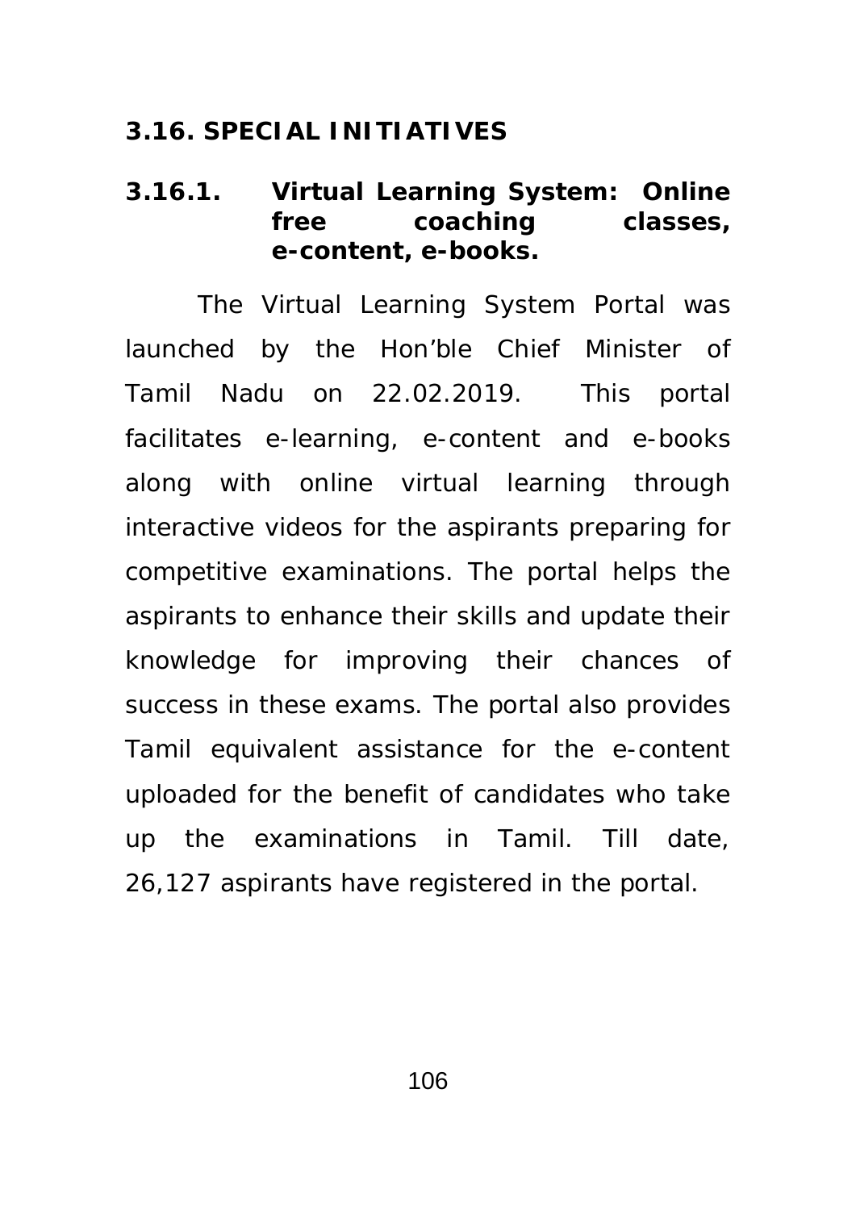## 3.16. SPECIAL INITIATIVES

### 3.16.1. Virtual Learning System: Online free coaching classes, e-content, e-books.

The Virtual Learning System Portal was launched by the Hon'ble Chief Minister of Tamil Nadu on 22.02.2019. This portal facilitates e-learning, e-content and e-books along with online virtual learning through interactive videos for the aspirants preparing for competitive examinations. The portal helps the aspirants to enhance their skills and update their knowledge for improving their chances of success in these exams. The portal also provides Tamil equivalent assistance for the e-content uploaded for the benefit of candidates who take up the examinations in Tamil. Till date, 26,127 aspirants have registered in the portal.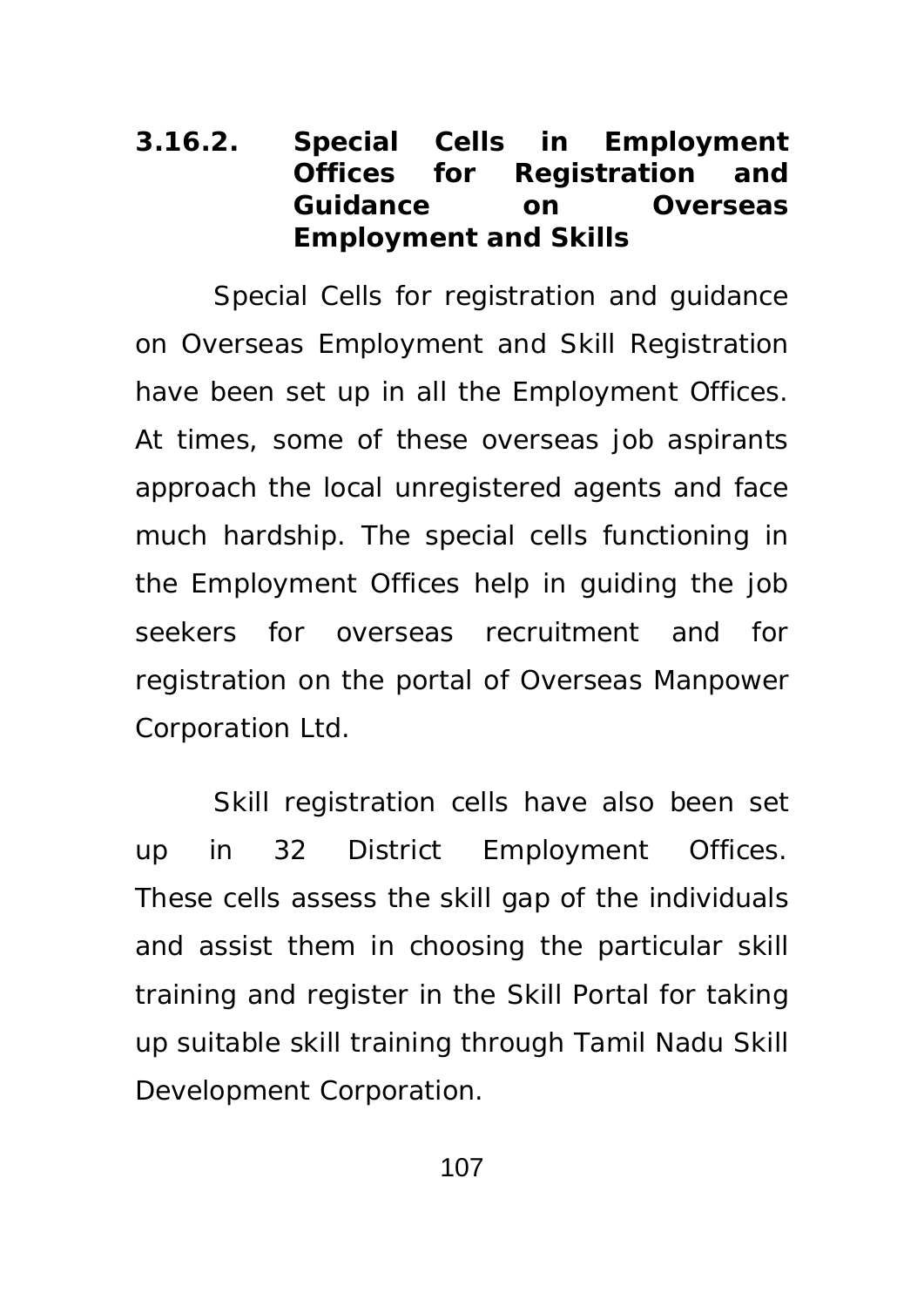### 3.16.2. Special Cells in Employment Offices for Registration and Guidance on Overseas Employment and Skills

Special Cells for registration and guidance on Overseas Employment and Skill Registration have been set up in all the Employment Offices. At times, some of these overseas job aspirants approach the local unregistered agents and face much hardship. The special cells functioning in the Employment Offices help in guiding the job seekers for overseas recruitment and for registration on the portal of Overseas Manpower Corporation Ltd.

Skill registration cells have also been set up in 32 District Employment Offices. These cells assess the skill gap of the individuals and assist them in choosing the particular skill training and register in the Skill Portal for taking up suitable skill training through Tamil Nadu Skill Development Corporation.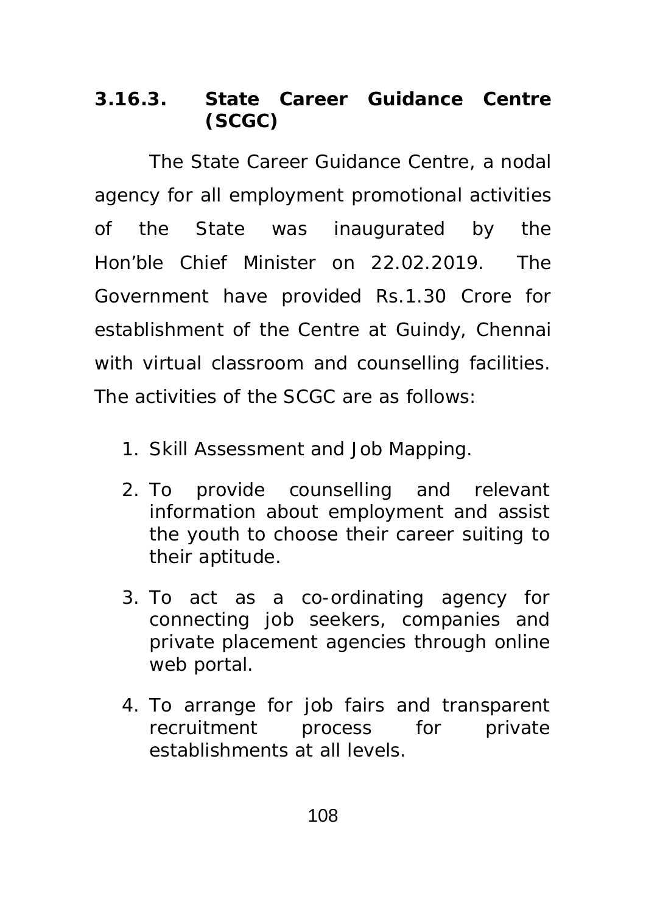### 3.16.3. State Career Guidance Centre (SCGC)

The State Career Guidance Centre, a nodal agency for all employment promotional activities of the State was inaugurated by the Hon'ble Chief Minister on 22.02.2019. The Government have provided Rs.1.30 Crore for establishment of the Centre at Guindy, Chennai with virtual classroom and counselling facilities. The activities of the SCGC are as follows:

1. Skill Assessment and Job Mapping.
2. To provide counselling and relevant information about employment and assist the youth to choose their career suiting to their aptitude.
3. To act as a co-ordinating agency for connecting job seekers, companies and private placement agencies through online web portal.
4. To arrange for job fairs and transparent recruitment process for private establishments at all levels.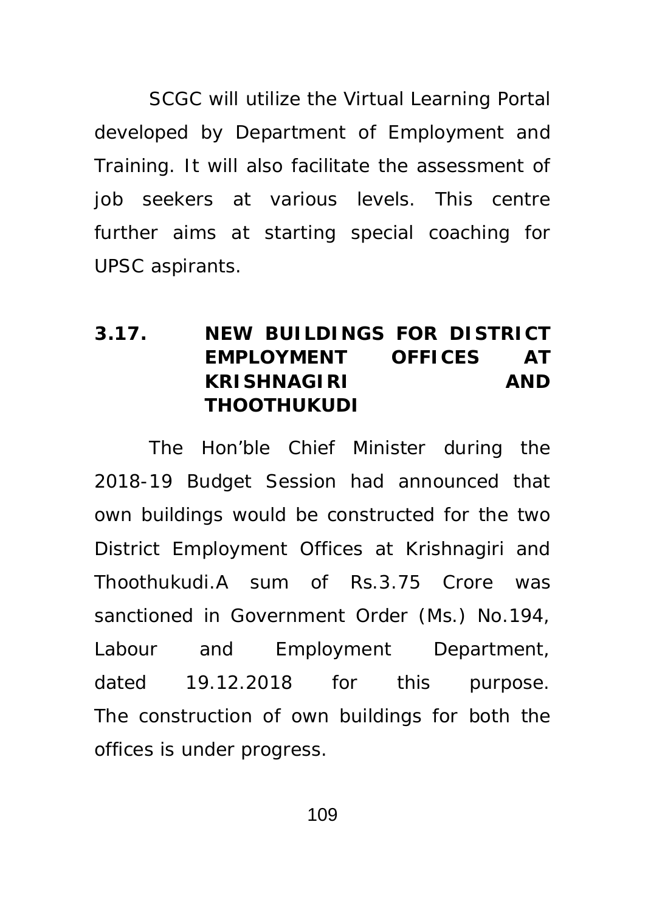SCGC will utilize the Virtual Learning Portal developed by Department of Employment and Training. It will also facilitate the assessment of job seekers at various levels. This centre further aims at starting special coaching for UPSC aspirants.

## 3.17. NEW BUILDINGS FOR DISTRICT EMPLOYMENT OFFICES AT KRISHNAGIRI AND THOOTHUKUDI

The Hon'ble Chief Minister during the 2018-19 Budget Session had announced that own buildings would be constructed for the two District Employment Offices at Krishnagiri and Thoothukudi.A sum of Rs.3.75 Crore was sanctioned in Government Order (Ms.) No.194, Labour and Employment Department, dated 19.12.2018 for this purpose. The construction of own buildings for both the offices is under progress.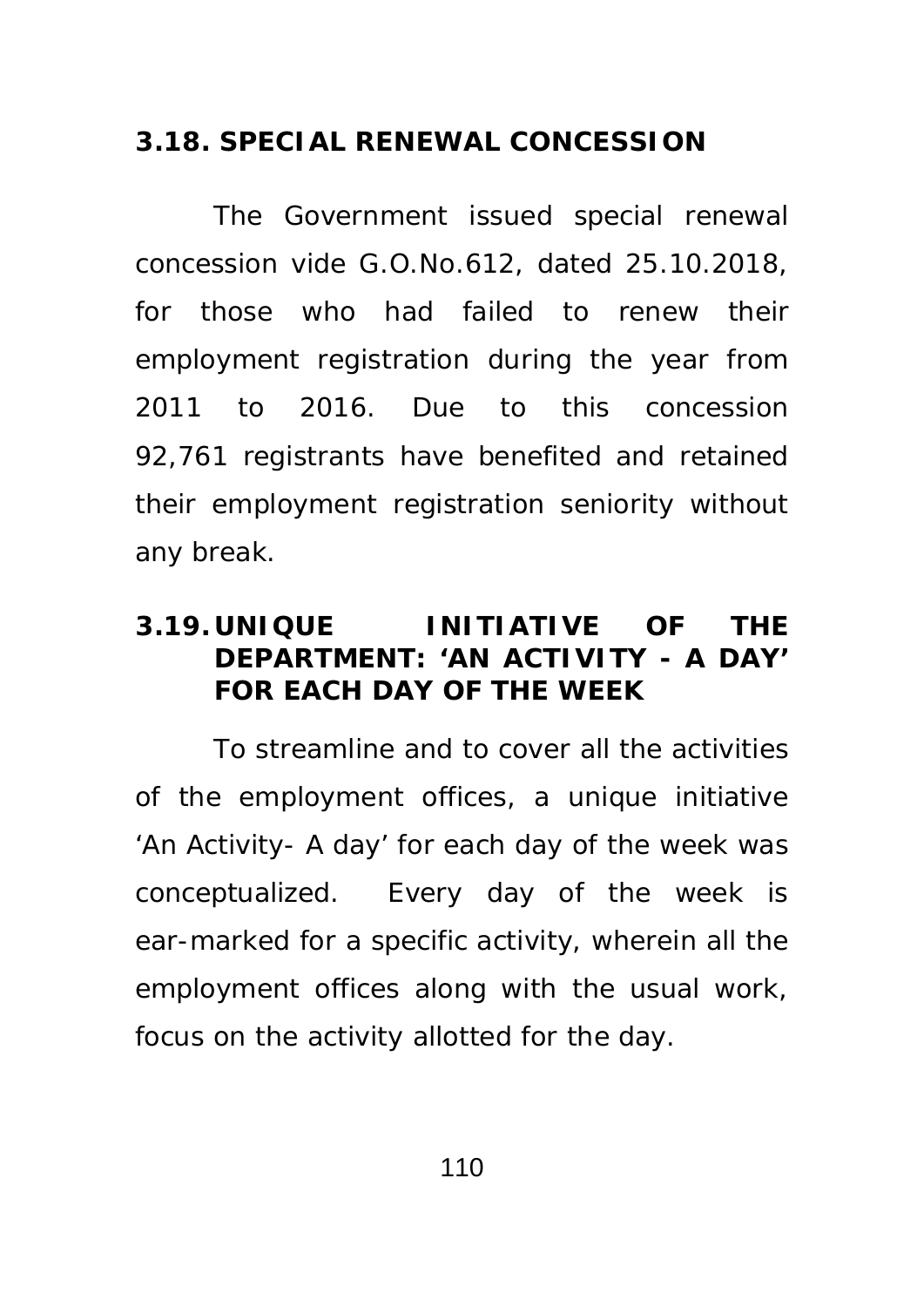## 3.18. SPECIAL RENEWAL CONCESSION

The Government issued special renewal concession vide G.O.No.612, dated 25.10.2018, for those who had failed to renew their employment registration during the year from 2011 to 2016. Due to this concession 92,761 registrants have benefited and retained their employment registration seniority without any break.

## 3.19. UNIQUE INITIATIVE OF THE DEPARTMENT: 'AN ACTIVITY - A DAY' FOR EACH DAY OF THE WEEK

To streamline and to cover all the activities of the employment offices, a unique initiative 'An Activity- A day' for each day of the week was conceptualized. Every day of the week is ear-marked for a specific activity, wherein all the employment offices along with the usual work, focus on the activity allotted for the day.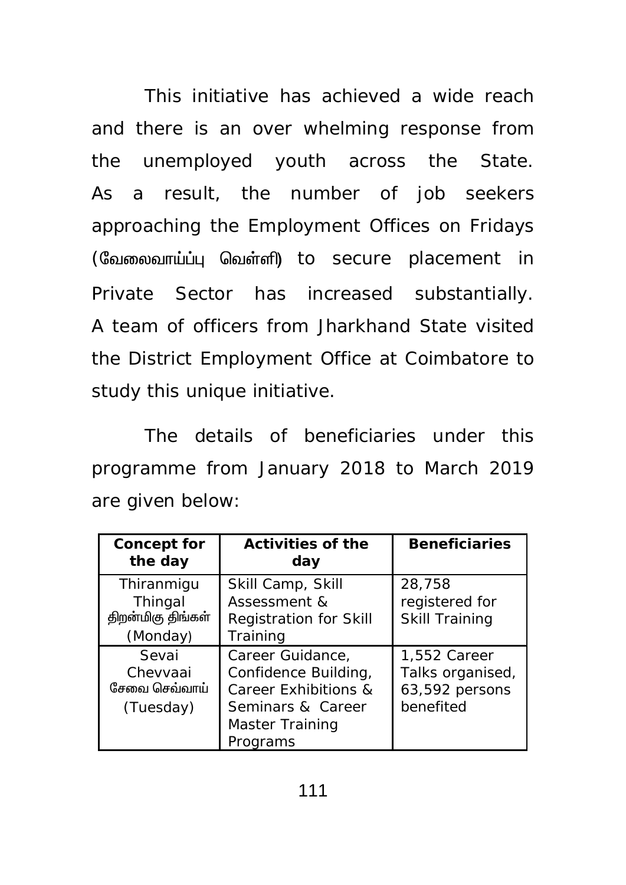This initiative has achieved a wide reach and there is an over whelming response from the unemployed youth across the State. As a result, the number of job seekers approaching the Employment Offices on Fridays (வேலைவாய்ப்பு வெள்ளி) to secure placement in Private Sector has increased substantially. A team of officers from Jharkhand State visited the District Employment Office at Coimbatore to study this unique initiative.

The details of beneficiaries under this programme from January 2018 to March 2019 are given below:

| Concept for the day | Activities of the day | Beneficiaries |
|---|---|---|
| Thiranmigu Thingal திறன்மிகு திங்கள் (Monday) | Skill Camp, Skill Assessment & Registration for Skill Training | 28,758 registered for Skill Training |
| Sevai Chevvaai சேவை செவ்வாய் (Tuesday) | Career Guidance, Confidence Building, Career Exhibitions & Seminars & Career Master Training Programs | 1,552 Career Talks organised, 63,592 persons benefited |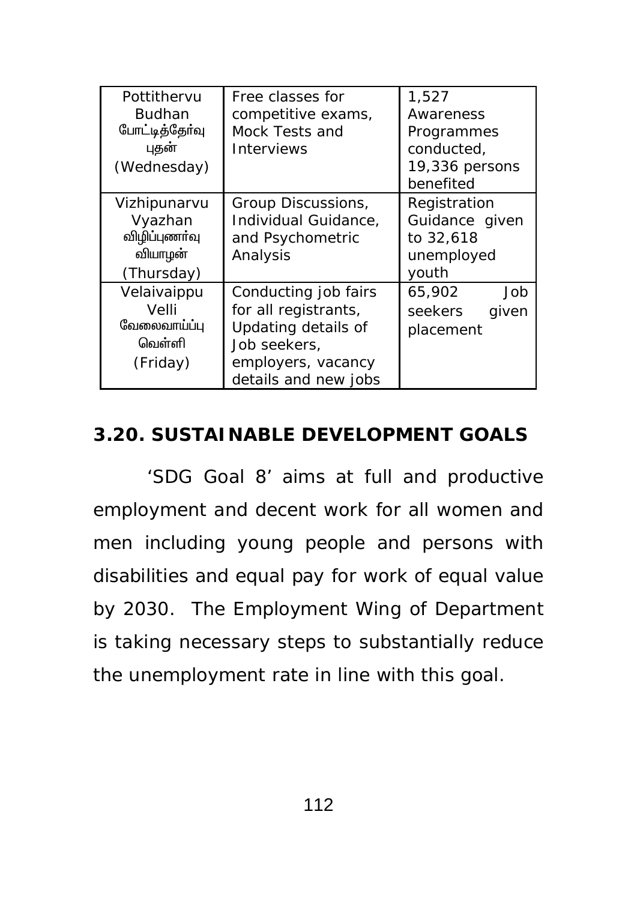| Pottithervu Budhan போட்டித்தேர்வு புதன் (Wednesday) | Free classes for competitive exams, Mock Tests and Interviews | 1,527 Awareness Programmes conducted, 19,336 persons benefited |
|---|---|---|
| Vizhipunarvu Vyazhan விழிப்புணர்வு வியாழன் (Thursday) | Group Discussions, Individual Guidance, and Psychometric Analysis | Registration Guidance given to 32,618 unemployed youth |
| Velaivaippu Velli வேலைவாய்ப்பு வெள்ளி (Friday) | Conducting job fairs for all registrants, Updating details of Job seekers, employers, vacancy details and new jobs | 65,902 Job seekers given placement |

## 3.20. SUSTAINABLE DEVELOPMENT GOALS

'SDG Goal 8' aims at full and productive employment and decent work for all women and men including young people and persons with disabilities and equal pay for work of equal value by 2030. The Employment Wing of Department is taking necessary steps to substantially reduce the unemployment rate in line with this goal.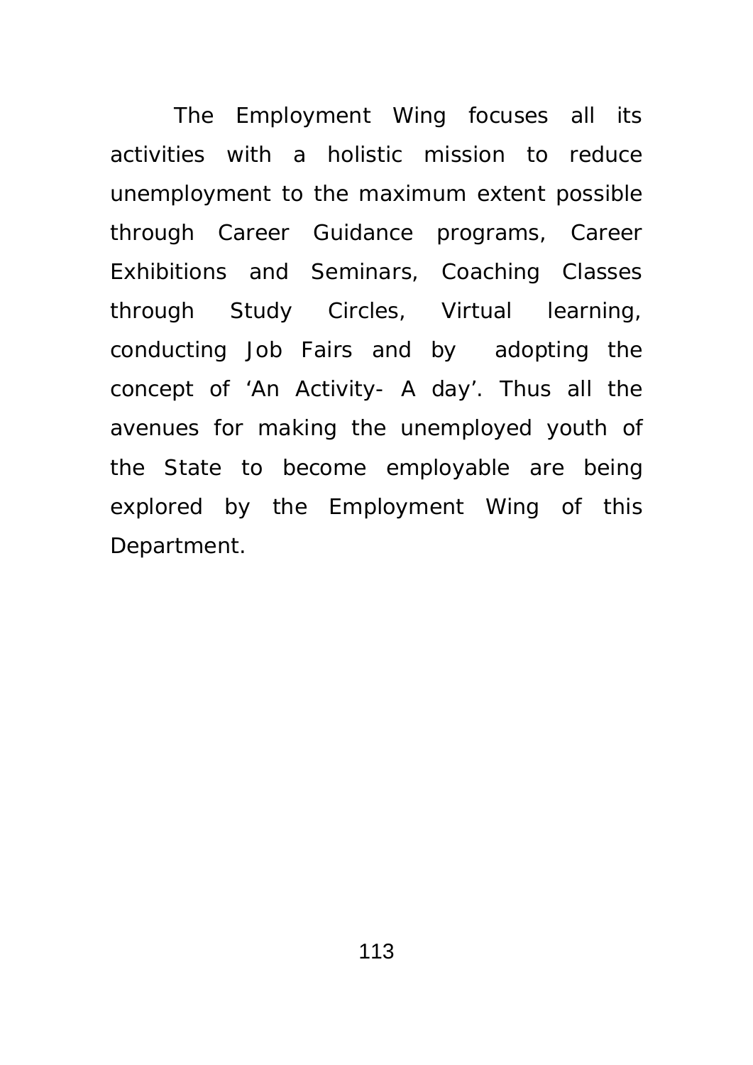The Employment Wing focuses all its activities with a holistic mission to reduce unemployment to the maximum extent possible through Career Guidance programs, Career Exhibitions and Seminars, Coaching Classes through Study Circles, Virtual learning, conducting Job Fairs and by adopting the concept of 'An Activity- A day'. Thus all the avenues for making the unemployed youth of the State to become employable are being explored by the Employment Wing of this Department.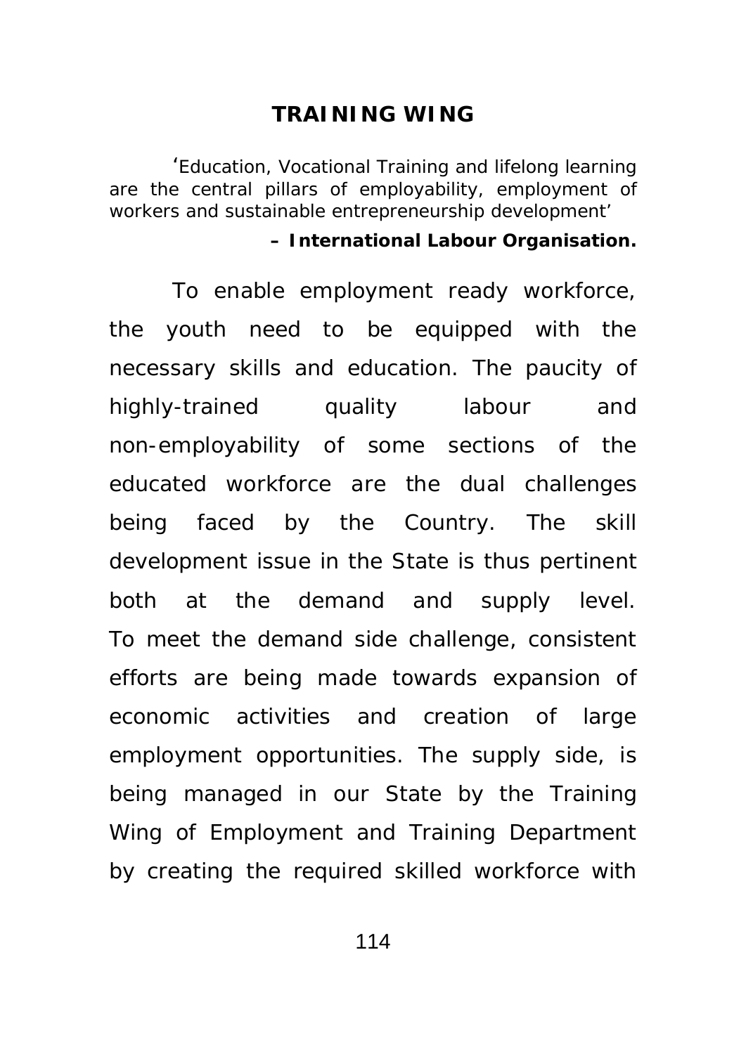## TRAINING WING

'Education, Vocational Training and lifelong learning are the central pillars of employability, employment of workers and sustainable entrepreneurship development'

**– International Labour Organisation.**

To enable employment ready workforce, the youth need to be equipped with the necessary skills and education. The paucity of highly-trained quality labour and non-employability of some sections of the educated workforce are the dual challenges being faced by the Country. The skill development issue in the State is thus pertinent both at the demand and supply level. To meet the demand side challenge, consistent efforts are being made towards expansion of economic activities and creation of large employment opportunities. The supply side, is being managed in our State by the Training Wing of Employment and Training Department by creating the required skilled workforce with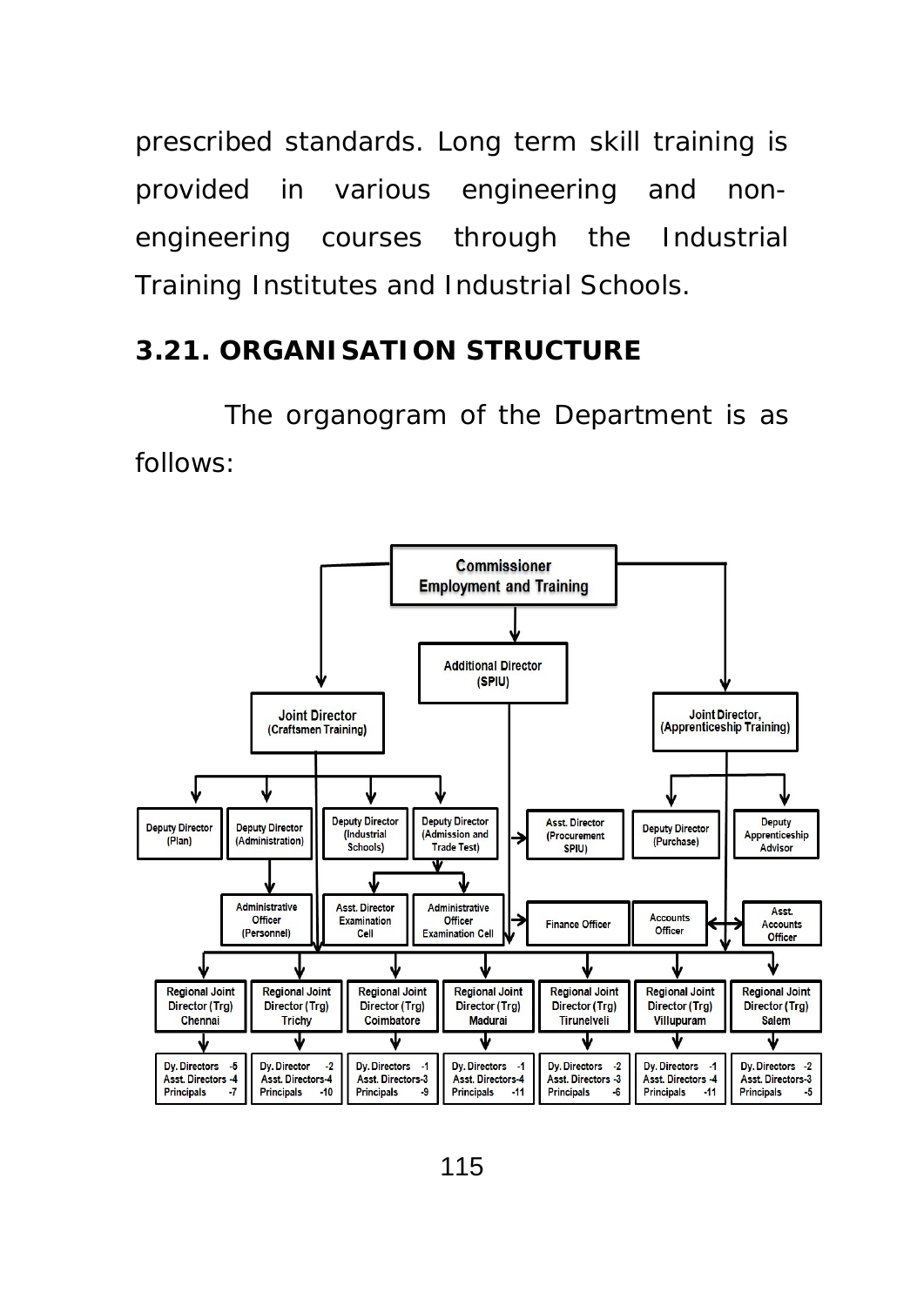prescribed standards. Long term skill training is provided in various engineering and non-engineering courses through the Industrial Training Institutes and Industrial Schools.

### 3.21. ORGANISATION STRUCTURE

The organogram of the Department is as follows:

- **Commissioner Employment and Training**
  - **Joint Director (Craftsmen Training)**
    - Deputy Director (Plan)
    - Deputy Director (Administration)
      - Administrative Officer (Personnel)
    - Deputy Director (Industrial Schools)
    - Deputy Director (Admission and Trade Test)
      - Asst. Director Examination Cell
      - Administrative Officer Examination Cell
  - **Additional Director (SPIU)**
    - Asst. Director (Procurement SPIU)
    - Finance Officer
  - **Joint Director, (Apprenticeship Training)**
    - Deputy Director (Purchase)
    - Deputy Apprenticeship Advisor
    - Accounts Officer
    - Asst. Accounts Officer
  - **Regional Joint Directors (Trg)**

| Regional Joint Director (Trg) Chennai | Regional Joint Director (Trg) Trichy | Regional Joint Director (Trg) Coimbatore | Regional Joint Director (Trg) Madurai | Regional Joint Director (Trg) Tirunelveli | Regional Joint Director (Trg) Villupuram | Regional Joint Director (Trg) Salem |
|---|---|---|---|---|---|---|
| Dy. Directors -5 | Dy. Director -2 | Dy. Directors -1 | Dy. Directors -1 | Dy. Directors -2 | Dy. Directors -1 | Dy. Directors -2 |
| Asst. Directors -4 | Asst. Directors-4 | Asst. Directors-3 | Asst. Directors-4 | Asst. Directors -3 | Asst. Directors -4 | Asst. Directors-3 |
| Principals -7 | Principals -10 | Principals -9 | Principals -11 | Principals -6 | Principals -11 | Principals -5 |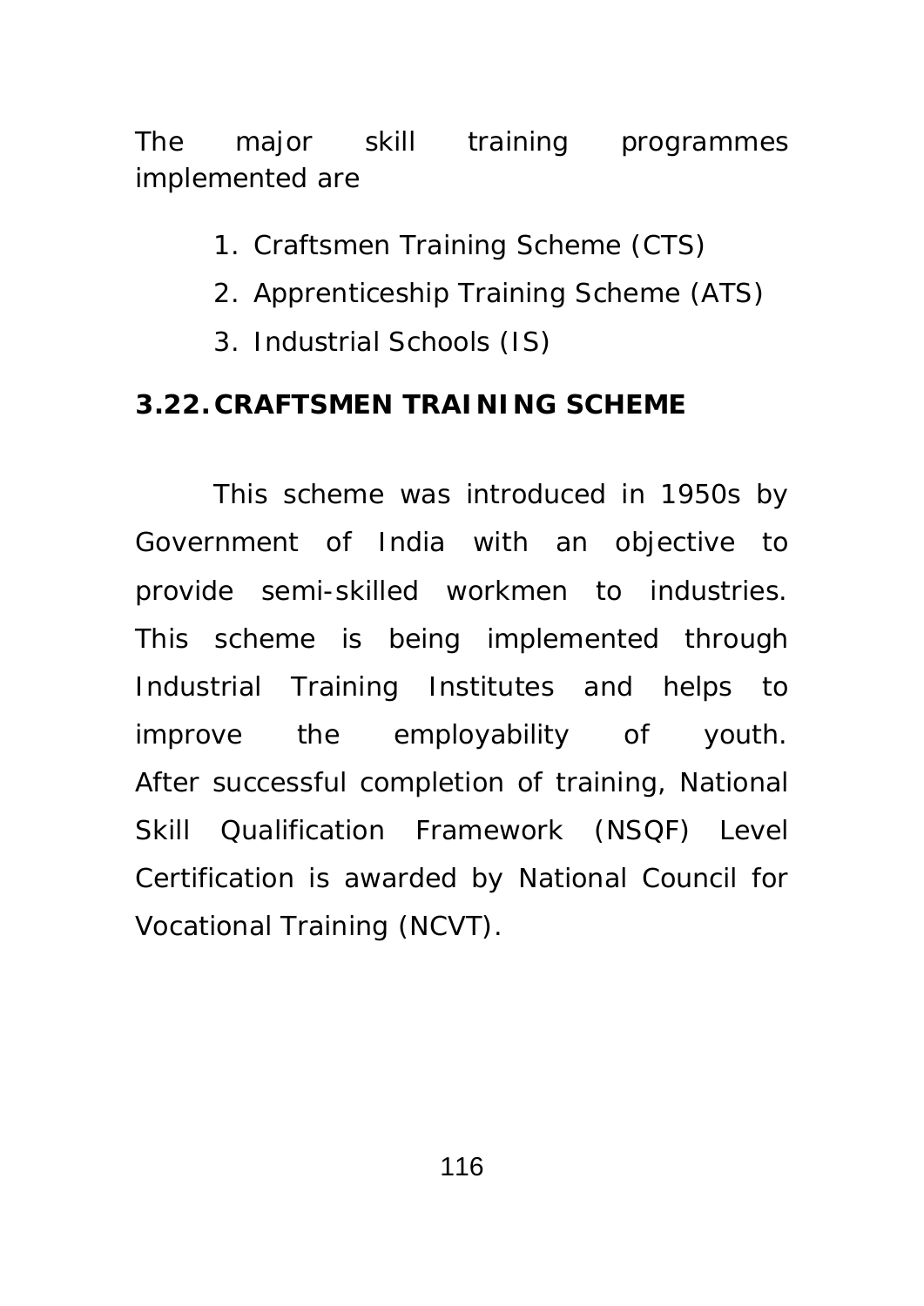The major skill training programmes implemented are

1. Craftsmen Training Scheme (CTS)
2. Apprenticeship Training Scheme (ATS)
3. Industrial Schools (IS)

**3.22. CRAFTSMEN TRAINING SCHEME**

This scheme was introduced in 1950s by Government of India with an objective to provide semi-skilled workmen to industries. This scheme is being implemented through Industrial Training Institutes and helps to improve the employability of youth. After successful completion of training, National Skill Qualification Framework (NSQF) Level Certification is awarded by National Council for Vocational Training (NCVT).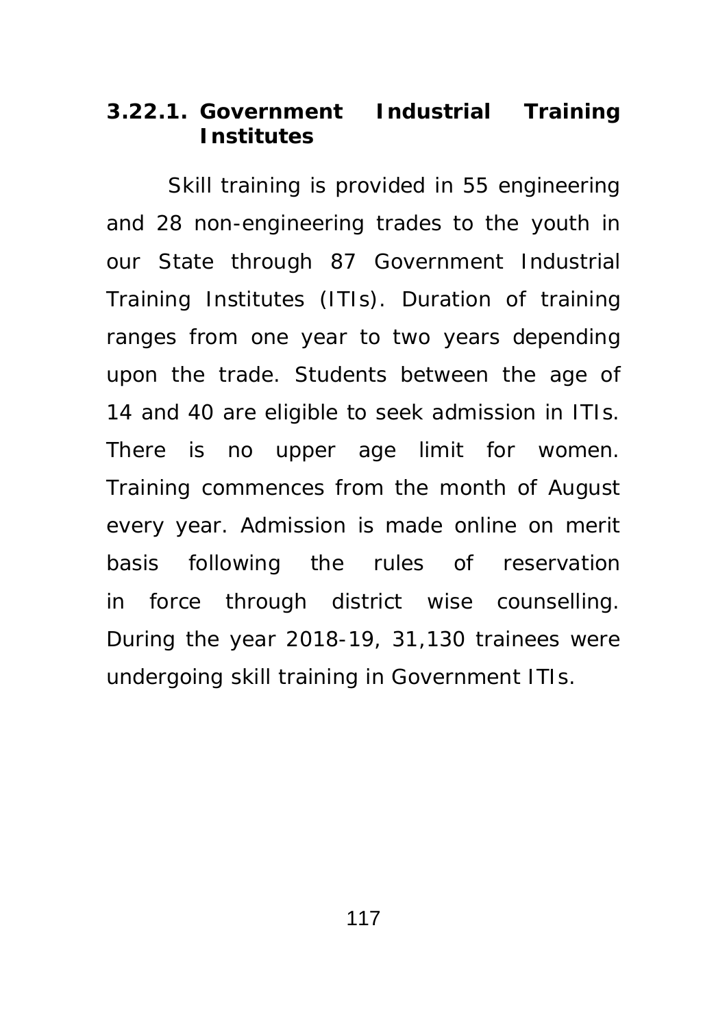### 3.22.1. Government Industrial Training Institutes

Skill training is provided in 55 engineering and 28 non-engineering trades to the youth in our State through 87 Government Industrial Training Institutes (ITIs). Duration of training ranges from one year to two years depending upon the trade. Students between the age of 14 and 40 are eligible to seek admission in ITIs. There is no upper age limit for women. Training commences from the month of August every year. Admission is made online on merit basis following the rules of reservation in force through district wise counselling. During the year 2018-19, 31,130 trainees were undergoing skill training in Government ITIs.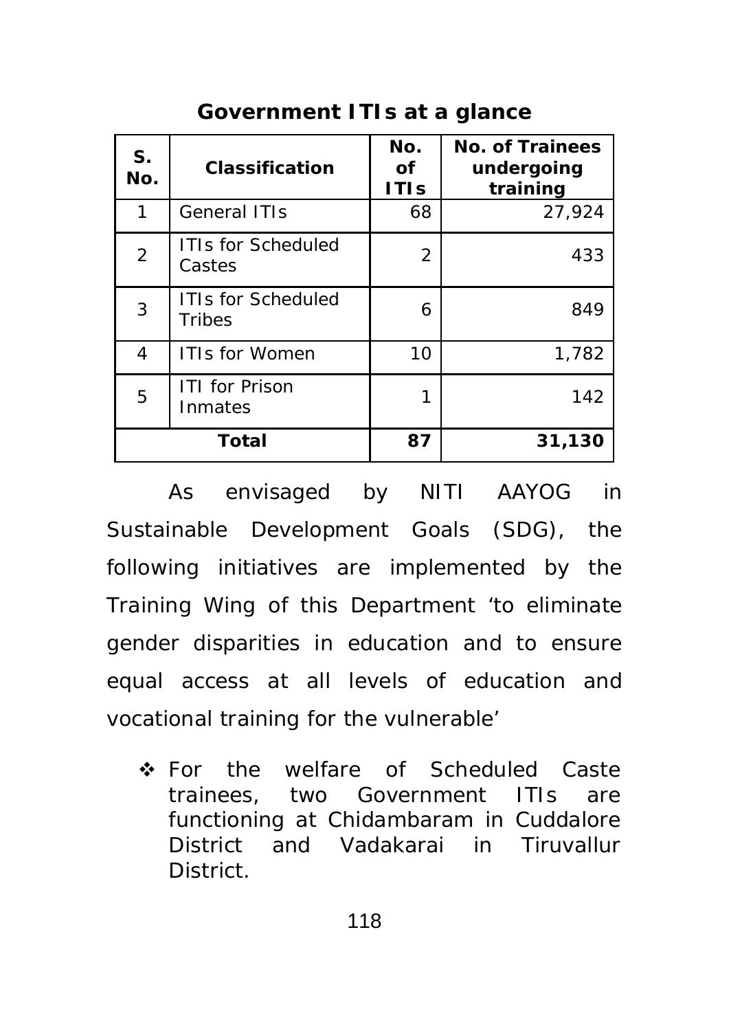**Government ITIs at a glance**

| S. No. | Classification | No. of ITIs | No. of Trainees undergoing training |
|---|---|---|---|
| 1 | General ITIs | 68 | 27,924 |
| 2 | ITIs for Scheduled Castes | 2 | 433 |
| 3 | ITIs for Scheduled Tribes | 6 | 849 |
| 4 | ITIs for Women | 10 | 1,782 |
| 5 | ITI for Prison Inmates | 1 | 142 |
| **Total** | | **87** | **31,130** |

As envisaged by NITI AAYOG in Sustainable Development Goals (SDG), the following initiatives are implemented by the Training Wing of this Department 'to eliminate gender disparities in education and to ensure equal access at all levels of education and vocational training for the vulnerable'

- For the welfare of Scheduled Caste trainees, two Government ITIs are functioning at Chidambaram in Cuddalore District and Vadakarai in Tiruvallur District.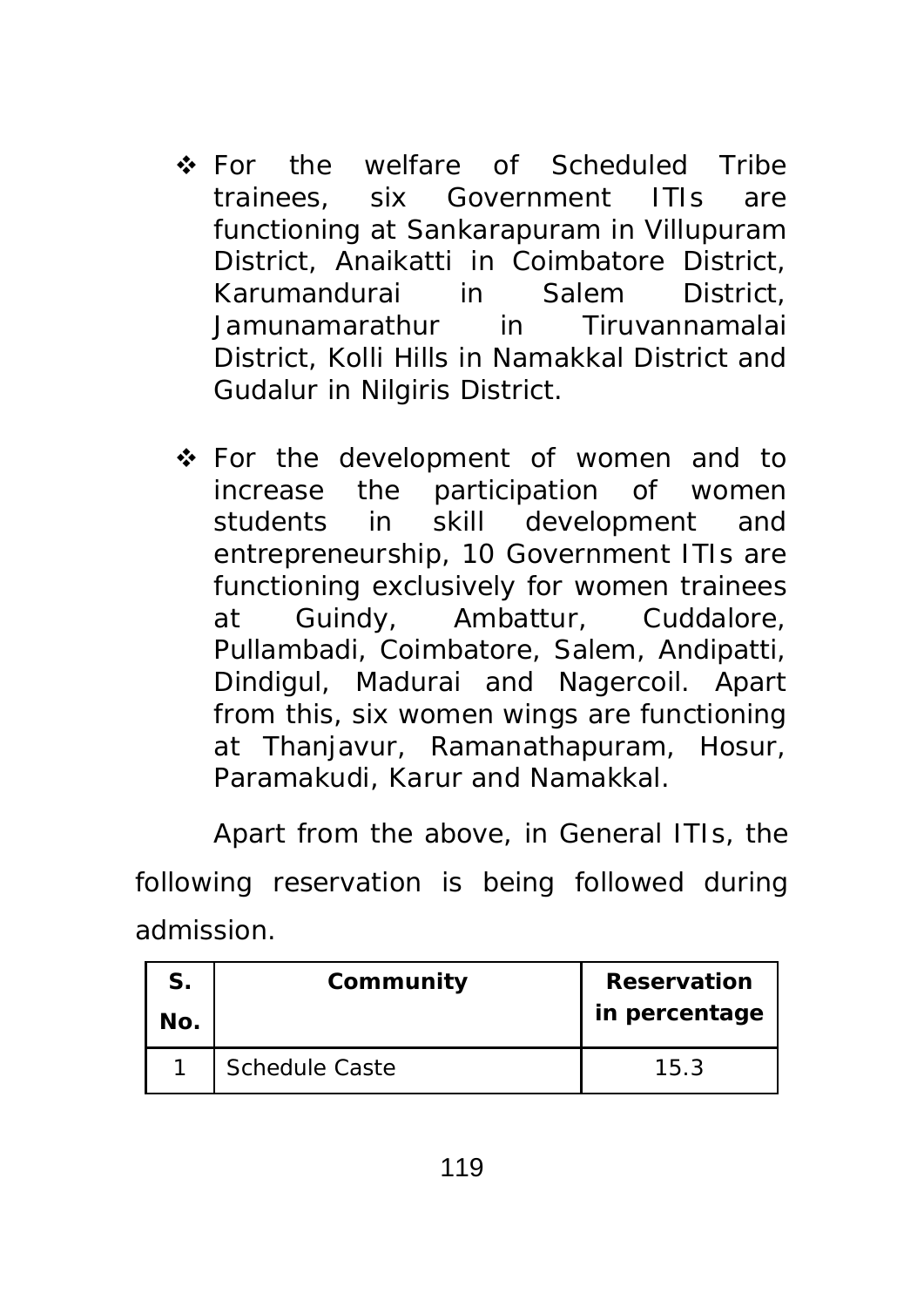- For the welfare of Scheduled Tribe trainees, six Government ITIs are functioning at Sankarapuram in Villupuram District, Anaikatti in Coimbatore District, Karumandurai in Salem District, Jamunamarathur in Tiruvannamalai District, Kolli Hills in Namakkal District and Gudalur in Nilgiris District.

- For the development of women and to increase the participation of women students in skill development and entrepreneurship, 10 Government ITIs are functioning exclusively for women trainees at Guindy, Ambattur, Cuddalore, Pullambadi, Coimbatore, Salem, Andipatti, Dindigul, Madurai and Nagercoil. Apart from this, six women wings are functioning at Thanjavur, Ramanathapuram, Hosur, Paramakudi, Karur and Namakkal.

Apart from the above, in General ITIs, the following reservation is being followed during admission.

| S. No. | Community | Reservation in percentage |
|---|---|---|
| 1 | Schedule Caste | 15.3 |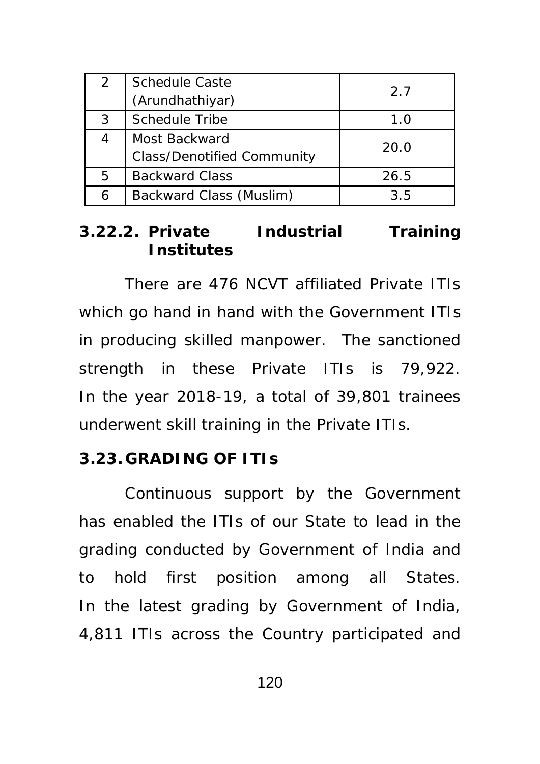| 2 | Schedule Caste (Arundhathiyar) | 2.7 |
|---|---|---|
| 3 | Schedule Tribe | 1.0 |
| 4 | Most Backward Class/Denotified Community | 20.0 |
| 5 | Backward Class | 26.5 |
| 6 | Backward Class (Muslim) | 3.5 |

### 3.22.2. Private Industrial Training Institutes

There are 476 NCVT affiliated Private ITIs which go hand in hand with the Government ITIs in producing skilled manpower. The sanctioned strength in these Private ITIs is 79,922. In the year 2018-19, a total of 39,801 trainees underwent skill training in the Private ITIs.

## 3.23. GRADING OF ITIs

Continuous support by the Government has enabled the ITIs of our State to lead in the grading conducted by Government of India and to hold first position among all States. In the latest grading by Government of India, 4,811 ITIs across the Country participated and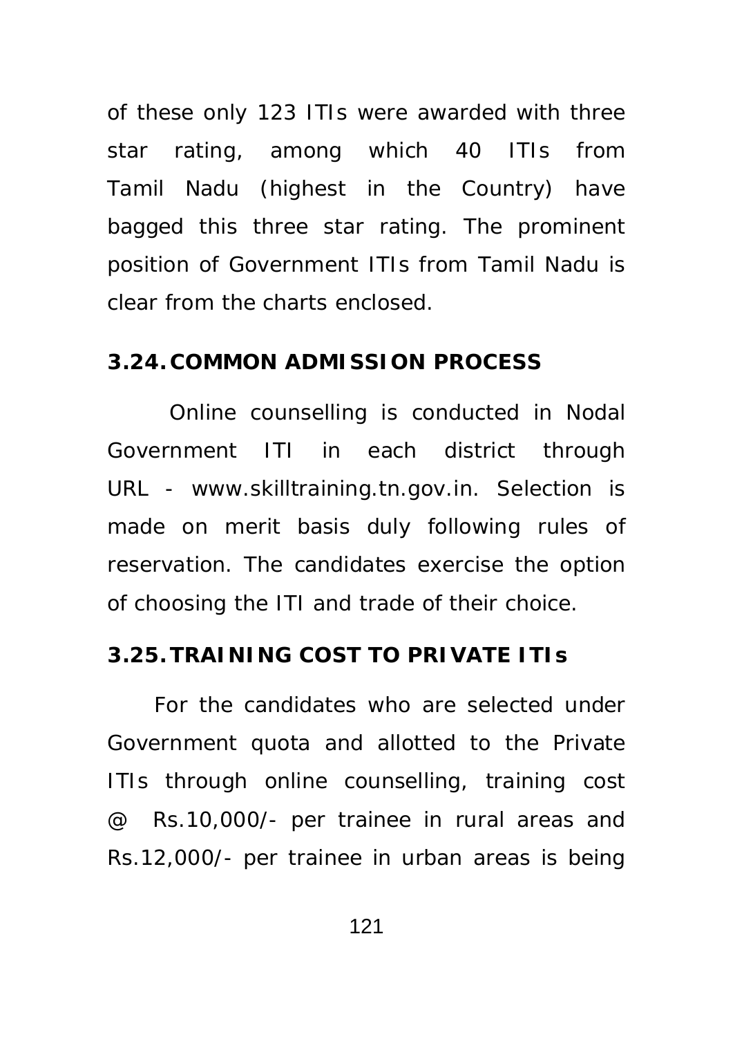of these only 123 ITIs were awarded with three star rating, among which 40 ITIs from Tamil Nadu (highest in the Country) have bagged this three star rating. The prominent position of Government ITIs from Tamil Nadu is clear from the charts enclosed.

### 3.24. COMMON ADMISSION PROCESS

Online counselling is conducted in Nodal Government ITI in each district through URL - www.skilltraining.tn.gov.in. Selection is made on merit basis duly following rules of reservation. The candidates exercise the option of choosing the ITI and trade of their choice.

### 3.25. TRAINING COST TO PRIVATE ITIs

For the candidates who are selected under Government quota and allotted to the Private ITIs through online counselling, training cost @ Rs.10,000/- per trainee in rural areas and Rs.12,000/- per trainee in urban areas is being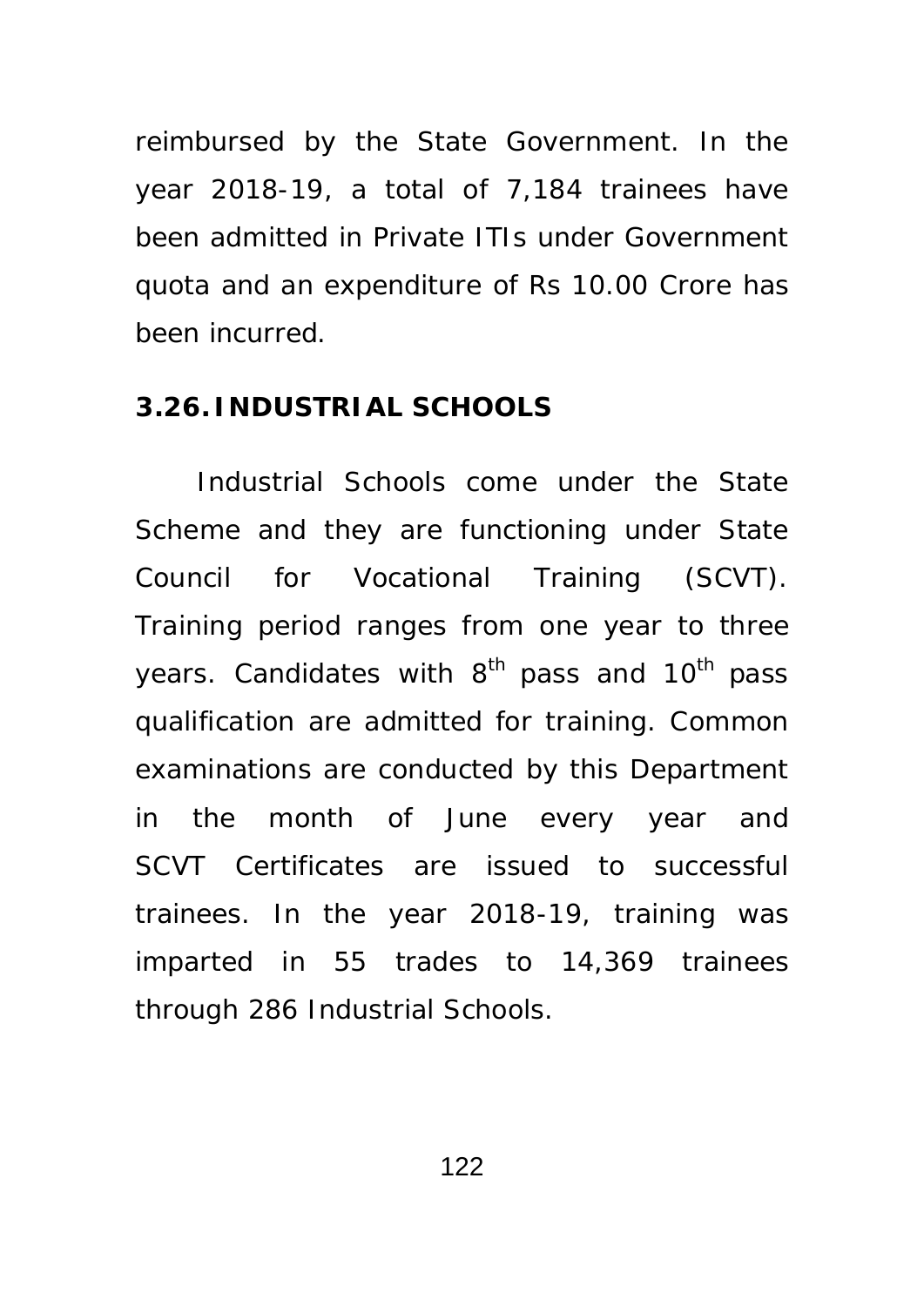reimbursed by the State Government. In the year 2018-19, a total of 7,184 trainees have been admitted in Private ITIs under Government quota and an expenditure of Rs 10.00 Crore has been incurred.

## 3.26. INDUSTRIAL SCHOOLS

Industrial Schools come under the State Scheme and they are functioning under State Council for Vocational Training (SCVT). Training period ranges from one year to three years. Candidates with $8^{th}$ pass and $10^{th}$ pass qualification are admitted for training. Common examinations are conducted by this Department in the month of June every year and SCVT Certificates are issued to successful trainees. In the year 2018-19, training was imparted in 55 trades to 14,369 trainees through 286 Industrial Schools.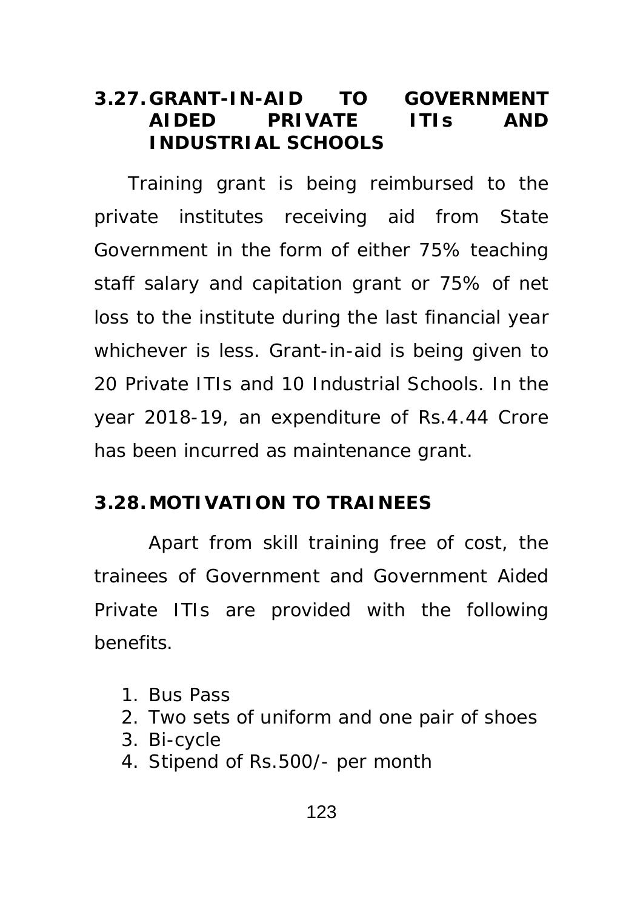### 3.27. GRANT-IN-AID TO GOVERNMENT AIDED PRIVATE ITIs AND INDUSTRIAL SCHOOLS

Training grant is being reimbursed to the private institutes receiving aid from State Government in the form of either 75% teaching staff salary and capitation grant or 75% of net loss to the institute during the last financial year whichever is less. Grant-in-aid is being given to 20 Private ITIs and 10 Industrial Schools. In the year 2018-19, an expenditure of Rs.4.44 Crore has been incurred as maintenance grant.

### 3.28. MOTIVATION TO TRAINEES

Apart from skill training free of cost, the trainees of Government and Government Aided Private ITIs are provided with the following benefits.

1. Bus Pass
2. Two sets of uniform and one pair of shoes
3. Bi-cycle
4. Stipend of Rs.500/- per month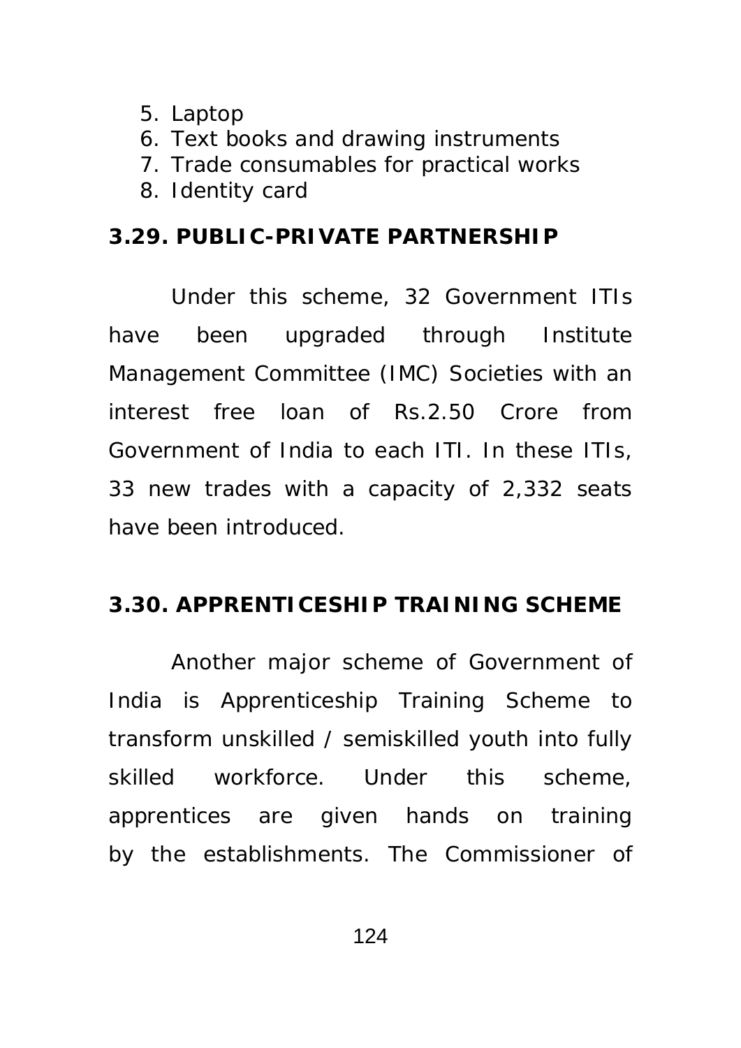5. Laptop
6. Text books and drawing instruments
7. Trade consumables for practical works
8. Identity card

### 3.29. PUBLIC-PRIVATE PARTNERSHIP

Under this scheme, 32 Government ITIs have been upgraded through Institute Management Committee (IMC) Societies with an interest free loan of Rs.2.50 Crore from Government of India to each ITI. In these ITIs, 33 new trades with a capacity of 2,332 seats have been introduced.

### 3.30. APPRENTICESHIP TRAINING SCHEME

Another major scheme of Government of India is Apprenticeship Training Scheme to transform unskilled / semiskilled youth into fully skilled workforce. Under this scheme, apprentices are given hands on training by the establishments. The Commissioner of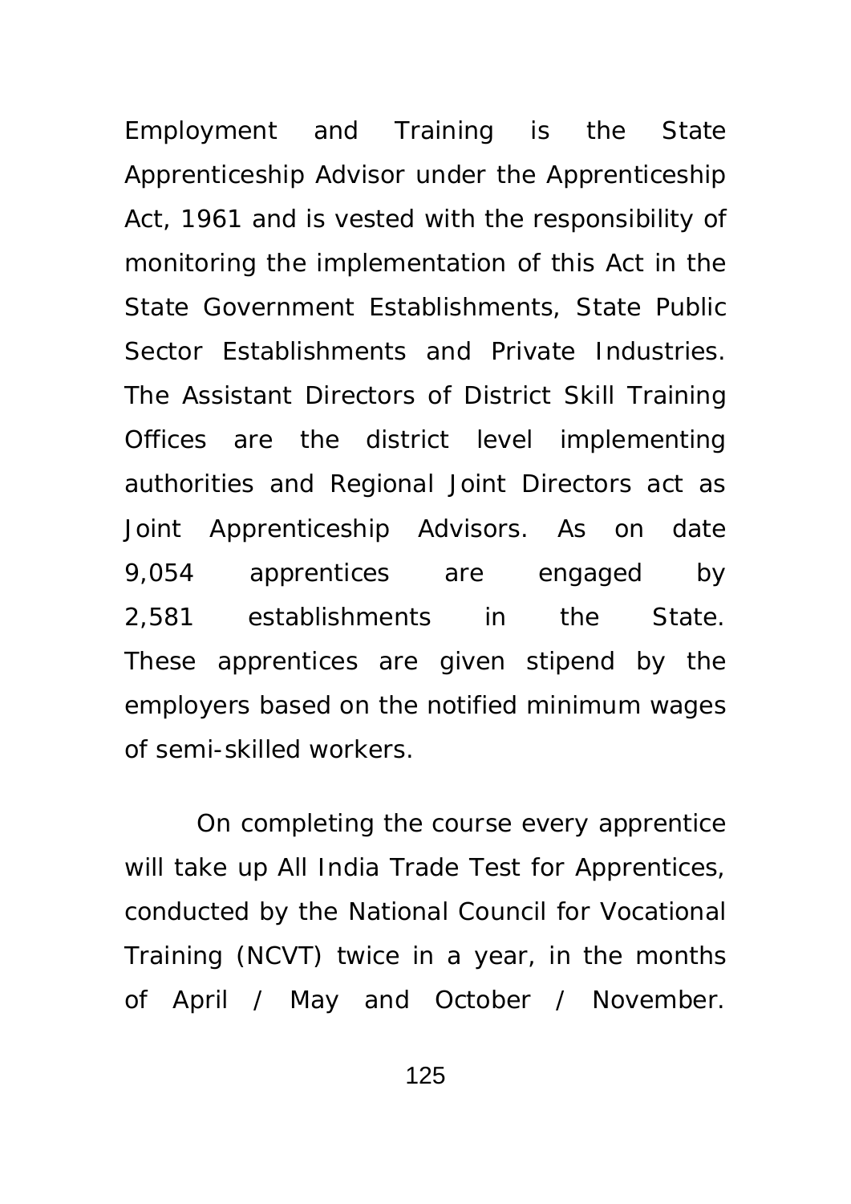Employment and Training is the State Apprenticeship Advisor under the Apprenticeship Act, 1961 and is vested with the responsibility of monitoring the implementation of this Act in the State Government Establishments, State Public Sector Establishments and Private Industries. The Assistant Directors of District Skill Training Offices are the district level implementing authorities and Regional Joint Directors act as Joint Apprenticeship Advisors. As on date 9,054 apprentices are engaged by 2,581 establishments in the State. These apprentices are given stipend by the employers based on the notified minimum wages of semi-skilled workers.

On completing the course every apprentice will take up All India Trade Test for Apprentices, conducted by the National Council for Vocational Training (NCVT) twice in a year, in the months of April / May and October / November.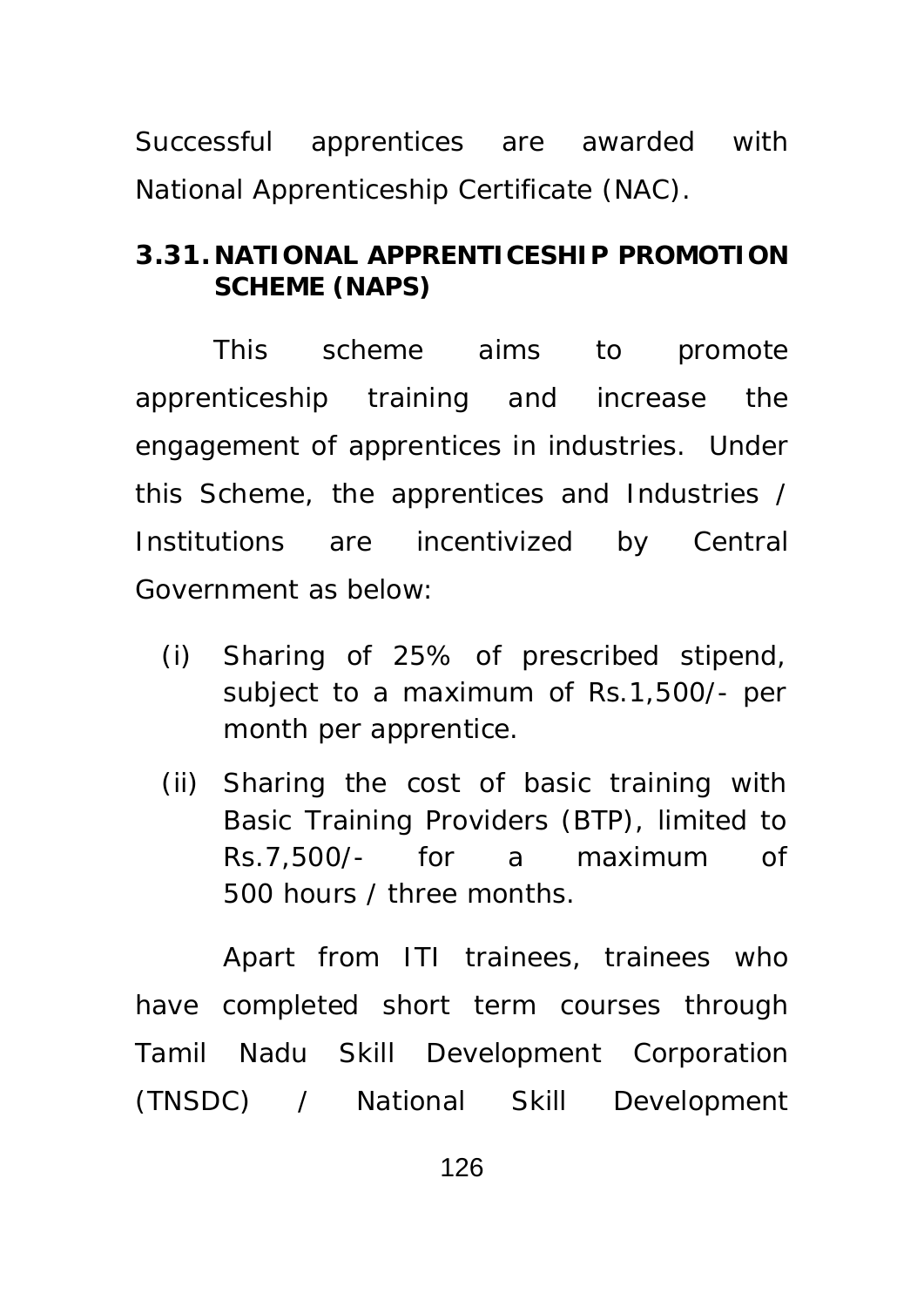Successful apprentices are awarded with National Apprenticeship Certificate (NAC).

### 3.31. NATIONAL APPRENTICESHIP PROMOTION SCHEME (NAPS)

This scheme aims to promote apprenticeship training and increase the engagement of apprentices in industries. Under this Scheme, the apprentices and Industries / Institutions are incentivized by Central Government as below:

(i) Sharing of 25% of prescribed stipend, subject to a maximum of Rs.1,500/- per month per apprentice.

(ii) Sharing the cost of basic training with Basic Training Providers (BTP), limited to Rs.7,500/- for a maximum of 500 hours / three months.

Apart from ITI trainees, trainees who have completed short term courses through Tamil Nadu Skill Development Corporation (TNSDC) / National Skill Development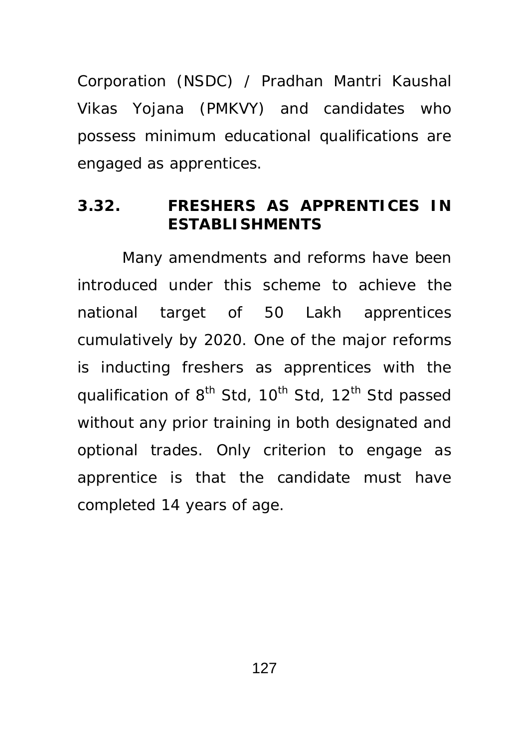Corporation (NSDC) / Pradhan Mantri Kaushal Vikas Yojana (PMKVY) and candidates who possess minimum educational qualifications are engaged as apprentices.

### 3.32. FRESHERS AS APPRENTICES IN ESTABLISHMENTS

Many amendments and reforms have been introduced under this scheme to achieve the national target of 50 Lakh apprentices cumulatively by 2020. One of the major reforms is inducting freshers as apprentices with the qualification of 8th Std, 10th Std, 12th Std passed without any prior training in both designated and optional trades. Only criterion to engage as apprentice is that the candidate must have completed 14 years of age.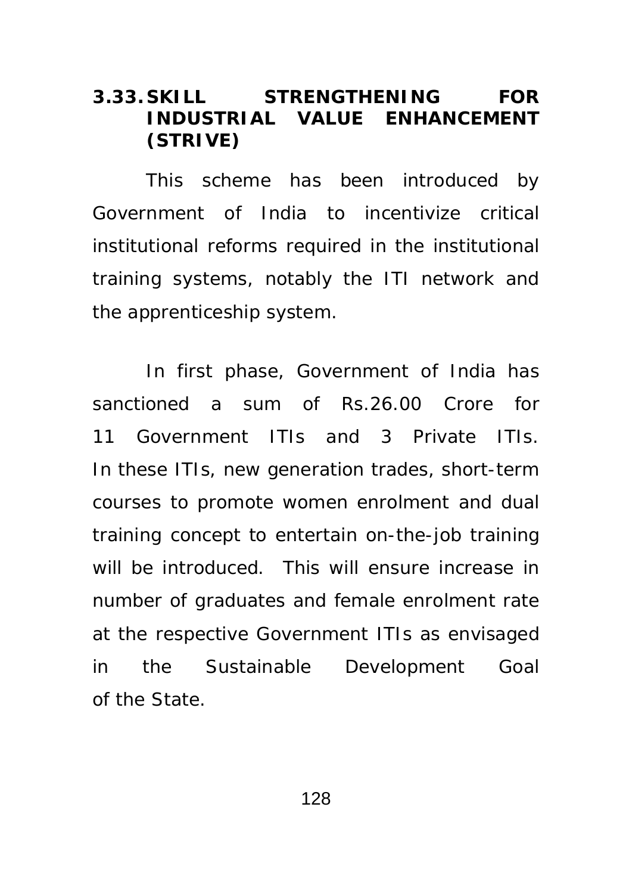### 3.33. SKILL STRENGTHENING FOR INDUSTRIAL VALUE ENHANCEMENT (STRIVE)

This scheme has been introduced by Government of India to incentivize critical institutional reforms required in the institutional training systems, notably the ITI network and the apprenticeship system.

In first phase, Government of India has sanctioned a sum of Rs.26.00 Crore for 11 Government ITIs and 3 Private ITIs. In these ITIs, new generation trades, short-term courses to promote women enrolment and dual training concept to entertain on-the-job training will be introduced. This will ensure increase in number of graduates and female enrolment rate at the respective Government ITIs as envisaged in the Sustainable Development Goal of the State.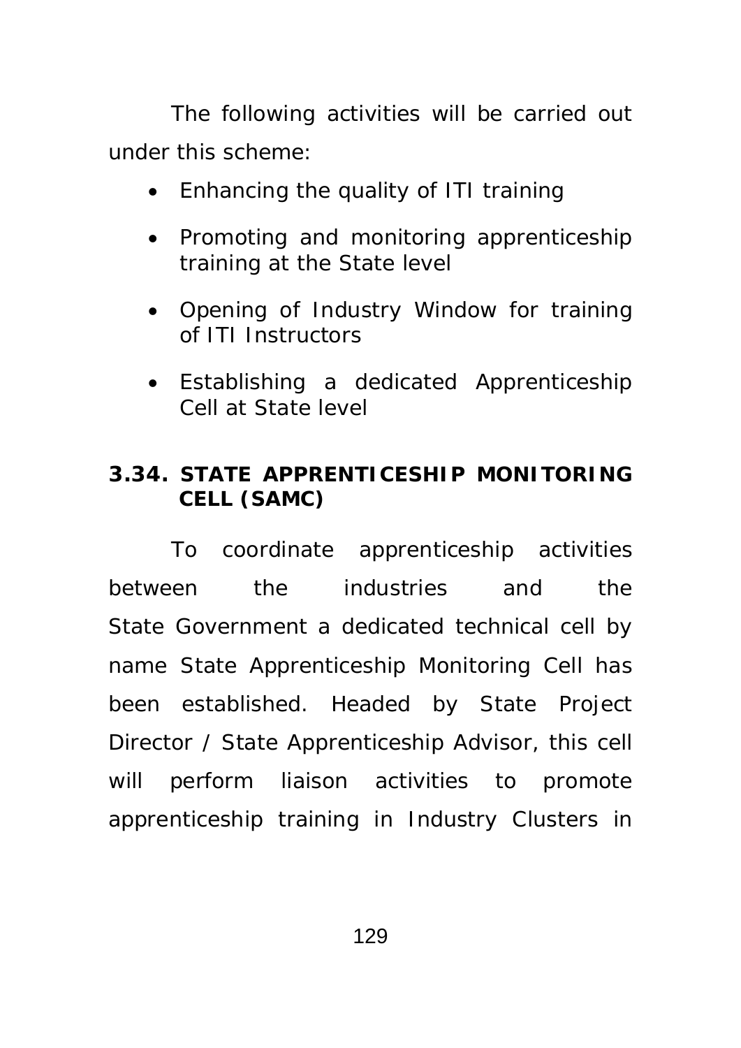The following activities will be carried out under this scheme:

- Enhancing the quality of ITI training
- Promoting and monitoring apprenticeship training at the State level
- Opening of Industry Window for training of ITI Instructors
- Establishing a dedicated Apprenticeship Cell at State level

## 3.34. STATE APPRENTICESHIP MONITORING CELL (SAMC)

To coordinate apprenticeship activities between the industries and the State Government a dedicated technical cell by name State Apprenticeship Monitoring Cell has been established. Headed by State Project Director / State Apprenticeship Advisor, this cell will perform liaison activities to promote apprenticeship training in Industry Clusters in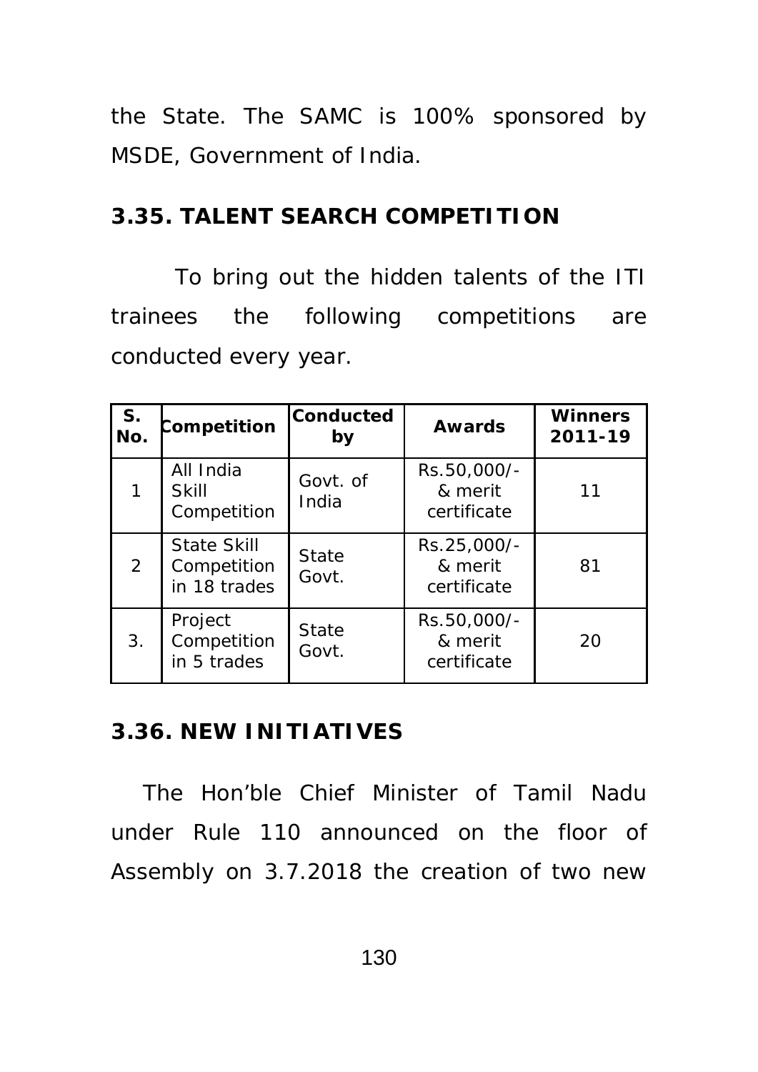the State. The SAMC is 100% sponsored by MSDE, Government of India.

## 3.35. TALENT SEARCH COMPETITION

To bring out the hidden talents of the ITI trainees the following competitions are conducted every year.

| S. No. | Competition | Conducted by | Awards | Winners 2011-19 |
|---|---|---|---|---|
| 1 | All India Skill Competition | Govt. of India | Rs.50,000/- & merit certificate | 11 |
| 2 | State Skill Competition in 18 trades | State Govt. | Rs.25,000/- & merit certificate | 81 |
| 3. | Project Competition in 5 trades | State Govt. | Rs.50,000/- & merit certificate | 20 |

## 3.36. NEW INITIATIVES

The Hon'ble Chief Minister of Tamil Nadu under Rule 110 announced on the floor of Assembly on 3.7.2018 the creation of two new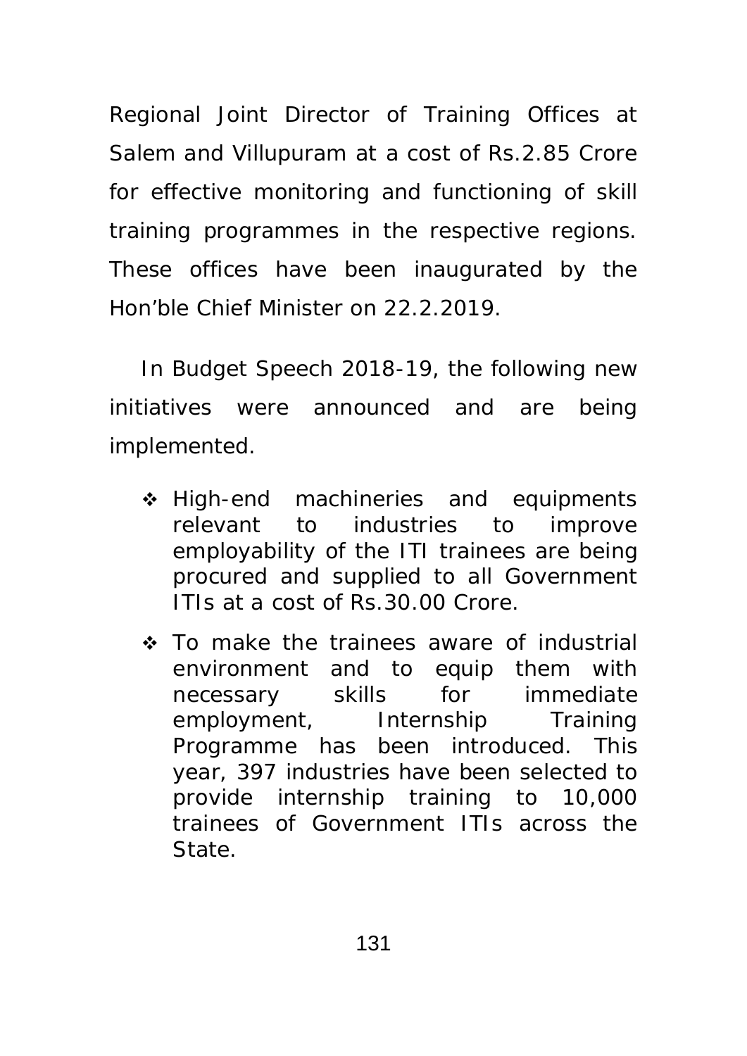Regional Joint Director of Training Offices at Salem and Villupuram at a cost of Rs.2.85 Crore for effective monitoring and functioning of skill training programmes in the respective regions. These offices have been inaugurated by the Hon'ble Chief Minister on 22.2.2019.

In Budget Speech 2018-19, the following new initiatives were announced and are being implemented.

- High-end machineries and equipments relevant to industries to improve employability of the ITI trainees are being procured and supplied to all Government ITIs at a cost of Rs.30.00 Crore.
- To make the trainees aware of industrial environment and to equip them with necessary skills for immediate employment, Internship Training Programme has been introduced. This year, 397 industries have been selected to provide internship training to 10,000 trainees of Government ITIs across the State.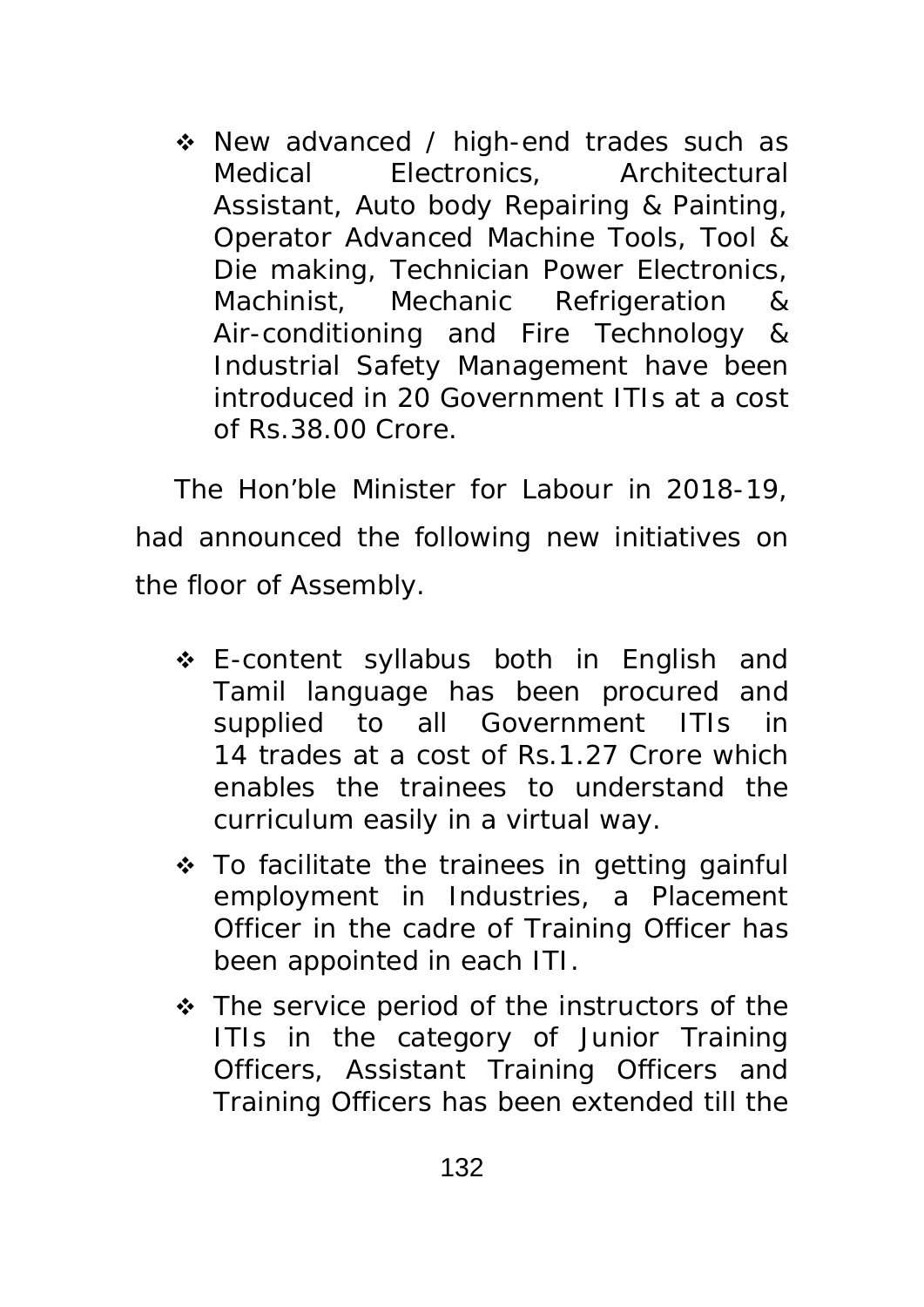- New advanced / high-end trades such as Medical Electronics, Architectural Assistant, Auto body Repairing & Painting, Operator Advanced Machine Tools, Tool & Die making, Technician Power Electronics, Machinist, Mechanic Refrigeration & Air-conditioning and Fire Technology & Industrial Safety Management have been introduced in 20 Government ITIs at a cost of Rs.38.00 Crore.

The Hon'ble Minister for Labour in 2018-19, had announced the following new initiatives on the floor of Assembly.

- E-content syllabus both in English and Tamil language has been procured and supplied to all Government ITIs in 14 trades at a cost of Rs.1.27 Crore which enables the trainees to understand the curriculum easily in a virtual way.
- To facilitate the trainees in getting gainful employment in Industries, a Placement Officer in the cadre of Training Officer has been appointed in each ITI.
- The service period of the instructors of the ITIs in the category of Junior Training Officers, Assistant Training Officers and Training Officers has been extended till the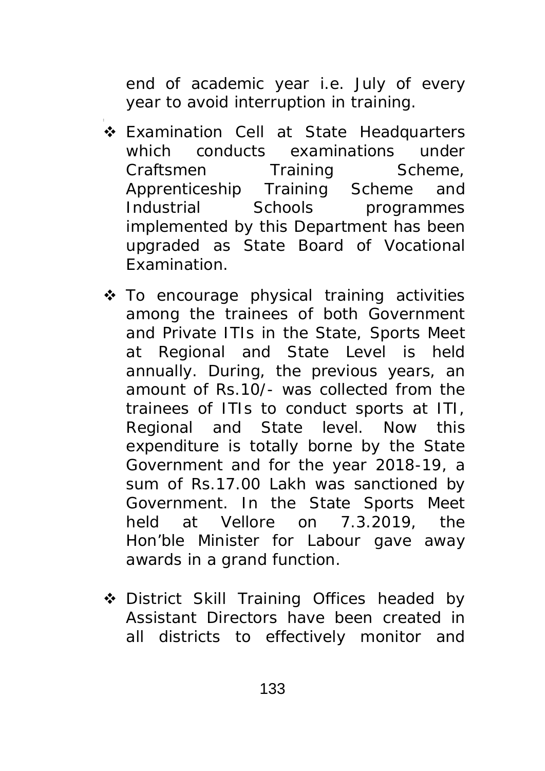end of academic year i.e. July of every year to avoid interruption in training.

- Examination Cell at State Headquarters which conducts examinations under Craftsmen Training Scheme, Apprenticeship Training Scheme and Industrial Schools programmes implemented by this Department has been upgraded as State Board of Vocational Examination.

- To encourage physical training activities among the trainees of both Government and Private ITIs in the State, Sports Meet at Regional and State Level is held annually. During, the previous years, an amount of Rs.10/- was collected from the trainees of ITIs to conduct sports at ITI, Regional and State level. Now this expenditure is totally borne by the State Government and for the year 2018-19, a sum of Rs.17.00 Lakh was sanctioned by Government. In the State Sports Meet held at Vellore on 7.3.2019, the Hon'ble Minister for Labour gave away awards in a grand function.

- District Skill Training Offices headed by Assistant Directors have been created in all districts to effectively monitor and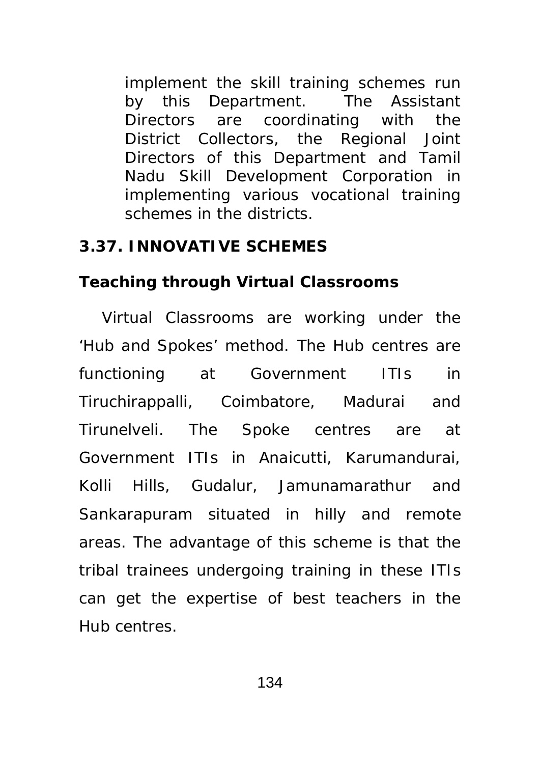implement the skill training schemes run by this Department. The Assistant Directors are coordinating with the District Collectors, the Regional Joint Directors of this Department and Tamil Nadu Skill Development Corporation in implementing various vocational training schemes in the districts.

## 3.37. INNOVATIVE SCHEMES

### Teaching through Virtual Classrooms

Virtual Classrooms are working under the 'Hub and Spokes' method. The Hub centres are functioning at Government ITIs in Tiruchirappalli, Coimbatore, Madurai and Tirunelveli. The Spoke centres are at Government ITIs in Anaicutti, Karumandurai, Kolli Hills, Gudalur, Jamunamarathur and Sankarapuram situated in hilly and remote areas. The advantage of this scheme is that the tribal trainees undergoing training in these ITIs can get the expertise of best teachers in the Hub centres.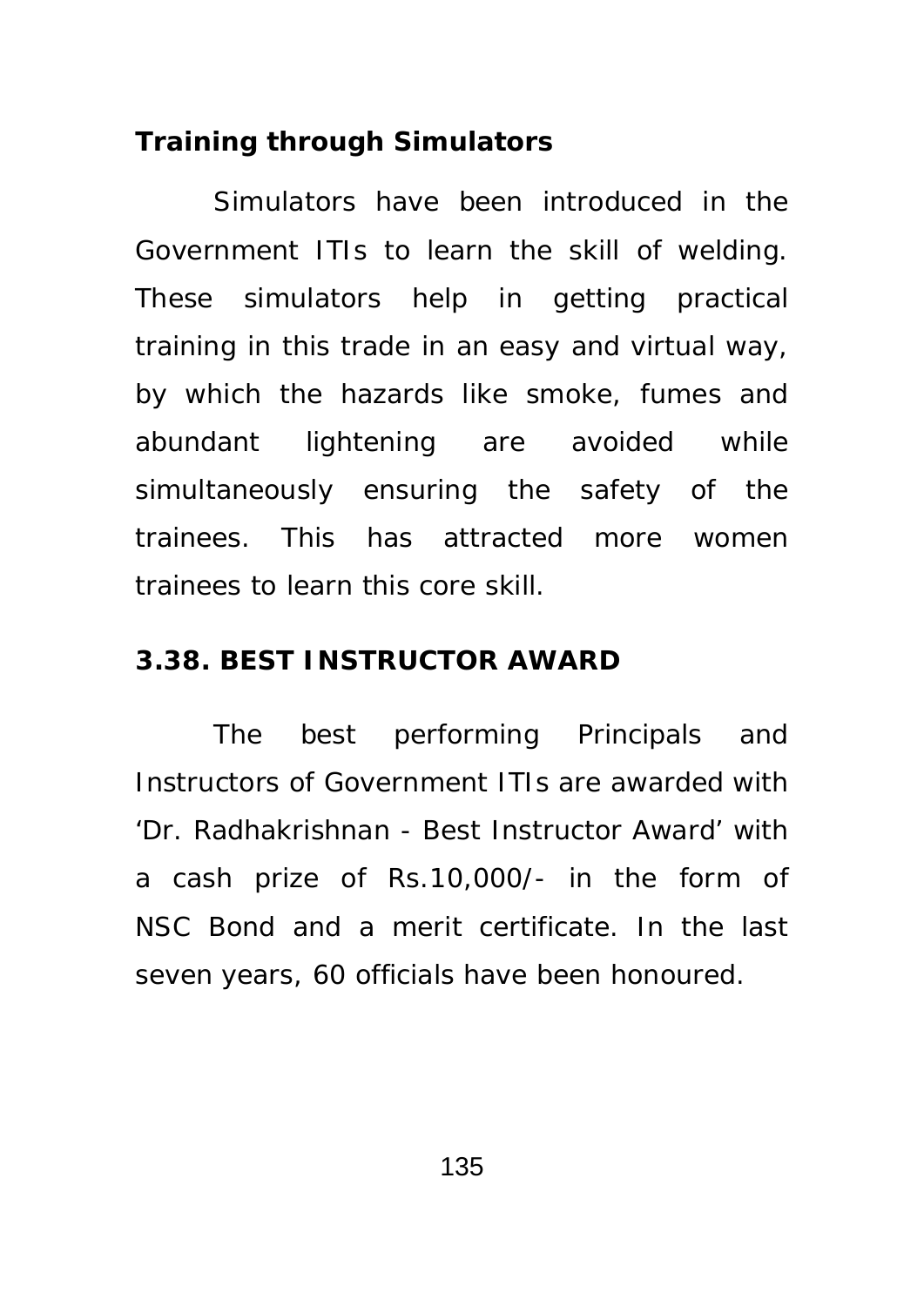**Training through Simulators**

Simulators have been introduced in the Government ITIs to learn the skill of welding. These simulators help in getting practical training in this trade in an easy and virtual way, by which the hazards like smoke, fumes and abundant lightening are avoided while simultaneously ensuring the safety of the trainees. This has attracted more women trainees to learn this core skill.

## 3.38. BEST INSTRUCTOR AWARD

The best performing Principals and Instructors of Government ITIs are awarded with 'Dr. Radhakrishnan - Best Instructor Award' with a cash prize of Rs.10,000/- in the form of NSC Bond and a merit certificate. In the last seven years, 60 officials have been honoured.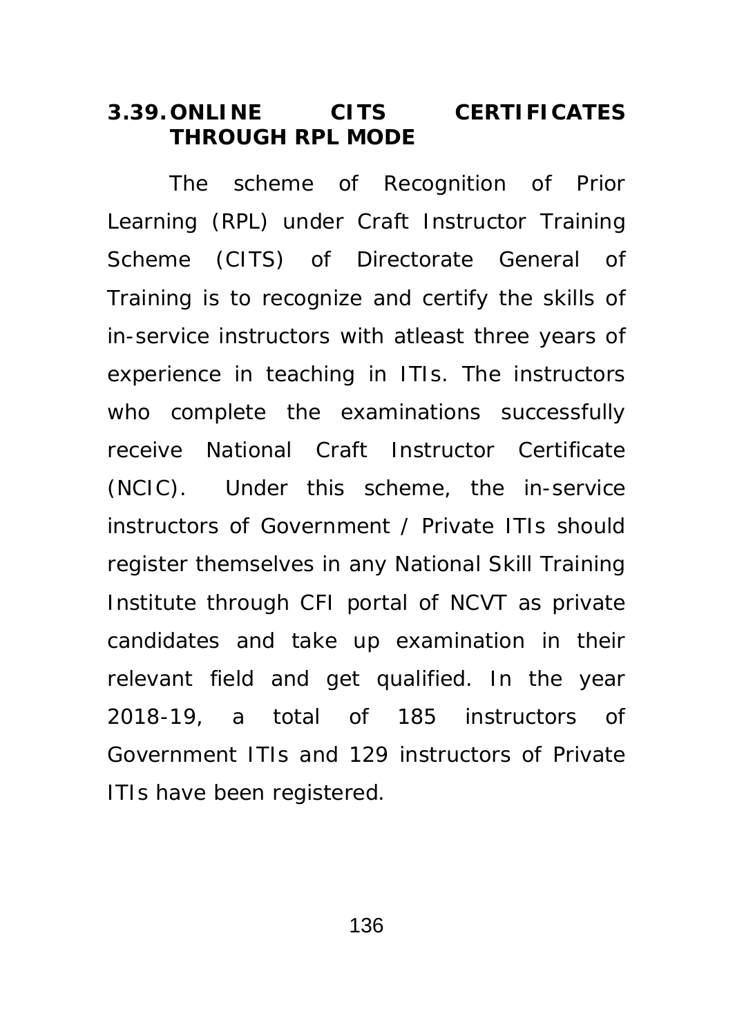### 3.39. ONLINE CITS CERTIFICATES THROUGH RPL MODE

The scheme of Recognition of Prior Learning (RPL) under Craft Instructor Training Scheme (CITS) of Directorate General of Training is to recognize and certify the skills of in-service instructors with atleast three years of experience in teaching in ITIs. The instructors who complete the examinations successfully receive National Craft Instructor Certificate (NCIC). Under this scheme, the in-service instructors of Government / Private ITIs should register themselves in any National Skill Training Institute through CFI portal of NCVT as private candidates and take up examination in their relevant field and get qualified. In the year 2018-19, a total of 185 instructors of Government ITIs and 129 instructors of Private ITIs have been registered.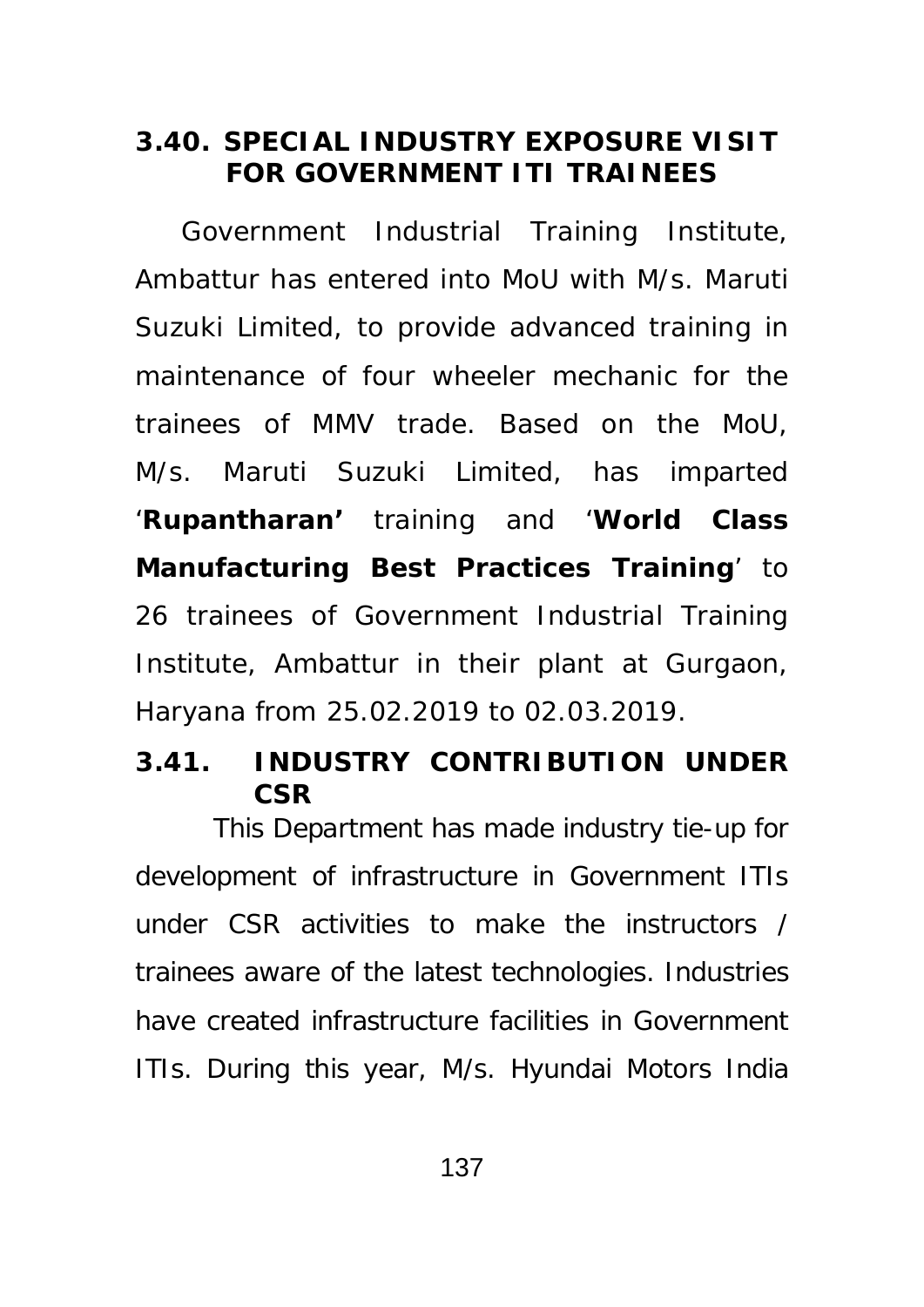## 3.40. SPECIAL INDUSTRY EXPOSURE VISIT FOR GOVERNMENT ITI TRAINEES

Government Industrial Training Institute, Ambattur has entered into MoU with M/s. Maruti Suzuki Limited, to provide advanced training in maintenance of four wheeler mechanic for the trainees of MMV trade. Based on the MoU, M/s. Maruti Suzuki Limited, has imparted '**Rupantharan'** training and '**World Class Manufacturing Best Practices Training**' to 26 trainees of Government Industrial Training Institute, Ambattur in their plant at Gurgaon, Haryana from 25.02.2019 to 02.03.2019.

## 3.41. INDUSTRY CONTRIBUTION UNDER CSR

This Department has made industry tie-up for development of infrastructure in Government ITIs under CSR activities to make the instructors / trainees aware of the latest technologies. Industries have created infrastructure facilities in Government ITIs. During this year, M/s. Hyundai Motors India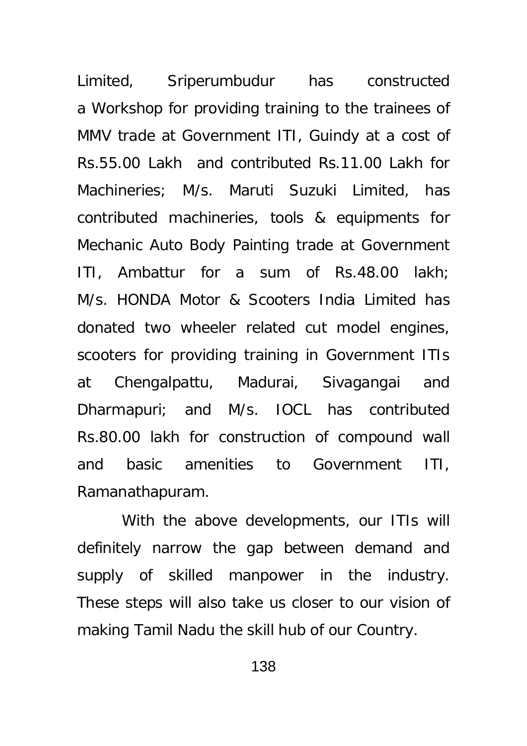Limited, Sriperumbudur has constructed a Workshop for providing training to the trainees of MMV trade at Government ITI, Guindy at a cost of Rs.55.00 Lakh and contributed Rs.11.00 Lakh for Machineries; M/s. Maruti Suzuki Limited, has contributed machineries, tools & equipments for Mechanic Auto Body Painting trade at Government ITI, Ambattur for a sum of Rs.48.00 lakh; M/s. HONDA Motor & Scooters India Limited has donated two wheeler related cut model engines, scooters for providing training in Government ITIs at Chengalpattu, Madurai, Sivagangai and Dharmapuri; and M/s. IOCL has contributed Rs.80.00 lakh for construction of compound wall and basic amenities to Government ITI, Ramanathapuram.

With the above developments, our ITIs will definitely narrow the gap between demand and supply of skilled manpower in the industry. These steps will also take us closer to our vision of making Tamil Nadu the skill hub of our Country.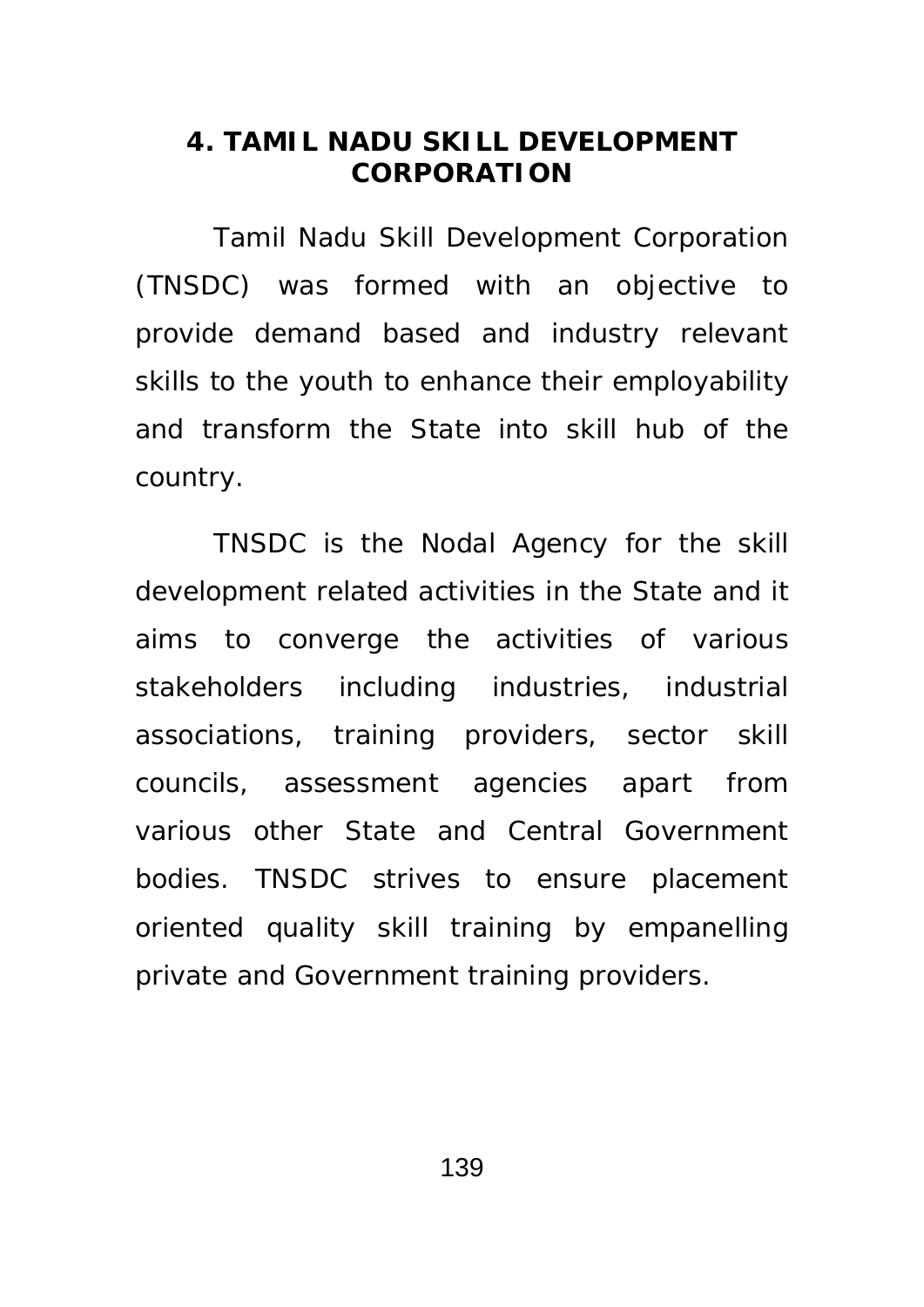## 4. TAMIL NADU SKILL DEVELOPMENT CORPORATION

Tamil Nadu Skill Development Corporation (TNSDC) was formed with an objective to provide demand based and industry relevant skills to the youth to enhance their employability and transform the State into skill hub of the country.

TNSDC is the Nodal Agency for the skill development related activities in the State and it aims to converge the activities of various stakeholders including industries, industrial associations, training providers, sector skill councils, assessment agencies apart from various other State and Central Government bodies. TNSDC strives to ensure placement oriented quality skill training by empanelling private and Government training providers.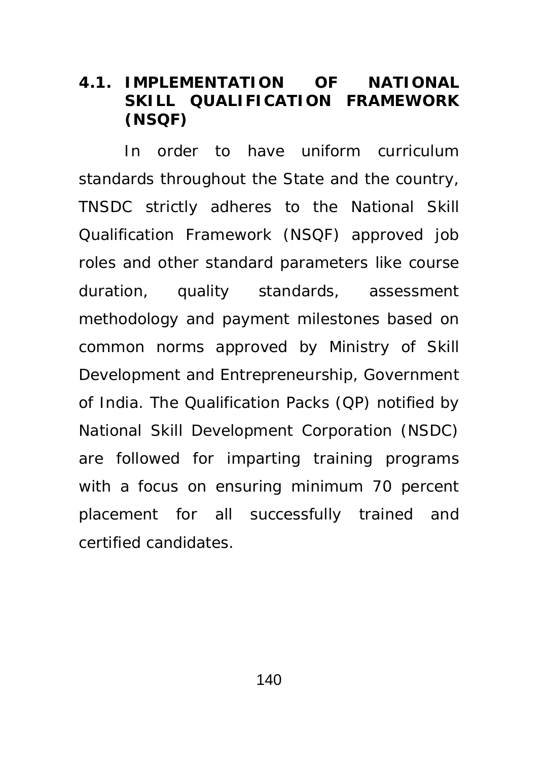## 4.1. IMPLEMENTATION OF NATIONAL SKILL QUALIFICATION FRAMEWORK (NSQF)

In order to have uniform curriculum standards throughout the State and the country, TNSDC strictly adheres to the National Skill Qualification Framework (NSQF) approved job roles and other standard parameters like course duration, quality standards, assessment methodology and payment milestones based on common norms approved by Ministry of Skill Development and Entrepreneurship, Government of India. The Qualification Packs (QP) notified by National Skill Development Corporation (NSDC) are followed for imparting training programs with a focus on ensuring minimum 70 percent placement for all successfully trained and certified candidates.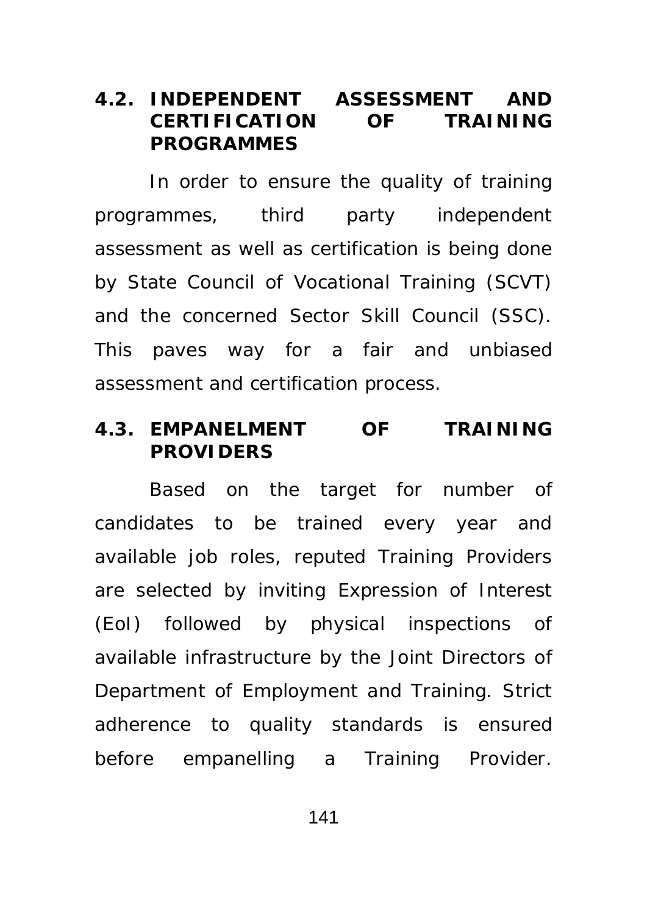## 4.2. INDEPENDENT ASSESSMENT AND CERTIFICATION OF TRAINING PROGRAMMES

In order to ensure the quality of training programmes, third party independent assessment as well as certification is being done by State Council of Vocational Training (SCVT) and the concerned Sector Skill Council (SSC). This paves way for a fair and unbiased assessment and certification process.

## 4.3. EMPANELMENT OF TRAINING PROVIDERS

Based on the target for number of candidates to be trained every year and available job roles, reputed Training Providers are selected by inviting Expression of Interest (EoI) followed by physical inspections of available infrastructure by the Joint Directors of Department of Employment and Training. Strict adherence to quality standards is ensured before empanelling a Training Provider.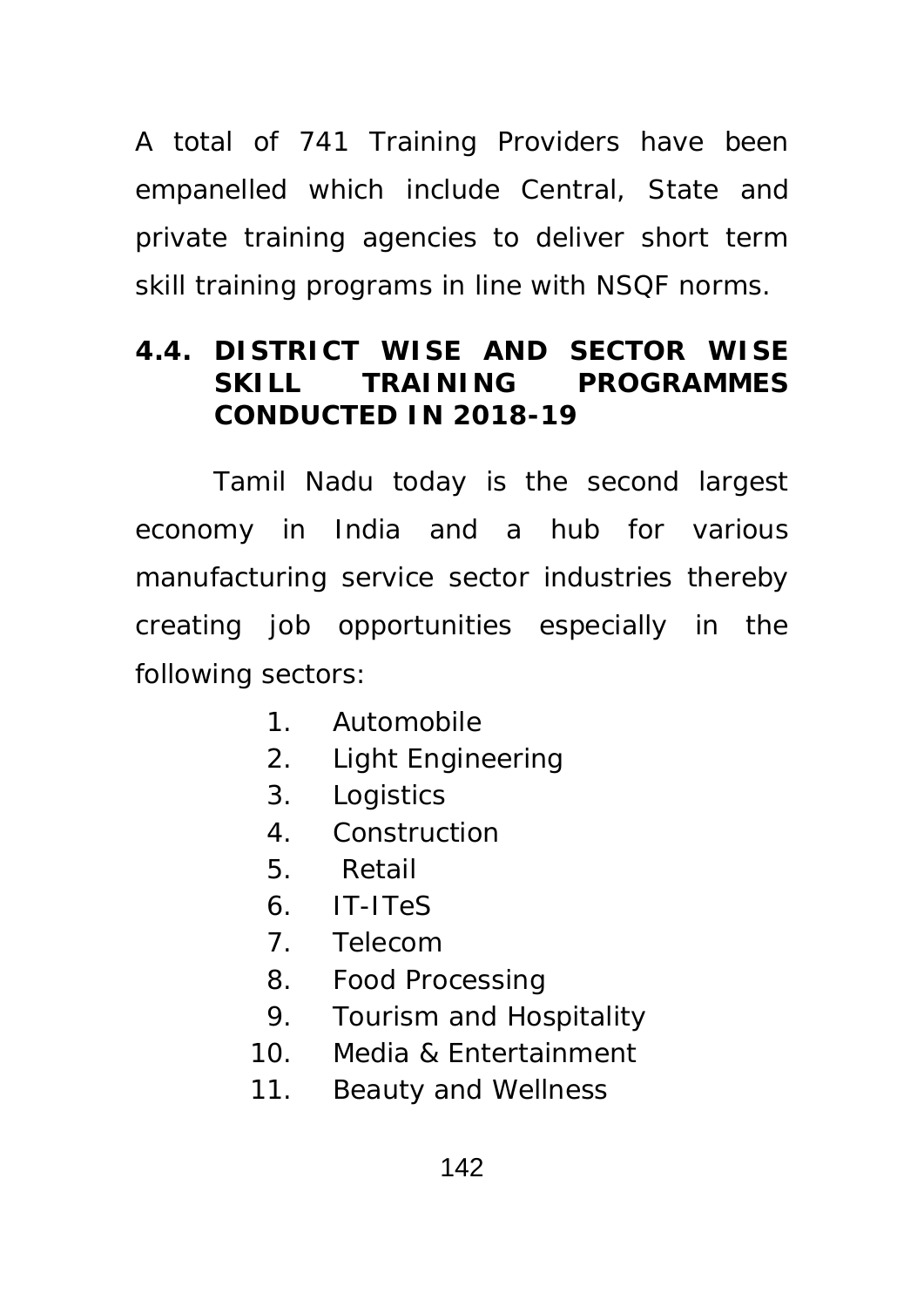A total of 741 Training Providers have been empanelled which include Central, State and private training agencies to deliver short term skill training programs in line with NSQF norms.

## 4.4. DISTRICT WISE AND SECTOR WISE SKILL TRAINING PROGRAMMES CONDUCTED IN 2018-19

Tamil Nadu today is the second largest economy in India and a hub for various manufacturing service sector industries thereby creating job opportunities especially in the following sectors:

1. Automobile
2. Light Engineering
3. Logistics
4. Construction
5. Retail
6. IT-ITeS
7. Telecom
8. Food Processing
9. Tourism and Hospitality
10. Media & Entertainment
11. Beauty and Wellness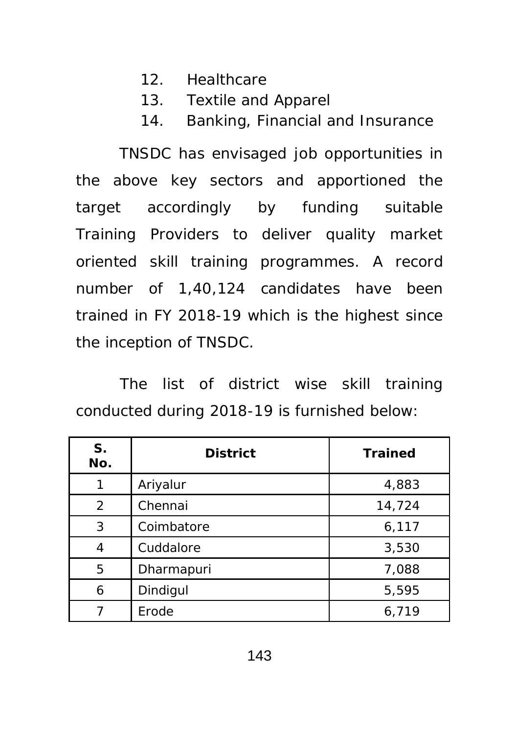12. Healthcare
13. Textile and Apparel
14. Banking, Financial and Insurance

TNSDC has envisaged job opportunities in the above key sectors and apportioned the target accordingly by funding suitable Training Providers to deliver quality market oriented skill training programmes. A record number of 1,40,124 candidates have been trained in FY 2018-19 which is the highest since the inception of TNSDC.

The list of district wise skill training conducted during 2018-19 is furnished below:

| S. No. | District | Trained |
|---|---|---|
| 1 | Ariyalur | 4,883 |
| 2 | Chennai | 14,724 |
| 3 | Coimbatore | 6,117 |
| 4 | Cuddalore | 3,530 |
| 5 | Dharmapuri | 7,088 |
| 6 | Dindigul | 5,595 |
| 7 | Erode | 6,719 |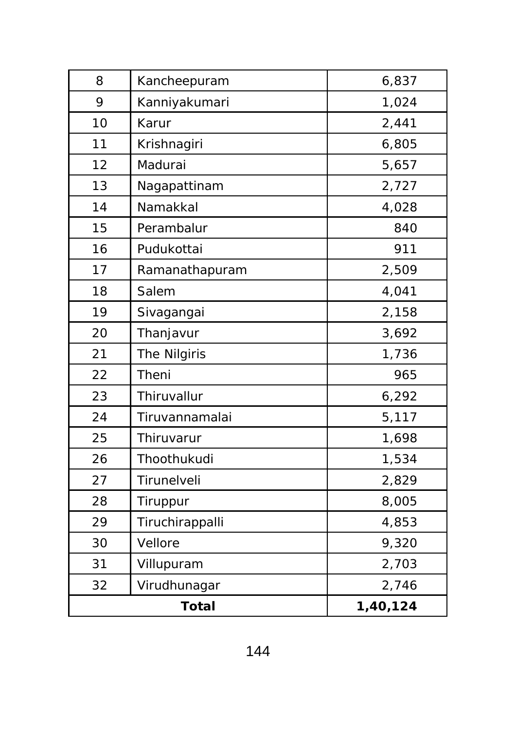| 8 | Kancheepuram | 6,837 |
|---|---|---|
| 9 | Kanniyakumari | 1,024 |
| 10 | Karur | 2,441 |
| 11 | Krishnagiri | 6,805 |
| 12 | Madurai | 5,657 |
| 13 | Nagapattinam | 2,727 |
| 14 | Namakkal | 4,028 |
| 15 | Perambalur | 840 |
| 16 | Pudukottai | 911 |
| 17 | Ramanathapuram | 2,509 |
| 18 | Salem | 4,041 |
| 19 | Sivagangai | 2,158 |
| 20 | Thanjavur | 3,692 |
| 21 | The Nilgiris | 1,736 |
| 22 | Theni | 965 |
| 23 | Thiruvallur | 6,292 |
| 24 | Tiruvannamalai | 5,117 |
| 25 | Thiruvarur | 1,698 |
| 26 | Thoothukudi | 1,534 |
| 27 | Tirunelveli | 2,829 |
| 28 | Tiruppur | 8,005 |
| 29 | Tiruchirappalli | 4,853 |
| 30 | Vellore | 9,320 |
| 31 | Villupuram | 2,703 |
| 32 | Virudhunagar | 2,746 |
| **Total** | | **1,40,124** |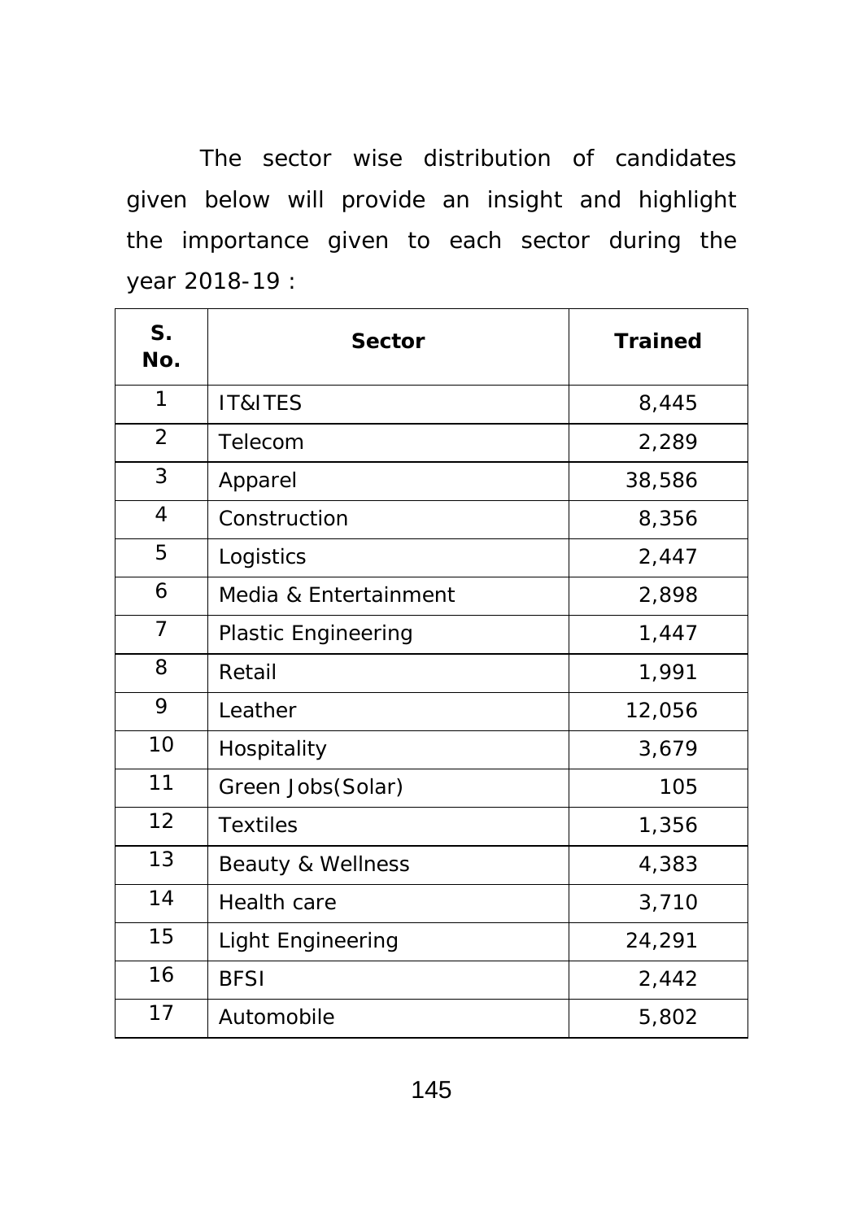The sector wise distribution of candidates given below will provide an insight and highlight the importance given to each sector during the year 2018-19 :

| S. No. | Sector | Trained |
|---|---|---|
| 1 | IT&ITES | 8,445 |
| 2 | Telecom | 2,289 |
| 3 | Apparel | 38,586 |
| 4 | Construction | 8,356 |
| 5 | Logistics | 2,447 |
| 6 | Media & Entertainment | 2,898 |
| 7 | Plastic Engineering | 1,447 |
| 8 | Retail | 1,991 |
| 9 | Leather | 12,056 |
| 10 | Hospitality | 3,679 |
| 11 | Green Jobs(Solar) | 105 |
| 12 | Textiles | 1,356 |
| 13 | Beauty & Wellness | 4,383 |
| 14 | Health care | 3,710 |
| 15 | Light Engineering | 24,291 |
| 16 | BFSI | 2,442 |
| 17 | Automobile | 5,802 |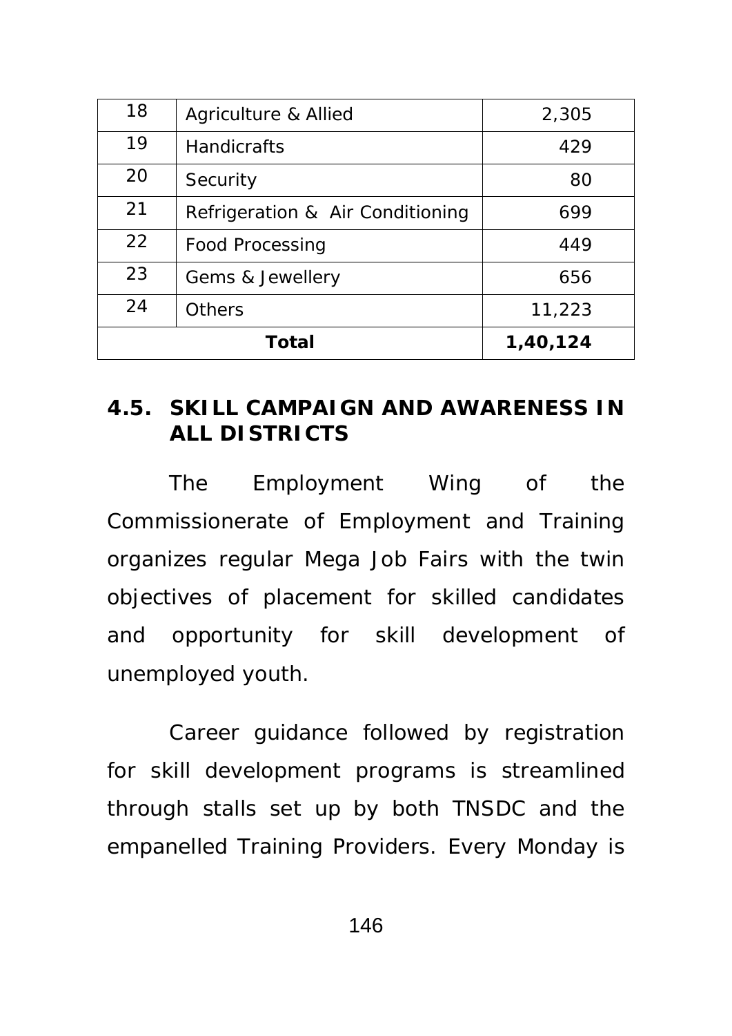| 18 | Agriculture & Allied | 2,305 |
|---|---|---|
| 19 | Handicrafts | 429 |
| 20 | Security | 80 |
| 21 | Refrigeration & Air Conditioning | 699 |
| 22 | Food Processing | 449 |
| 23 | Gems & Jewellery | 656 |
| 24 | Others | 11,223 |
| **Total** | | **1,40,124** |

## 4.5. SKILL CAMPAIGN AND AWARENESS IN ALL DISTRICTS

The Employment Wing of the Commissionerate of Employment and Training organizes regular Mega Job Fairs with the twin objectives of placement for skilled candidates and opportunity for skill development of unemployed youth.

Career guidance followed by registration for skill development programs is streamlined through stalls set up by both TNSDC and the empanelled Training Providers. Every Monday is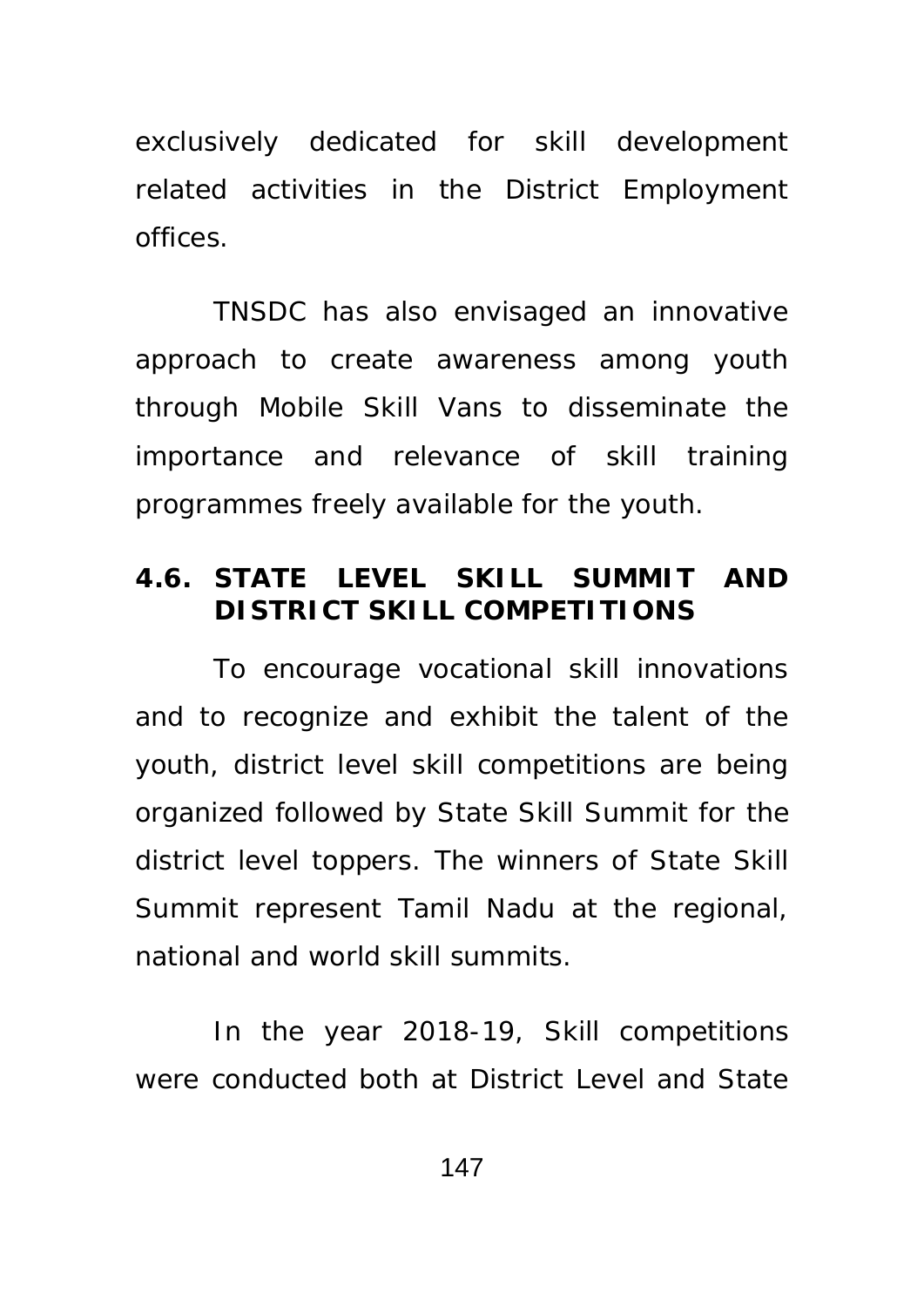exclusively dedicated for skill development related activities in the District Employment offices.

TNSDC has also envisaged an innovative approach to create awareness among youth through Mobile Skill Vans to disseminate the importance and relevance of skill training programmes freely available for the youth.

### 4.6. STATE LEVEL SKILL SUMMIT AND DISTRICT SKILL COMPETITIONS

To encourage vocational skill innovations and to recognize and exhibit the talent of the youth, district level skill competitions are being organized followed by State Skill Summit for the district level toppers. The winners of State Skill Summit represent Tamil Nadu at the regional, national and world skill summits.

In the year 2018-19, Skill competitions were conducted both at District Level and State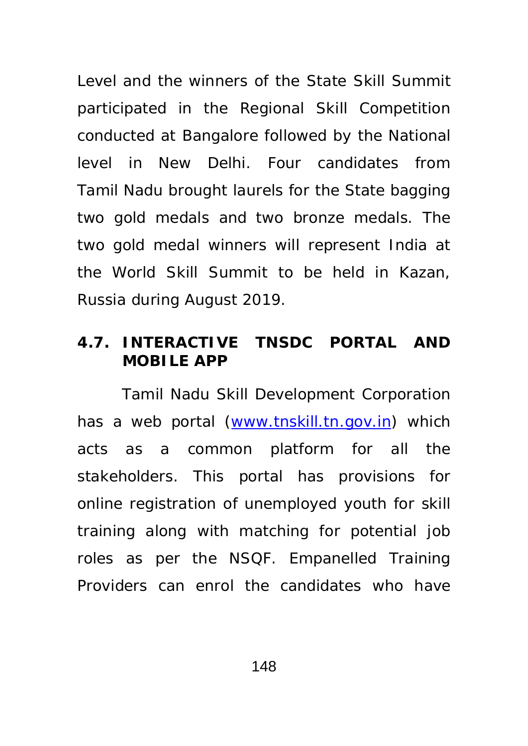Level and the winners of the State Skill Summit participated in the Regional Skill Competition conducted at Bangalore followed by the National level in New Delhi. Four candidates from Tamil Nadu brought laurels for the State bagging two gold medals and two bronze medals. The two gold medal winners will represent India at the World Skill Summit to be held in Kazan, Russia during August 2019.

### 4.7. INTERACTIVE TNSDC PORTAL AND MOBILE APP

Tamil Nadu Skill Development Corporation has a web portal ([www.tnskill.tn.gov.in](http://www.tnskill.tn.gov.in)) which acts as a common platform for all the stakeholders. This portal has provisions for online registration of unemployed youth for skill training along with matching for potential job roles as per the NSQF. Empanelled Training Providers can enrol the candidates who have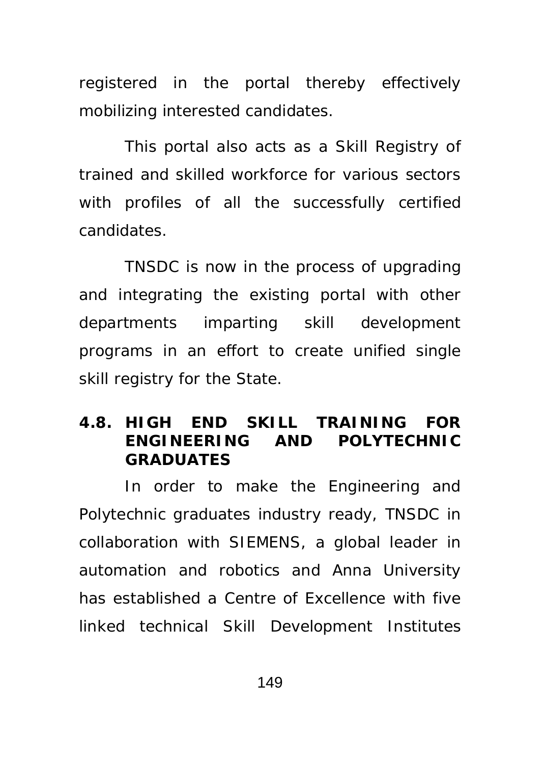registered in the portal thereby effectively mobilizing interested candidates.

This portal also acts as a Skill Registry of trained and skilled workforce for various sectors with profiles of all the successfully certified candidates.

TNSDC is now in the process of upgrading and integrating the existing portal with other departments imparting skill development programs in an effort to create unified single skill registry for the State.

### 4.8. HIGH END SKILL TRAINING FOR ENGINEERING AND POLYTECHNIC GRADUATES

In order to make the Engineering and Polytechnic graduates industry ready, TNSDC in collaboration with SIEMENS, a global leader in automation and robotics and Anna University has established a Centre of Excellence with five linked technical Skill Development Institutes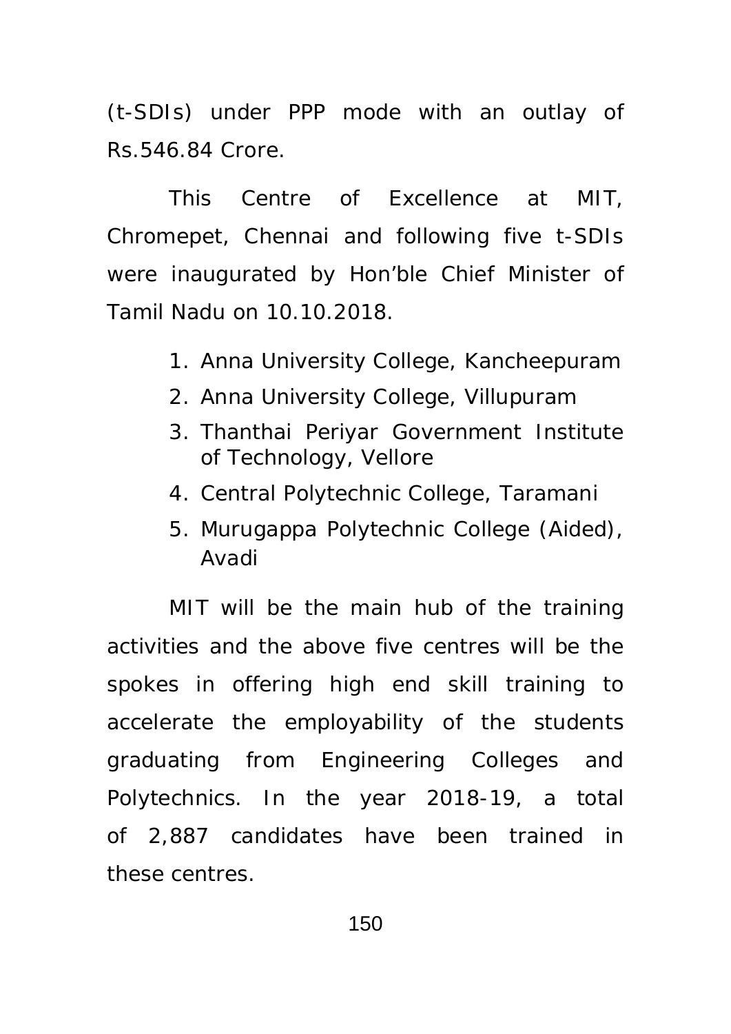(t-SDIs) under PPP mode with an outlay of Rs.546.84 Crore.

This Centre of Excellence at MIT, Chromepet, Chennai and following five t-SDIs were inaugurated by Hon'ble Chief Minister of Tamil Nadu on 10.10.2018.

1. Anna University College, Kancheepuram
2. Anna University College, Villupuram
3. Thanthai Periyar Government Institute of Technology, Vellore
4. Central Polytechnic College, Taramani
5. Murugappa Polytechnic College (Aided), Avadi

MIT will be the main hub of the training activities and the above five centres will be the spokes in offering high end skill training to accelerate the employability of the students graduating from Engineering Colleges and Polytechnics. In the year 2018-19, a total of 2,887 candidates have been trained in these centres.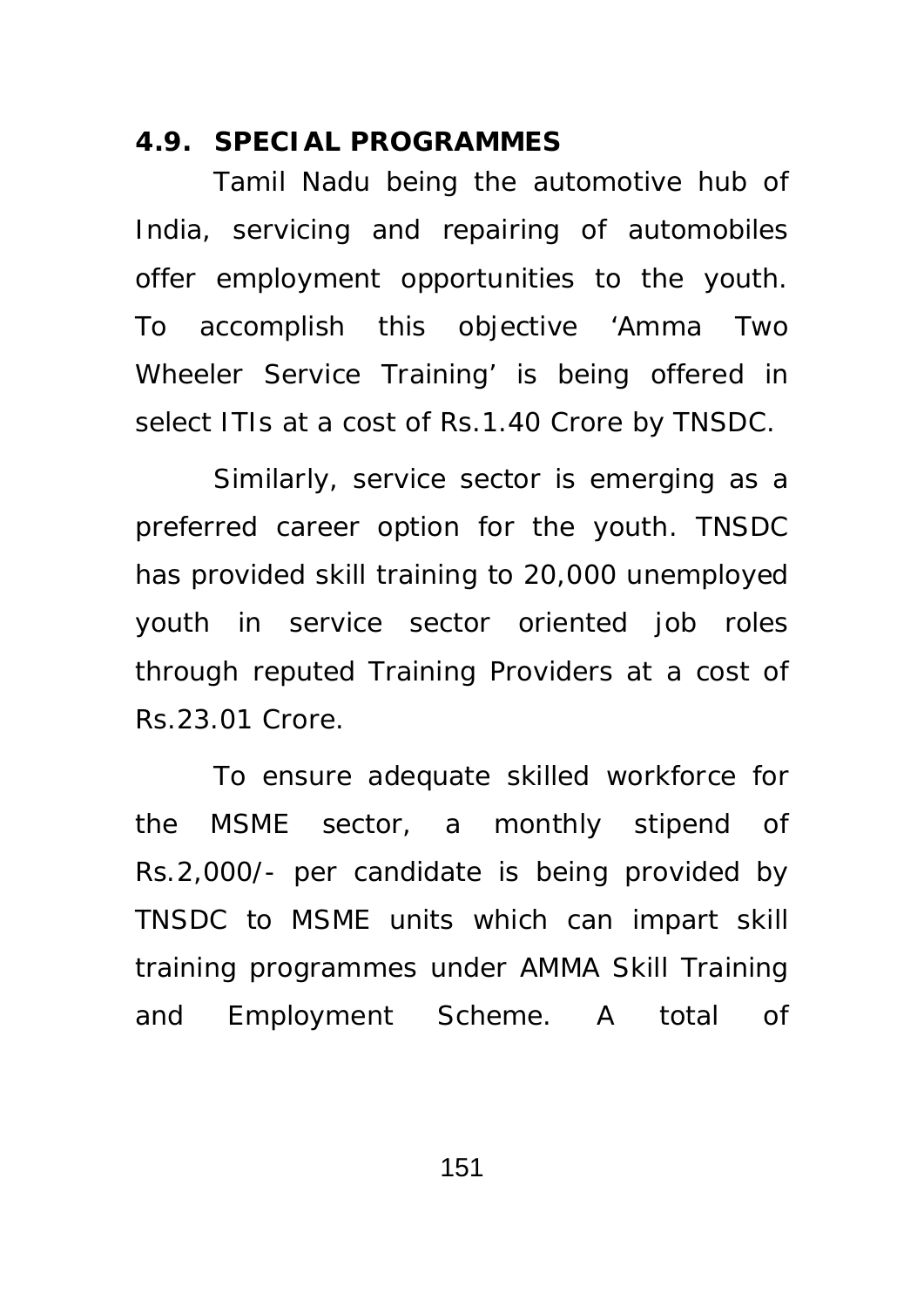## 4.9. SPECIAL PROGRAMMES

Tamil Nadu being the automotive hub of India, servicing and repairing of automobiles offer employment opportunities to the youth. To accomplish this objective 'Amma Two Wheeler Service Training' is being offered in select ITIs at a cost of Rs.1.40 Crore by TNSDC.

Similarly, service sector is emerging as a preferred career option for the youth. TNSDC has provided skill training to 20,000 unemployed youth in service sector oriented job roles through reputed Training Providers at a cost of Rs.23.01 Crore.

To ensure adequate skilled workforce for the MSME sector, a monthly stipend of Rs.2,000/- per candidate is being provided by TNSDC to MSME units which can impart skill training programmes under AMMA Skill Training and Employment Scheme. A total of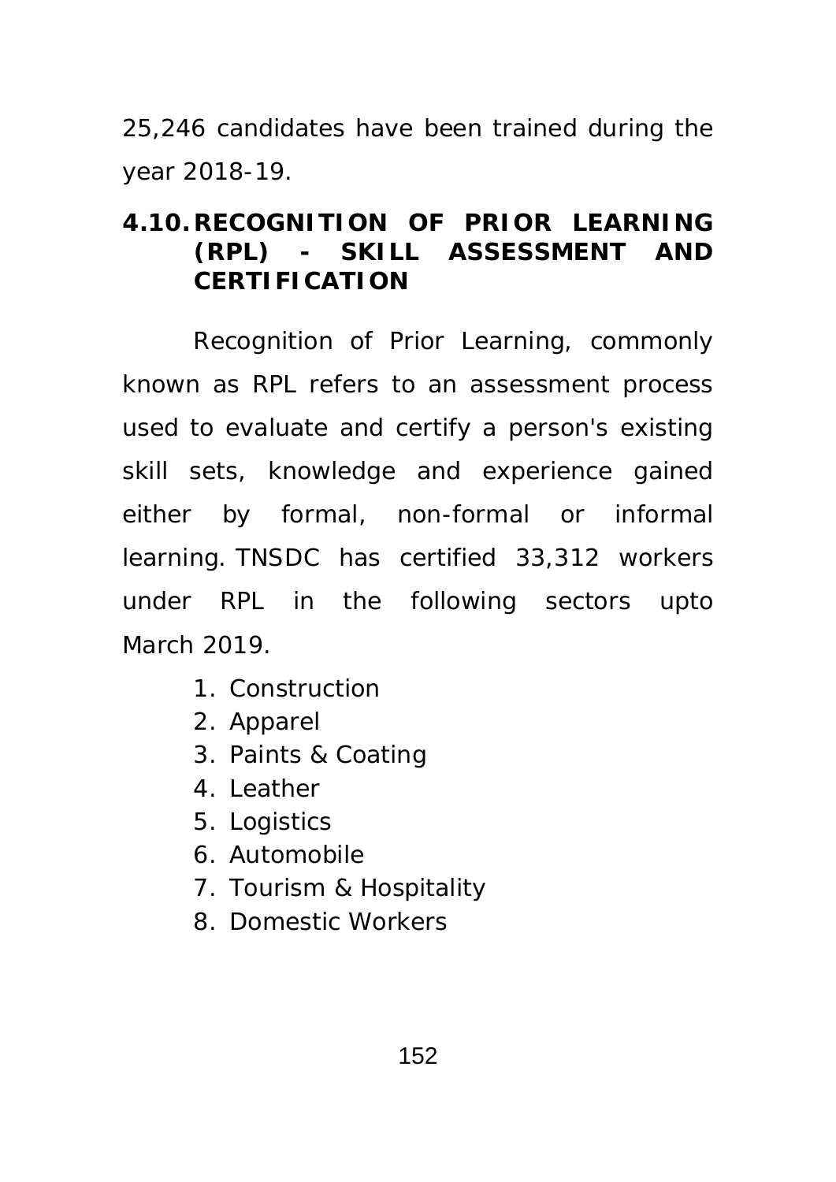25,246 candidates have been trained during the year 2018-19.

### 4.10. RECOGNITION OF PRIOR LEARNING (RPL) - SKILL ASSESSMENT AND CERTIFICATION

Recognition of Prior Learning, commonly known as RPL refers to an assessment process used to evaluate and certify a person's existing skill sets, knowledge and experience gained either by formal, non-formal or informal learning. TNSDC has certified 33,312 workers under RPL in the following sectors upto March 2019.

1. Construction
2. Apparel
3. Paints & Coating
4. Leather
5. Logistics
6. Automobile
7. Tourism & Hospitality
8. Domestic Workers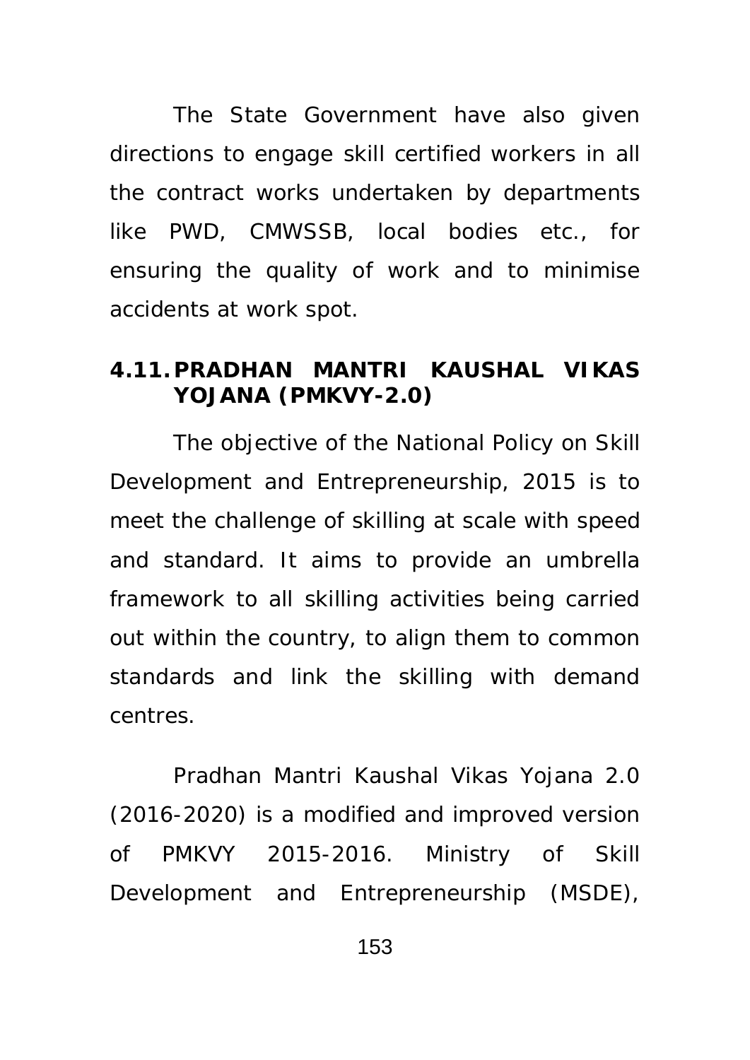The State Government have also given directions to engage skill certified workers in all the contract works undertaken by departments like PWD, CMWSSB, local bodies etc., for ensuring the quality of work and to minimise accidents at work spot.

### 4.11. PRADHAN MANTRI KAUSHAL VIKAS YOJANA (PMKVY-2.0)

The objective of the National Policy on Skill Development and Entrepreneurship, 2015 is to meet the challenge of skilling at scale with speed and standard. It aims to provide an umbrella framework to all skilling activities being carried out within the country, to align them to common standards and link the skilling with demand centres.

Pradhan Mantri Kaushal Vikas Yojana 2.0 (2016-2020) is a modified and improved version of PMKVY 2015-2016. Ministry of Skill Development and Entrepreneurship (MSDE),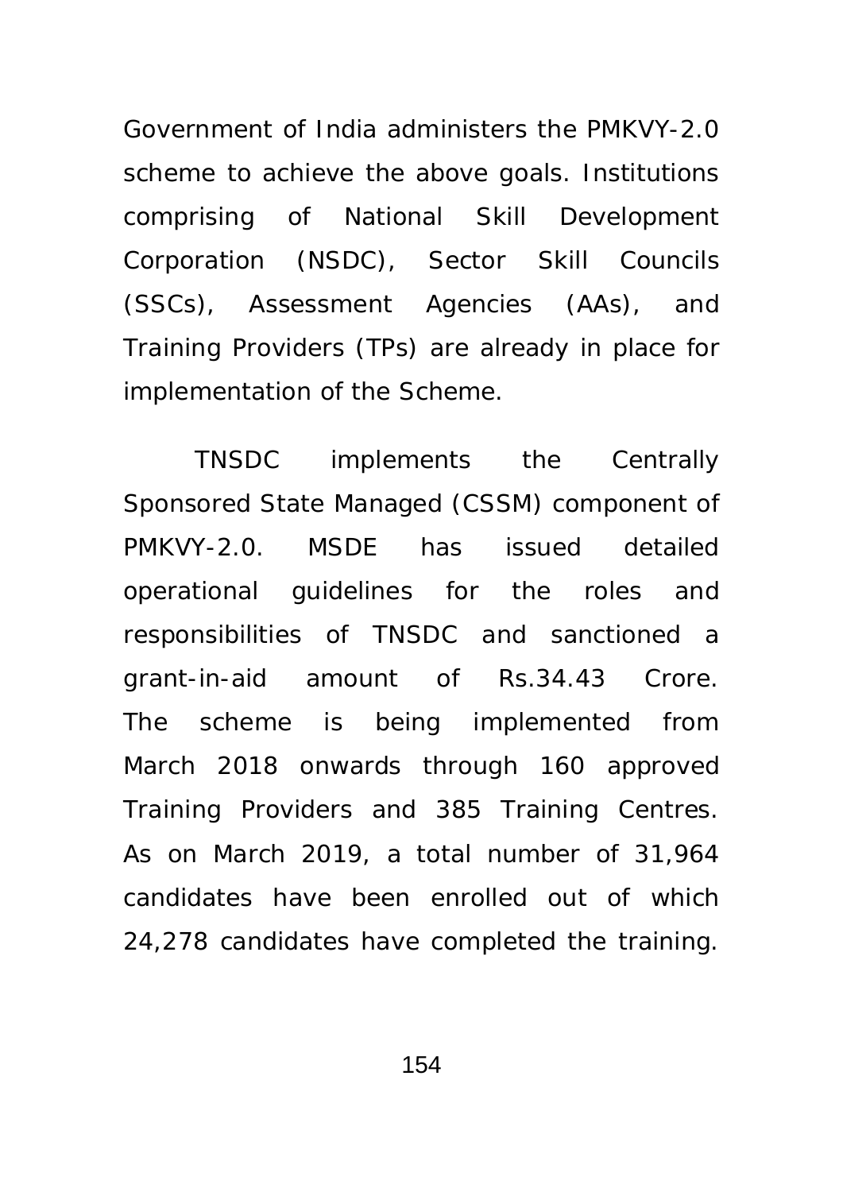Government of India administers the PMKVY-2.0 scheme to achieve the above goals. Institutions comprising of National Skill Development Corporation (NSDC), Sector Skill Councils (SSCs), Assessment Agencies (AAs), and Training Providers (TPs) are already in place for implementation of the Scheme.

TNSDC implements the Centrally Sponsored State Managed (CSSM) component of PMKVY-2.0. MSDE has issued detailed operational guidelines for the roles and responsibilities of TNSDC and sanctioned a grant-in-aid amount of Rs.34.43 Crore. The scheme is being implemented from March 2018 onwards through 160 approved Training Providers and 385 Training Centres. As on March 2019, a total number of 31,964 candidates have been enrolled out of which 24,278 candidates have completed the training.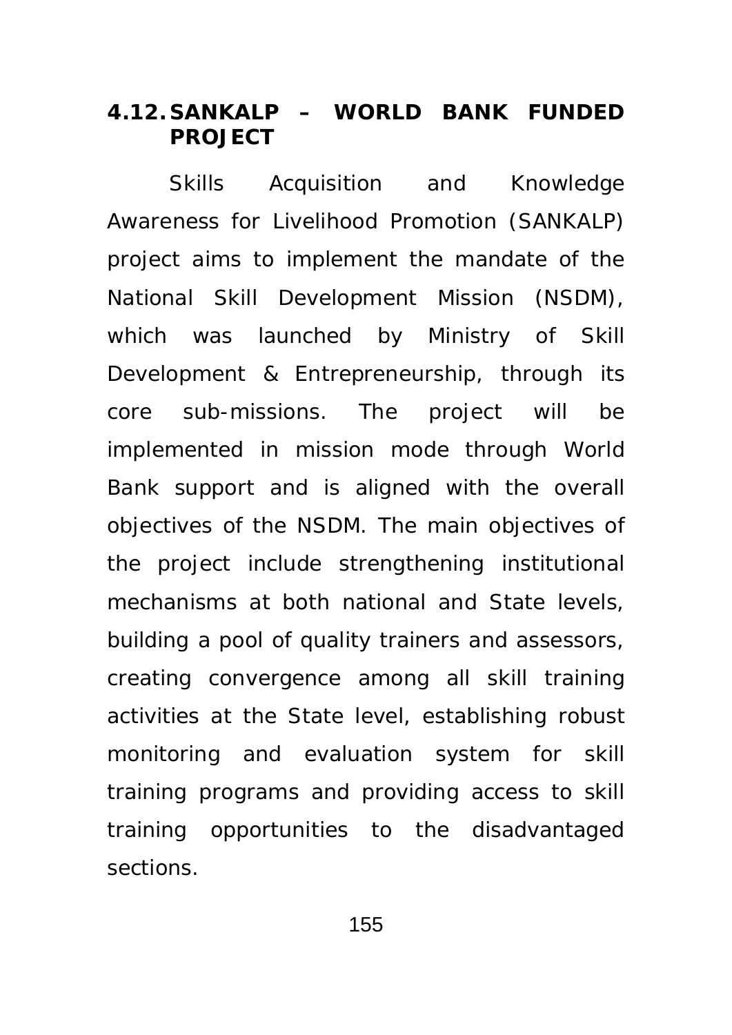## 4.12. SANKALP – WORLD BANK FUNDED PROJECT

Skills Acquisition and Knowledge Awareness for Livelihood Promotion (SANKALP) project aims to implement the mandate of the National Skill Development Mission (NSDM), which was launched by Ministry of Skill Development & Entrepreneurship, through its core sub-missions. The project will be implemented in mission mode through World Bank support and is aligned with the overall objectives of the NSDM. The main objectives of the project include strengthening institutional mechanisms at both national and State levels, building a pool of quality trainers and assessors, creating convergence among all skill training activities at the State level, establishing robust monitoring and evaluation system for skill training programs and providing access to skill training opportunities to the disadvantaged sections.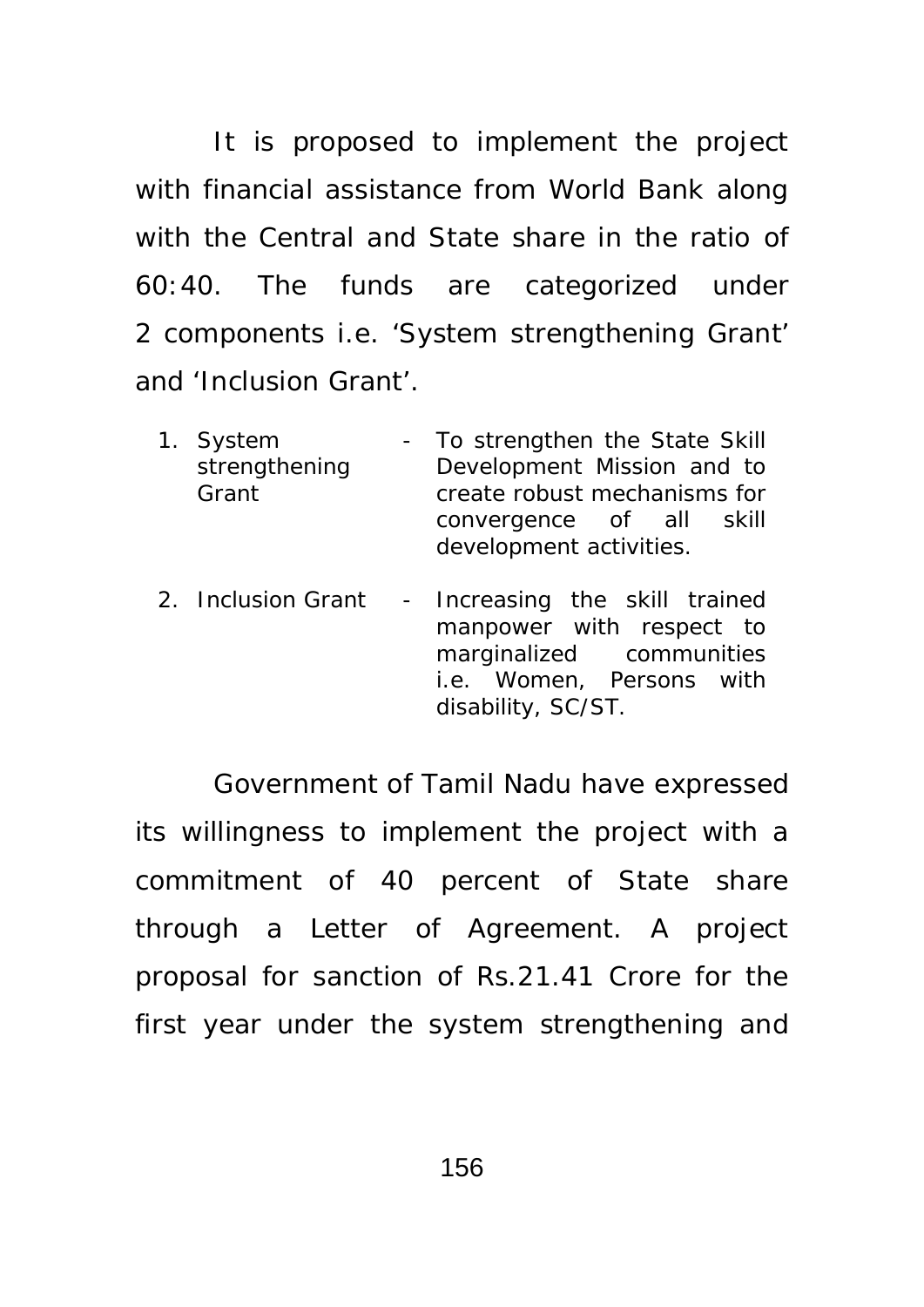It is proposed to implement the project with financial assistance from World Bank along with the Central and State share in the ratio of 60:40. The funds are categorized under 2 components i.e. 'System strengthening Grant' and 'Inclusion Grant'.

1. System strengthening Grant - To strengthen the State Skill Development Mission and to create robust mechanisms for convergence of all skill development activities.
2. Inclusion Grant - Increasing the skill trained manpower with respect to marginalized communities i.e. Women, Persons with disability, SC/ST.

Government of Tamil Nadu have expressed its willingness to implement the project with a commitment of 40 percent of State share through a Letter of Agreement. A project proposal for sanction of Rs.21.41 Crore for the first year under the system strengthening and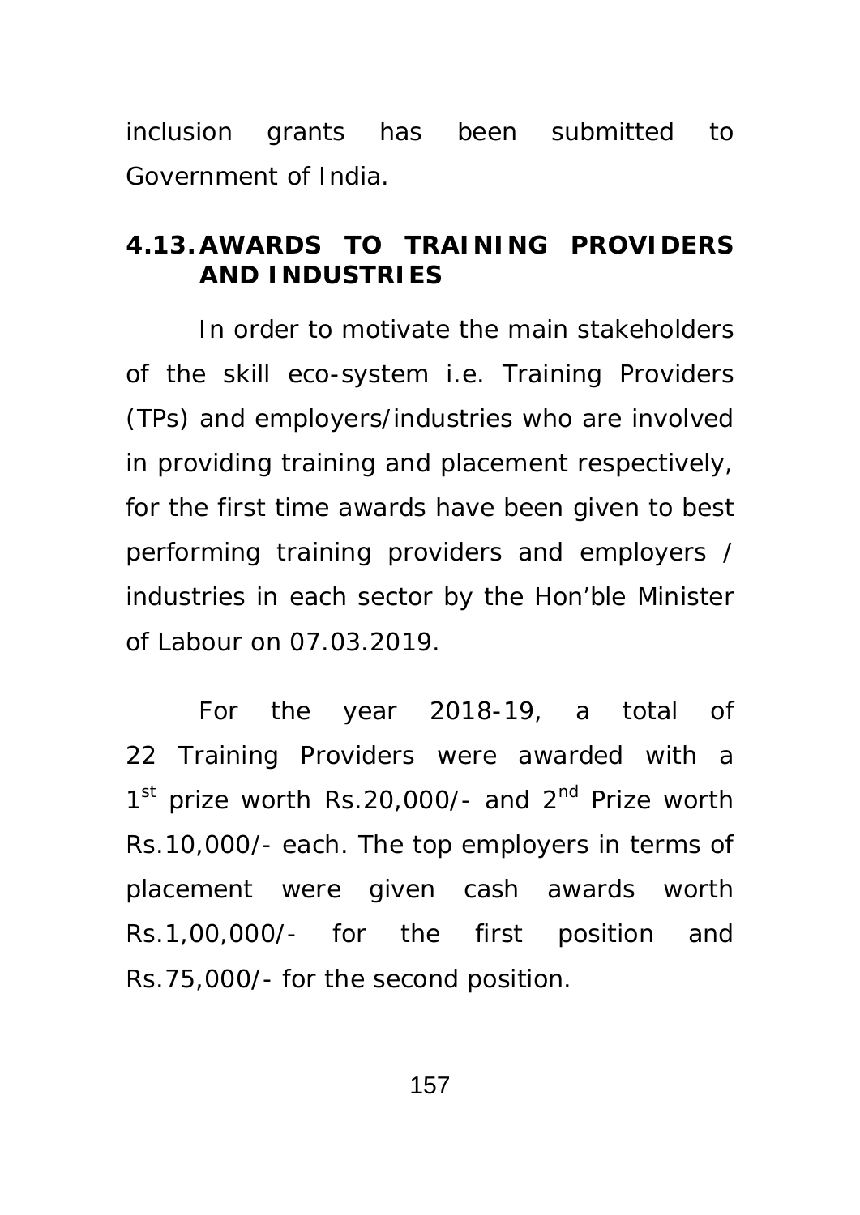inclusion grants has been submitted to Government of India.

## 4.13. AWARDS TO TRAINING PROVIDERS AND INDUSTRIES

In order to motivate the main stakeholders of the skill eco-system i.e. Training Providers (TPs) and employers/industries who are involved in providing training and placement respectively, for the first time awards have been given to best performing training providers and employers / industries in each sector by the Hon'ble Minister of Labour on 07.03.2019.

For the year 2018-19, a total of 22 Training Providers were awarded with a 1st prize worth Rs.20,000/- and 2nd Prize worth Rs.10,000/- each. The top employers in terms of placement were given cash awards worth Rs.1,00,000/- for the first position and Rs.75,000/- for the second position.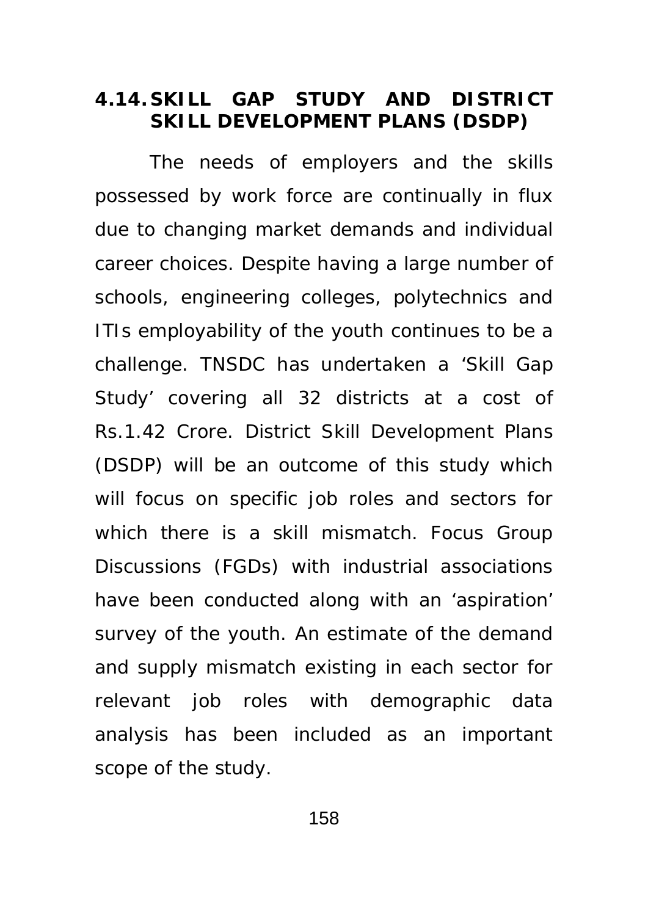## 4.14. SKILL GAP STUDY AND DISTRICT SKILL DEVELOPMENT PLANS (DSDP)

The needs of employers and the skills possessed by work force are continually in flux due to changing market demands and individual career choices. Despite having a large number of schools, engineering colleges, polytechnics and ITIs employability of the youth continues to be a challenge. TNSDC has undertaken a 'Skill Gap Study' covering all 32 districts at a cost of Rs.1.42 Crore. District Skill Development Plans (DSDP) will be an outcome of this study which will focus on specific job roles and sectors for which there is a skill mismatch. Focus Group Discussions (FGDs) with industrial associations have been conducted along with an 'aspiration' survey of the youth. An estimate of the demand and supply mismatch existing in each sector for relevant job roles with demographic data analysis has been included as an important scope of the study.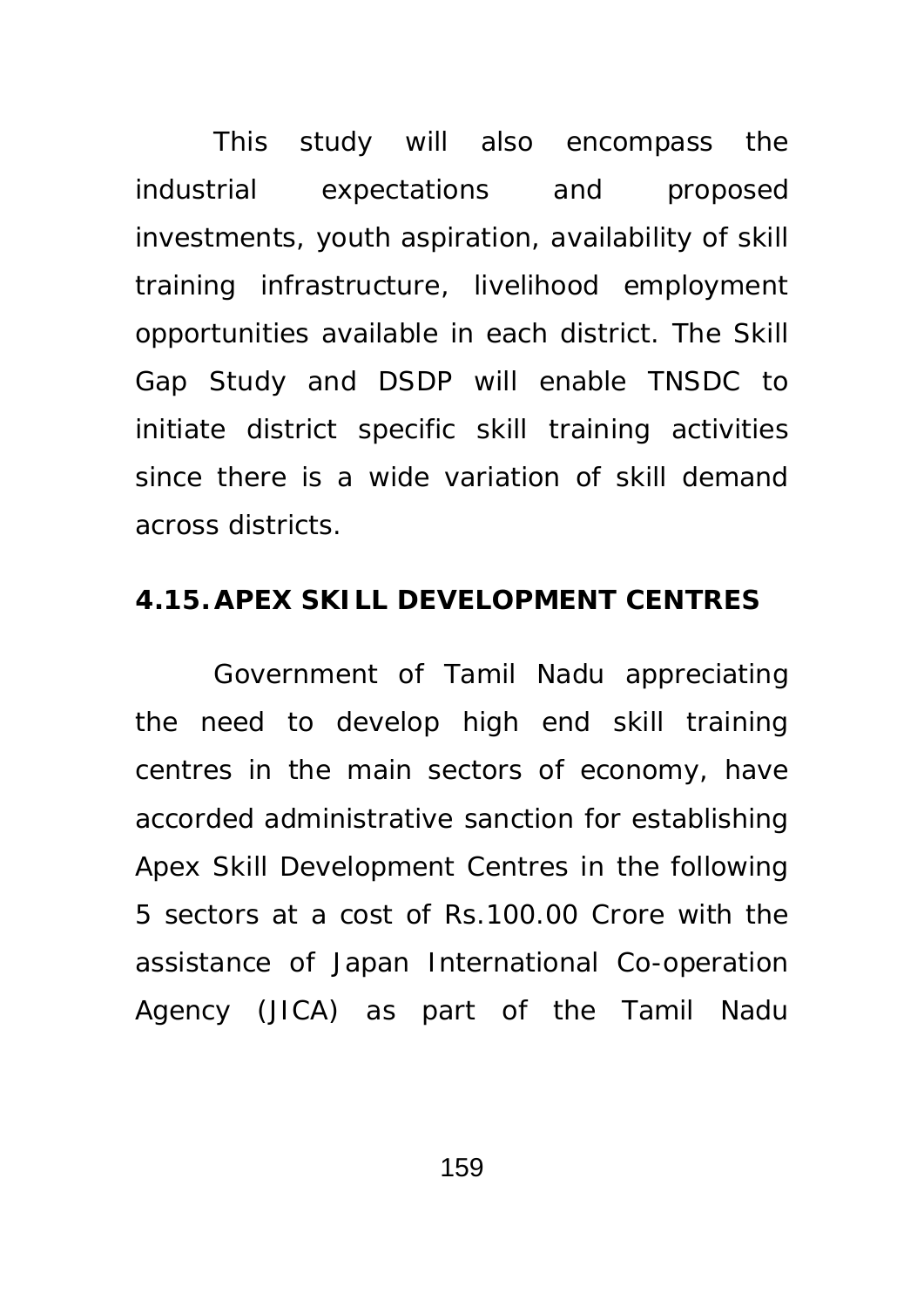This study will also encompass the industrial expectations and proposed investments, youth aspiration, availability of skill training infrastructure, livelihood employment opportunities available in each district. The Skill Gap Study and DSDP will enable TNSDC to initiate district specific skill training activities since there is a wide variation of skill demand across districts.

### 4.15. APEX SKILL DEVELOPMENT CENTRES

Government of Tamil Nadu appreciating the need to develop high end skill training centres in the main sectors of economy, have accorded administrative sanction for establishing Apex Skill Development Centres in the following 5 sectors at a cost of Rs.100.00 Crore with the assistance of Japan International Co-operation Agency (JICA) as part of the Tamil Nadu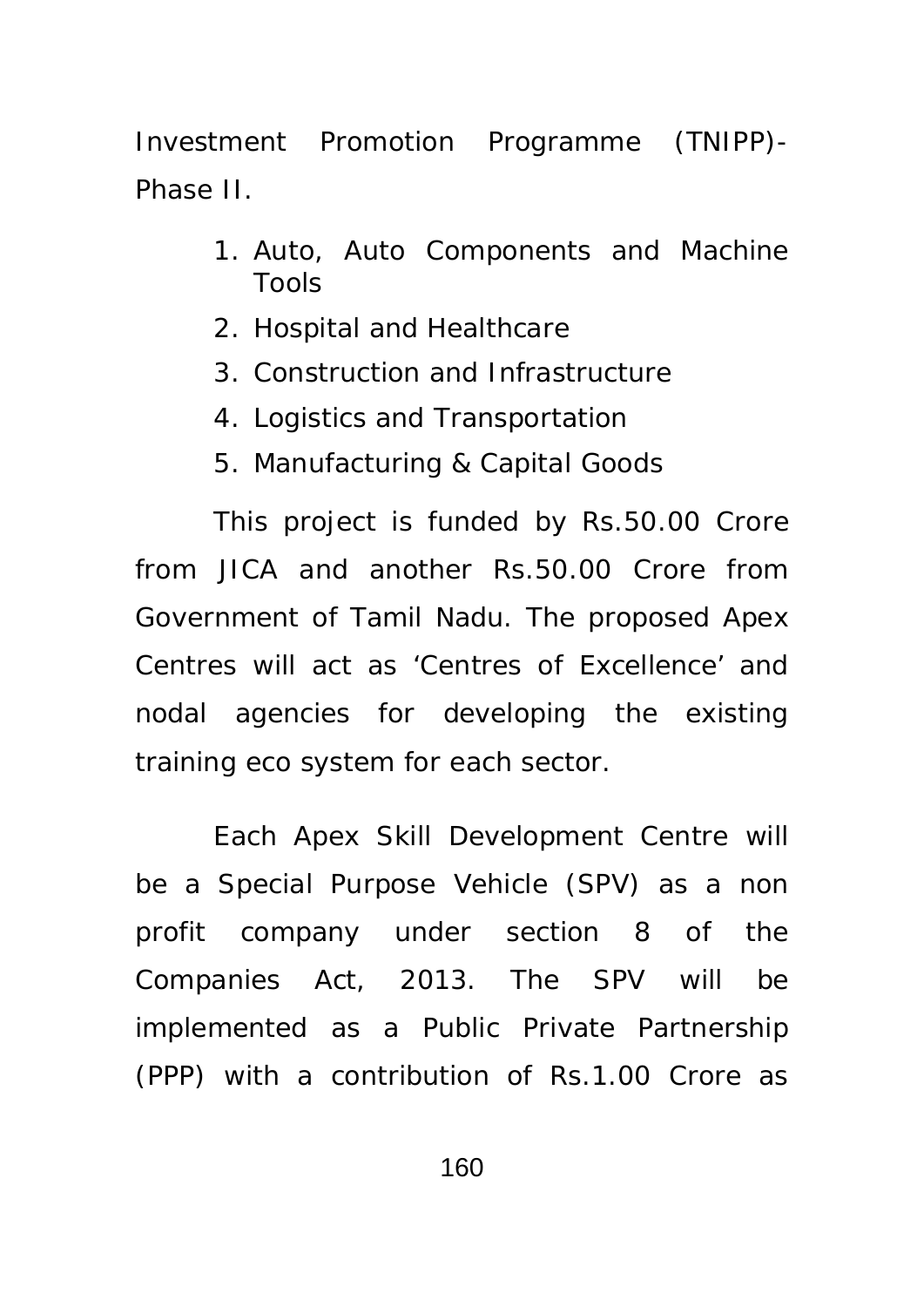Investment Promotion Programme (TNIPP)-Phase II.

1. Auto, Auto Components and Machine Tools
2. Hospital and Healthcare
3. Construction and Infrastructure
4. Logistics and Transportation
5. Manufacturing & Capital Goods

This project is funded by Rs.50.00 Crore from JICA and another Rs.50.00 Crore from Government of Tamil Nadu. The proposed Apex Centres will act as 'Centres of Excellence' and nodal agencies for developing the existing training eco system for each sector.

Each Apex Skill Development Centre will be a Special Purpose Vehicle (SPV) as a non profit company under section 8 of the Companies Act, 2013. The SPV will be implemented as a Public Private Partnership (PPP) with a contribution of Rs.1.00 Crore as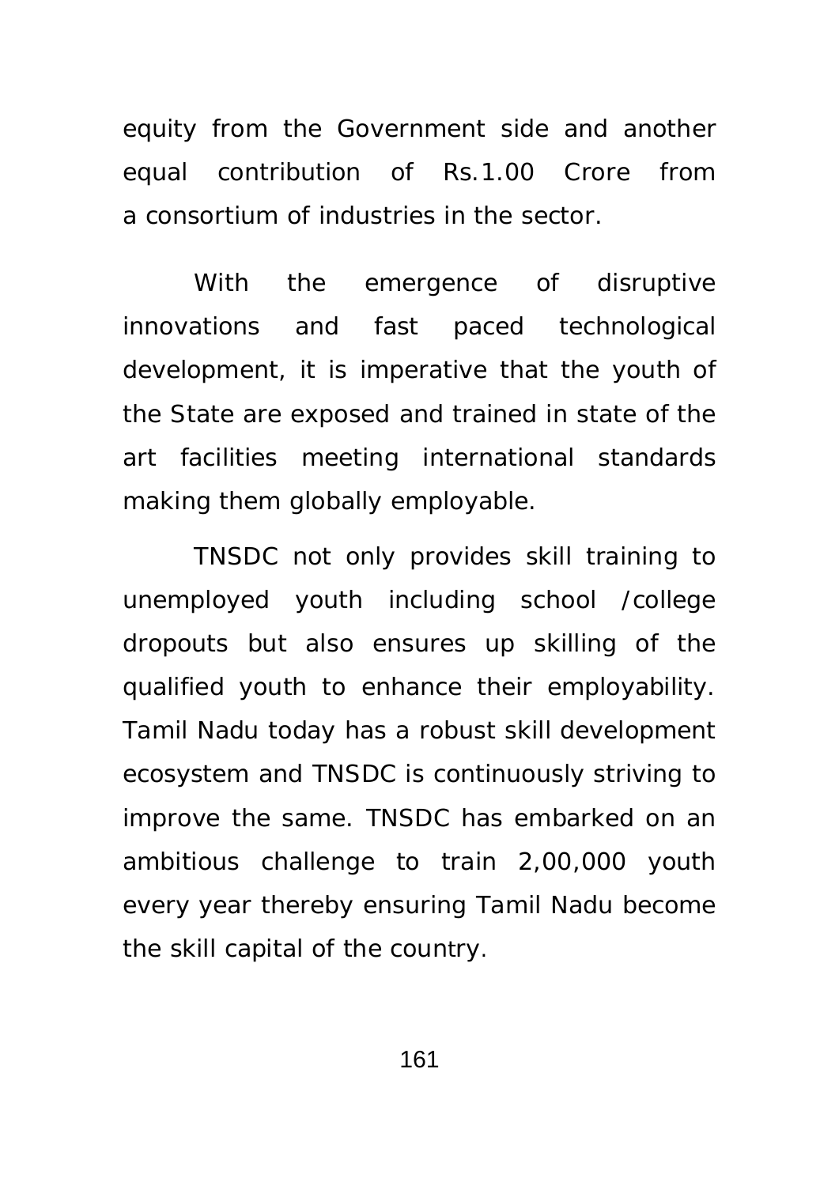equity from the Government side and another equal contribution of Rs.1.00 Crore from a consortium of industries in the sector.

With the emergence of disruptive innovations and fast paced technological development, it is imperative that the youth of the State are exposed and trained in state of the art facilities meeting international standards making them globally employable.

TNSDC not only provides skill training to unemployed youth including school /college dropouts but also ensures up skilling of the qualified youth to enhance their employability. Tamil Nadu today has a robust skill development ecosystem and TNSDC is continuously striving to improve the same. TNSDC has embarked on an ambitious challenge to train 2,00,000 youth every year thereby ensuring Tamil Nadu become the skill capital of the country.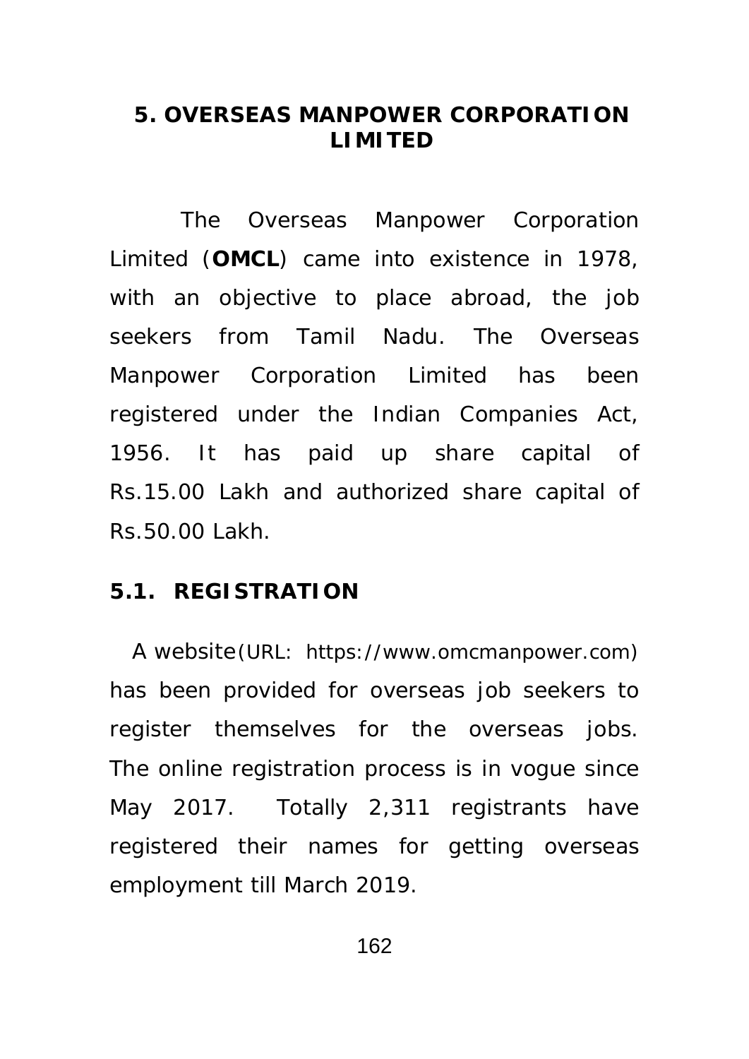## 5. OVERSEAS MANPOWER CORPORATION LIMITED

The Overseas Manpower Corporation Limited (**OMCL**) came into existence in 1978, with an objective to place abroad, the job seekers from Tamil Nadu. The Overseas Manpower Corporation Limited has been registered under the Indian Companies Act, 1956. It has paid up share capital of Rs.15.00 Lakh and authorized share capital of Rs.50.00 Lakh.

### 5.1. REGISTRATION

A website(URL: https://www.omcmanpower.com) has been provided for overseas job seekers to register themselves for the overseas jobs. The online registration process is in vogue since May 2017. Totally 2,311 registrants have registered their names for getting overseas employment till March 2019.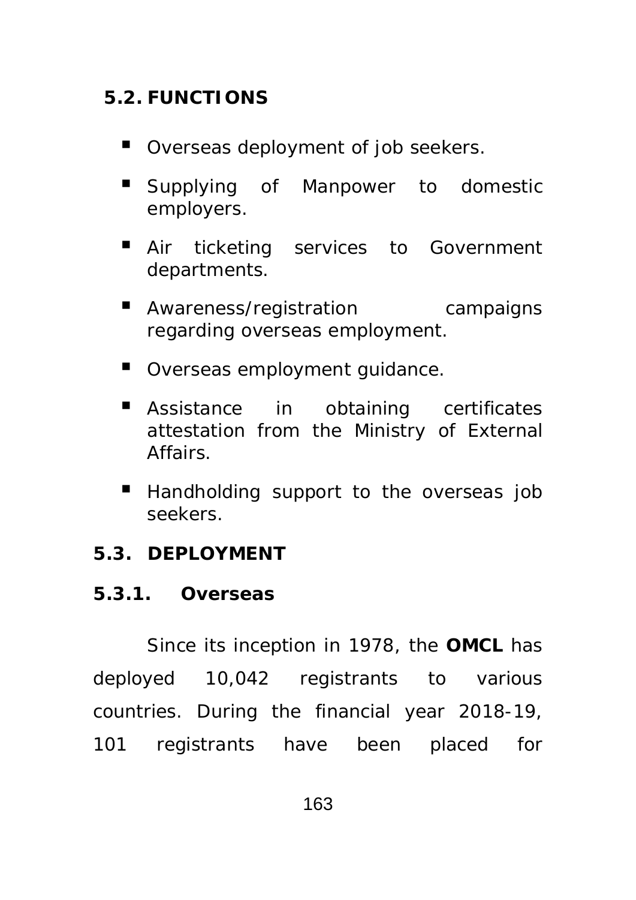## 5.2. FUNCTIONS

- Overseas deployment of job seekers.
- Supplying of Manpower to domestic employers.
- Air ticketing services to Government departments.
- Awareness/registration campaigns regarding overseas employment.
- Overseas employment guidance.
- Assistance in obtaining certificates attestation from the Ministry of External Affairs.
- Handholding support to the overseas job seekers.

## 5.3. DEPLOYMENT

### 5.3.1. Overseas

Since its inception in 1978, the **OMCL** has deployed 10,042 registrants to various countries. During the financial year 2018-19, 101 registrants have been placed for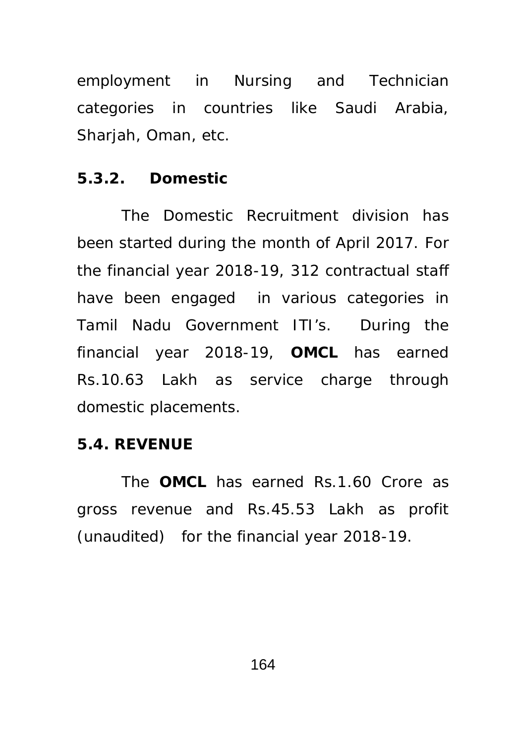employment in Nursing and Technician categories in countries like Saudi Arabia, Sharjah, Oman, etc.

### 5.3.2. Domestic

The Domestic Recruitment division has been started during the month of April 2017. For the financial year 2018-19, 312 contractual staff have been engaged in various categories in Tamil Nadu Government ITI's. During the financial year 2018-19, **OMCL** has earned Rs.10.63 Lakh as service charge through domestic placements.

### 5.4. REVENUE

The **OMCL** has earned Rs.1.60 Crore as gross revenue and Rs.45.53 Lakh as profit (unaudited) for the financial year 2018-19.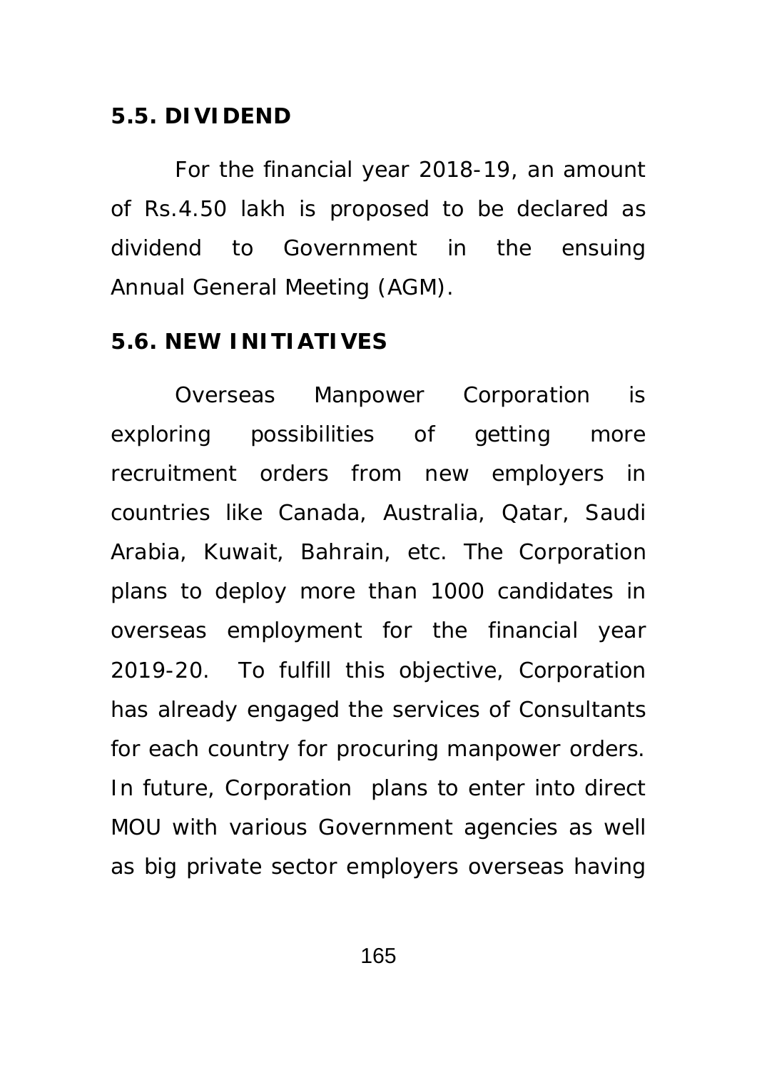### 5.5. DIVIDEND

For the financial year 2018-19, an amount of Rs.4.50 lakh is proposed to be declared as dividend to Government in the ensuing Annual General Meeting (AGM).

### 5.6. NEW INITIATIVES

Overseas Manpower Corporation is exploring possibilities of getting more recruitment orders from new employers in countries like Canada, Australia, Qatar, Saudi Arabia, Kuwait, Bahrain, etc. The Corporation plans to deploy more than 1000 candidates in overseas employment for the financial year 2019-20. To fulfill this objective, Corporation has already engaged the services of Consultants for each country for procuring manpower orders. In future, Corporation plans to enter into direct MOU with various Government agencies as well as big private sector employers overseas having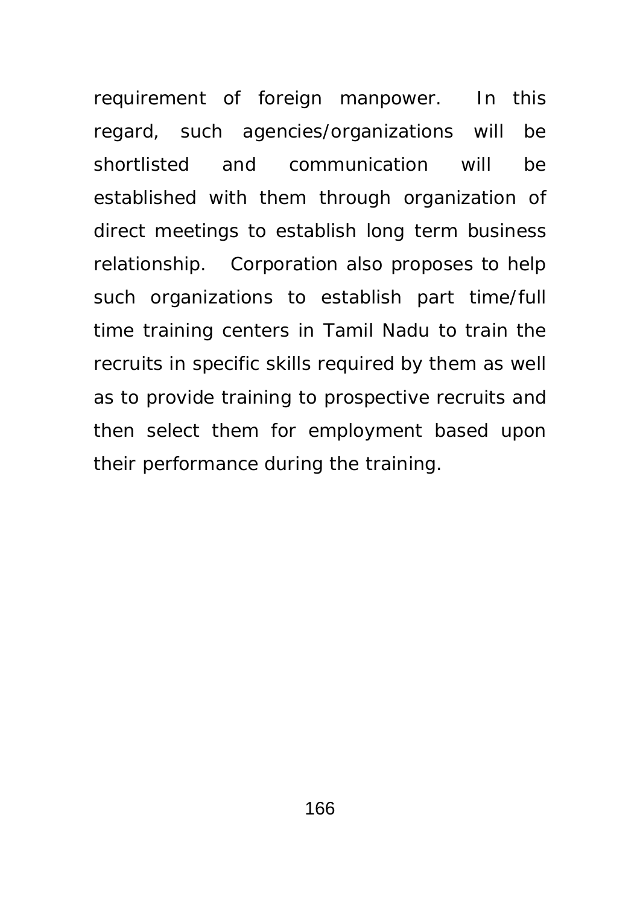requirement of foreign manpower. In this regard, such agencies/organizations will be shortlisted and communication will be established with them through organization of direct meetings to establish long term business relationship. Corporation also proposes to help such organizations to establish part time/full time training centers in Tamil Nadu to train the recruits in specific skills required by them as well as to provide training to prospective recruits and then select them for employment based upon their performance during the training.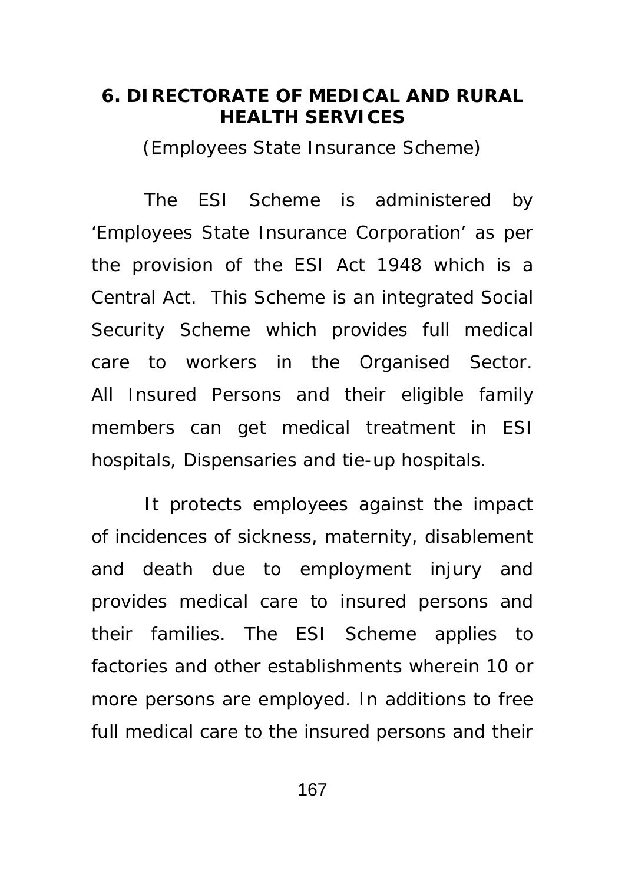## 6. DIRECTORATE OF MEDICAL AND RURAL HEALTH SERVICES

(Employees State Insurance Scheme)

The ESI Scheme is administered by 'Employees State Insurance Corporation' as per the provision of the ESI Act 1948 which is a Central Act. This Scheme is an integrated Social Security Scheme which provides full medical care to workers in the Organised Sector. All Insured Persons and their eligible family members can get medical treatment in ESI hospitals, Dispensaries and tie-up hospitals.

It protects employees against the impact of incidences of sickness, maternity, disablement and death due to employment injury and provides medical care to insured persons and their families. The ESI Scheme applies to factories and other establishments wherein 10 or more persons are employed. In additions to free full medical care to the insured persons and their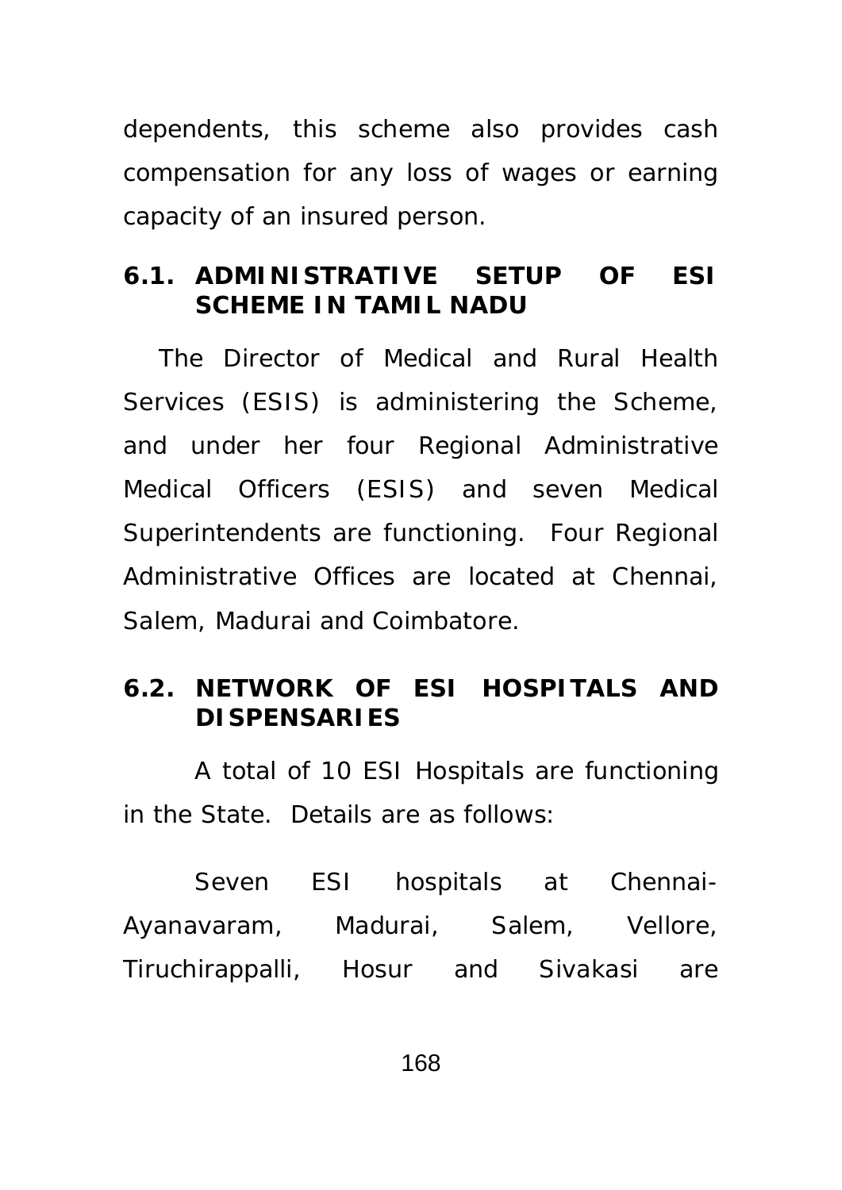dependents, this scheme also provides cash compensation for any loss of wages or earning capacity of an insured person.

## 6.1. ADMINISTRATIVE SETUP OF ESI SCHEME IN TAMIL NADU

The Director of Medical and Rural Health Services (ESIS) is administering the Scheme, and under her four Regional Administrative Medical Officers (ESIS) and seven Medical Superintendents are functioning. Four Regional Administrative Offices are located at Chennai, Salem, Madurai and Coimbatore.

## 6.2. NETWORK OF ESI HOSPITALS AND DISPENSARIES

A total of 10 ESI Hospitals are functioning in the State. Details are as follows:

Seven ESI hospitals at Chennai-Ayanavaram, Madurai, Salem, Vellore, Tiruchirappalli, Hosur and Sivakasi are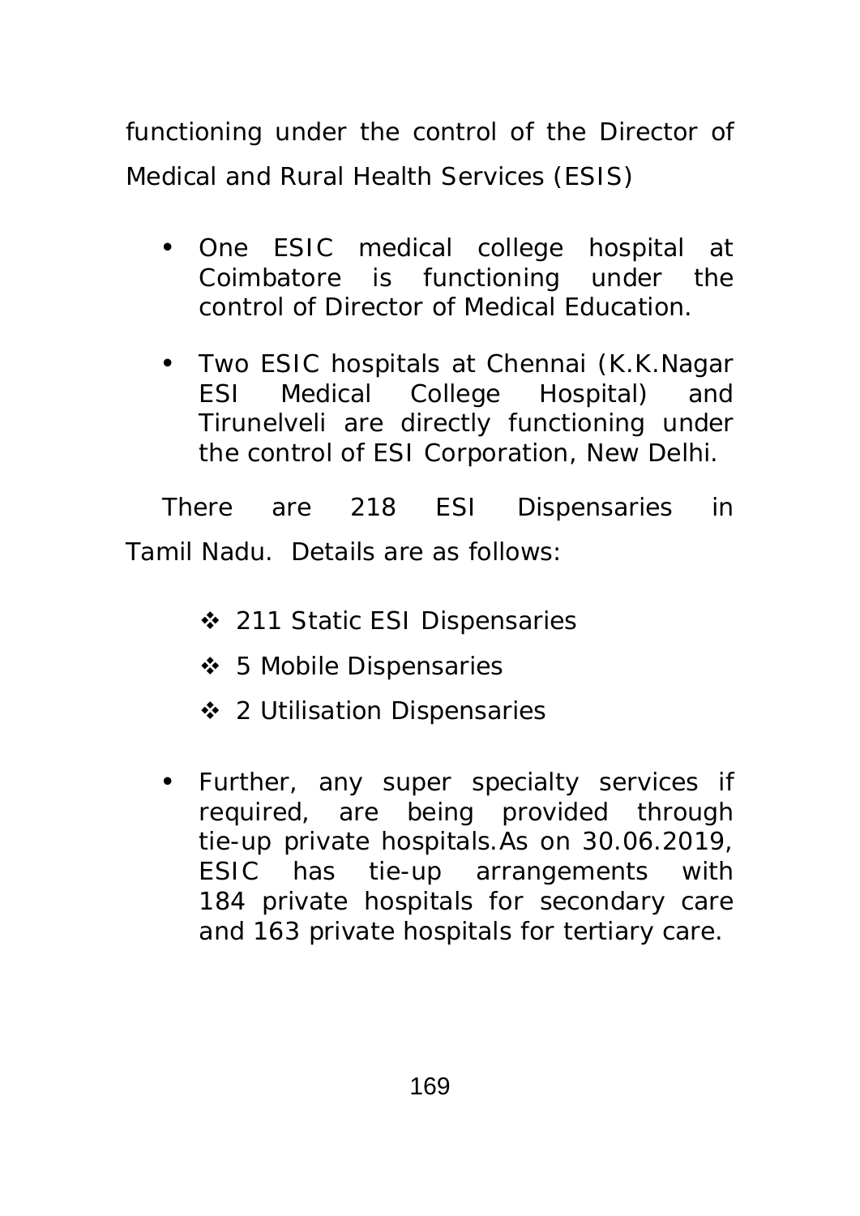functioning under the control of the Director of Medical and Rural Health Services (ESIS)

- One ESIC medical college hospital at Coimbatore is functioning under the control of Director of Medical Education.

- Two ESIC hospitals at Chennai (K.K.Nagar ESI Medical College Hospital) and Tirunelveli are directly functioning under the control of ESI Corporation, New Delhi.

There are 218 ESI Dispensaries in Tamil Nadu. Details are as follows:

- 211 Static ESI Dispensaries
- 5 Mobile Dispensaries
- 2 Utilisation Dispensaries

- Further, any super specialty services if required, are being provided through tie-up private hospitals.As on 30.06.2019, ESIC has tie-up arrangements with 184 private hospitals for secondary care and 163 private hospitals for tertiary care.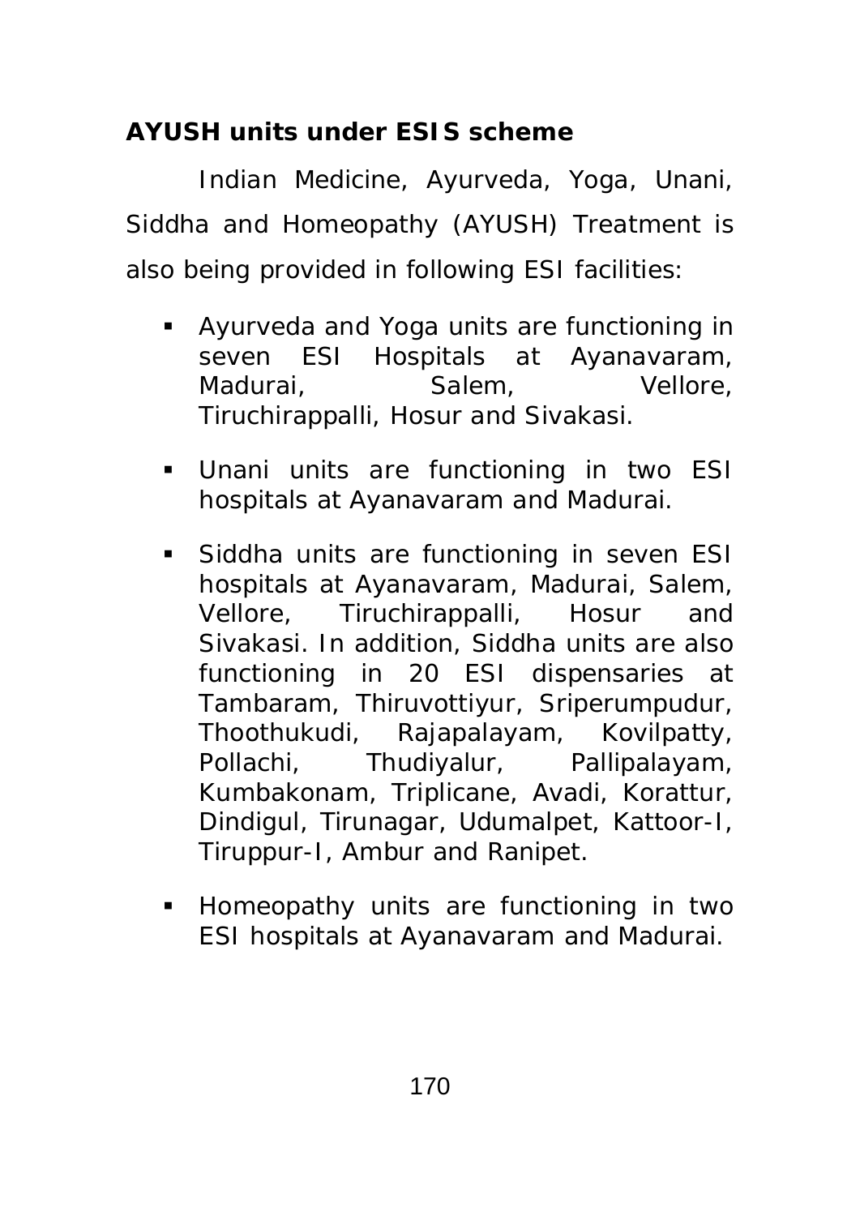**AYUSH units under ESIS scheme**

Indian Medicine, Ayurveda, Yoga, Unani, Siddha and Homeopathy (AYUSH) Treatment is also being provided in following ESI facilities:

- Ayurveda and Yoga units are functioning in seven ESI Hospitals at Ayanavaram, Madurai, Salem, Vellore, Tiruchirappalli, Hosur and Sivakasi.
- Unani units are functioning in two ESI hospitals at Ayanavaram and Madurai.
- Siddha units are functioning in seven ESI hospitals at Ayanavaram, Madurai, Salem, Vellore, Tiruchirappalli, Hosur and Sivakasi. In addition, Siddha units are also functioning in 20 ESI dispensaries at Tambaram, Thiruvottiyur, Sriperumpudur, Thoothukudi, Rajapalayam, Kovilpatty, Pollachi, Thudiyalur, Pallipalayam, Kumbakonam, Triplicane, Avadi, Korattur, Dindigul, Tirunagar, Udumalpet, Kattoor-I, Tiruppur-I, Ambur and Ranipet.
- Homeopathy units are functioning in two ESI hospitals at Ayanavaram and Madurai.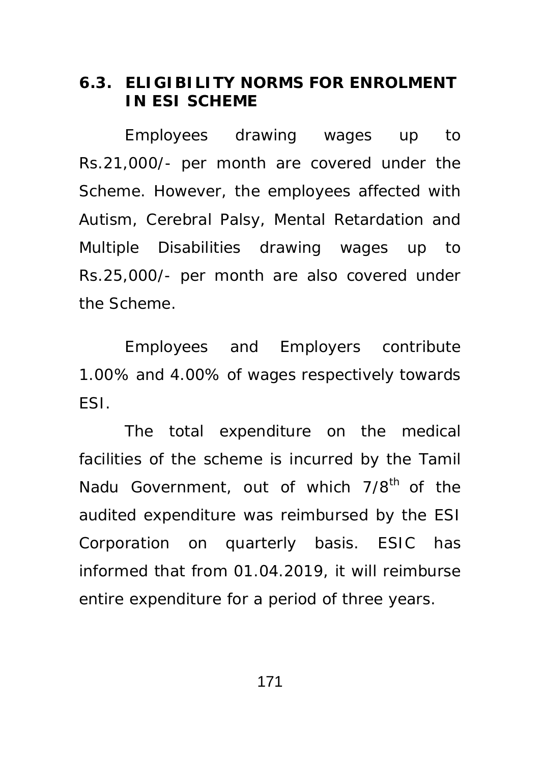## 6.3. ELIGIBILITY NORMS FOR ENROLMENT IN ESI SCHEME

Employees drawing wages up to Rs.21,000/- per month are covered under the Scheme. However, the employees affected with Autism, Cerebral Palsy, Mental Retardation and Multiple Disabilities drawing wages up to Rs.25,000/- per month are also covered under the Scheme.

Employees and Employers contribute 1.00% and 4.00% of wages respectively towards ESI.

The total expenditure on the medical facilities of the scheme is incurred by the Tamil Nadu Government, out of which 7/8$^{th}$ of the audited expenditure was reimbursed by the ESI Corporation on quarterly basis. ESIC has informed that from 01.04.2019, it will reimburse entire expenditure for a period of three years.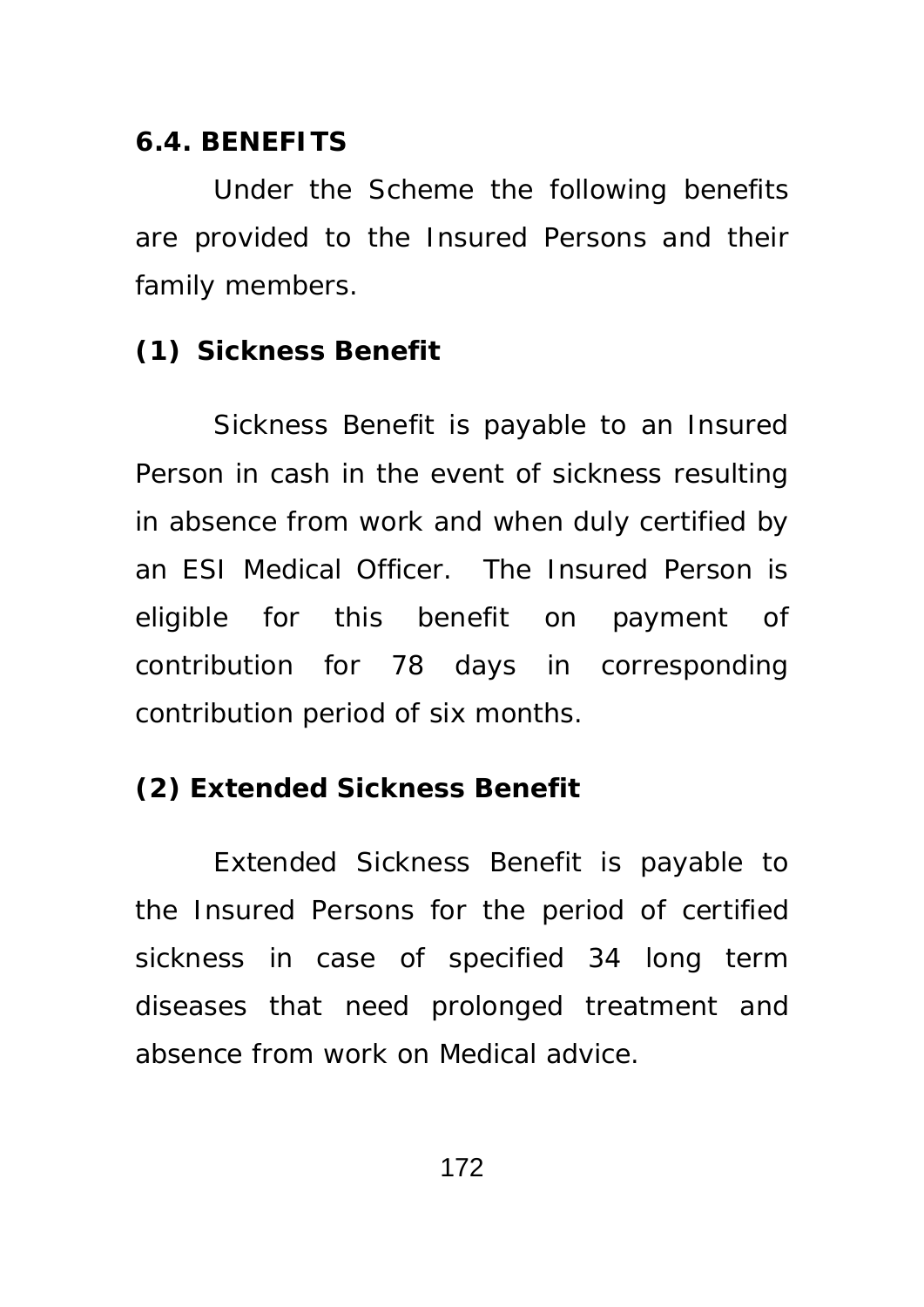## 6.4. BENEFITS

Under the Scheme the following benefits are provided to the Insured Persons and their family members.

### (1) Sickness Benefit

Sickness Benefit is payable to an Insured Person in cash in the event of sickness resulting in absence from work and when duly certified by an ESI Medical Officer. The Insured Person is eligible for this benefit on payment of contribution for 78 days in corresponding contribution period of six months.

### (2) Extended Sickness Benefit

Extended Sickness Benefit is payable to the Insured Persons for the period of certified sickness in case of specified 34 long term diseases that need prolonged treatment and absence from work on Medical advice.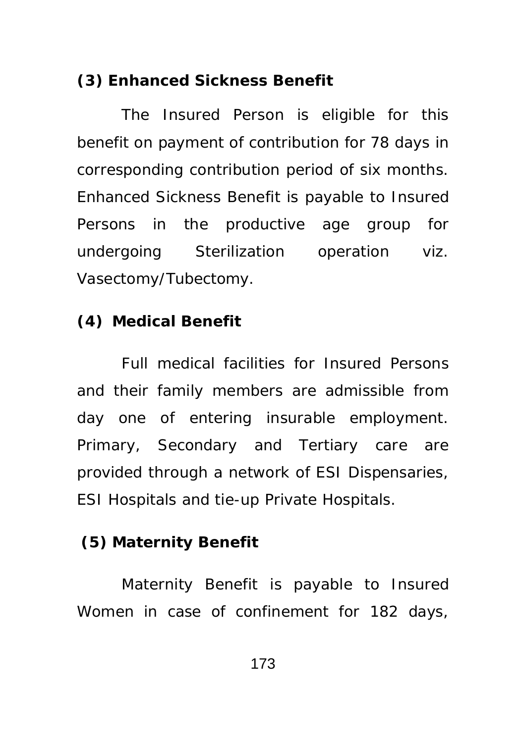**(3) Enhanced Sickness Benefit**

The Insured Person is eligible for this benefit on payment of contribution for 78 days in corresponding contribution period of six months. Enhanced Sickness Benefit is payable to Insured Persons in the productive age group for undergoing Sterilization operation viz. Vasectomy/Tubectomy.

**(4) Medical Benefit**

Full medical facilities for Insured Persons and their family members are admissible from day one of entering insurable employment. Primary, Secondary and Tertiary care are provided through a network of ESI Dispensaries, ESI Hospitals and tie-up Private Hospitals.

**(5) Maternity Benefit**

Maternity Benefit is payable to Insured Women in case of confinement for 182 days,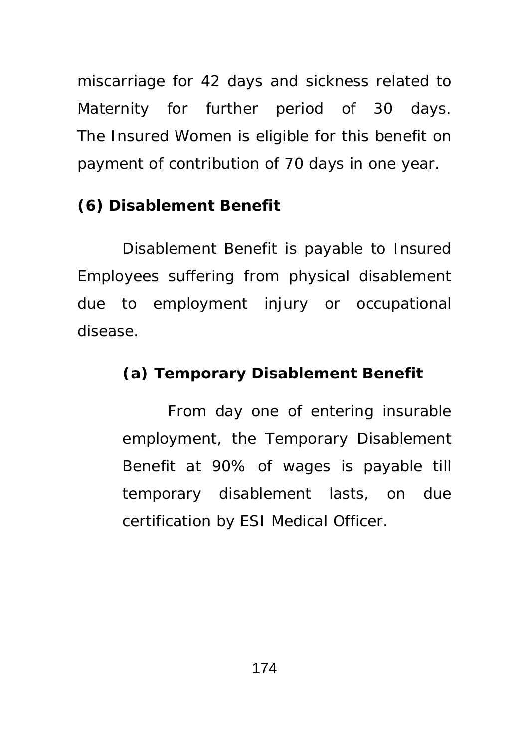miscarriage for 42 days and sickness related to Maternity for further period of 30 days. The Insured Women is eligible for this benefit on payment of contribution of 70 days in one year.

**(6) Disablement Benefit**

Disablement Benefit is payable to Insured Employees suffering from physical disablement due to employment injury or occupational disease.

**(a) Temporary Disablement Benefit**

From day one of entering insurable employment, the Temporary Disablement Benefit at 90% of wages is payable till temporary disablement lasts, on due certification by ESI Medical Officer.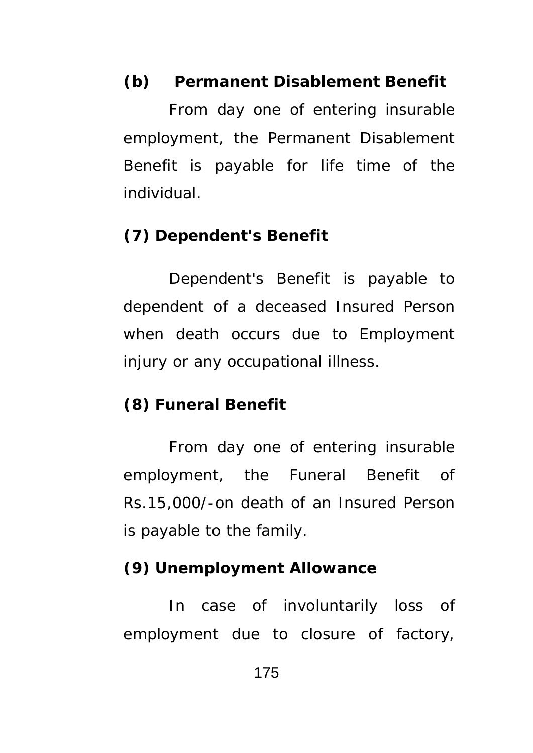**(b) Permanent Disablement Benefit**

From day one of entering insurable employment, the Permanent Disablement Benefit is payable for life time of the individual.

**(7) Dependent's Benefit**

Dependent's Benefit is payable to dependent of a deceased Insured Person when death occurs due to Employment injury or any occupational illness.

**(8) Funeral Benefit**

From day one of entering insurable employment, the Funeral Benefit of Rs.15,000/-on death of an Insured Person is payable to the family.

**(9) Unemployment Allowance**

In case of involuntarily loss of employment due to closure of factory,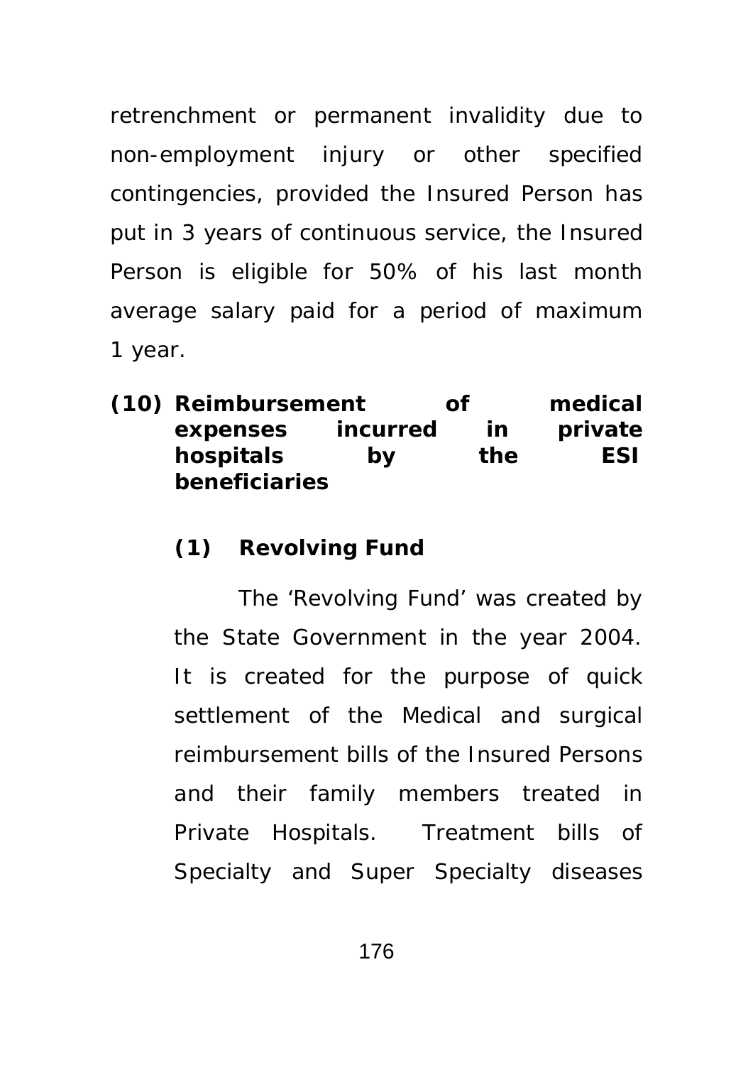retrenchment or permanent invalidity due to non-employment injury or other specified contingencies, provided the Insured Person has put in 3 years of continuous service, the Insured Person is eligible for 50% of his last month average salary paid for a period of maximum 1 year.

**(10) Reimbursement of medical expenses incurred in private hospitals by the ESI beneficiaries**

**(1) Revolving Fund**

The 'Revolving Fund' was created by the State Government in the year 2004. It is created for the purpose of quick settlement of the Medical and surgical reimbursement bills of the Insured Persons and their family members treated in Private Hospitals. Treatment bills of Specialty and Super Specialty diseases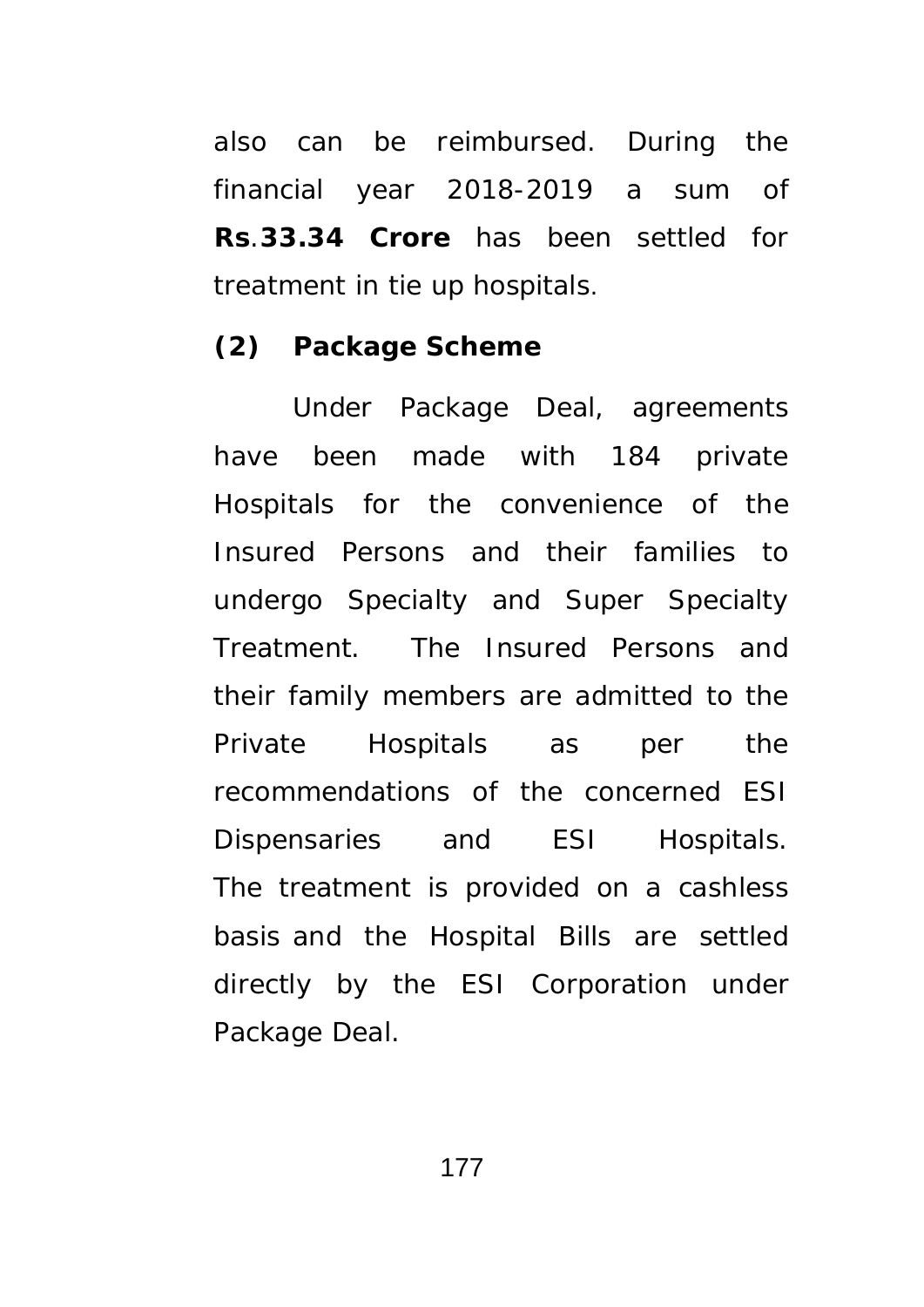also can be reimbursed. During the financial year 2018-2019 a sum of **Rs.33.34 Crore** has been settled for treatment in tie up hospitals.

**(2) Package Scheme**

Under Package Deal, agreements have been made with 184 private Hospitals for the convenience of the Insured Persons and their families to undergo Specialty and Super Specialty Treatment. The Insured Persons and their family members are admitted to the Private Hospitals as per the recommendations of the concerned ESI Dispensaries and ESI Hospitals. The treatment is provided on a cashless basis and the Hospital Bills are settled directly by the ESI Corporation under Package Deal.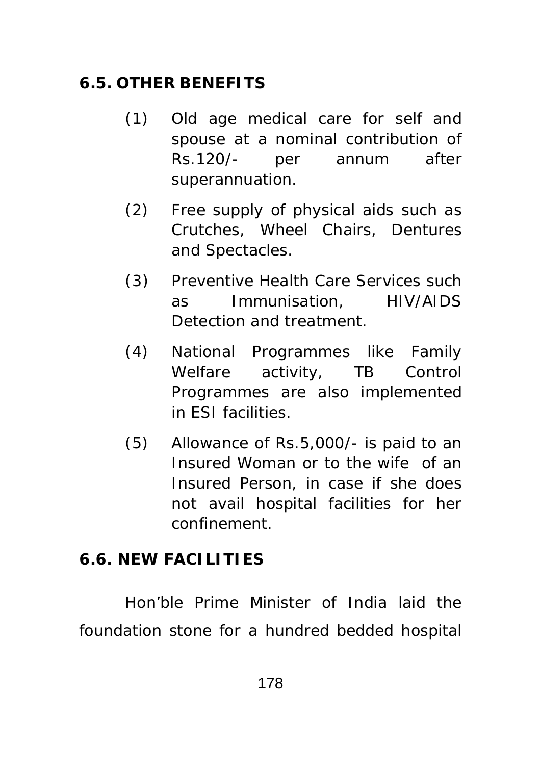### 6.5. OTHER BENEFITS

(1) Old age medical care for self and spouse at a nominal contribution of Rs.120/- per annum after superannuation.

(2) Free supply of physical aids such as Crutches, Wheel Chairs, Dentures and Spectacles.

(3) Preventive Health Care Services such as Immunisation, HIV/AIDS Detection and treatment.

(4) National Programmes like Family Welfare activity, TB Control Programmes are also implemented in ESI facilities.

(5) Allowance of Rs.5,000/- is paid to an Insured Woman or to the wife of an Insured Person, in case if she does not avail hospital facilities for her confinement.

### 6.6. NEW FACILITIES

Hon'ble Prime Minister of India laid the foundation stone for a hundred bedded hospital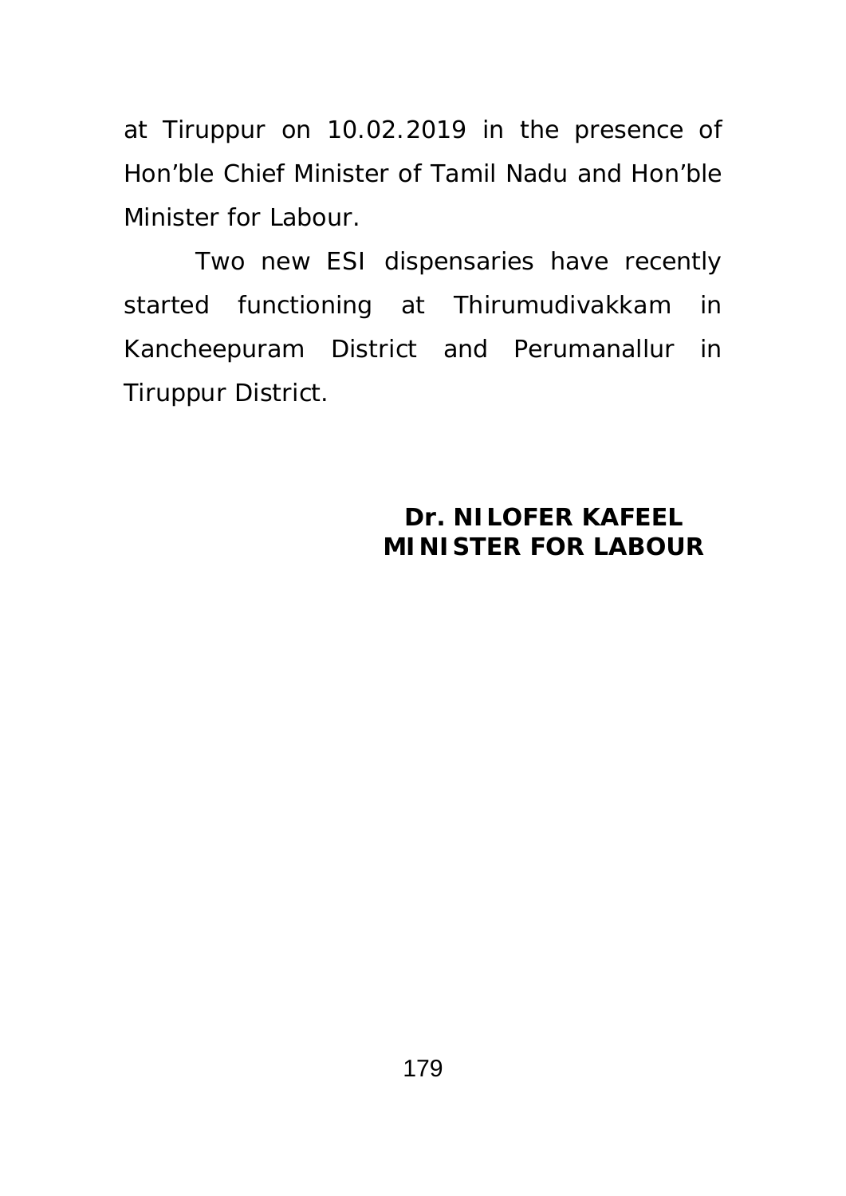at Tiruppur on 10.02.2019 in the presence of Hon'ble Chief Minister of Tamil Nadu and Hon'ble Minister for Labour.

Two new ESI dispensaries have recently started functioning at Thirumudivakkam in Kancheepuram District and Perumanallur in Tiruppur District.

**Dr. NILOFER KAFEEL**
**MINISTER FOR LABOUR**